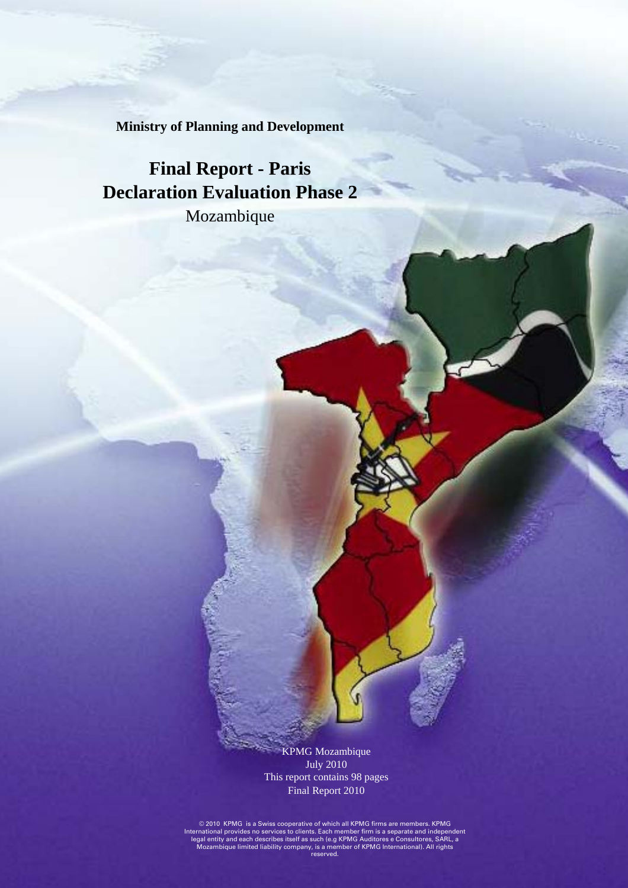**Ministry of Planning and Development**

# Final Report - Paris Declaration Evaluation Phase 2

Mozambique

KPMG Mozambique
July 2010
This report contains 98 pages
Final Report 2010

© 2010 KPMG is a Swiss cooperative of which all KPMG firms are members. KPMG International provides no services to clients. Each member firm is a separate and independent legal entity and each describes itself as such (e.g KPMG Auditores e Consultores, SARL, a Mozambique limited liability company, is a member of KPMG International). All rights reserved.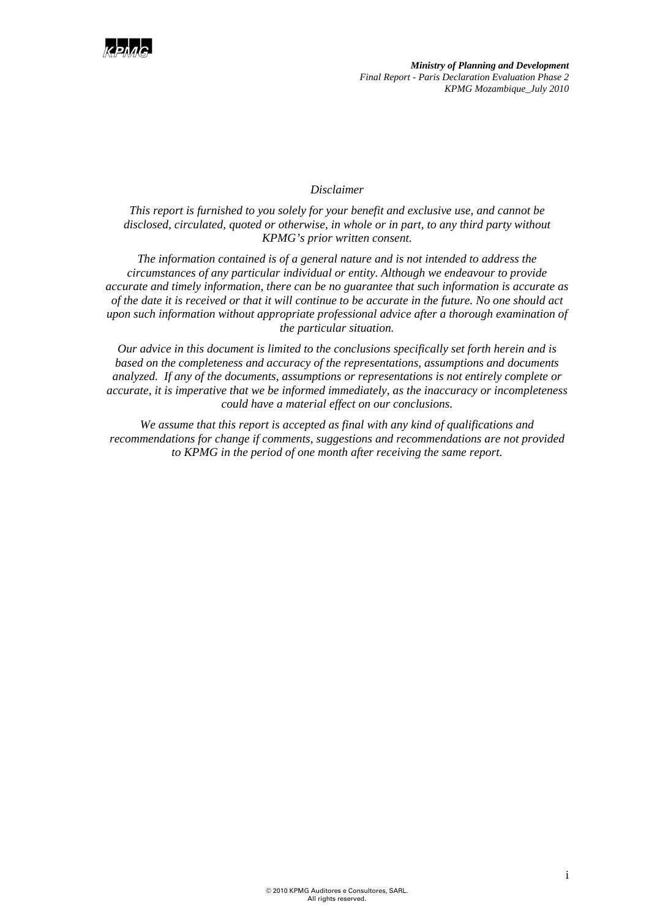*Disclaimer*

*This report is furnished to you solely for your benefit and exclusive use, and cannot be disclosed, circulated, quoted or otherwise, in whole or in part, to any third party without KPMG's prior written consent.*

*The information contained is of a general nature and is not intended to address the circumstances of any particular individual or entity. Although we endeavour to provide accurate and timely information, there can be no guarantee that such information is accurate as of the date it is received or that it will continue to be accurate in the future. No one should act upon such information without appropriate professional advice after a thorough examination of the particular situation.*

*Our advice in this document is limited to the conclusions specifically set forth herein and is based on the completeness and accuracy of the representations, assumptions and documents analyzed. If any of the documents, assumptions or representations is not entirely complete or accurate, it is imperative that we be informed immediately, as the inaccuracy or incompleteness could have a material effect on our conclusions.*

*We assume that this report is accepted as final with any kind of qualifications and recommendations for change if comments, suggestions and recommendations are not provided to KPMG in the period of one month after receiving the same report.*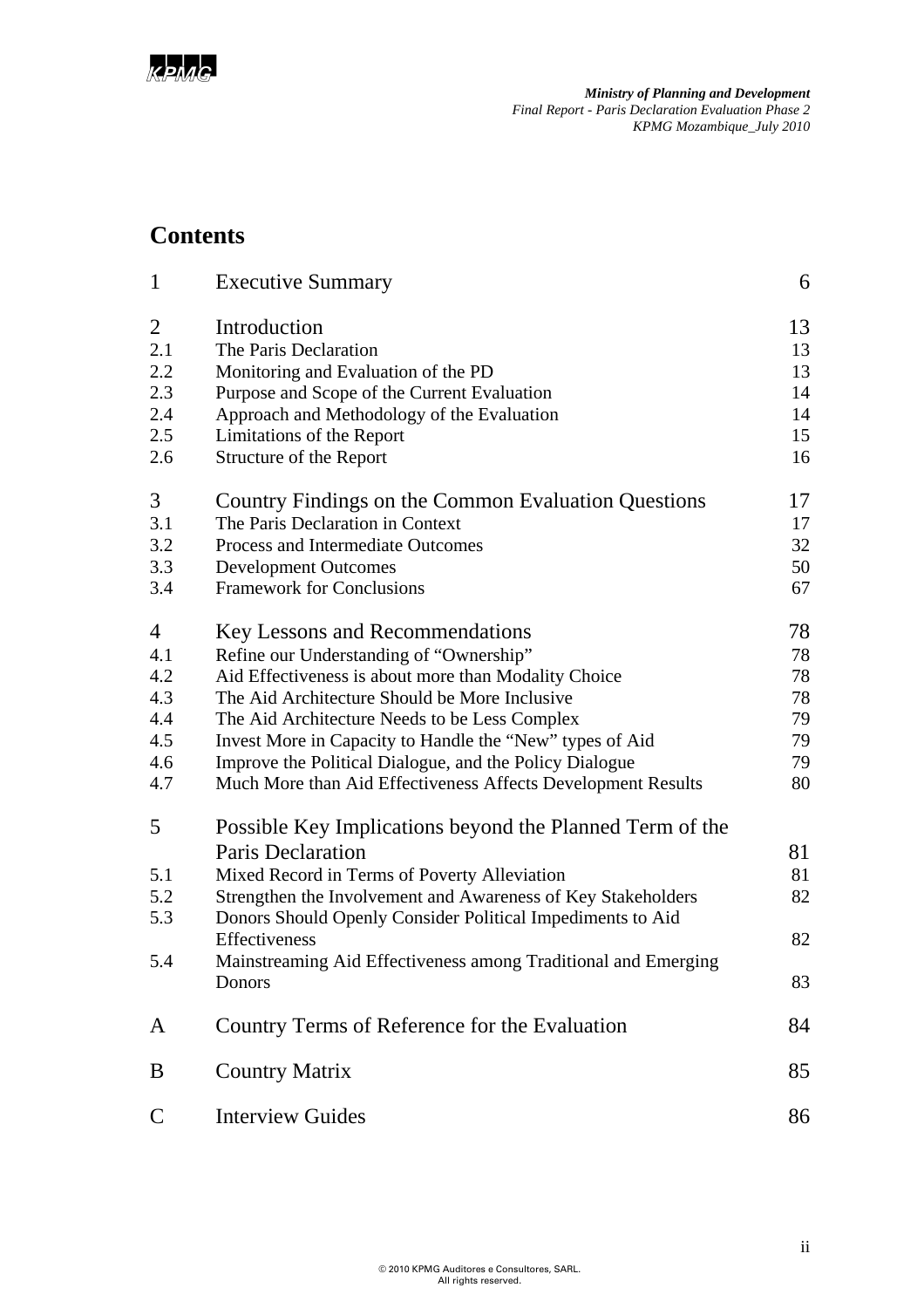# Contents

| | | |
|---|---|---|
| 1 | Executive Summary | 6 |
| 2 | Introduction | 13 |
| 2.1 | The Paris Declaration | 13 |
| 2.2 | Monitoring and Evaluation of the PD | 13 |
| 2.3 | Purpose and Scope of the Current Evaluation | 14 |
| 2.4 | Approach and Methodology of the Evaluation | 14 |
| 2.5 | Limitations of the Report | 15 |
| 2.6 | Structure of the Report | 16 |
| 3 | Country Findings on the Common Evaluation Questions | 17 |
| 3.1 | The Paris Declaration in Context | 17 |
| 3.2 | Process and Intermediate Outcomes | 32 |
| 3.3 | Development Outcomes | 50 |
| 3.4 | Framework for Conclusions | 67 |
| 4 | Key Lessons and Recommendations | 78 |
| 4.1 | Refine our Understanding of "Ownership" | 78 |
| 4.2 | Aid Effectiveness is about more than Modality Choice | 78 |
| 4.3 | The Aid Architecture Should be More Inclusive | 78 |
| 4.4 | The Aid Architecture Needs to be Less Complex | 79 |
| 4.5 | Invest More in Capacity to Handle the "New" types of Aid | 79 |
| 4.6 | Improve the Political Dialogue, and the Policy Dialogue | 79 |
| 4.7 | Much More than Aid Effectiveness Affects Development Results | 80 |
| 5 | Possible Key Implications beyond the Planned Term of the Paris Declaration | 81 |
| 5.1 | Mixed Record in Terms of Poverty Alleviation | 81 |
| 5.2 | Strengthen the Involvement and Awareness of Key Stakeholders | 82 |
| 5.3 | Donors Should Openly Consider Political Impediments to Aid Effectiveness | 82 |
| 5.4 | Mainstreaming Aid Effectiveness among Traditional and Emerging Donors | 83 |
| A | Country Terms of Reference for the Evaluation | 84 |
| B | Country Matrix | 85 |
| C | Interview Guides | 86 |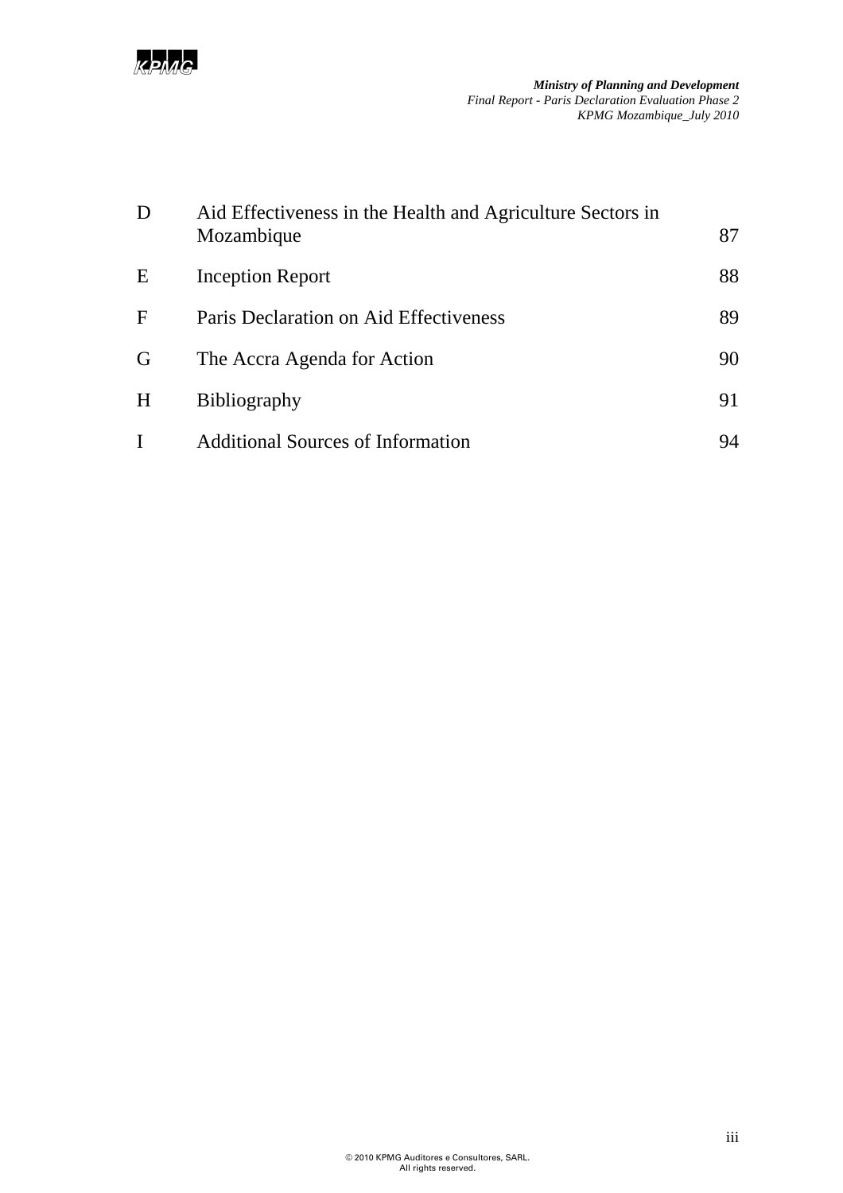| | | |
|---|---|---|
| D | Aid Effectiveness in the Health and Agriculture Sectors in Mozambique | 87 |
| E | Inception Report | 88 |
| F | Paris Declaration on Aid Effectiveness | 89 |
| G | The Accra Agenda for Action | 90 |
| H | Bibliography | 91 |
| I | Additional Sources of Information | 94 |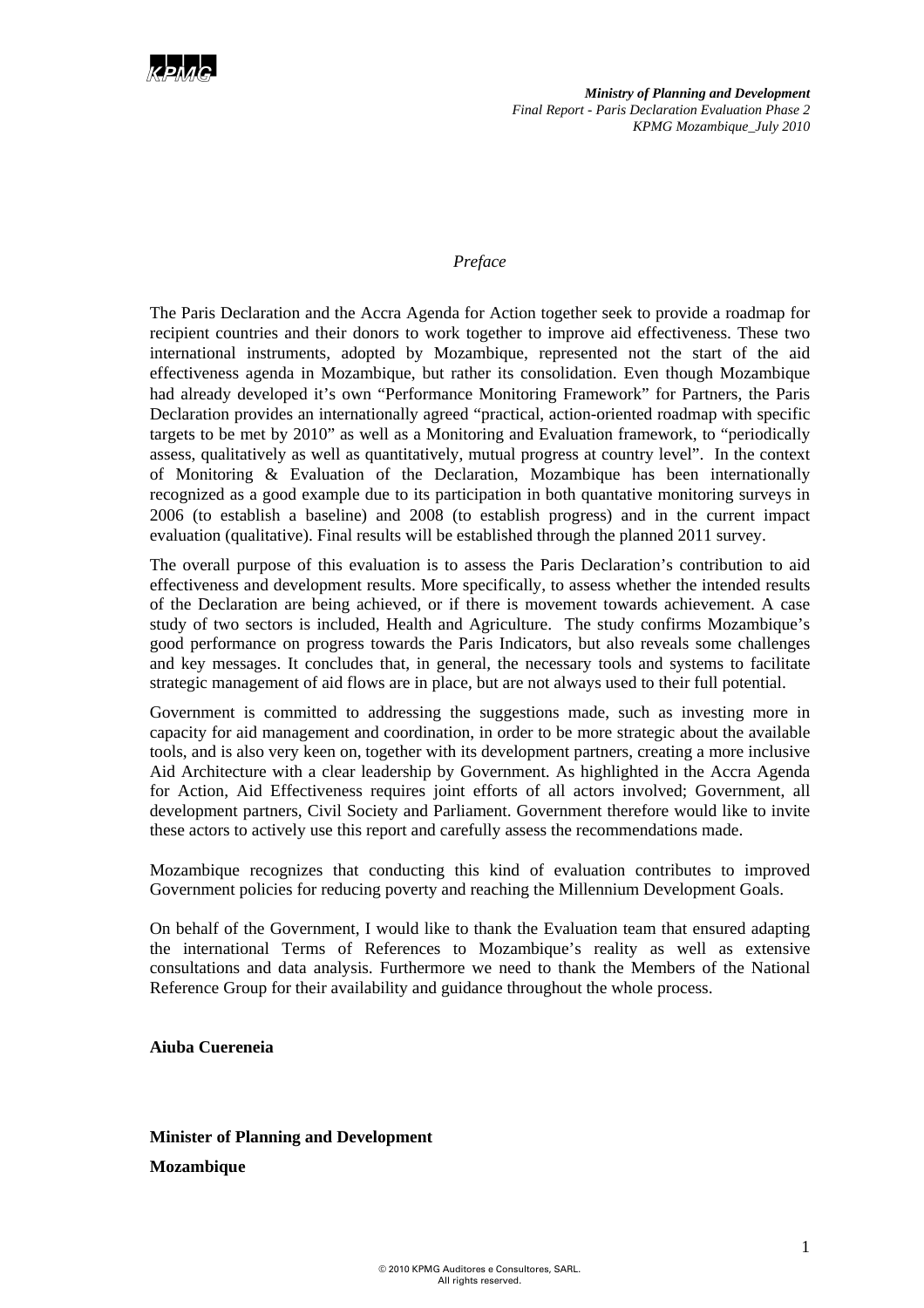*Preface*

The Paris Declaration and the Accra Agenda for Action together seek to provide a roadmap for recipient countries and their donors to work together to improve aid effectiveness. These two international instruments, adopted by Mozambique, represented not the start of the aid effectiveness agenda in Mozambique, but rather its consolidation. Even though Mozambique had already developed it's own "Performance Monitoring Framework" for Partners, the Paris Declaration provides an internationally agreed "practical, action-oriented roadmap with specific targets to be met by 2010" as well as a Monitoring and Evaluation framework, to "periodically assess, qualitatively as well as quantitatively, mutual progress at country level". In the context of Monitoring & Evaluation of the Declaration, Mozambique has been internationally recognized as a good example due to its participation in both quantative monitoring surveys in 2006 (to establish a baseline) and 2008 (to establish progress) and in the current impact evaluation (qualitative). Final results will be established through the planned 2011 survey.

The overall purpose of this evaluation is to assess the Paris Declaration's contribution to aid effectiveness and development results. More specifically, to assess whether the intended results of the Declaration are being achieved, or if there is movement towards achievement. A case study of two sectors is included, Health and Agriculture. The study confirms Mozambique's good performance on progress towards the Paris Indicators, but also reveals some challenges and key messages. It concludes that, in general, the necessary tools and systems to facilitate strategic management of aid flows are in place, but are not always used to their full potential.

Government is committed to addressing the suggestions made, such as investing more in capacity for aid management and coordination, in order to be more strategic about the available tools, and is also very keen on, together with its development partners, creating a more inclusive Aid Architecture with a clear leadership by Government. As highlighted in the Accra Agenda for Action, Aid Effectiveness requires joint efforts of all actors involved; Government, all development partners, Civil Society and Parliament. Government therefore would like to invite these actors to actively use this report and carefully assess the recommendations made.

Mozambique recognizes that conducting this kind of evaluation contributes to improved Government policies for reducing poverty and reaching the Millennium Development Goals.

On behalf of the Government, I would like to thank the Evaluation team that ensured adapting the international Terms of References to Mozambique's reality as well as extensive consultations and data analysis. Furthermore we need to thank the Members of the National Reference Group for their availability and guidance throughout the whole process.

**Aiuba Cuereneia**

**Minister of Planning and Development**

**Mozambique**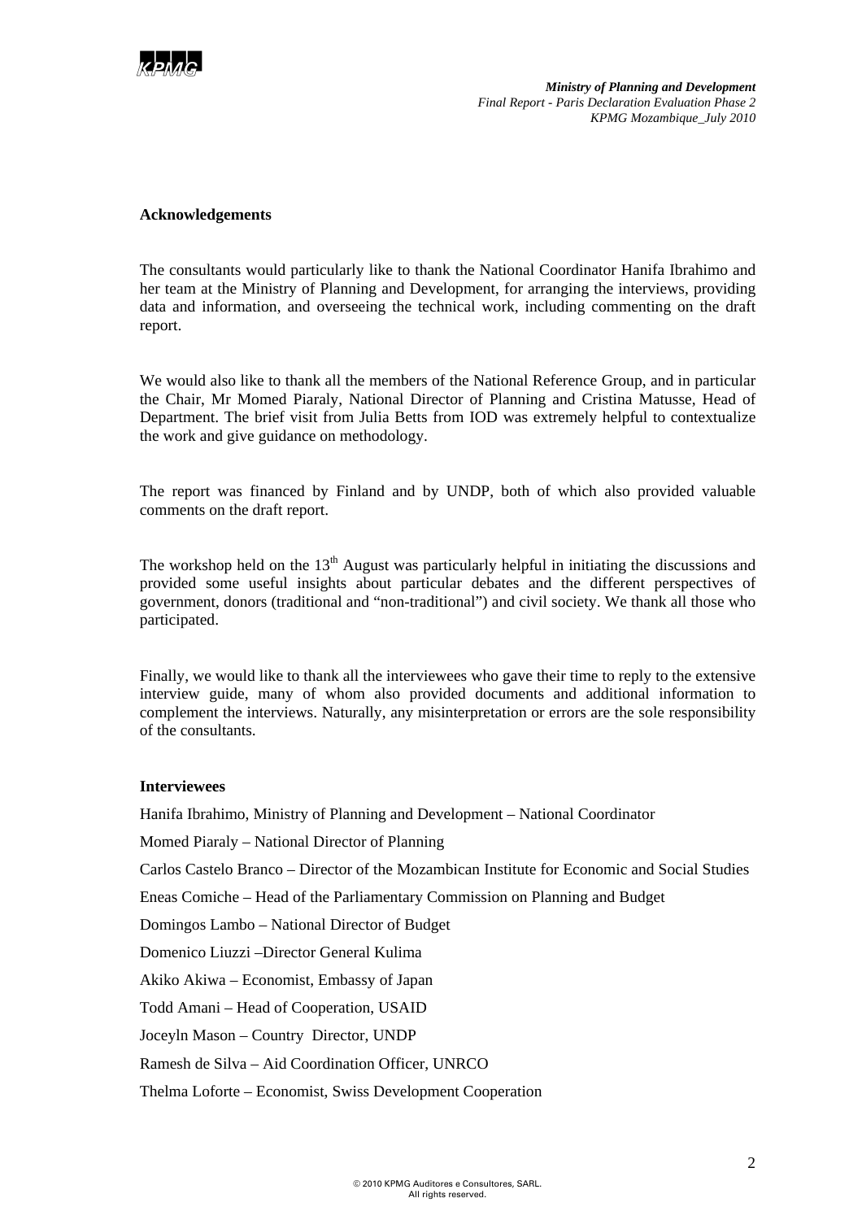**Acknowledgements**

The consultants would particularly like to thank the National Coordinator Hanifa Ibrahimo and her team at the Ministry of Planning and Development, for arranging the interviews, providing data and information, and overseeing the technical work, including commenting on the draft report.

We would also like to thank all the members of the National Reference Group, and in particular the Chair, Mr Momed Piaraly, National Director of Planning and Cristina Matusse, Head of Department. The brief visit from Julia Betts from IOD was extremely helpful to contextualize the work and give guidance on methodology.

The report was financed by Finland and by UNDP, both of which also provided valuable comments on the draft report.

The workshop held on the 13th August was particularly helpful in initiating the discussions and provided some useful insights about particular debates and the different perspectives of government, donors (traditional and "non-traditional") and civil society. We thank all those who participated.

Finally, we would like to thank all the interviewees who gave their time to reply to the extensive interview guide, many of whom also provided documents and additional information to complement the interviews. Naturally, any misinterpretation or errors are the sole responsibility of the consultants.

**Interviewees**

Hanifa Ibrahimo, Ministry of Planning and Development – National Coordinator

Momed Piaraly – National Director of Planning

Carlos Castelo Branco – Director of the Mozambican Institute for Economic and Social Studies

Eneas Comiche – Head of the Parliamentary Commission on Planning and Budget

Domingos Lambo – National Director of Budget

Domenico Liuzzi –Director General Kulima

Akiko Akiwa – Economist, Embassy of Japan

Todd Amani – Head of Cooperation, USAID

Joceyln Mason – Country Director, UNDP

Ramesh de Silva – Aid Coordination Officer, UNRCO

Thelma Loforte – Economist, Swiss Development Cooperation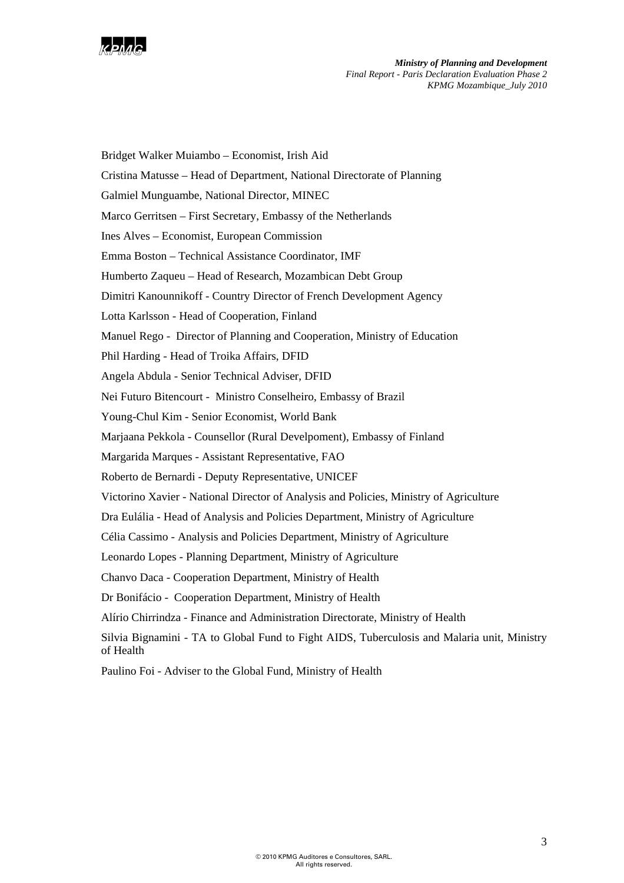Bridget Walker Muiambo – Economist, Irish Aid

Cristina Matusse – Head of Department, National Directorate of Planning

Galmiel Munguambe, National Director, MINEC

Marco Gerritsen – First Secretary, Embassy of the Netherlands

Ines Alves – Economist, European Commission

Emma Boston – Technical Assistance Coordinator, IMF

Humberto Zaqueu – Head of Research, Mozambican Debt Group

Dimitri Kanounnikoff - Country Director of French Development Agency

Lotta Karlsson - Head of Cooperation, Finland

Manuel Rego - Director of Planning and Cooperation, Ministry of Education

Phil Harding - Head of Troika Affairs, DFID

Angela Abdula - Senior Technical Adviser, DFID

Nei Futuro Bitencourt - Ministro Conselheiro, Embassy of Brazil

Young-Chul Kim - Senior Economist, World Bank

Marjaana Pekkola - Counsellor (Rural Develpoment), Embassy of Finland

Margarida Marques - Assistant Representative, FAO

Roberto de Bernardi - Deputy Representative, UNICEF

Victorino Xavier - National Director of Analysis and Policies, Ministry of Agriculture

Dra Eulália - Head of Analysis and Policies Department, Ministry of Agriculture

Célia Cassimo - Analysis and Policies Department, Ministry of Agriculture

Leonardo Lopes - Planning Department, Ministry of Agriculture

Chanvo Daca - Cooperation Department, Ministry of Health

Dr Bonifácio - Cooperation Department, Ministry of Health

Alírio Chirrindza - Finance and Administration Directorate, Ministry of Health

Silvia Bignamini - TA to Global Fund to Fight AIDS, Tuberculosis and Malaria unit, Ministry of Health

Paulino Foi - Adviser to the Global Fund, Ministry of Health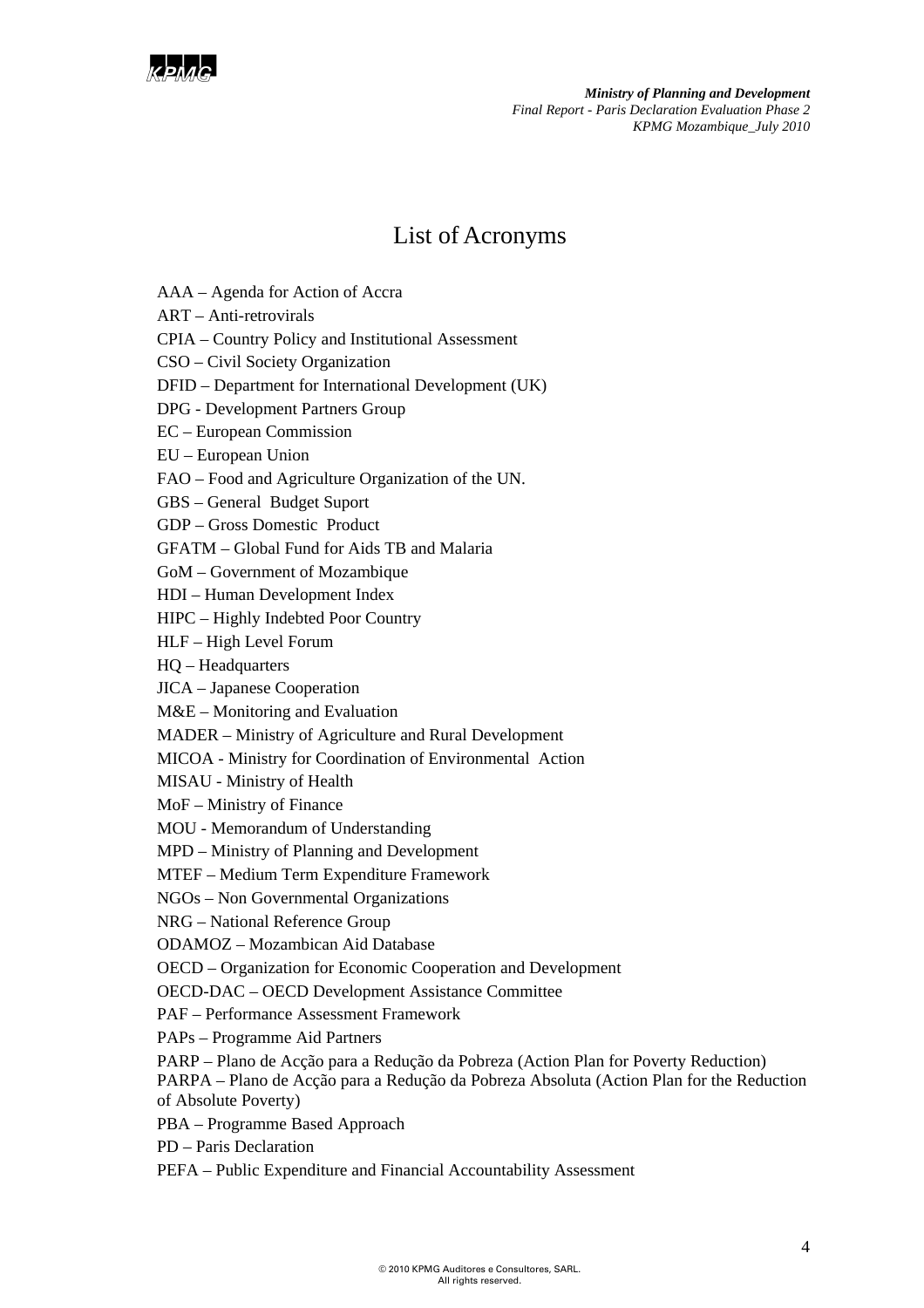# List of Acronyms

AAA – Agenda for Action of Accra

ART – Anti-retrovirals

CPIA – Country Policy and Institutional Assessment

CSO – Civil Society Organization

DFID – Department for International Development (UK)

DPG - Development Partners Group

EC – European Commission

EU – European Union

FAO – Food and Agriculture Organization of the UN.

GBS – General Budget Suport

GDP – Gross Domestic Product

GFATM – Global Fund for Aids TB and Malaria

GoM – Government of Mozambique

HDI – Human Development Index

HIPC – Highly Indebted Poor Country

HLF – High Level Forum

HQ – Headquarters

JICA – Japanese Cooperation

M&E – Monitoring and Evaluation

MADER – Ministry of Agriculture and Rural Development

MICOA - Ministry for Coordination of Environmental Action

MISAU - Ministry of Health

MoF – Ministry of Finance

MOU - Memorandum of Understanding

MPD – Ministry of Planning and Development

MTEF – Medium Term Expenditure Framework

NGOs – Non Governmental Organizations

NRG – National Reference Group

ODAMOZ – Mozambican Aid Database

OECD – Organization for Economic Cooperation and Development

OECD-DAC – OECD Development Assistance Committee

PAF – Performance Assessment Framework

PAPs – Programme Aid Partners

PARP – Plano de Acção para a Redução da Pobreza (Action Plan for Poverty Reduction)

PARPA – Plano de Acção para a Redução da Pobreza Absoluta (Action Plan for the Reduction of Absolute Poverty)

PBA – Programme Based Approach

PD – Paris Declaration

PEFA – Public Expenditure and Financial Accountability Assessment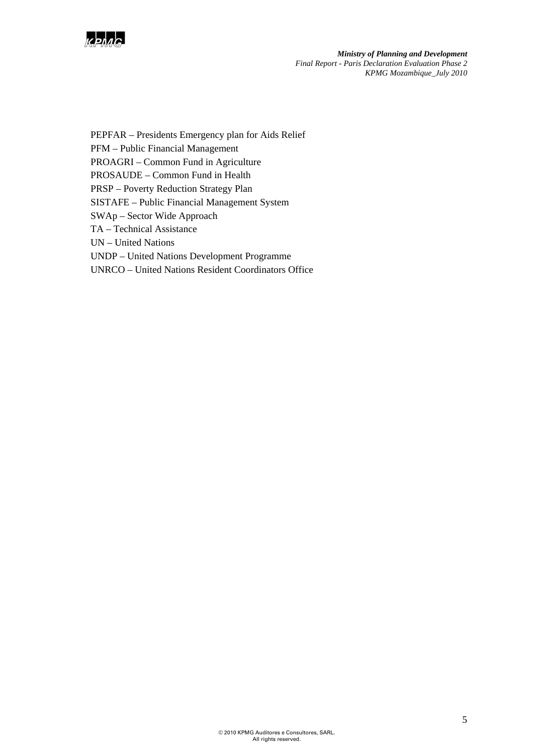PEPFAR – Presidents Emergency plan for Aids Relief

PFM – Public Financial Management

PROAGRI – Common Fund in Agriculture

PROSAUDE – Common Fund in Health

PRSP – Poverty Reduction Strategy Plan

SISTAFE – Public Financial Management System

SWAp – Sector Wide Approach

TA – Technical Assistance

UN – United Nations

UNDP – United Nations Development Programme

UNRCO – United Nations Resident Coordinators Office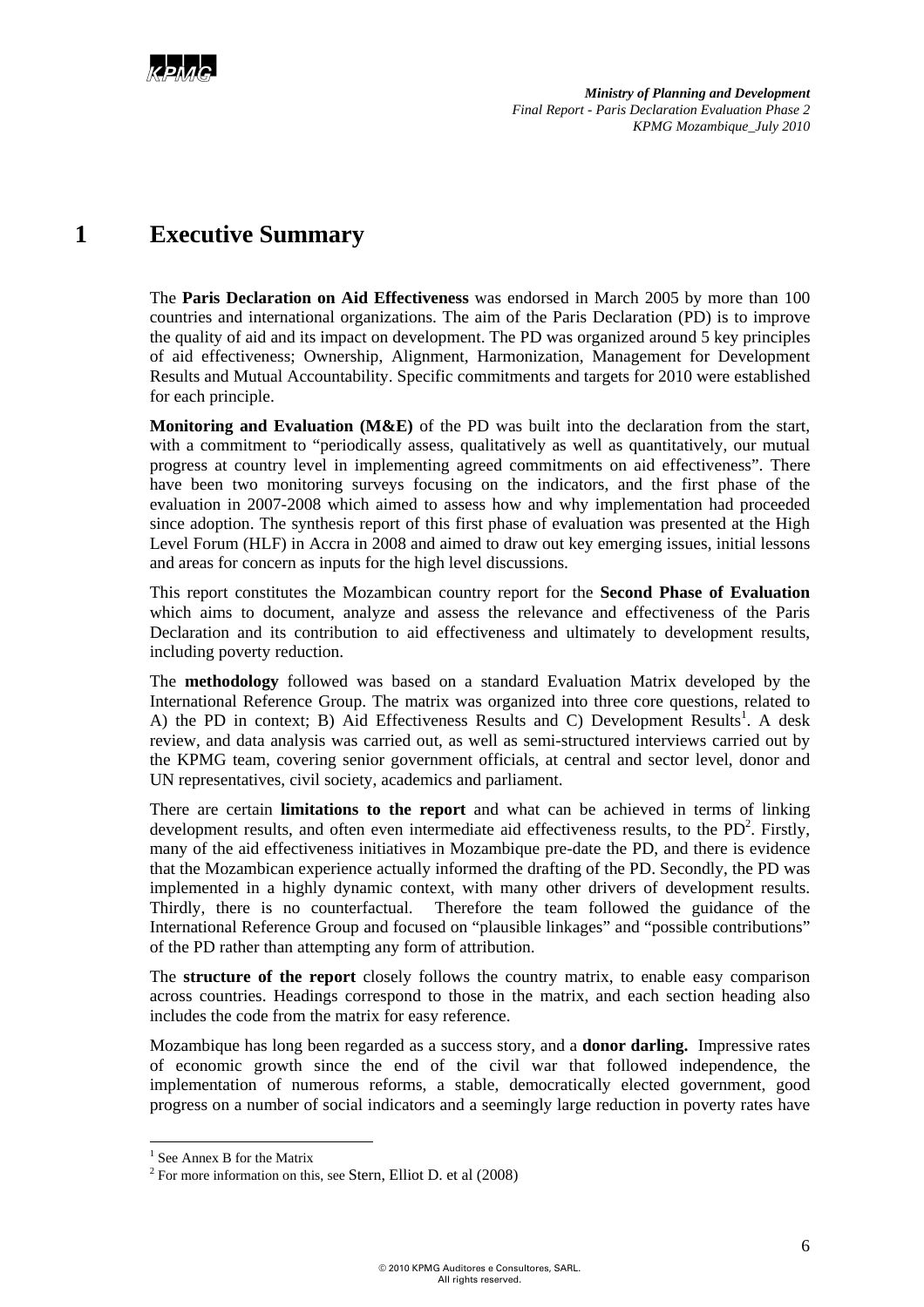# 1 Executive Summary

The **Paris Declaration on Aid Effectiveness** was endorsed in March 2005 by more than 100 countries and international organizations. The aim of the Paris Declaration (PD) is to improve the quality of aid and its impact on development. The PD was organized around 5 key principles of aid effectiveness; Ownership, Alignment, Harmonization, Management for Development Results and Mutual Accountability. Specific commitments and targets for 2010 were established for each principle.

**Monitoring and Evaluation (M&E)** of the PD was built into the declaration from the start, with a commitment to "periodically assess, qualitatively as well as quantitatively, our mutual progress at country level in implementing agreed commitments on aid effectiveness". There have been two monitoring surveys focusing on the indicators, and the first phase of the evaluation in 2007-2008 which aimed to assess how and why implementation had proceeded since adoption. The synthesis report of this first phase of evaluation was presented at the High Level Forum (HLF) in Accra in 2008 and aimed to draw out key emerging issues, initial lessons and areas for concern as inputs for the high level discussions.

This report constitutes the Mozambican country report for the **Second Phase of Evaluation** which aims to document, analyze and assess the relevance and effectiveness of the Paris Declaration and its contribution to aid effectiveness and ultimately to development results, including poverty reduction.

The **methodology** followed was based on a standard Evaluation Matrix developed by the International Reference Group. The matrix was organized into three core questions, related to A) the PD in context; B) Aid Effectiveness Results and C) Development Results[1]. A desk review, and data analysis was carried out, as well as semi-structured interviews carried out by the KPMG team, covering senior government officials, at central and sector level, donor and UN representatives, civil society, academics and parliament.

There are certain **limitations to the report** and what can be achieved in terms of linking development results, and often even intermediate aid effectiveness results, to the PD[2]. Firstly, many of the aid effectiveness initiatives in Mozambique pre-date the PD, and there is evidence that the Mozambican experience actually informed the drafting of the PD. Secondly, the PD was implemented in a highly dynamic context, with many other drivers of development results. Thirdly, there is no counterfactual. Therefore the team followed the guidance of the International Reference Group and focused on "plausible linkages" and "possible contributions" of the PD rather than attempting any form of attribution.

The **structure of the report** closely follows the country matrix, to enable easy comparison across countries. Headings correspond to those in the matrix, and each section heading also includes the code from the matrix for easy reference.

Mozambique has long been regarded as a success story, and a **donor darling.** Impressive rates of economic growth since the end of the civil war that followed independence, the implementation of numerous reforms, a stable, democratically elected government, good progress on a number of social indicators and a seemingly large reduction in poverty rates have

[1] See Annex B for the Matrix

[2] For more information on this, see Stern, Elliot D. et al (2008)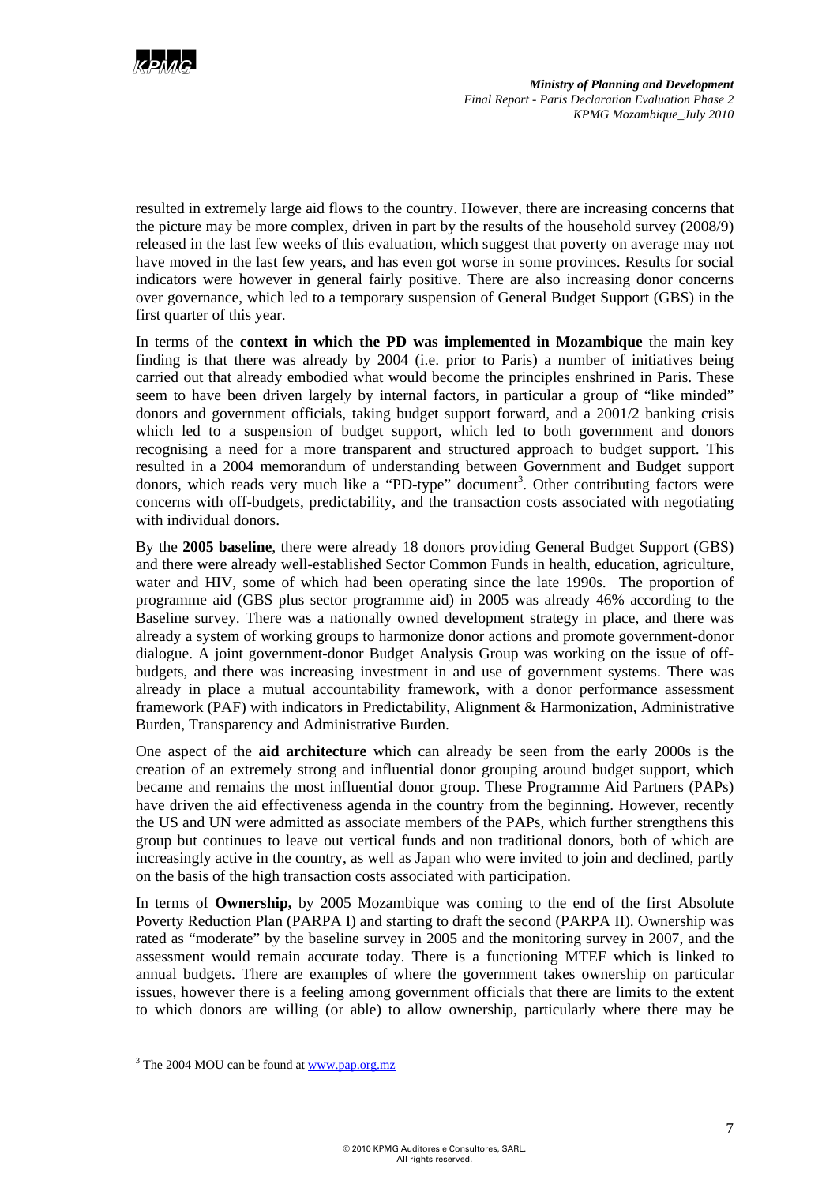resulted in extremely large aid flows to the country. However, there are increasing concerns that the picture may be more complex, driven in part by the results of the household survey (2008/9) released in the last few weeks of this evaluation, which suggest that poverty on average may not have moved in the last few years, and has even got worse in some provinces. Results for social indicators were however in general fairly positive. There are also increasing donor concerns over governance, which led to a temporary suspension of General Budget Support (GBS) in the first quarter of this year.

In terms of the **context in which the PD was implemented in Mozambique** the main key finding is that there was already by 2004 (i.e. prior to Paris) a number of initiatives being carried out that already embodied what would become the principles enshrined in Paris. These seem to have been driven largely by internal factors, in particular a group of "like minded" donors and government officials, taking budget support forward, and a 2001/2 banking crisis which led to a suspension of budget support, which led to both government and donors recognising a need for a more transparent and structured approach to budget support. This resulted in a 2004 memorandum of understanding between Government and Budget support donors, which reads very much like a "PD-type" document[3]. Other contributing factors were concerns with off-budgets, predictability, and the transaction costs associated with negotiating with individual donors.

By the **2005 baseline**, there were already 18 donors providing General Budget Support (GBS) and there were already well-established Sector Common Funds in health, education, agriculture, water and HIV, some of which had been operating since the late 1990s. The proportion of programme aid (GBS plus sector programme aid) in 2005 was already 46% according to the Baseline survey. There was a nationally owned development strategy in place, and there was already a system of working groups to harmonize donor actions and promote government-donor dialogue. A joint government-donor Budget Analysis Group was working on the issue of off-budgets, and there was increasing investment in and use of government systems. There was already in place a mutual accountability framework, with a donor performance assessment framework (PAF) with indicators in Predictability, Alignment & Harmonization, Administrative Burden, Transparency and Administrative Burden.

One aspect of the **aid architecture** which can already be seen from the early 2000s is the creation of an extremely strong and influential donor grouping around budget support, which became and remains the most influential donor group. These Programme Aid Partners (PAPs) have driven the aid effectiveness agenda in the country from the beginning. However, recently the US and UN were admitted as associate members of the PAPs, which further strengthens this group but continues to leave out vertical funds and non traditional donors, both of which are increasingly active in the country, as well as Japan who were invited to join and declined, partly on the basis of the high transaction costs associated with participation.

In terms of **Ownership,** by 2005 Mozambique was coming to the end of the first Absolute Poverty Reduction Plan (PARPA I) and starting to draft the second (PARPA II). Ownership was rated as "moderate" by the baseline survey in 2005 and the monitoring survey in 2007, and the assessment would remain accurate today. There is a functioning MTEF which is linked to annual budgets. There are examples of where the government takes ownership on particular issues, however there is a feeling among government officials that there are limits to the extent to which donors are willing (or able) to allow ownership, particularly where there may be

---

[3] The 2004 MOU can be found at www.pap.org.mz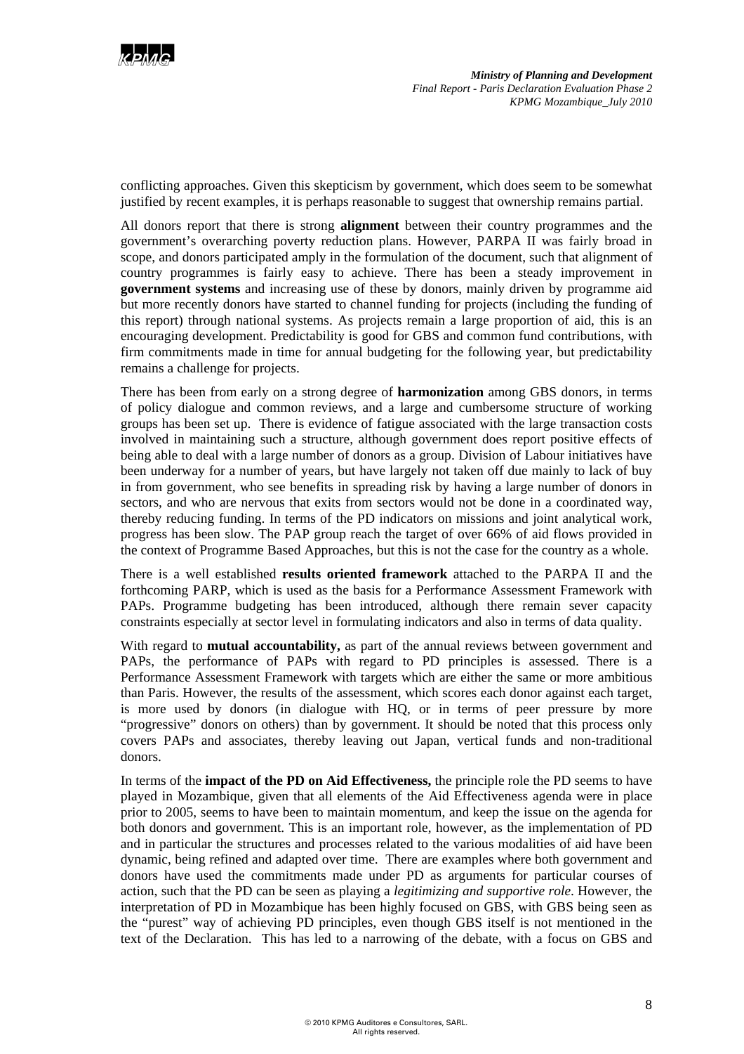conflicting approaches. Given this skepticism by government, which does seem to be somewhat justified by recent examples, it is perhaps reasonable to suggest that ownership remains partial.

All donors report that there is strong **alignment** between their country programmes and the government's overarching poverty reduction plans. However, PARPA II was fairly broad in scope, and donors participated amply in the formulation of the document, such that alignment of country programmes is fairly easy to achieve. There has been a steady improvement in **government systems** and increasing use of these by donors, mainly driven by programme aid but more recently donors have started to channel funding for projects (including the funding of this report) through national systems. As projects remain a large proportion of aid, this is an encouraging development. Predictability is good for GBS and common fund contributions, with firm commitments made in time for annual budgeting for the following year, but predictability remains a challenge for projects.

There has been from early on a strong degree of **harmonization** among GBS donors, in terms of policy dialogue and common reviews, and a large and cumbersome structure of working groups has been set up. There is evidence of fatigue associated with the large transaction costs involved in maintaining such a structure, although government does report positive effects of being able to deal with a large number of donors as a group. Division of Labour initiatives have been underway for a number of years, but have largely not taken off due mainly to lack of buy in from government, who see benefits in spreading risk by having a large number of donors in sectors, and who are nervous that exits from sectors would not be done in a coordinated way, thereby reducing funding. In terms of the PD indicators on missions and joint analytical work, progress has been slow. The PAP group reach the target of over 66% of aid flows provided in the context of Programme Based Approaches, but this is not the case for the country as a whole.

There is a well established **results oriented framework** attached to the PARPA II and the forthcoming PARP, which is used as the basis for a Performance Assessment Framework with PAPs. Programme budgeting has been introduced, although there remain sever capacity constraints especially at sector level in formulating indicators and also in terms of data quality.

With regard to **mutual accountability,** as part of the annual reviews between government and PAPs, the performance of PAPs with regard to PD principles is assessed. There is a Performance Assessment Framework with targets which are either the same or more ambitious than Paris. However, the results of the assessment, which scores each donor against each target, is more used by donors (in dialogue with HQ, or in terms of peer pressure by more "progressive" donors on others) than by government. It should be noted that this process only covers PAPs and associates, thereby leaving out Japan, vertical funds and non-traditional donors.

In terms of the **impact of the PD on Aid Effectiveness,** the principle role the PD seems to have played in Mozambique, given that all elements of the Aid Effectiveness agenda were in place prior to 2005, seems to have been to maintain momentum, and keep the issue on the agenda for both donors and government. This is an important role, however, as the implementation of PD and in particular the structures and processes related to the various modalities of aid have been dynamic, being refined and adapted over time. There are examples where both government and donors have used the commitments made under PD as arguments for particular courses of action, such that the PD can be seen as playing a *legitimizing and supportive role*. However, the interpretation of PD in Mozambique has been highly focused on GBS, with GBS being seen as the "purest" way of achieving PD principles, even though GBS itself is not mentioned in the text of the Declaration. This has led to a narrowing of the debate, with a focus on GBS and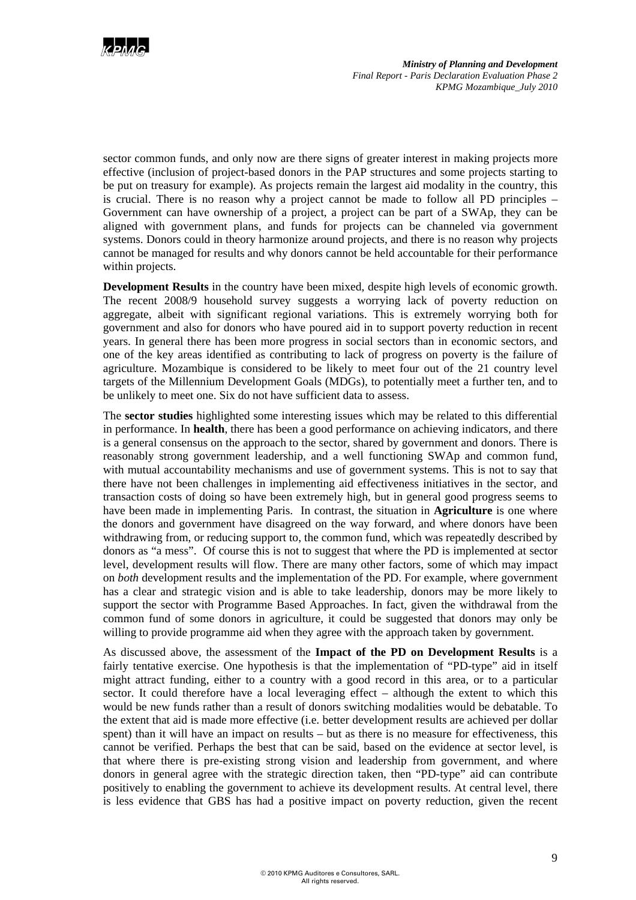sector common funds, and only now are there signs of greater interest in making projects more effective (inclusion of project-based donors in the PAP structures and some projects starting to be put on treasury for example). As projects remain the largest aid modality in the country, this is crucial. There is no reason why a project cannot be made to follow all PD principles – Government can have ownership of a project, a project can be part of a SWAp, they can be aligned with government plans, and funds for projects can be channeled via government systems. Donors could in theory harmonize around projects, and there is no reason why projects cannot be managed for results and why donors cannot be held accountable for their performance within projects.

**Development Results** in the country have been mixed, despite high levels of economic growth. The recent 2008/9 household survey suggests a worrying lack of poverty reduction on aggregate, albeit with significant regional variations. This is extremely worrying both for government and also for donors who have poured aid in to support poverty reduction in recent years. In general there has been more progress in social sectors than in economic sectors, and one of the key areas identified as contributing to lack of progress on poverty is the failure of agriculture. Mozambique is considered to be likely to meet four out of the 21 country level targets of the Millennium Development Goals (MDGs), to potentially meet a further ten, and to be unlikely to meet one. Six do not have sufficient data to assess.

The **sector studies** highlighted some interesting issues which may be related to this differential in performance. In **health**, there has been a good performance on achieving indicators, and there is a general consensus on the approach to the sector, shared by government and donors. There is reasonably strong government leadership, and a well functioning SWAp and common fund, with mutual accountability mechanisms and use of government systems. This is not to say that there have not been challenges in implementing aid effectiveness initiatives in the sector, and transaction costs of doing so have been extremely high, but in general good progress seems to have been made in implementing Paris. In contrast, the situation in **Agriculture** is one where the donors and government have disagreed on the way forward, and where donors have been withdrawing from, or reducing support to, the common fund, which was repeatedly described by donors as "a mess". Of course this is not to suggest that where the PD is implemented at sector level, development results will flow. There are many other factors, some of which may impact on *both* development results and the implementation of the PD. For example, where government has a clear and strategic vision and is able to take leadership, donors may be more likely to support the sector with Programme Based Approaches. In fact, given the withdrawal from the common fund of some donors in agriculture, it could be suggested that donors may only be willing to provide programme aid when they agree with the approach taken by government.

As discussed above, the assessment of the **Impact of the PD on Development Results** is a fairly tentative exercise. One hypothesis is that the implementation of "PD-type" aid in itself might attract funding, either to a country with a good record in this area, or to a particular sector. It could therefore have a local leveraging effect – although the extent to which this would be new funds rather than a result of donors switching modalities would be debatable. To the extent that aid is made more effective (i.e. better development results are achieved per dollar spent) than it will have an impact on results – but as there is no measure for effectiveness, this cannot be verified. Perhaps the best that can be said, based on the evidence at sector level, is that where there is pre-existing strong vision and leadership from government, and where donors in general agree with the strategic direction taken, then "PD-type" aid can contribute positively to enabling the government to achieve its development results. At central level, there is less evidence that GBS has had a positive impact on poverty reduction, given the recent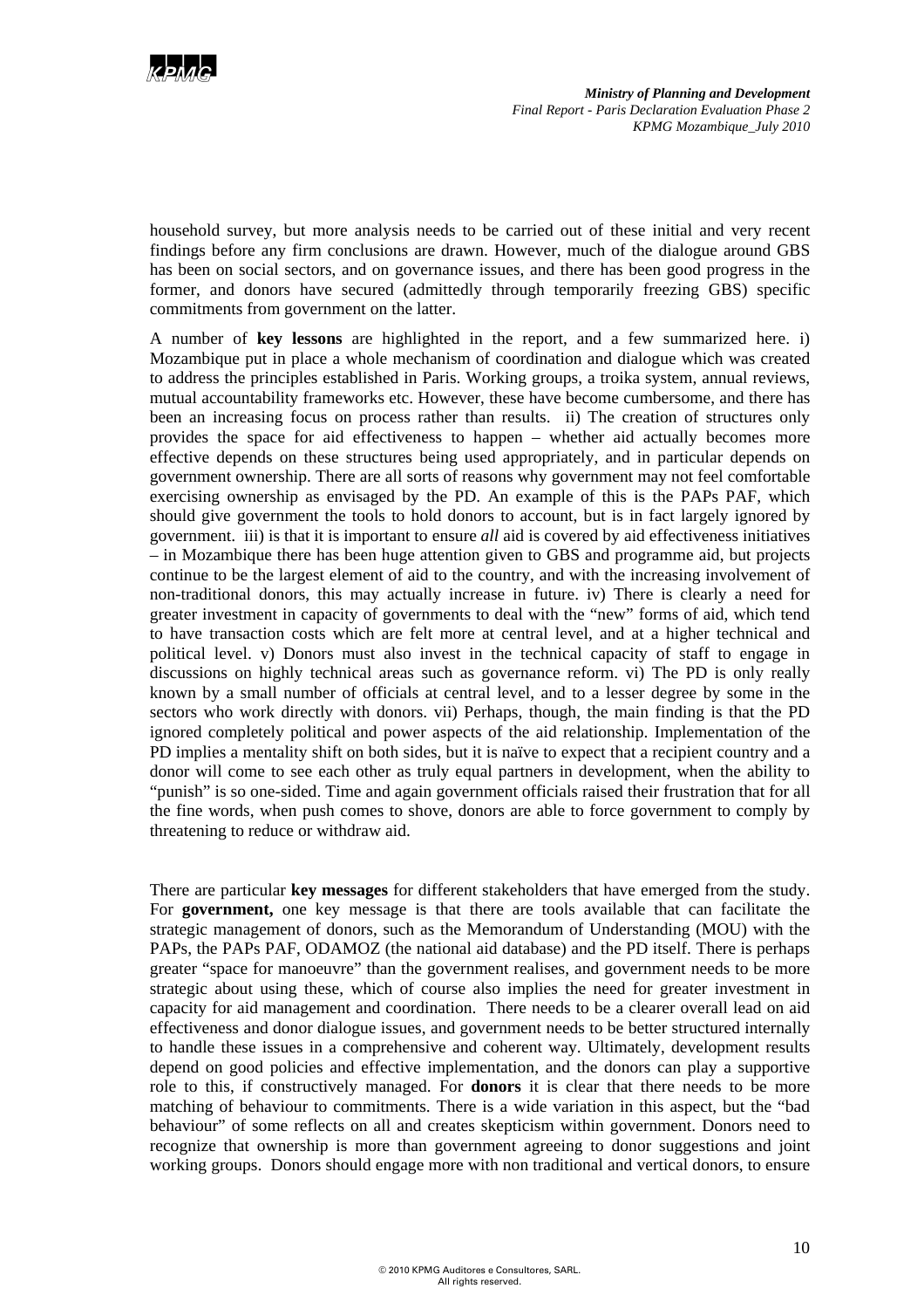household survey, but more analysis needs to be carried out of these initial and very recent findings before any firm conclusions are drawn. However, much of the dialogue around GBS has been on social sectors, and on governance issues, and there has been good progress in the former, and donors have secured (admittedly through temporarily freezing GBS) specific commitments from government on the latter.

A number of **key lessons** are highlighted in the report, and a few summarized here. i) Mozambique put in place a whole mechanism of coordination and dialogue which was created to address the principles established in Paris. Working groups, a troika system, annual reviews, mutual accountability frameworks etc. However, these have become cumbersome, and there has been an increasing focus on process rather than results. ii) The creation of structures only provides the space for aid effectiveness to happen – whether aid actually becomes more effective depends on these structures being used appropriately, and in particular depends on government ownership. There are all sorts of reasons why government may not feel comfortable exercising ownership as envisaged by the PD. An example of this is the PAPs PAF, which should give government the tools to hold donors to account, but is in fact largely ignored by government. iii) is that it is important to ensure *all* aid is covered by aid effectiveness initiatives – in Mozambique there has been huge attention given to GBS and programme aid, but projects continue to be the largest element of aid to the country, and with the increasing involvement of non-traditional donors, this may actually increase in future. iv) There is clearly a need for greater investment in capacity of governments to deal with the "new" forms of aid, which tend to have transaction costs which are felt more at central level, and at a higher technical and political level. v) Donors must also invest in the technical capacity of staff to engage in discussions on highly technical areas such as governance reform. vi) The PD is only really known by a small number of officials at central level, and to a lesser degree by some in the sectors who work directly with donors. vii) Perhaps, though, the main finding is that the PD ignored completely political and power aspects of the aid relationship. Implementation of the PD implies a mentality shift on both sides, but it is naïve to expect that a recipient country and a donor will come to see each other as truly equal partners in development, when the ability to "punish" is so one-sided. Time and again government officials raised their frustration that for all the fine words, when push comes to shove, donors are able to force government to comply by threatening to reduce or withdraw aid.

There are particular **key messages** for different stakeholders that have emerged from the study. For **government,** one key message is that there are tools available that can facilitate the strategic management of donors, such as the Memorandum of Understanding (MOU) with the PAPs, the PAPs PAF, ODAMOZ (the national aid database) and the PD itself. There is perhaps greater "space for manoeuvre" than the government realises, and government needs to be more strategic about using these, which of course also implies the need for greater investment in capacity for aid management and coordination. There needs to be a clearer overall lead on aid effectiveness and donor dialogue issues, and government needs to be better structured internally to handle these issues in a comprehensive and coherent way. Ultimately, development results depend on good policies and effective implementation, and the donors can play a supportive role to this, if constructively managed. For **donors** it is clear that there needs to be more matching of behaviour to commitments. There is a wide variation in this aspect, but the "bad behaviour" of some reflects on all and creates skepticism within government. Donors need to recognize that ownership is more than government agreeing to donor suggestions and joint working groups. Donors should engage more with non traditional and vertical donors, to ensure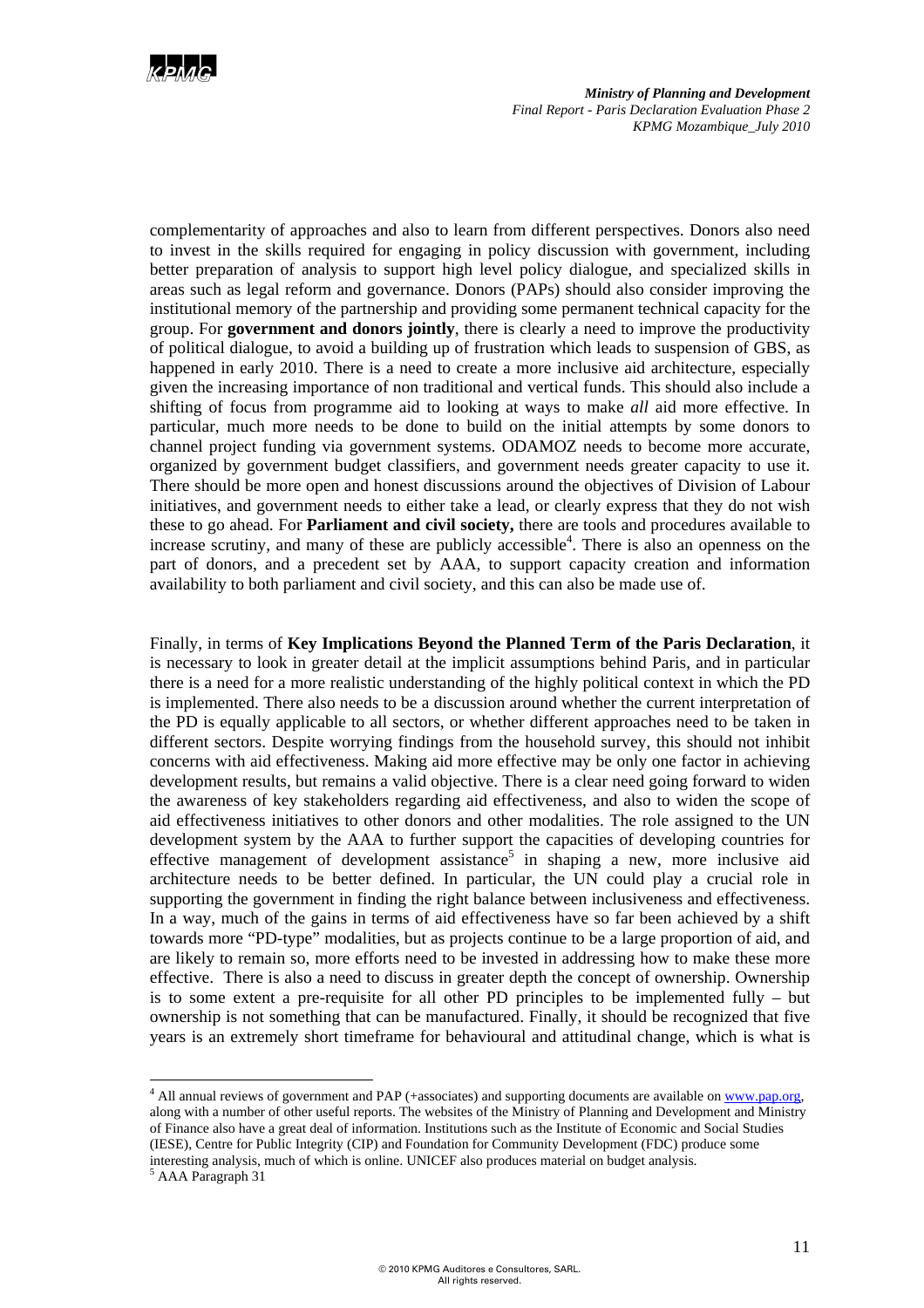complementarity of approaches and also to learn from different perspectives. Donors also need to invest in the skills required for engaging in policy discussion with government, including better preparation of analysis to support high level policy dialogue, and specialized skills in areas such as legal reform and governance. Donors (PAPs) should also consider improving the institutional memory of the partnership and providing some permanent technical capacity for the group. For **government and donors jointly**, there is clearly a need to improve the productivity of political dialogue, to avoid a building up of frustration which leads to suspension of GBS, as happened in early 2010. There is a need to create a more inclusive aid architecture, especially given the increasing importance of non traditional and vertical funds. This should also include a shifting of focus from programme aid to looking at ways to make *all* aid more effective. In particular, much more needs to be done to build on the initial attempts by some donors to channel project funding via government systems. ODAMOZ needs to become more accurate, organized by government budget classifiers, and government needs greater capacity to use it. There should be more open and honest discussions around the objectives of Division of Labour initiatives, and government needs to either take a lead, or clearly express that they do not wish these to go ahead. For **Parliament and civil society,** there are tools and procedures available to increase scrutiny, and many of these are publicly accessible[4]. There is also an openness on the part of donors, and a precedent set by AAA, to support capacity creation and information availability to both parliament and civil society, and this can also be made use of.

Finally, in terms of **Key Implications Beyond the Planned Term of the Paris Declaration**, it is necessary to look in greater detail at the implicit assumptions behind Paris, and in particular there is a need for a more realistic understanding of the highly political context in which the PD is implemented. There also needs to be a discussion around whether the current interpretation of the PD is equally applicable to all sectors, or whether different approaches need to be taken in different sectors. Despite worrying findings from the household survey, this should not inhibit concerns with aid effectiveness. Making aid more effective may be only one factor in achieving development results, but remains a valid objective. There is a clear need going forward to widen the awareness of key stakeholders regarding aid effectiveness, and also to widen the scope of aid effectiveness initiatives to other donors and other modalities. The role assigned to the UN development system by the AAA to further support the capacities of developing countries for effective management of development assistance[5] in shaping a new, more inclusive aid architecture needs to be better defined. In particular, the UN could play a crucial role in supporting the government in finding the right balance between inclusiveness and effectiveness. In a way, much of the gains in terms of aid effectiveness have so far been achieved by a shift towards more "PD-type" modalities, but as projects continue to be a large proportion of aid, and are likely to remain so, more efforts need to be invested in addressing how to make these more effective. There is also a need to discuss in greater depth the concept of ownership. Ownership is to some extent a pre-requisite for all other PD principles to be implemented fully – but ownership is not something that can be manufactured. Finally, it should be recognized that five years is an extremely short timeframe for behavioural and attitudinal change, which is what is

---

[4] All annual reviews of government and PAP (+associates) and supporting documents are available on www.pap.org, along with a number of other useful reports. The websites of the Ministry of Planning and Development and Ministry of Finance also have a great deal of information. Institutions such as the Institute of Economic and Social Studies (IESE), Centre for Public Integrity (CIP) and Foundation for Community Development (FDC) produce some interesting analysis, much of which is online. UNICEF also produces material on budget analysis.

[5] AAA Paragraph 31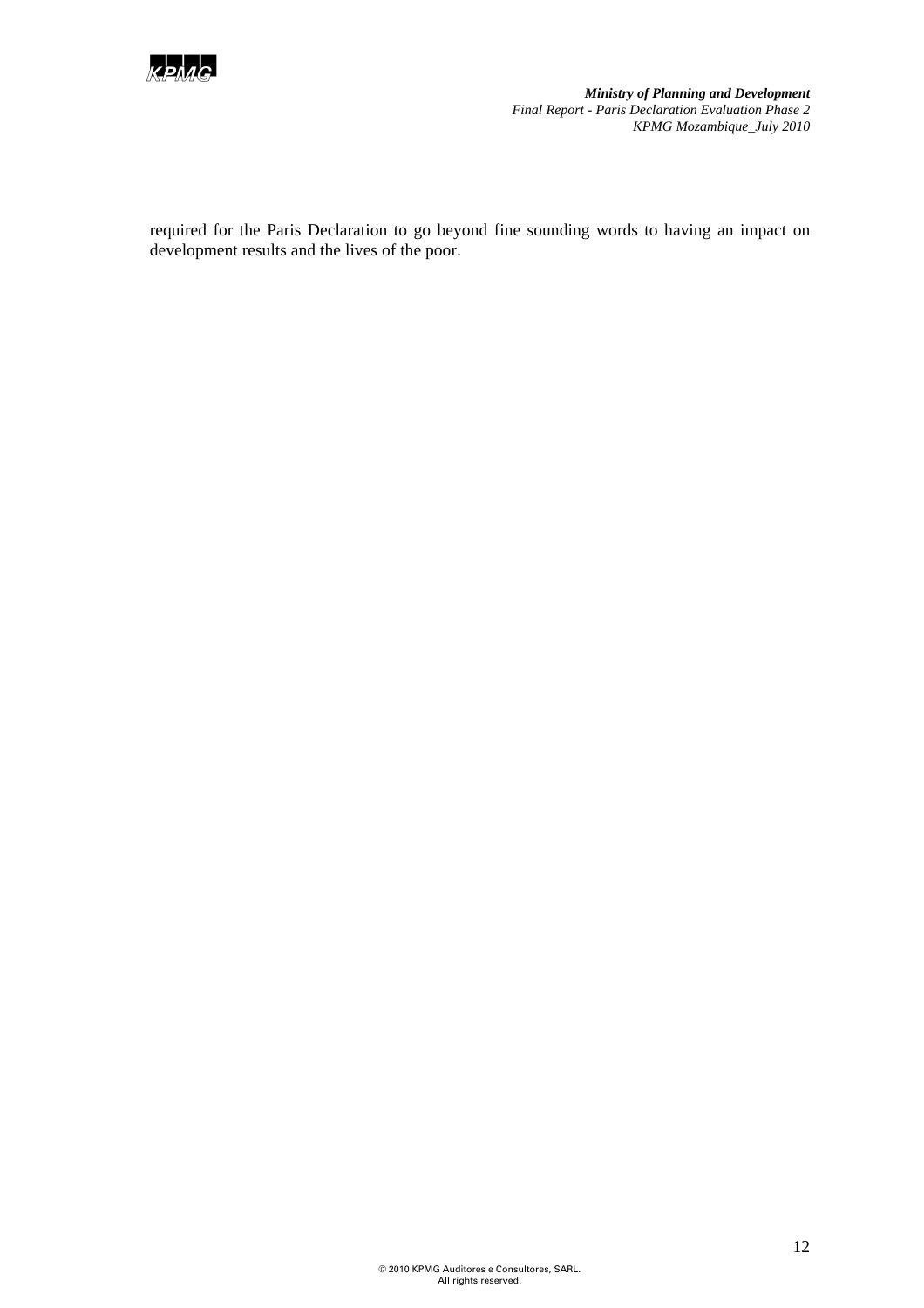required for the Paris Declaration to go beyond fine sounding words to having an impact on development results and the lives of the poor.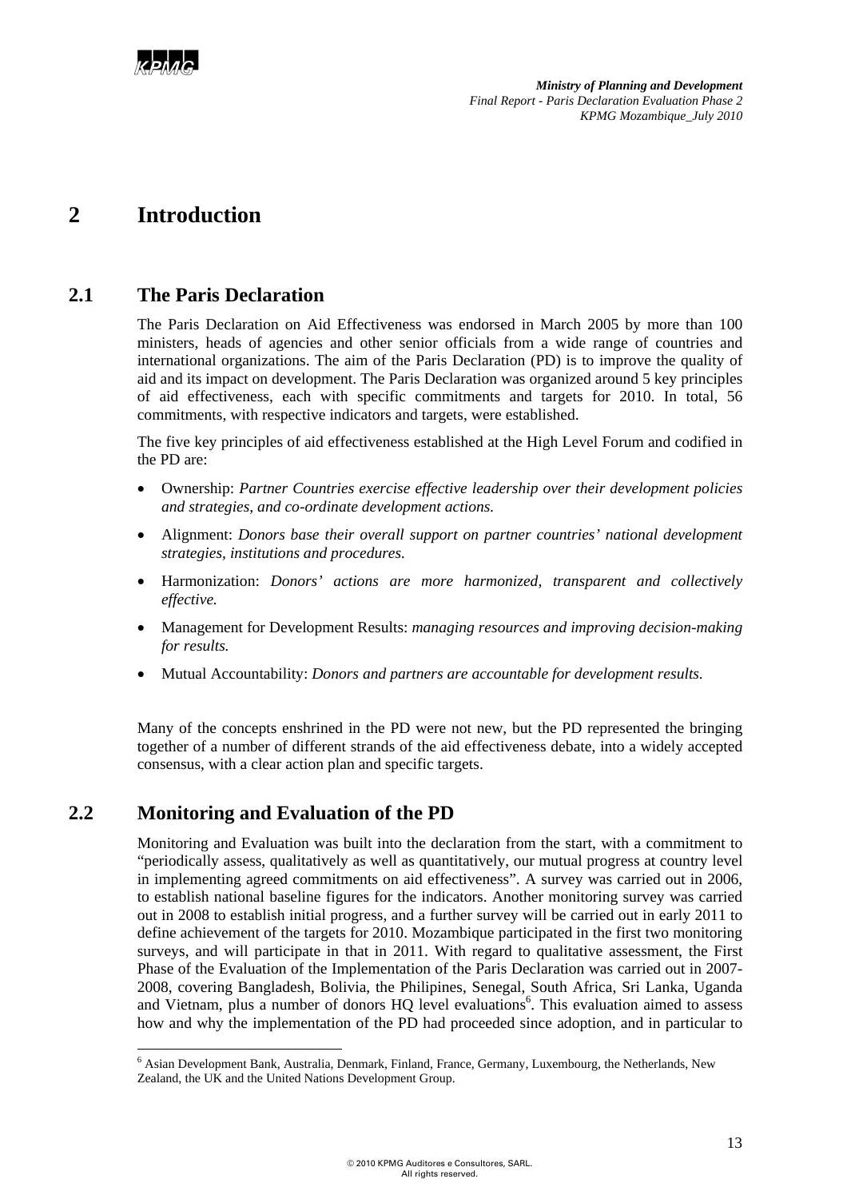# 2 Introduction

## 2.1 The Paris Declaration

The Paris Declaration on Aid Effectiveness was endorsed in March 2005 by more than 100 ministers, heads of agencies and other senior officials from a wide range of countries and international organizations. The aim of the Paris Declaration (PD) is to improve the quality of aid and its impact on development. The Paris Declaration was organized around 5 key principles of aid effectiveness, each with specific commitments and targets for 2010. In total, 56 commitments, with respective indicators and targets, were established.

The five key principles of aid effectiveness established at the High Level Forum and codified in the PD are:

- Ownership: *Partner Countries exercise effective leadership over their development policies and strategies, and co-ordinate development actions.*
- Alignment: *Donors base their overall support on partner countries' national development strategies, institutions and procedures.*
- Harmonization: *Donors' actions are more harmonized, transparent and collectively effective.*
- Management for Development Results: *managing resources and improving decision-making for results.*
- Mutual Accountability: *Donors and partners are accountable for development results.*

Many of the concepts enshrined in the PD were not new, but the PD represented the bringing together of a number of different strands of the aid effectiveness debate, into a widely accepted consensus, with a clear action plan and specific targets.

## 2.2 Monitoring and Evaluation of the PD

Monitoring and Evaluation was built into the declaration from the start, with a commitment to "periodically assess, qualitatively as well as quantitatively, our mutual progress at country level in implementing agreed commitments on aid effectiveness". A survey was carried out in 2006, to establish national baseline figures for the indicators. Another monitoring survey was carried out in 2008 to establish initial progress, and a further survey will be carried out in early 2011 to define achievement of the targets for 2010. Mozambique participated in the first two monitoring surveys, and will participate in that in 2011. With regard to qualitative assessment, the First Phase of the Evaluation of the Implementation of the Paris Declaration was carried out in 2007-2008, covering Bangladesh, Bolivia, the Philipines, Senegal, South Africa, Sri Lanka, Uganda and Vietnam, plus a number of donors HQ level evaluations[6]. This evaluation aimed to assess how and why the implementation of the PD had proceeded since adoption, and in particular to

[6] Asian Development Bank, Australia, Denmark, Finland, France, Germany, Luxembourg, the Netherlands, New Zealand, the UK and the United Nations Development Group.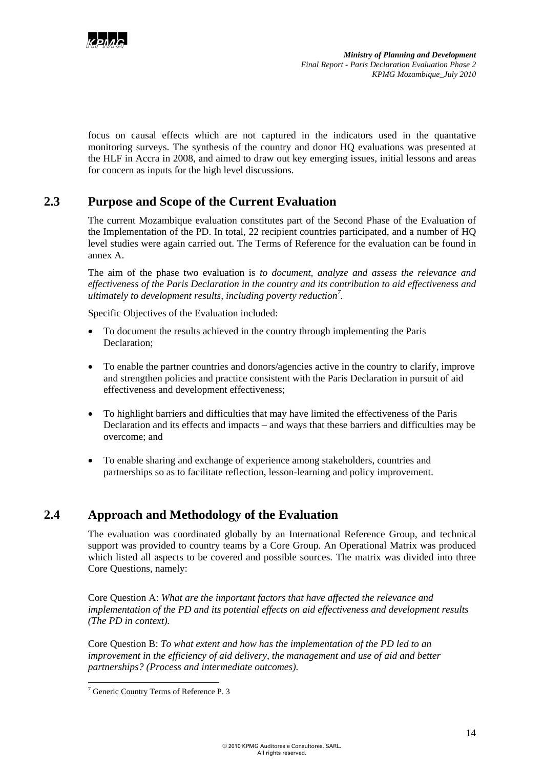focus on causal effects which are not captured in the indicators used in the quantative monitoring surveys. The synthesis of the country and donor HQ evaluations was presented at the HLF in Accra in 2008, and aimed to draw out key emerging issues, initial lessons and areas for concern as inputs for the high level discussions.

## 2.3 Purpose and Scope of the Current Evaluation

The current Mozambique evaluation constitutes part of the Second Phase of the Evaluation of the Implementation of the PD. In total, 22 recipient countries participated, and a number of HQ level studies were again carried out. The Terms of Reference for the evaluation can be found in annex A.

The aim of the phase two evaluation is *to document, analyze and assess the relevance and effectiveness of the Paris Declaration in the country and its contribution to aid effectiveness and ultimately to development results, including poverty reduction*[7].

Specific Objectives of the Evaluation included:

- To document the results achieved in the country through implementing the Paris Declaration;
- To enable the partner countries and donors/agencies active in the country to clarify, improve and strengthen policies and practice consistent with the Paris Declaration in pursuit of aid effectiveness and development effectiveness;
- To highlight barriers and difficulties that may have limited the effectiveness of the Paris Declaration and its effects and impacts – and ways that these barriers and difficulties may be overcome; and
- To enable sharing and exchange of experience among stakeholders, countries and partnerships so as to facilitate reflection, lesson-learning and policy improvement.

## 2.4 Approach and Methodology of the Evaluation

The evaluation was coordinated globally by an International Reference Group, and technical support was provided to country teams by a Core Group. An Operational Matrix was produced which listed all aspects to be covered and possible sources. The matrix was divided into three Core Questions, namely:

Core Question A: *What are the important factors that have affected the relevance and implementation of the PD and its potential effects on aid effectiveness and development results (The PD in context).*

Core Question B: *To what extent and how has the implementation of the PD led to an improvement in the efficiency of aid delivery, the management and use of aid and better partnerships? (Process and intermediate outcomes).*

[7] Generic Country Terms of Reference P. 3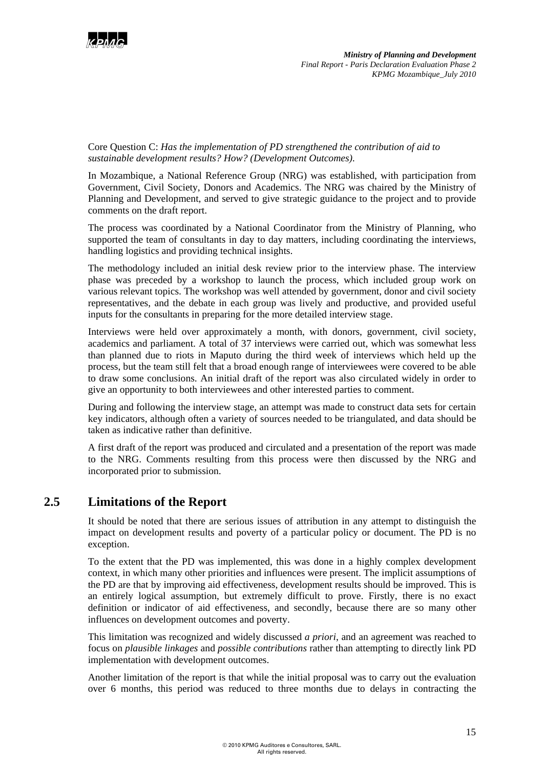Core Question C: *Has the implementation of PD strengthened the contribution of aid to sustainable development results? How? (Development Outcomes).*

In Mozambique, a National Reference Group (NRG) was established, with participation from Government, Civil Society, Donors and Academics. The NRG was chaired by the Ministry of Planning and Development, and served to give strategic guidance to the project and to provide comments on the draft report.

The process was coordinated by a National Coordinator from the Ministry of Planning, who supported the team of consultants in day to day matters, including coordinating the interviews, handling logistics and providing technical insights.

The methodology included an initial desk review prior to the interview phase. The interview phase was preceded by a workshop to launch the process, which included group work on various relevant topics. The workshop was well attended by government, donor and civil society representatives, and the debate in each group was lively and productive, and provided useful inputs for the consultants in preparing for the more detailed interview stage.

Interviews were held over approximately a month, with donors, government, civil society, academics and parliament. A total of 37 interviews were carried out, which was somewhat less than planned due to riots in Maputo during the third week of interviews which held up the process, but the team still felt that a broad enough range of interviewees were covered to be able to draw some conclusions. An initial draft of the report was also circulated widely in order to give an opportunity to both interviewees and other interested parties to comment.

During and following the interview stage, an attempt was made to construct data sets for certain key indicators, although often a variety of sources needed to be triangulated, and data should be taken as indicative rather than definitive.

A first draft of the report was produced and circulated and a presentation of the report was made to the NRG. Comments resulting from this process were then discussed by the NRG and incorporated prior to submission.

## 2.5 Limitations of the Report

It should be noted that there are serious issues of attribution in any attempt to distinguish the impact on development results and poverty of a particular policy or document. The PD is no exception.

To the extent that the PD was implemented, this was done in a highly complex development context, in which many other priorities and influences were present. The implicit assumptions of the PD are that by improving aid effectiveness, development results should be improved. This is an entirely logical assumption, but extremely difficult to prove. Firstly, there is no exact definition or indicator of aid effectiveness, and secondly, because there are so many other influences on development outcomes and poverty.

This limitation was recognized and widely discussed *a priori*, and an agreement was reached to focus on *plausible linkages* and *possible contributions* rather than attempting to directly link PD implementation with development outcomes.

Another limitation of the report is that while the initial proposal was to carry out the evaluation over 6 months, this period was reduced to three months due to delays in contracting the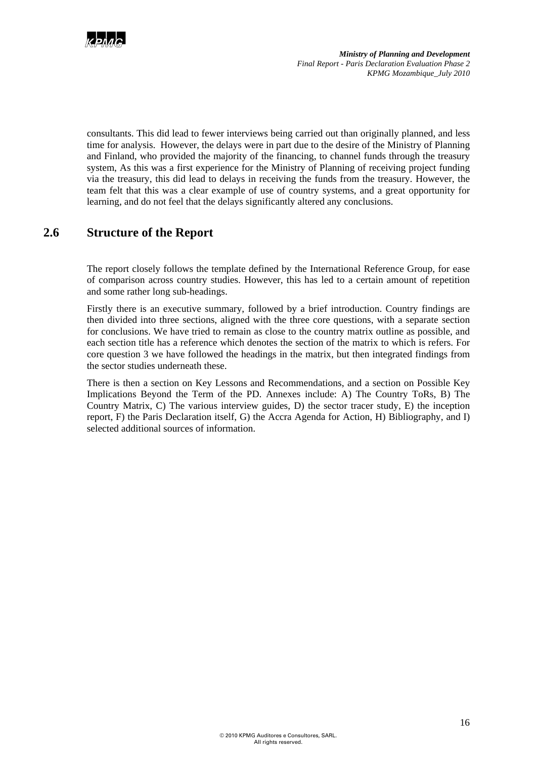consultants. This did lead to fewer interviews being carried out than originally planned, and less time for analysis. However, the delays were in part due to the desire of the Ministry of Planning and Finland, who provided the majority of the financing, to channel funds through the treasury system, As this was a first experience for the Ministry of Planning of receiving project funding via the treasury, this did lead to delays in receiving the funds from the treasury. However, the team felt that this was a clear example of use of country systems, and a great opportunity for learning, and do not feel that the delays significantly altered any conclusions.

## 2.6 Structure of the Report

The report closely follows the template defined by the International Reference Group, for ease of comparison across country studies. However, this has led to a certain amount of repetition and some rather long sub-headings.

Firstly there is an executive summary, followed by a brief introduction. Country findings are then divided into three sections, aligned with the three core questions, with a separate section for conclusions. We have tried to remain as close to the country matrix outline as possible, and each section title has a reference which denotes the section of the matrix to which is refers. For core question 3 we have followed the headings in the matrix, but then integrated findings from the sector studies underneath these.

There is then a section on Key Lessons and Recommendations, and a section on Possible Key Implications Beyond the Term of the PD. Annexes include: A) The Country ToRs, B) The Country Matrix, C) The various interview guides, D) the sector tracer study, E) the inception report, F) the Paris Declaration itself, G) the Accra Agenda for Action, H) Bibliography, and I) selected additional sources of information.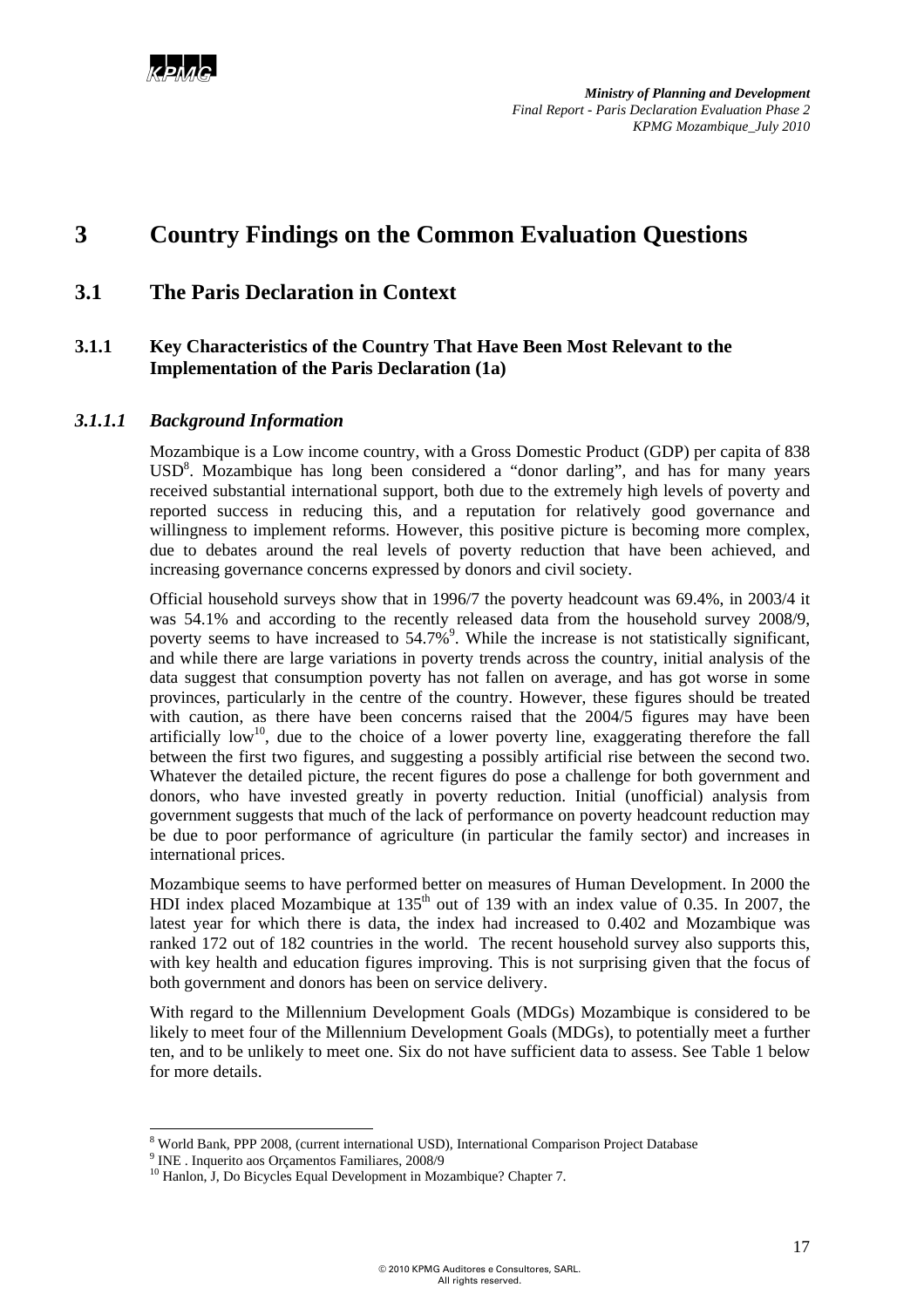# 3 Country Findings on the Common Evaluation Questions

## 3.1 The Paris Declaration in Context

### 3.1.1 Key Characteristics of the Country That Have Been Most Relevant to the Implementation of the Paris Declaration (1a)

#### *3.1.1.1 Background Information*

Mozambique is a Low income country, with a Gross Domestic Product (GDP) per capita of 838 USD[8]. Mozambique has long been considered a "donor darling", and has for many years received substantial international support, both due to the extremely high levels of poverty and reported success in reducing this, and a reputation for relatively good governance and willingness to implement reforms. However, this positive picture is becoming more complex, due to debates around the real levels of poverty reduction that have been achieved, and increasing governance concerns expressed by donors and civil society.

Official household surveys show that in 1996/7 the poverty headcount was 69.4%, in 2003/4 it was 54.1% and according to the recently released data from the household survey 2008/9, poverty seems to have increased to 54.7%[9]. While the increase is not statistically significant, and while there are large variations in poverty trends across the country, initial analysis of the data suggest that consumption poverty has not fallen on average, and has got worse in some provinces, particularly in the centre of the country. However, these figures should be treated with caution, as there have been concerns raised that the 2004/5 figures may have been artificially low[10], due to the choice of a lower poverty line, exaggerating therefore the fall between the first two figures, and suggesting a possibly artificial rise between the second two. Whatever the detailed picture, the recent figures do pose a challenge for both government and donors, who have invested greatly in poverty reduction. Initial (unofficial) analysis from government suggests that much of the lack of performance on poverty headcount reduction may be due to poor performance of agriculture (in particular the family sector) and increases in international prices.

Mozambique seems to have performed better on measures of Human Development. In 2000 the HDI index placed Mozambique at 135[th] out of 139 with an index value of 0.35. In 2007, the latest year for which there is data, the index had increased to 0.402 and Mozambique was ranked 172 out of 182 countries in the world. The recent household survey also supports this, with key health and education figures improving. This is not surprising given that the focus of both government and donors has been on service delivery.

With regard to the Millennium Development Goals (MDGs) Mozambique is considered to be likely to meet four of the Millennium Development Goals (MDGs), to potentially meet a further ten, and to be unlikely to meet one. Six do not have sufficient data to assess. See Table 1 below for more details.

---

[8] World Bank, PPP 2008, (current international USD), International Comparison Project Database

[9] INE . Inquerito aos Orçamentos Familiares, 2008/9

[10] Hanlon, J, Do Bicycles Equal Development in Mozambique? Chapter 7.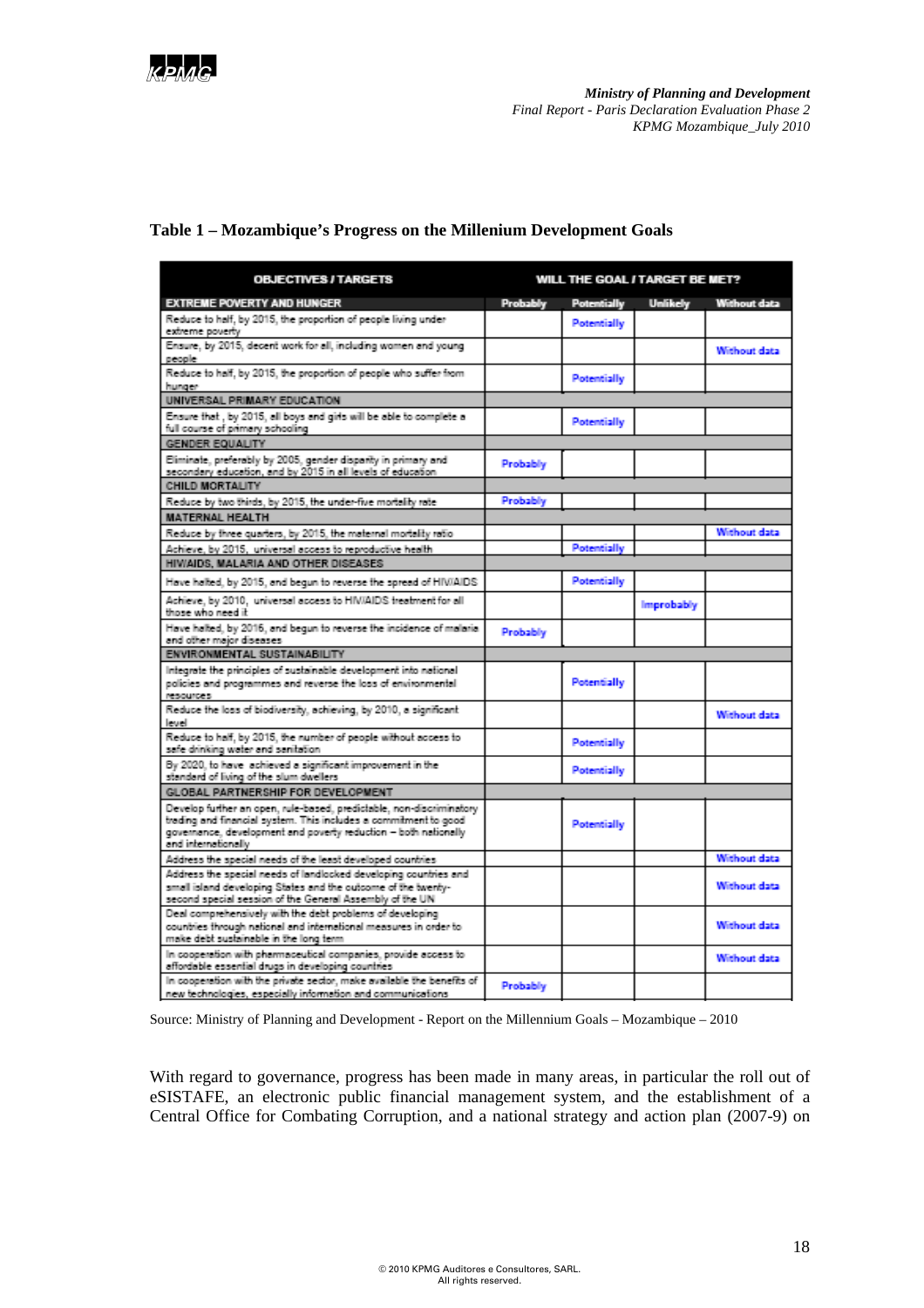## Table 1 – Mozambique's Progress on the Millenium Development Goals

| OBJECTIVES / TARGETS | WILL THE GOAL / TARGET BE MET? | | | |
|---|---|---|---|---|
| **EXTREME POVERTY AND HUNGER** | **Probably** | **Potentially** | **Unlikely** | **Without data** |
| Reduce to half, by 2015, the proportion of people living under extreme poverty | | Potentially | | |
| Ensure, by 2015, decent work for all, including women and young people | | | | Without data |
| Reduce to half, by 2015, the proportion of people who suffer from hunger | | Potentially | | |
| **UNIVERSAL PRIMARY EDUCATION** | | | | |
| Ensure that , by 2015, all boys and girls will be able to complete a full course of primary schooling | | Potentially | | |
| **GENDER EQUALITY** | | | | |
| Eliminate, preferably by 2005, gender disparity in primary and secondary education, and by 2015 in all levels of education | Probably | | | |
| **CHILD MORTALITY** | | | | |
| Reduce by two thirds, by 2015, the under-five mortality rate | Probably | | | |
| **MATERNAL HEALTH** | | | | |
| Reduce by three quarters, by 2015, the maternal mortality ratio | | | | Without data |
| Achieve, by 2015, universal access to reproductive health | | Potentially | | |
| **HIV/AIDS, MALARIA AND OTHER DISEASES** | | | | |
| Have halted, by 2015, and begun to reverse the spread of HIV/AIDS | | Potentially | | |
| Achieve, by 2010, universal access to HIV/AIDS treatment for all those who need it | | | Improbably | |
| Have halted, by 2015, and begun to reverse the incidence of malaria and other major diseases | Probably | | | |
| **ENVIRONMENTAL SUSTAINABILITY** | | | | |
| Integrate the principles of sustainable development into national policies and programmes and reverse the loss of environmental resources | | Potentially | | |
| Reduce the loss of biodiversity, achieving, by 2010, a significant level | | | | Without data |
| Reduce to half, by 2015, the number of people without access to safe drinking water and sanitation | | Potentially | | |
| By 2020, to have achieved a significant improvement in the standard of living of the slum dwellers | | Potentially | | |
| **GLOBAL PARTNERSHIP FOR DEVELOPMENT** | | | | |
| Develop further an open, rule-based, predictable, non-discriminatory trading and financial system. This includes a commitment to good governance, development and poverty reduction – both nationally and internationally | | Potentially | | |
| Address the special needs of the least developed countries | | | | Without data |
| Address the special needs of landlocked developing countries and small island developing States and the outcome of the twenty-second special session of the General Assembly of the UN | | | | Without data |
| Deal comprehensively with the debt problems of developing countries through national and international measures in order to make debt sustainable in the long term | | | | Without data |
| In cooperation with pharmaceutical companies, provide access to affordable essential drugs in developing countries | | | | Without data |
| In cooperation with the private sector, make available the benefits of new technologies, especially information and communications | Probably | | | |

Source: Ministry of Planning and Development - Report on the Millennium Goals – Mozambique – 2010

With regard to governance, progress has been made in many areas, in particular the roll out of eSISTAFE, an electronic public financial management system, and the establishment of a Central Office for Combating Corruption, and a national strategy and action plan (2007-9) on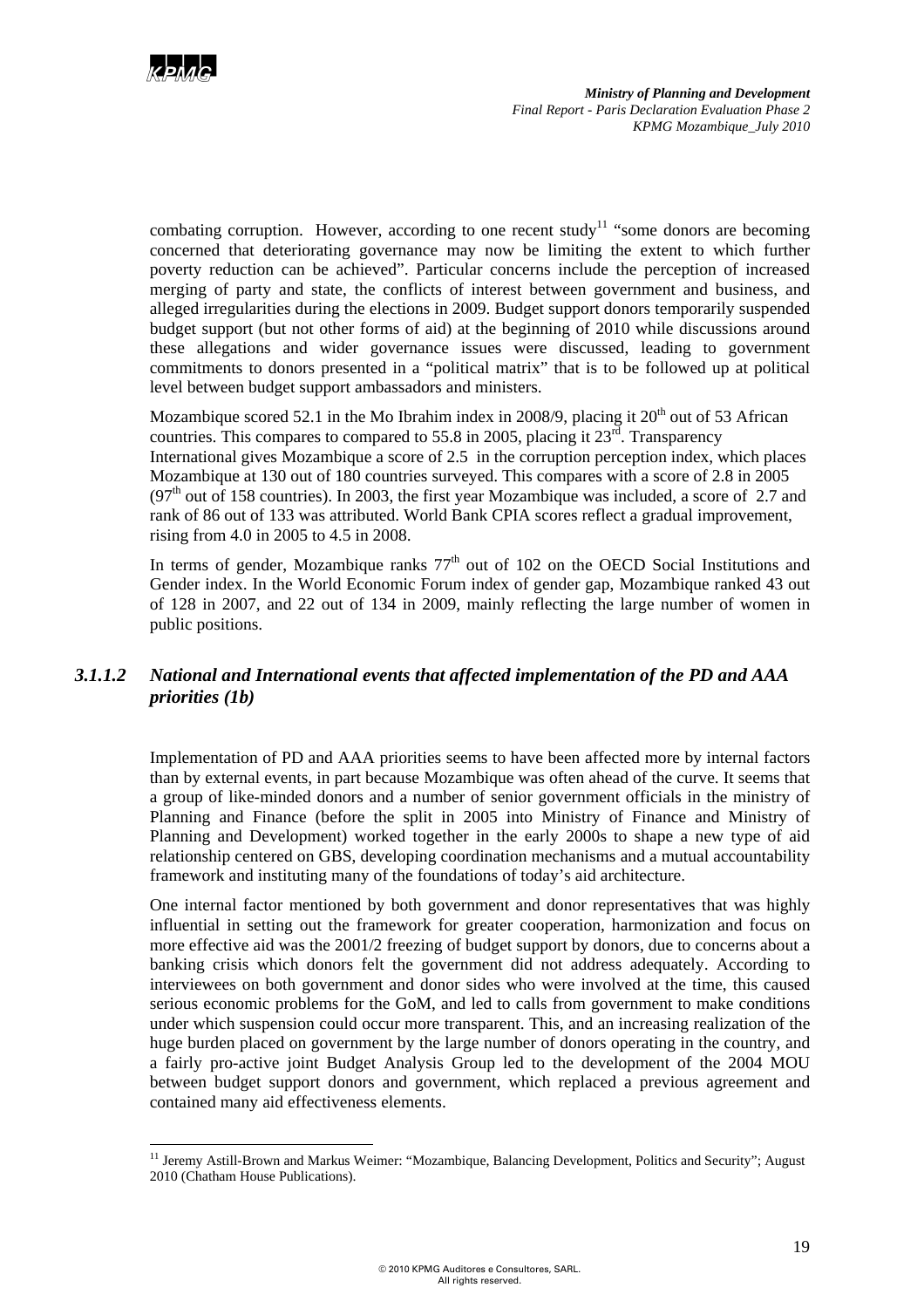combating corruption. However, according to one recent study[11] "some donors are becoming concerned that deteriorating governance may now be limiting the extent to which further poverty reduction can be achieved". Particular concerns include the perception of increased merging of party and state, the conflicts of interest between government and business, and alleged irregularities during the elections in 2009. Budget support donors temporarily suspended budget support (but not other forms of aid) at the beginning of 2010 while discussions around these allegations and wider governance issues were discussed, leading to government commitments to donors presented in a "political matrix" that is to be followed up at political level between budget support ambassadors and ministers.

Mozambique scored 52.1 in the Mo Ibrahim index in 2008/9, placing it 20th out of 53 African countries. This compares to compared to 55.8 in 2005, placing it 23rd. Transparency International gives Mozambique a score of 2.5 in the corruption perception index, which places Mozambique at 130 out of 180 countries surveyed. This compares with a score of 2.8 in 2005 (97th out of 158 countries). In 2003, the first year Mozambique was included, a score of 2.7 and rank of 86 out of 133 was attributed. World Bank CPIA scores reflect a gradual improvement, rising from 4.0 in 2005 to 4.5 in 2008.

In terms of gender, Mozambique ranks 77th out of 102 on the OECD Social Institutions and Gender index. In the World Economic Forum index of gender gap, Mozambique ranked 43 out of 128 in 2007, and 22 out of 134 in 2009, mainly reflecting the large number of women in public positions.

#### *3.1.1.2 National and International events that affected implementation of the PD and AAA priorities (1b)*

Implementation of PD and AAA priorities seems to have been affected more by internal factors than by external events, in part because Mozambique was often ahead of the curve. It seems that a group of like-minded donors and a number of senior government officials in the ministry of Planning and Finance (before the split in 2005 into Ministry of Finance and Ministry of Planning and Development) worked together in the early 2000s to shape a new type of aid relationship centered on GBS, developing coordination mechanisms and a mutual accountability framework and instituting many of the foundations of today's aid architecture.

One internal factor mentioned by both government and donor representatives that was highly influential in setting out the framework for greater cooperation, harmonization and focus on more effective aid was the 2001/2 freezing of budget support by donors, due to concerns about a banking crisis which donors felt the government did not address adequately. According to interviewees on both government and donor sides who were involved at the time, this caused serious economic problems for the GoM, and led to calls from government to make conditions under which suspension could occur more transparent. This, and an increasing realization of the huge burden placed on government by the large number of donors operating in the country, and a fairly pro-active joint Budget Analysis Group led to the development of the 2004 MOU between budget support donors and government, which replaced a previous agreement and contained many aid effectiveness elements.

[11] Jeremy Astill-Brown and Markus Weimer: "Mozambique, Balancing Development, Politics and Security"; August 2010 (Chatham House Publications).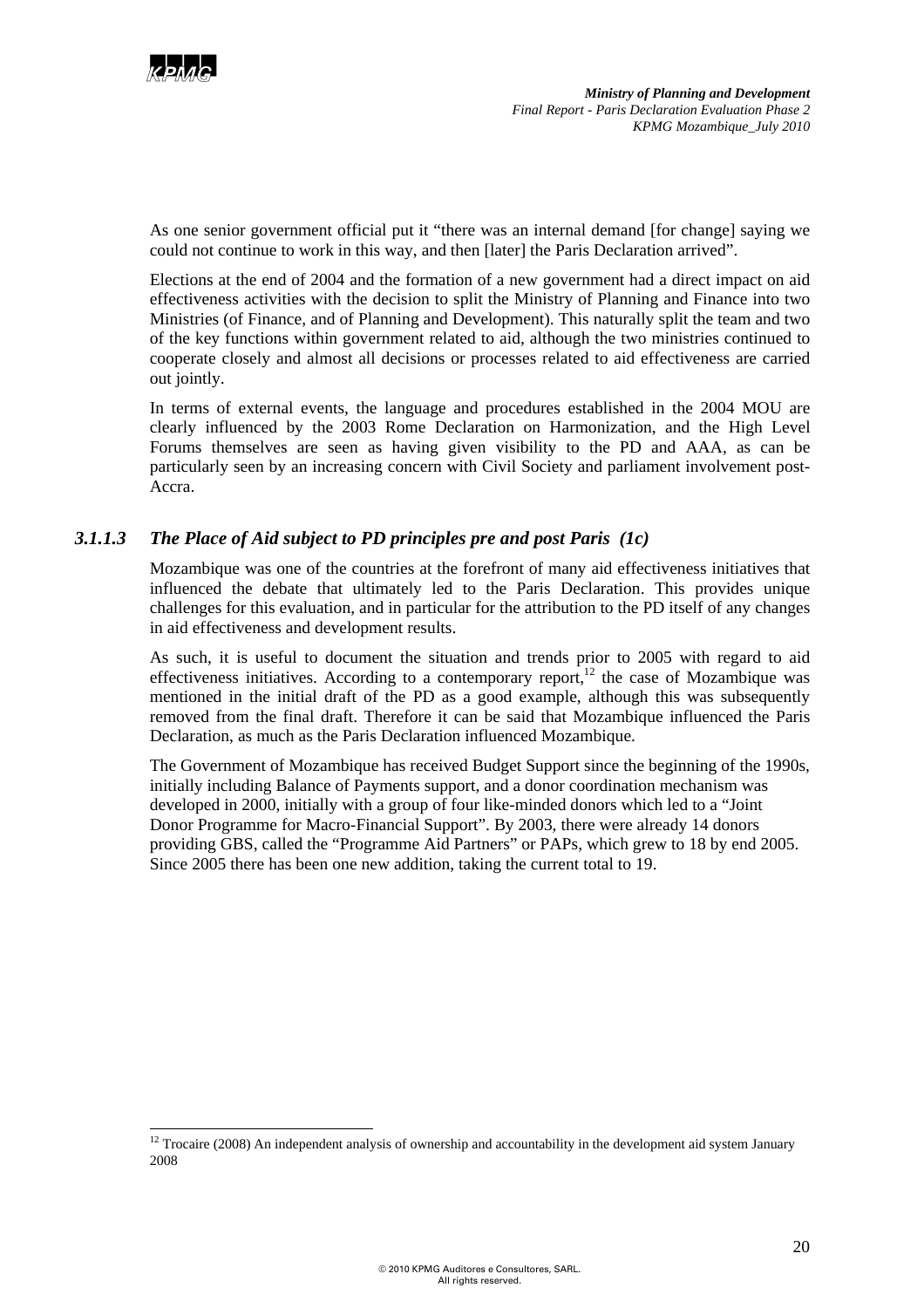As one senior government official put it "there was an internal demand [for change] saying we could not continue to work in this way, and then [later] the Paris Declaration arrived".

Elections at the end of 2004 and the formation of a new government had a direct impact on aid effectiveness activities with the decision to split the Ministry of Planning and Finance into two Ministries (of Finance, and of Planning and Development). This naturally split the team and two of the key functions within government related to aid, although the two ministries continued to cooperate closely and almost all decisions or processes related to aid effectiveness are carried out jointly.

In terms of external events, the language and procedures established in the 2004 MOU are clearly influenced by the 2003 Rome Declaration on Harmonization, and the High Level Forums themselves are seen as having given visibility to the PD and AAA, as can be particularly seen by an increasing concern with Civil Society and parliament involvement post-Accra.

#### *3.1.1.3 The Place of Aid subject to PD principles pre and post Paris (1c)*

Mozambique was one of the countries at the forefront of many aid effectiveness initiatives that influenced the debate that ultimately led to the Paris Declaration. This provides unique challenges for this evaluation, and in particular for the attribution to the PD itself of any changes in aid effectiveness and development results.

As such, it is useful to document the situation and trends prior to 2005 with regard to aid effectiveness initiatives. According to a contemporary report,[12] the case of Mozambique was mentioned in the initial draft of the PD as a good example, although this was subsequently removed from the final draft. Therefore it can be said that Mozambique influenced the Paris Declaration, as much as the Paris Declaration influenced Mozambique.

The Government of Mozambique has received Budget Support since the beginning of the 1990s, initially including Balance of Payments support, and a donor coordination mechanism was developed in 2000, initially with a group of four like-minded donors which led to a "Joint Donor Programme for Macro-Financial Support". By 2003, there were already 14 donors providing GBS, called the "Programme Aid Partners" or PAPs, which grew to 18 by end 2005. Since 2005 there has been one new addition, taking the current total to 19.

---

[12] Trocaire (2008) An independent analysis of ownership and accountability in the development aid system January 2008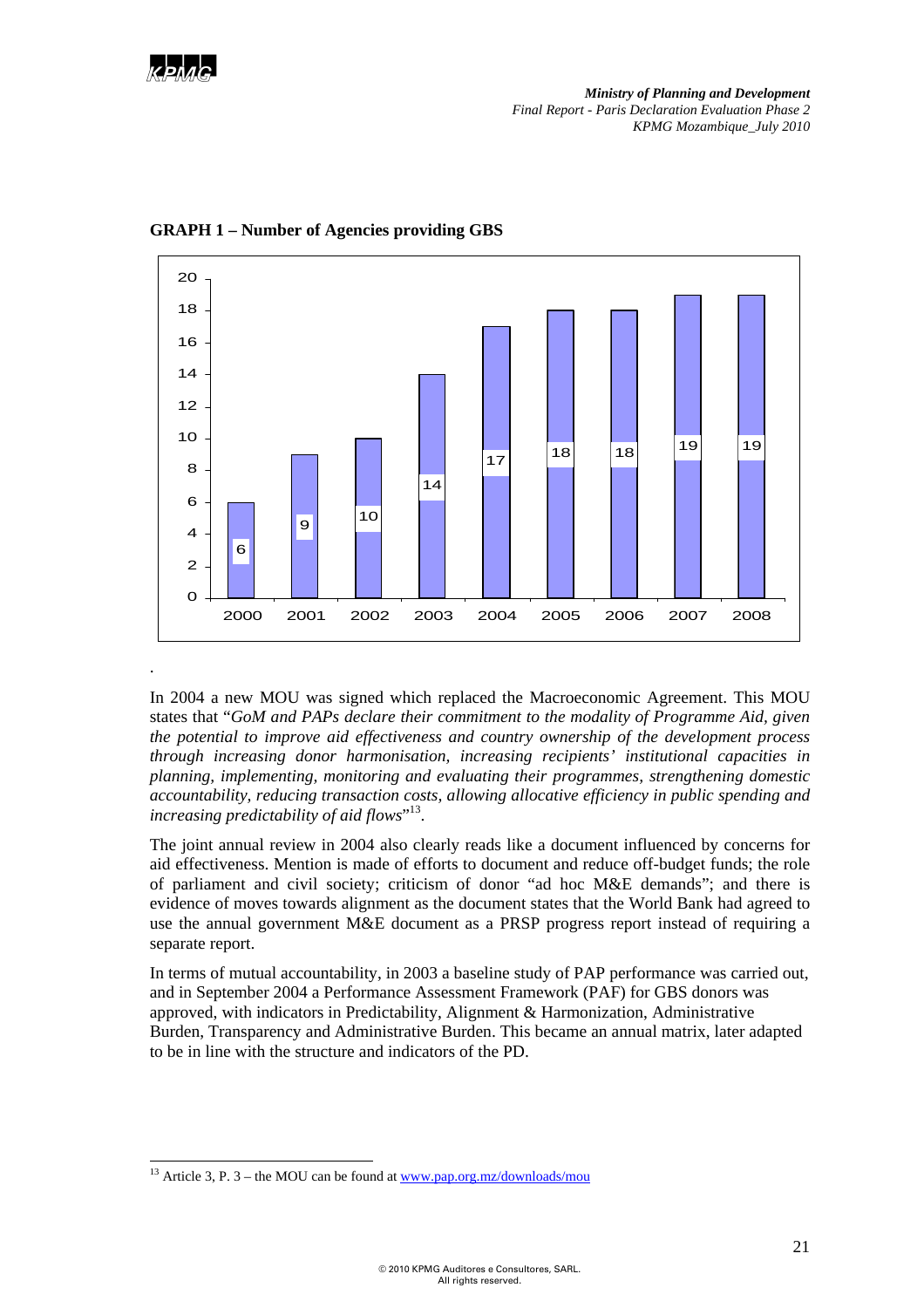**GRAPH 1 – Number of Agencies providing GBS**

20
18
16
14
12
10
8
6
4
2
0

6 9 10 14 17 18 18 19 19

2000 2001 2002 2003 2004 2005 2006 2007 2008

.

In 2004 a new MOU was signed which replaced the Macroeconomic Agreement. This MOU states that "*GoM and PAPs declare their commitment to the modality of Programme Aid, given the potential to improve aid effectiveness and country ownership of the development process through increasing donor harmonisation, increasing recipients' institutional capacities in planning, implementing, monitoring and evaluating their programmes, strengthening domestic accountability, reducing transaction costs, allowing allocative efficiency in public spending and increasing predictability of aid flows*"[13].

The joint annual review in 2004 also clearly reads like a document influenced by concerns for aid effectiveness. Mention is made of efforts to document and reduce off-budget funds; the role of parliament and civil society; criticism of donor "ad hoc M&E demands"; and there is evidence of moves towards alignment as the document states that the World Bank had agreed to use the annual government M&E document as a PRSP progress report instead of requiring a separate report.

In terms of mutual accountability, in 2003 a baseline study of PAP performance was carried out, and in September 2004 a Performance Assessment Framework (PAF) for GBS donors was approved, with indicators in Predictability, Alignment & Harmonization, Administrative Burden, Transparency and Administrative Burden. This became an annual matrix, later adapted to be in line with the structure and indicators of the PD.

[13] Article 3, P. 3 – the MOU can be found at www.pap.org.mz/downloads/mou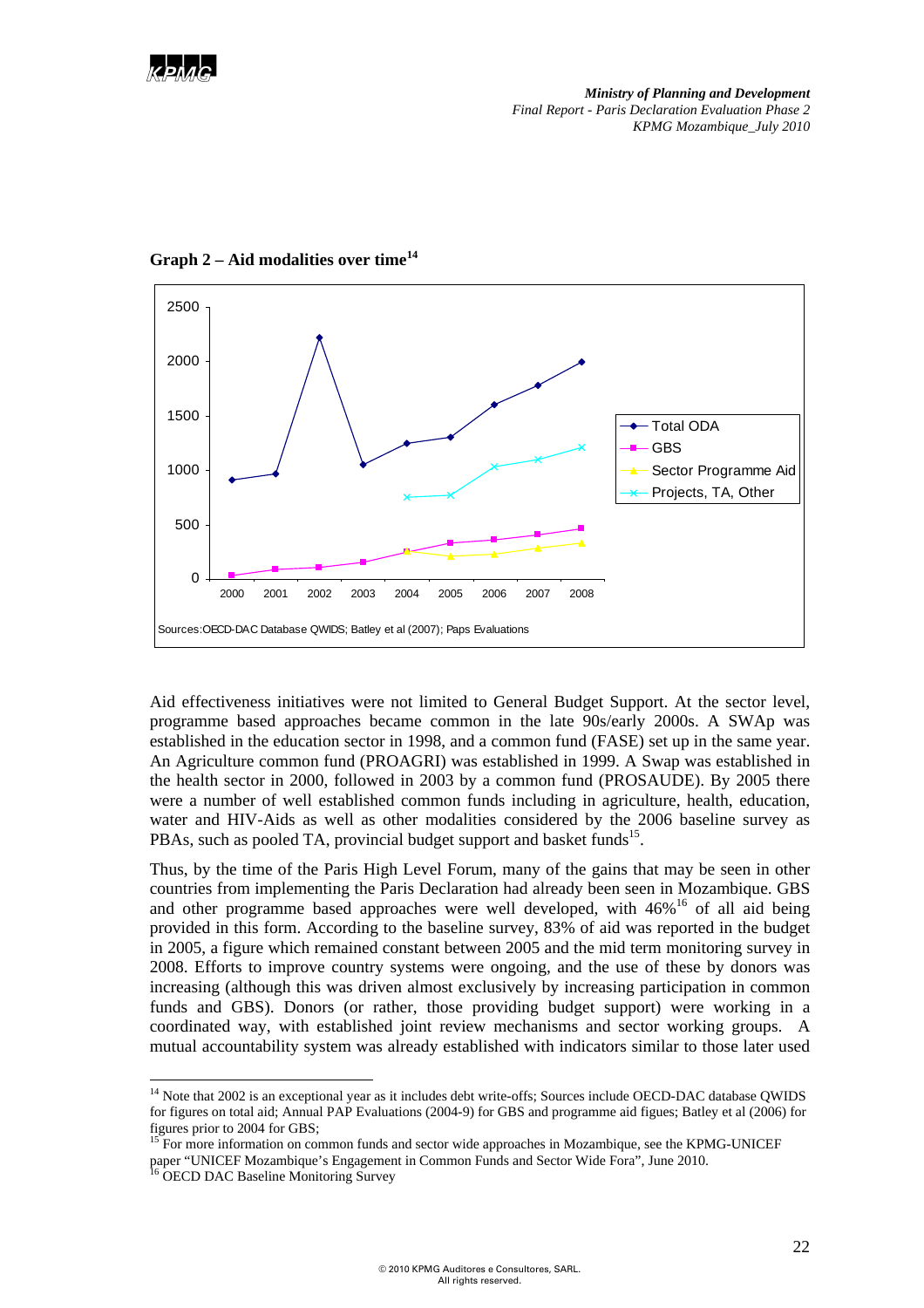**Graph 2 – Aid modalities over time**[14]

2500
2000
1500
1000
500
0

2000 2001 2002 2003 2004 2005 2006 2007 2008

Total ODA
GBS
Sector Programme Aid
Projects, TA, Other

Sources:OECD-DAC Database QWIDS; Batley et al (2007); Paps Evaluations

Aid effectiveness initiatives were not limited to General Budget Support. At the sector level, programme based approaches became common in the late 90s/early 2000s. A SWAp was established in the education sector in 1998, and a common fund (FASE) set up in the same year. An Agriculture common fund (PROAGRI) was established in 1999. A Swap was established in the health sector in 2000, followed in 2003 by a common fund (PROSAUDE). By 2005 there were a number of well established common funds including in agriculture, health, education, water and HIV-Aids as well as other modalities considered by the 2006 baseline survey as PBAs, such as pooled TA, provincial budget support and basket funds[15].

Thus, by the time of the Paris High Level Forum, many of the gains that may be seen in other countries from implementing the Paris Declaration had already been seen in Mozambique. GBS and other programme based approaches were well developed, with 46%[16] of all aid being provided in this form. According to the baseline survey, 83% of aid was reported in the budget in 2005, a figure which remained constant between 2005 and the mid term monitoring survey in 2008. Efforts to improve country systems were ongoing, and the use of these by donors was increasing (although this was driven almost exclusively by increasing participation in common funds and GBS). Donors (or rather, those providing budget support) were working in a coordinated way, with established joint review mechanisms and sector working groups. A mutual accountability system was already established with indicators similar to those later used

---

[14] Note that 2002 is an exceptional year as it includes debt write-offs; Sources include OECD-DAC database QWIDS for figures on total aid; Annual PAP Evaluations (2004-9) for GBS and programme aid figues; Batley et al (2006) for figures prior to 2004 for GBS;

[15] For more information on common funds and sector wide approaches in Mozambique, see the KPMG-UNICEF paper "UNICEF Mozambique's Engagement in Common Funds and Sector Wide Fora", June 2010.

[16] OECD DAC Baseline Monitoring Survey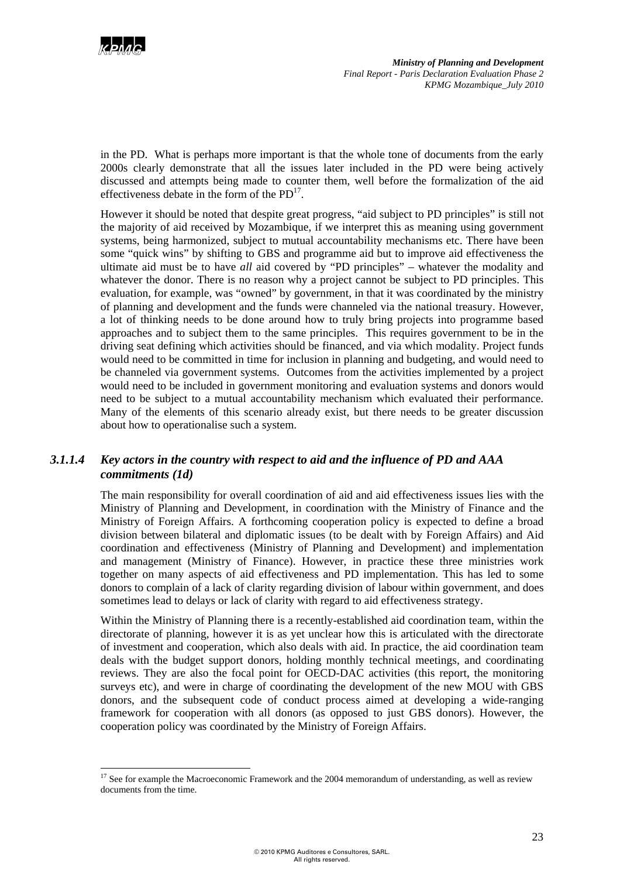in the PD. What is perhaps more important is that the whole tone of documents from the early 2000s clearly demonstrate that all the issues later included in the PD were being actively discussed and attempts being made to counter them, well before the formalization of the aid effectiveness debate in the form of the PD[17].

However it should be noted that despite great progress, "aid subject to PD principles" is still not the majority of aid received by Mozambique, if we interpret this as meaning using government systems, being harmonized, subject to mutual accountability mechanisms etc. There have been some "quick wins" by shifting to GBS and programme aid but to improve aid effectiveness the ultimate aid must be to have *all* aid covered by "PD principles" – whatever the modality and whatever the donor. There is no reason why a project cannot be subject to PD principles. This evaluation, for example, was "owned" by government, in that it was coordinated by the ministry of planning and development and the funds were channeled via the national treasury. However, a lot of thinking needs to be done around how to truly bring projects into programme based approaches and to subject them to the same principles. This requires government to be in the driving seat defining which activities should be financed, and via which modality. Project funds would need to be committed in time for inclusion in planning and budgeting, and would need to be channeled via government systems. Outcomes from the activities implemented by a project would need to be included in government monitoring and evaluation systems and donors would need to be subject to a mutual accountability mechanism which evaluated their performance. Many of the elements of this scenario already exist, but there needs to be greater discussion about how to operationalise such a system.

#### *3.1.1.4 Key actors in the country with respect to aid and the influence of PD and AAA commitments (1d)*

The main responsibility for overall coordination of aid and aid effectiveness issues lies with the Ministry of Planning and Development, in coordination with the Ministry of Finance and the Ministry of Foreign Affairs. A forthcoming cooperation policy is expected to define a broad division between bilateral and diplomatic issues (to be dealt with by Foreign Affairs) and Aid coordination and effectiveness (Ministry of Planning and Development) and implementation and management (Ministry of Finance). However, in practice these three ministries work together on many aspects of aid effectiveness and PD implementation. This has led to some donors to complain of a lack of clarity regarding division of labour within government, and does sometimes lead to delays or lack of clarity with regard to aid effectiveness strategy.

Within the Ministry of Planning there is a recently-established aid coordination team, within the directorate of planning, however it is as yet unclear how this is articulated with the directorate of investment and cooperation, which also deals with aid. In practice, the aid coordination team deals with the budget support donors, holding monthly technical meetings, and coordinating reviews. They are also the focal point for OECD-DAC activities (this report, the monitoring surveys etc), and were in charge of coordinating the development of the new MOU with GBS donors, and the subsequent code of conduct process aimed at developing a wide-ranging framework for cooperation with all donors (as opposed to just GBS donors). However, the cooperation policy was coordinated by the Ministry of Foreign Affairs.

[17] See for example the Macroeconomic Framework and the 2004 memorandum of understanding, as well as review documents from the time.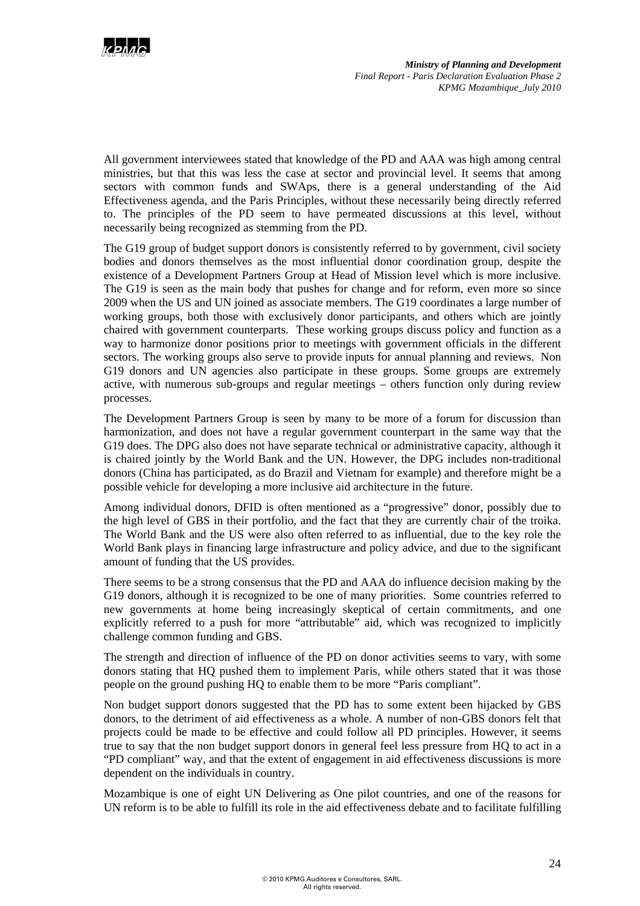All government interviewees stated that knowledge of the PD and AAA was high among central ministries, but that this was less the case at sector and provincial level. It seems that among sectors with common funds and SWAps, there is a general understanding of the Aid Effectiveness agenda, and the Paris Principles, without these necessarily being directly referred to. The principles of the PD seem to have permeated discussions at this level, without necessarily being recognized as stemming from the PD.

The G19 group of budget support donors is consistently referred to by government, civil society bodies and donors themselves as the most influential donor coordination group, despite the existence of a Development Partners Group at Head of Mission level which is more inclusive. The G19 is seen as the main body that pushes for change and for reform, even more so since 2009 when the US and UN joined as associate members. The G19 coordinates a large number of working groups, both those with exclusively donor participants, and others which are jointly chaired with government counterparts. These working groups discuss policy and function as a way to harmonize donor positions prior to meetings with government officials in the different sectors. The working groups also serve to provide inputs for annual planning and reviews. Non G19 donors and UN agencies also participate in these groups. Some groups are extremely active, with numerous sub-groups and regular meetings – others function only during review processes.

The Development Partners Group is seen by many to be more of a forum for discussion than harmonization, and does not have a regular government counterpart in the same way that the G19 does. The DPG also does not have separate technical or administrative capacity, although it is chaired jointly by the World Bank and the UN. However, the DPG includes non-traditional donors (China has participated, as do Brazil and Vietnam for example) and therefore might be a possible vehicle for developing a more inclusive aid architecture in the future.

Among individual donors, DFID is often mentioned as a "progressive" donor, possibly due to the high level of GBS in their portfolio, and the fact that they are currently chair of the troika. The World Bank and the US were also often referred to as influential, due to the key role the World Bank plays in financing large infrastructure and policy advice, and due to the significant amount of funding that the US provides.

There seems to be a strong consensus that the PD and AAA do influence decision making by the G19 donors, although it is recognized to be one of many priorities. Some countries referred to new governments at home being increasingly skeptical of certain commitments, and one explicitly referred to a push for more "attributable" aid, which was recognized to implicitly challenge common funding and GBS.

The strength and direction of influence of the PD on donor activities seems to vary, with some donors stating that HQ pushed them to implement Paris, while others stated that it was those people on the ground pushing HQ to enable them to be more "Paris compliant".

Non budget support donors suggested that the PD has to some extent been hijacked by GBS donors, to the detriment of aid effectiveness as a whole. A number of non-GBS donors felt that projects could be made to be effective and could follow all PD principles. However, it seems true to say that the non budget support donors in general feel less pressure from HQ to act in a "PD compliant" way, and that the extent of engagement in aid effectiveness discussions is more dependent on the individuals in country.

Mozambique is one of eight UN Delivering as One pilot countries, and one of the reasons for UN reform is to be able to fulfill its role in the aid effectiveness debate and to facilitate fulfilling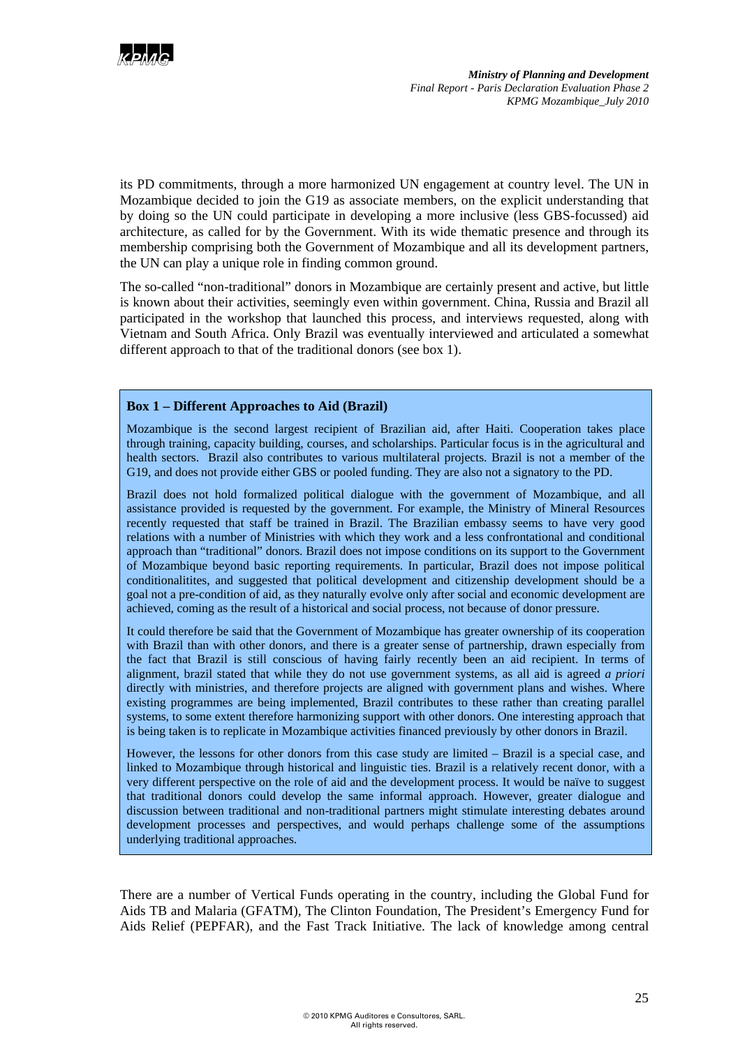its PD commitments, through a more harmonized UN engagement at country level. The UN in Mozambique decided to join the G19 as associate members, on the explicit understanding that by doing so the UN could participate in developing a more inclusive (less GBS-focussed) aid architecture, as called for by the Government. With its wide thematic presence and through its membership comprising both the Government of Mozambique and all its development partners, the UN can play a unique role in finding common ground.

The so-called "non-traditional" donors in Mozambique are certainly present and active, but little is known about their activities, seemingly even within government. China, Russia and Brazil all participated in the workshop that launched this process, and interviews requested, along with Vietnam and South Africa. Only Brazil was eventually interviewed and articulated a somewhat different approach to that of the traditional donors (see box 1).

> **Box 1 – Different Approaches to Aid (Brazil)**
>
> Mozambique is the second largest recipient of Brazilian aid, after Haiti. Cooperation takes place through training, capacity building, courses, and scholarships. Particular focus is in the agricultural and health sectors. Brazil also contributes to various multilateral projects. Brazil is not a member of the G19, and does not provide either GBS or pooled funding. They are also not a signatory to the PD.
>
> Brazil does not hold formalized political dialogue with the government of Mozambique, and all assistance provided is requested by the government. For example, the Ministry of Mineral Resources recently requested that staff be trained in Brazil. The Brazilian embassy seems to have very good relations with a number of Ministries with which they work and a less confrontational and conditional approach than "traditional" donors. Brazil does not impose conditions on its support to the Government of Mozambique beyond basic reporting requirements. In particular, Brazil does not impose political conditionalitites, and suggested that political development and citizenship development should be a goal not a pre-condition of aid, as they naturally evolve only after social and economic development are achieved, coming as the result of a historical and social process, not because of donor pressure.
>
> It could therefore be said that the Government of Mozambique has greater ownership of its cooperation with Brazil than with other donors, and there is a greater sense of partnership, drawn especially from the fact that Brazil is still conscious of having fairly recently been an aid recipient. In terms of alignment, brazil stated that while they do not use government systems, as all aid is agreed *a priori* directly with ministries, and therefore projects are aligned with government plans and wishes. Where existing programmes are being implemented, Brazil contributes to these rather than creating parallel systems, to some extent therefore harmonizing support with other donors. One interesting approach that is being taken is to replicate in Mozambique activities financed previously by other donors in Brazil.
>
> However, the lessons for other donors from this case study are limited – Brazil is a special case, and linked to Mozambique through historical and linguistic ties. Brazil is a relatively recent donor, with a very different perspective on the role of aid and the development process. It would be naïve to suggest that traditional donors could develop the same informal approach. However, greater dialogue and discussion between traditional and non-traditional partners might stimulate interesting debates around development processes and perspectives, and would perhaps challenge some of the assumptions underlying traditional approaches.

There are a number of Vertical Funds operating in the country, including the Global Fund for Aids TB and Malaria (GFATM), The Clinton Foundation, The President's Emergency Fund for Aids Relief (PEPFAR), and the Fast Track Initiative. The lack of knowledge among central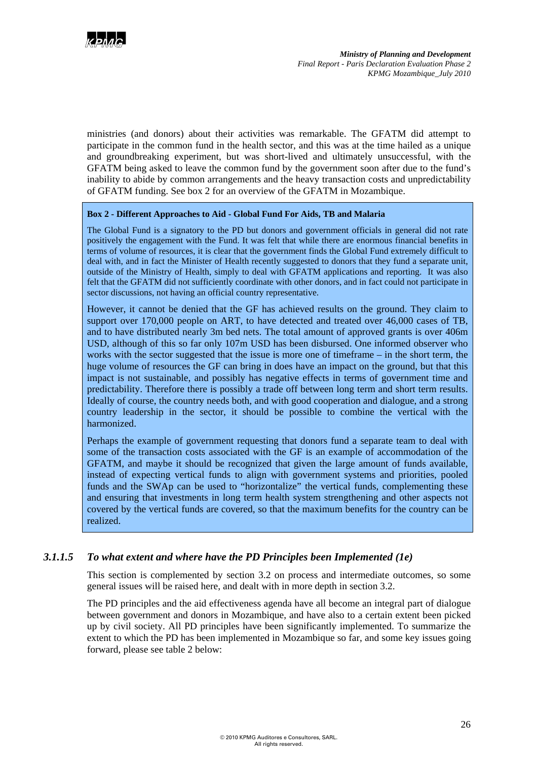ministries (and donors) about their activities was remarkable. The GFATM did attempt to participate in the common fund in the health sector, and this was at the time hailed as a unique and groundbreaking experiment, but was short-lived and ultimately unsuccessful, with the GFATM being asked to leave the common fund by the government soon after due to the fund's inability to abide by common arrangements and the heavy transaction costs and unpredictability of GFATM funding. See box 2 for an overview of the GFATM in Mozambique.

> **Box 2 - Different Approaches to Aid - Global Fund For Aids, TB and Malaria**
>
> The Global Fund is a signatory to the PD but donors and government officials in general did not rate positively the engagement with the Fund. It was felt that while there are enormous financial benefits in terms of volume of resources, it is clear that the government finds the Global Fund extremely difficult to deal with, and in fact the Minister of Health recently suggested to donors that they fund a separate unit, outside of the Ministry of Health, simply to deal with GFATM applications and reporting. It was also felt that the GFATM did not sufficiently coordinate with other donors, and in fact could not participate in sector discussions, not having an official country representative.
>
> However, it cannot be denied that the GF has achieved results on the ground. They claim to support over 170,000 people on ART, to have detected and treated over 46,000 cases of TB, and to have distributed nearly 3m bed nets. The total amount of approved grants is over 406m USD, although of this so far only 107m USD has been disbursed. One informed observer who works with the sector suggested that the issue is more one of timeframe – in the short term, the huge volume of resources the GF can bring in does have an impact on the ground, but that this impact is not sustainable, and possibly has negative effects in terms of government time and predictability. Therefore there is possibly a trade off between long term and short term results. Ideally of course, the country needs both, and with good cooperation and dialogue, and a strong country leadership in the sector, it should be possible to combine the vertical with the harmonized.
>
> Perhaps the example of government requesting that donors fund a separate team to deal with some of the transaction costs associated with the GF is an example of accommodation of the GFATM, and maybe it should be recognized that given the large amount of funds available, instead of expecting vertical funds to align with government systems and priorities, pooled funds and the SWAp can be used to "horizontalize" the vertical funds, complementing these and ensuring that investments in long term health system strengthening and other aspects not covered by the vertical funds are covered, so that the maximum benefits for the country can be realized.

#### *3.1.1.5 To what extent and where have the PD Principles been Implemented (1e)*

This section is complemented by section 3.2 on process and intermediate outcomes, so some general issues will be raised here, and dealt with in more depth in section 3.2.

The PD principles and the aid effectiveness agenda have all become an integral part of dialogue between government and donors in Mozambique, and have also to a certain extent been picked up by civil society. All PD principles have been significantly implemented. To summarize the extent to which the PD has been implemented in Mozambique so far, and some key issues going forward, please see table 2 below: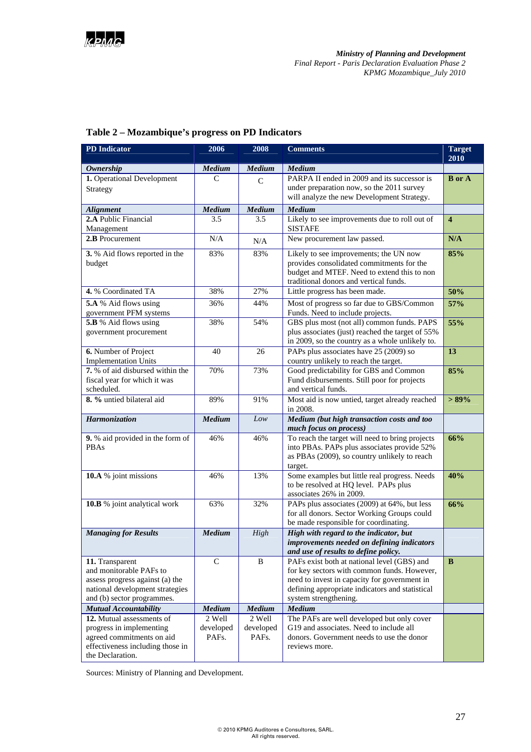## Table 2 – Mozambique's progress on PD Indicators

| PD Indicator | 2006 | 2008 | Comments | Target 2010 |
|---|---|---|---|---|
| ***Ownership*** | ***Medium*** | ***Medium*** | ***Medium*** | |
| **1.** Operational Development Strategy | C | C | PARPA II ended in 2009 and its successor is under preparation now, so the 2011 survey will analyze the new Development Strategy. | **B or A** |
| ***Alignment*** | ***Medium*** | ***Medium*** | ***Medium*** | |
| **2.A** Public Financial Management | 3.5 | 3.5 | Likely to see improvements due to roll out of SISTAFE | **4** |
| **2.B** Procurement | N/A | N/A | New procurement law passed. | **N/A** |
| **3.** % Aid flows reported in the budget | 83% | 83% | Likely to see improvements; the UN now provides consolidated commitments for the budget and MTEF. Need to extend this to non traditional donors and vertical funds. | **85%** |
| **4.** % Coordinated TA | 38% | 27% | Little progress has been made. | **50%** |
| **5.A** % Aid flows using government PFM systems | 36% | 44% | Most of progress so far due to GBS/Common Funds. Need to include projects. | **57%** |
| **5.B** % Aid flows using government procurement | 38% | 54% | GBS plus most (not all) common funds. PAPS plus associates (just) reached the target of 55% in 2009, so the country as a whole unlikely to. | **55%** |
| **6.** Number of Project Implementation Units | 40 | 26 | PAPs plus associates have 25 (2009) so country unlikely to reach the target. | **13** |
| **7.** % of aid disbursed within the fiscal year for which it was scheduled. | 70% | 73% | Good predictability for GBS and Common Fund disbursements. Still poor for projects and vertical funds. | **85%** |
| **8. %** untied bilateral aid | 89% | 91% | Most aid is now untied, target already reached in 2008. | **> 89%** |
| ***Harmonization*** | ***Medium*** | *Low* | ***Medium (but high transaction costs and too much focus on process)*** | |
| **9.** % aid provided in the form of PBAs | 46% | 46% | To reach the target will need to bring projects into PBAs. PAPs plus associates provide 52% as PBAs (2009), so country unlikely to reach target. | **66%** |
| **10.A** % joint missions | 46% | 13% | Some examples but little real progress. Needs to be resolved at HQ level. PAPs plus associates 26% in 2009. | **40%** |
| **10.B** % joint analytical work | 63% | 32% | PAPs plus associates (2009) at 64%, but less for all donors. Sector Working Groups could be made responsible for coordinating. | **66%** |
| ***Managing for Results*** | ***Medium*** | *High* | ***High with regard to the indicator, but improvements needed on defining indicators and use of results to define policy.*** | |
| **11.** Transparent and monitorable PAFs to assess progress against (a) the national development strategies and (b) sector programmes. | C | B | PAFs exist both at national level (GBS) and for key sectors with common funds. However, need to invest in capacity for government in defining appropriate indicators and statistical system strengthening. | **B** |
| ***Mutual Accountability*** | ***Medium*** | ***Medium*** | ***Medium*** | |
| **12.** Mutual assessments of progress in implementing agreed commitments on aid effectiveness including those in the Declaration. | 2 Well developed PAFs. | 2 Well developed PAFs. | The PAFs are well developed but only cover G19 and associates. Need to include all donors. Government needs to use the donor reviews more. | |

Sources: Ministry of Planning and Development.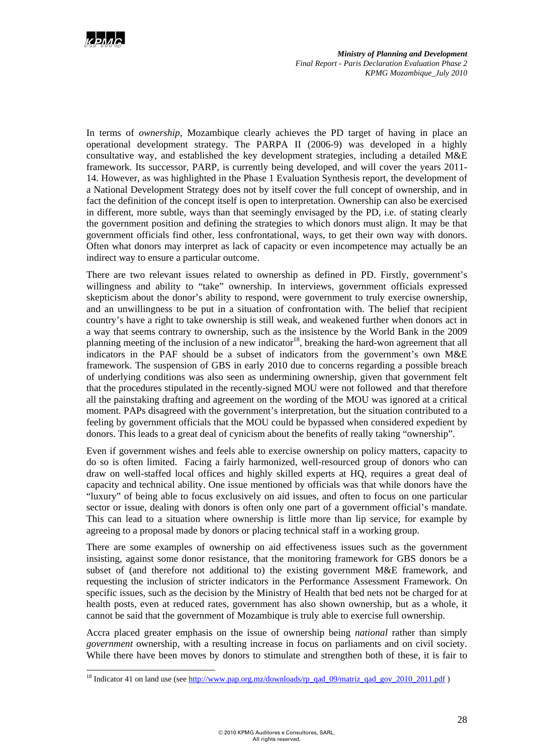In terms of *ownership*, Mozambique clearly achieves the PD target of having in place an operational development strategy. The PARPA II (2006-9) was developed in a highly consultative way, and established the key development strategies, including a detailed M&E framework. Its successor, PARP, is currently being developed, and will cover the years 2011-14. However, as was highlighted in the Phase 1 Evaluation Synthesis report, the development of a National Development Strategy does not by itself cover the full concept of ownership, and in fact the definition of the concept itself is open to interpretation. Ownership can also be exercised in different, more subtle, ways than that seemingly envisaged by the PD, i.e. of stating clearly the government position and defining the strategies to which donors must align. It may be that government officials find other, less confrontational, ways, to get their own way with donors. Often what donors may interpret as lack of capacity or even incompetence may actually be an indirect way to ensure a particular outcome.

There are two relevant issues related to ownership as defined in PD. Firstly, government's willingness and ability to "take" ownership. In interviews, government officials expressed skepticism about the donor's ability to respond, were government to truly exercise ownership, and an unwillingness to be put in a situation of confrontation with. The belief that recipient country's have a right to take ownership is still weak, and weakened further when donors act in a way that seems contrary to ownership, such as the insistence by the World Bank in the 2009 planning meeting of the inclusion of a new indicator[18], breaking the hard-won agreement that all indicators in the PAF should be a subset of indicators from the government's own M&E framework. The suspension of GBS in early 2010 due to concerns regarding a possible breach of underlying conditions was also seen as undermining ownership, given that government felt that the procedures stipulated in the recently-signed MOU were not followed and that therefore all the painstaking drafting and agreement on the wording of the MOU was ignored at a critical moment. PAPs disagreed with the government's interpretation, but the situation contributed to a feeling by government officials that the MOU could be bypassed when considered expedient by donors. This leads to a great deal of cynicism about the benefits of really taking "ownership".

Even if government wishes and feels able to exercise ownership on policy matters, capacity to do so is often limited. Facing a fairly harmonized, well-resourced group of donors who can draw on well-staffed local offices and highly skilled experts at HQ, requires a great deal of capacity and technical ability. One issue mentioned by officials was that while donors have the "luxury" of being able to focus exclusively on aid issues, and often to focus on one particular sector or issue, dealing with donors is often only one part of a government official's mandate. This can lead to a situation where ownership is little more than lip service, for example by agreeing to a proposal made by donors or placing technical staff in a working group.

There are some examples of ownership on aid effectiveness issues such as the government insisting, against some donor resistance, that the monitoring framework for GBS donors be a subset of (and therefore not additional to) the existing government M&E framework, and requesting the inclusion of stricter indicators in the Performance Assessment Framework. On specific issues, such as the decision by the Ministry of Health that bed nets not be charged for at health posts, even at reduced rates, government has also shown ownership, but as a whole, it cannot be said that the government of Mozambique is truly able to exercise full ownership.

Accra placed greater emphasis on the issue of ownership being *national* rather than simply *government* ownership, with a resulting increase in focus on parliaments and on civil society. While there have been moves by donors to stimulate and strengthen both of these, it is fair to

---

[18] Indicator 41 on land use (see http://www.pap.org.mz/downloads/rp_qad_09/matriz_qad_gov_2010_2011.pdf )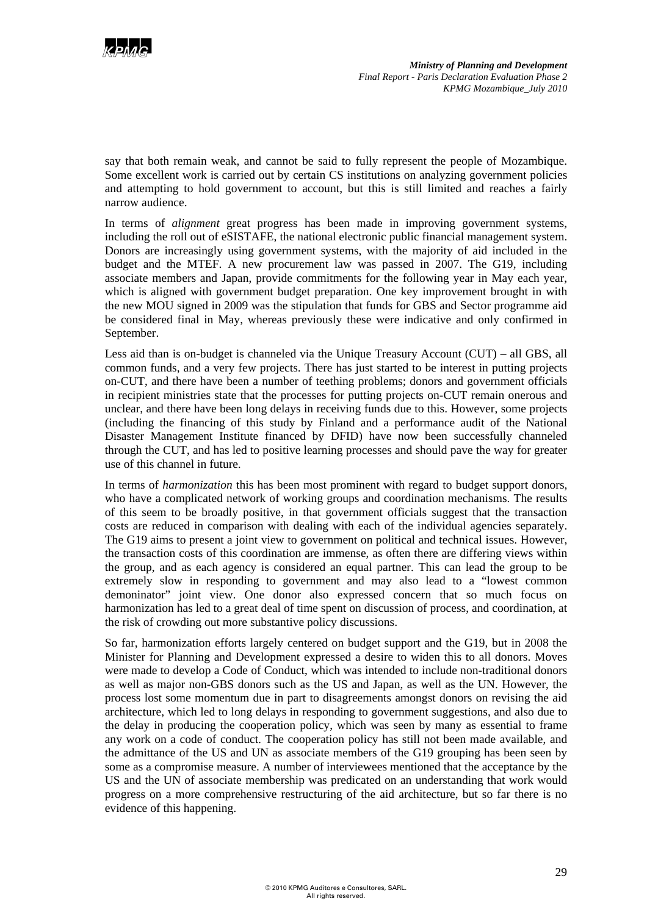say that both remain weak, and cannot be said to fully represent the people of Mozambique. Some excellent work is carried out by certain CS institutions on analyzing government policies and attempting to hold government to account, but this is still limited and reaches a fairly narrow audience.

In terms of *alignment* great progress has been made in improving government systems, including the roll out of eSISTAFE, the national electronic public financial management system. Donors are increasingly using government systems, with the majority of aid included in the budget and the MTEF. A new procurement law was passed in 2007. The G19, including associate members and Japan, provide commitments for the following year in May each year, which is aligned with government budget preparation. One key improvement brought in with the new MOU signed in 2009 was the stipulation that funds for GBS and Sector programme aid be considered final in May, whereas previously these were indicative and only confirmed in September.

Less aid than is on-budget is channeled via the Unique Treasury Account (CUT) – all GBS, all common funds, and a very few projects. There has just started to be interest in putting projects on-CUT, and there have been a number of teething problems; donors and government officials in recipient ministries state that the processes for putting projects on-CUT remain onerous and unclear, and there have been long delays in receiving funds due to this. However, some projects (including the financing of this study by Finland and a performance audit of the National Disaster Management Institute financed by DFID) have now been successfully channeled through the CUT, and has led to positive learning processes and should pave the way for greater use of this channel in future.

In terms of *harmonization* this has been most prominent with regard to budget support donors, who have a complicated network of working groups and coordination mechanisms. The results of this seem to be broadly positive, in that government officials suggest that the transaction costs are reduced in comparison with dealing with each of the individual agencies separately. The G19 aims to present a joint view to government on political and technical issues. However, the transaction costs of this coordination are immense, as often there are differing views within the group, and as each agency is considered an equal partner. This can lead the group to be extremely slow in responding to government and may also lead to a "lowest common demoninator" joint view. One donor also expressed concern that so much focus on harmonization has led to a great deal of time spent on discussion of process, and coordination, at the risk of crowding out more substantive policy discussions.

So far, harmonization efforts largely centered on budget support and the G19, but in 2008 the Minister for Planning and Development expressed a desire to widen this to all donors. Moves were made to develop a Code of Conduct, which was intended to include non-traditional donors as well as major non-GBS donors such as the US and Japan, as well as the UN. However, the process lost some momentum due in part to disagreements amongst donors on revising the aid architecture, which led to long delays in responding to government suggestions, and also due to the delay in producing the cooperation policy, which was seen by many as essential to frame any work on a code of conduct. The cooperation policy has still not been made available, and the admittance of the US and UN as associate members of the G19 grouping has been seen by some as a compromise measure. A number of interviewees mentioned that the acceptance by the US and the UN of associate membership was predicated on an understanding that work would progress on a more comprehensive restructuring of the aid architecture, but so far there is no evidence of this happening.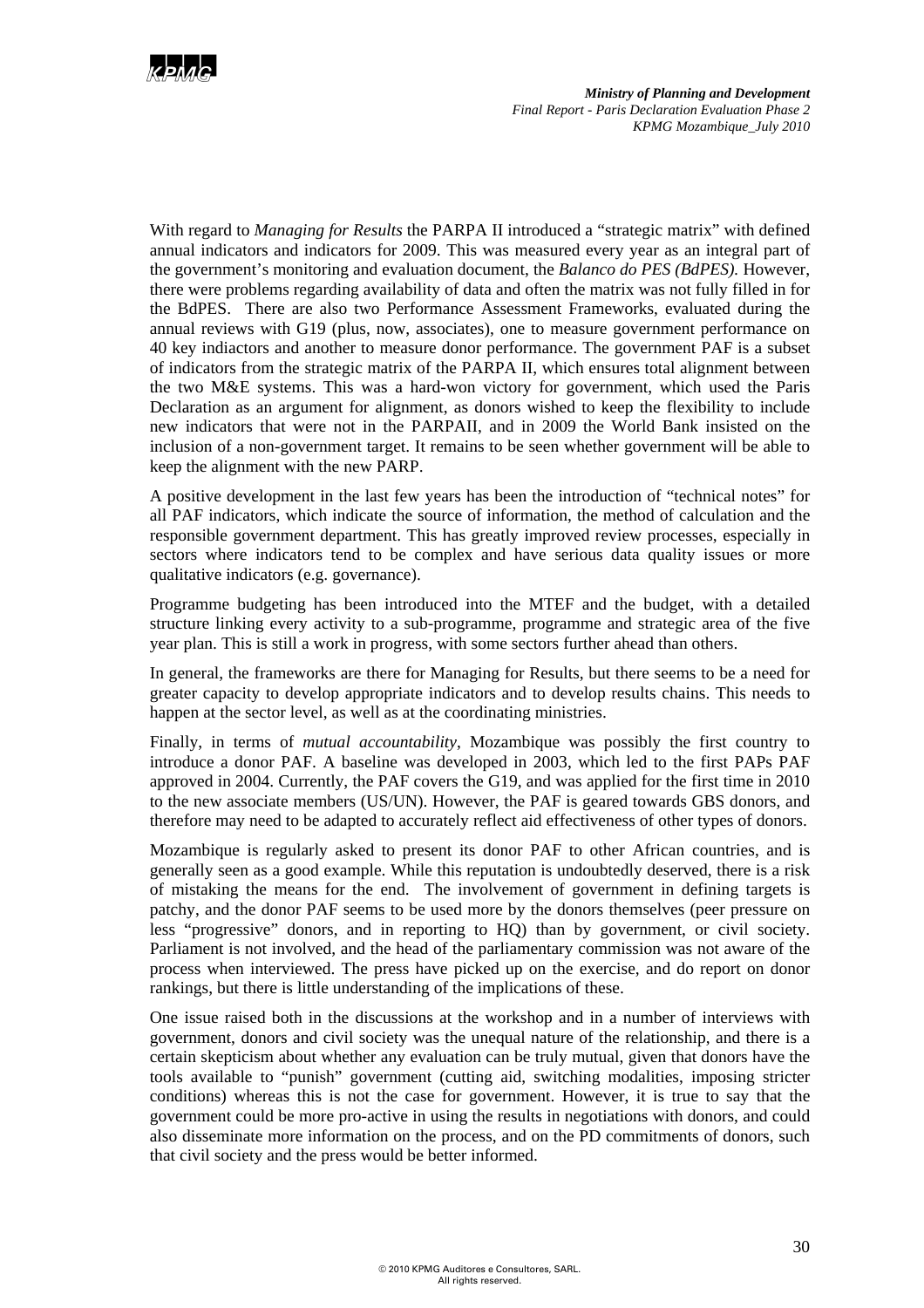With regard to *Managing for Results* the PARPA II introduced a "strategic matrix" with defined annual indicators and indicators for 2009. This was measured every year as an integral part of the government's monitoring and evaluation document, the *Balanco do PES (BdPES).* However, there were problems regarding availability of data and often the matrix was not fully filled in for the BdPES. There are also two Performance Assessment Frameworks, evaluated during the annual reviews with G19 (plus, now, associates), one to measure government performance on 40 key indiactors and another to measure donor performance. The government PAF is a subset of indicators from the strategic matrix of the PARPA II, which ensures total alignment between the two M&E systems. This was a hard-won victory for government, which used the Paris Declaration as an argument for alignment, as donors wished to keep the flexibility to include new indicators that were not in the PARPAII, and in 2009 the World Bank insisted on the inclusion of a non-government target. It remains to be seen whether government will be able to keep the alignment with the new PARP.

A positive development in the last few years has been the introduction of "technical notes" for all PAF indicators, which indicate the source of information, the method of calculation and the responsible government department. This has greatly improved review processes, especially in sectors where indicators tend to be complex and have serious data quality issues or more qualitative indicators (e.g. governance).

Programme budgeting has been introduced into the MTEF and the budget, with a detailed structure linking every activity to a sub-programme, programme and strategic area of the five year plan. This is still a work in progress, with some sectors further ahead than others.

In general, the frameworks are there for Managing for Results, but there seems to be a need for greater capacity to develop appropriate indicators and to develop results chains. This needs to happen at the sector level, as well as at the coordinating ministries.

Finally, in terms of *mutual accountability*, Mozambique was possibly the first country to introduce a donor PAF. A baseline was developed in 2003, which led to the first PAPs PAF approved in 2004. Currently, the PAF covers the G19, and was applied for the first time in 2010 to the new associate members (US/UN). However, the PAF is geared towards GBS donors, and therefore may need to be adapted to accurately reflect aid effectiveness of other types of donors.

Mozambique is regularly asked to present its donor PAF to other African countries, and is generally seen as a good example. While this reputation is undoubtedly deserved, there is a risk of mistaking the means for the end. The involvement of government in defining targets is patchy, and the donor PAF seems to be used more by the donors themselves (peer pressure on less "progressive" donors, and in reporting to HQ) than by government, or civil society. Parliament is not involved, and the head of the parliamentary commission was not aware of the process when interviewed. The press have picked up on the exercise, and do report on donor rankings, but there is little understanding of the implications of these.

One issue raised both in the discussions at the workshop and in a number of interviews with government, donors and civil society was the unequal nature of the relationship, and there is a certain skepticism about whether any evaluation can be truly mutual, given that donors have the tools available to "punish" government (cutting aid, switching modalities, imposing stricter conditions) whereas this is not the case for government. However, it is true to say that the government could be more pro-active in using the results in negotiations with donors, and could also disseminate more information on the process, and on the PD commitments of donors, such that civil society and the press would be better informed.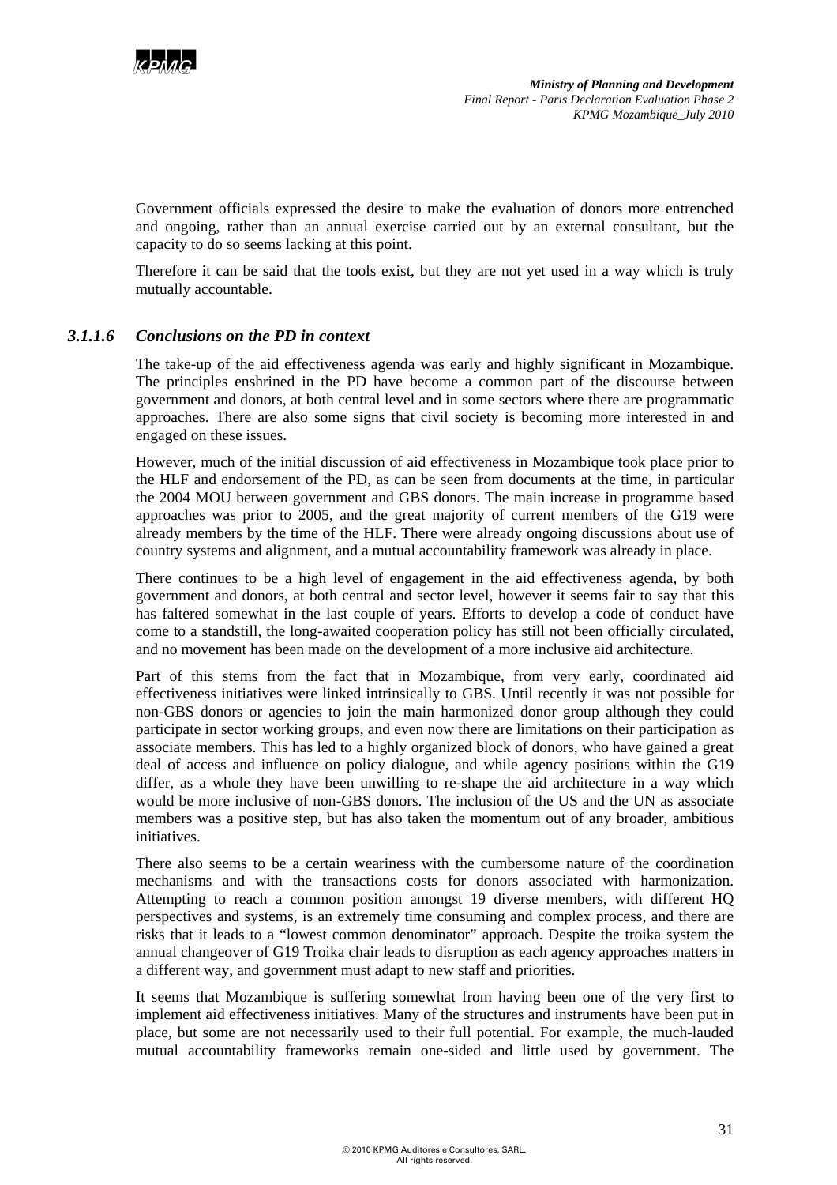Government officials expressed the desire to make the evaluation of donors more entrenched and ongoing, rather than an annual exercise carried out by an external consultant, but the capacity to do so seems lacking at this point.

Therefore it can be said that the tools exist, but they are not yet used in a way which is truly mutually accountable.

#### *3.1.1.6 Conclusions on the PD in context*

The take-up of the aid effectiveness agenda was early and highly significant in Mozambique. The principles enshrined in the PD have become a common part of the discourse between government and donors, at both central level and in some sectors where there are programmatic approaches. There are also some signs that civil society is becoming more interested in and engaged on these issues.

However, much of the initial discussion of aid effectiveness in Mozambique took place prior to the HLF and endorsement of the PD, as can be seen from documents at the time, in particular the 2004 MOU between government and GBS donors. The main increase in programme based approaches was prior to 2005, and the great majority of current members of the G19 were already members by the time of the HLF. There were already ongoing discussions about use of country systems and alignment, and a mutual accountability framework was already in place.

There continues to be a high level of engagement in the aid effectiveness agenda, by both government and donors, at both central and sector level, however it seems fair to say that this has faltered somewhat in the last couple of years. Efforts to develop a code of conduct have come to a standstill, the long-awaited cooperation policy has still not been officially circulated, and no movement has been made on the development of a more inclusive aid architecture.

Part of this stems from the fact that in Mozambique, from very early, coordinated aid effectiveness initiatives were linked intrinsically to GBS. Until recently it was not possible for non-GBS donors or agencies to join the main harmonized donor group although they could participate in sector working groups, and even now there are limitations on their participation as associate members. This has led to a highly organized block of donors, who have gained a great deal of access and influence on policy dialogue, and while agency positions within the G19 differ, as a whole they have been unwilling to re-shape the aid architecture in a way which would be more inclusive of non-GBS donors. The inclusion of the US and the UN as associate members was a positive step, but has also taken the momentum out of any broader, ambitious initiatives.

There also seems to be a certain weariness with the cumbersome nature of the coordination mechanisms and with the transactions costs for donors associated with harmonization. Attempting to reach a common position amongst 19 diverse members, with different HQ perspectives and systems, is an extremely time consuming and complex process, and there are risks that it leads to a "lowest common denominator" approach. Despite the troika system the annual changeover of G19 Troika chair leads to disruption as each agency approaches matters in a different way, and government must adapt to new staff and priorities.

It seems that Mozambique is suffering somewhat from having been one of the very first to implement aid effectiveness initiatives. Many of the structures and instruments have been put in place, but some are not necessarily used to their full potential. For example, the much-lauded mutual accountability frameworks remain one-sided and little used by government. The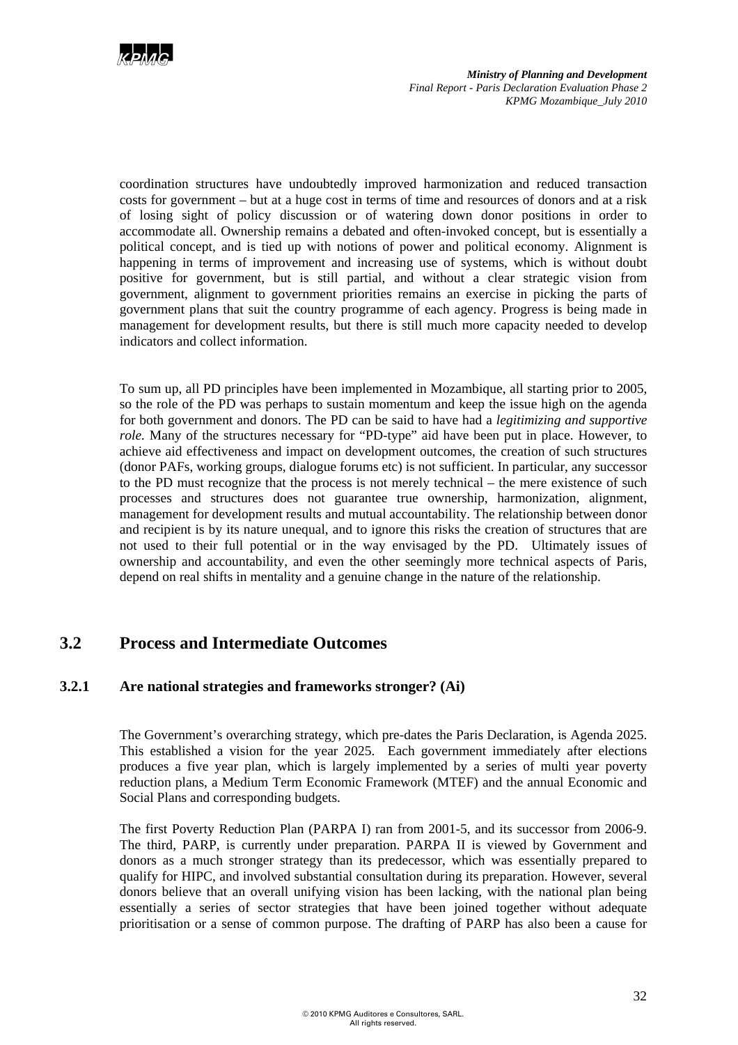coordination structures have undoubtedly improved harmonization and reduced transaction costs for government – but at a huge cost in terms of time and resources of donors and at a risk of losing sight of policy discussion or of watering down donor positions in order to accommodate all. Ownership remains a debated and often-invoked concept, but is essentially a political concept, and is tied up with notions of power and political economy. Alignment is happening in terms of improvement and increasing use of systems, which is without doubt positive for government, but is still partial, and without a clear strategic vision from government, alignment to government priorities remains an exercise in picking the parts of government plans that suit the country programme of each agency. Progress is being made in management for development results, but there is still much more capacity needed to develop indicators and collect information.

To sum up, all PD principles have been implemented in Mozambique, all starting prior to 2005, so the role of the PD was perhaps to sustain momentum and keep the issue high on the agenda for both government and donors. The PD can be said to have had a *legitimizing and supportive role.* Many of the structures necessary for "PD-type" aid have been put in place. However, to achieve aid effectiveness and impact on development outcomes, the creation of such structures (donor PAFs, working groups, dialogue forums etc) is not sufficient. In particular, any successor to the PD must recognize that the process is not merely technical – the mere existence of such processes and structures does not guarantee true ownership, harmonization, alignment, management for development results and mutual accountability. The relationship between donor and recipient is by its nature unequal, and to ignore this risks the creation of structures that are not used to their full potential or in the way envisaged by the PD. Ultimately issues of ownership and accountability, and even the other seemingly more technical aspects of Paris, depend on real shifts in mentality and a genuine change in the nature of the relationship.

## 3.2 Process and Intermediate Outcomes

### 3.2.1 Are national strategies and frameworks stronger? (Ai)

The Government's overarching strategy, which pre-dates the Paris Declaration, is Agenda 2025. This established a vision for the year 2025. Each government immediately after elections produces a five year plan, which is largely implemented by a series of multi year poverty reduction plans, a Medium Term Economic Framework (MTEF) and the annual Economic and Social Plans and corresponding budgets.

The first Poverty Reduction Plan (PARPA I) ran from 2001-5, and its successor from 2006-9. The third, PARP, is currently under preparation. PARPA II is viewed by Government and donors as a much stronger strategy than its predecessor, which was essentially prepared to qualify for HIPC, and involved substantial consultation during its preparation. However, several donors believe that an overall unifying vision has been lacking, with the national plan being essentially a series of sector strategies that have been joined together without adequate prioritisation or a sense of common purpose. The drafting of PARP has also been a cause for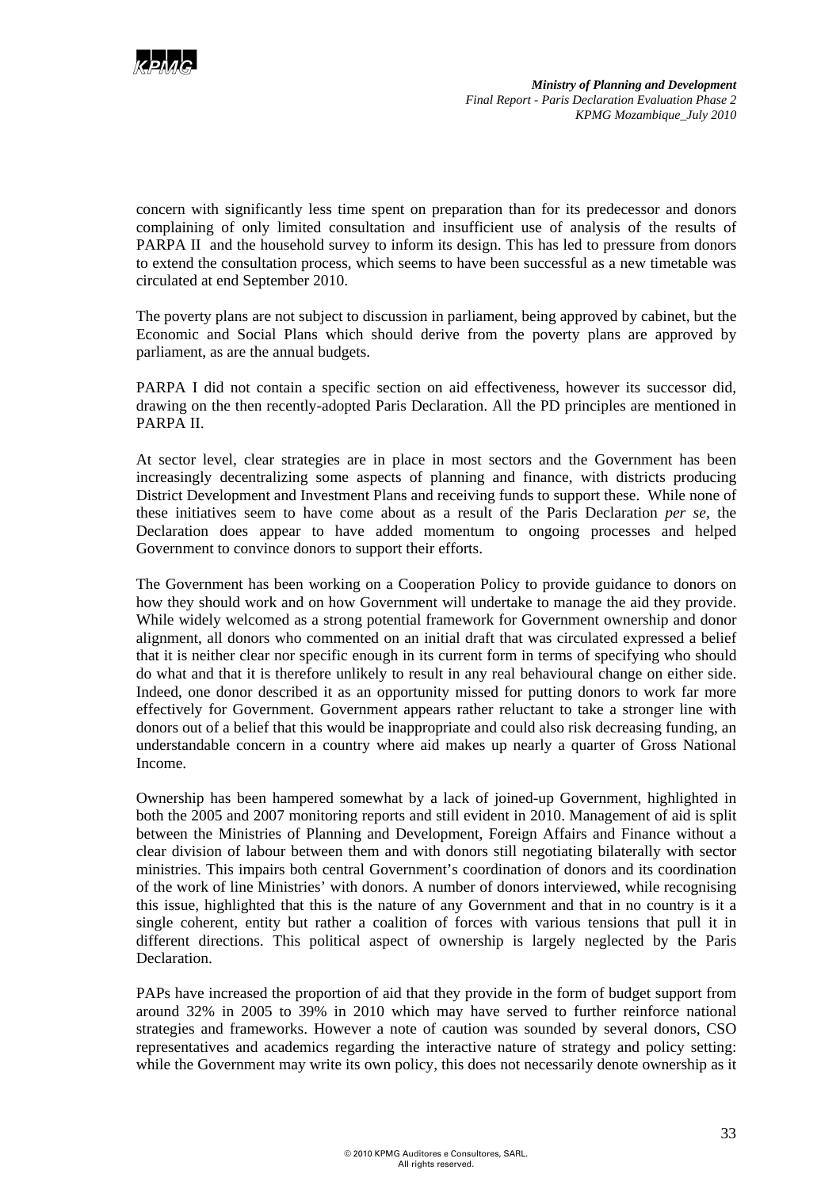concern with significantly less time spent on preparation than for its predecessor and donors complaining of only limited consultation and insufficient use of analysis of the results of PARPA II and the household survey to inform its design. This has led to pressure from donors to extend the consultation process, which seems to have been successful as a new timetable was circulated at end September 2010.

The poverty plans are not subject to discussion in parliament, being approved by cabinet, but the Economic and Social Plans which should derive from the poverty plans are approved by parliament, as are the annual budgets.

PARPA I did not contain a specific section on aid effectiveness, however its successor did, drawing on the then recently-adopted Paris Declaration. All the PD principles are mentioned in PARPA II.

At sector level, clear strategies are in place in most sectors and the Government has been increasingly decentralizing some aspects of planning and finance, with districts producing District Development and Investment Plans and receiving funds to support these. While none of these initiatives seem to have come about as a result of the Paris Declaration *per se*, the Declaration does appear to have added momentum to ongoing processes and helped Government to convince donors to support their efforts.

The Government has been working on a Cooperation Policy to provide guidance to donors on how they should work and on how Government will undertake to manage the aid they provide. While widely welcomed as a strong potential framework for Government ownership and donor alignment, all donors who commented on an initial draft that was circulated expressed a belief that it is neither clear nor specific enough in its current form in terms of specifying who should do what and that it is therefore unlikely to result in any real behavioural change on either side. Indeed, one donor described it as an opportunity missed for putting donors to work far more effectively for Government. Government appears rather reluctant to take a stronger line with donors out of a belief that this would be inappropriate and could also risk decreasing funding, an understandable concern in a country where aid makes up nearly a quarter of Gross National Income.

Ownership has been hampered somewhat by a lack of joined-up Government, highlighted in both the 2005 and 2007 monitoring reports and still evident in 2010. Management of aid is split between the Ministries of Planning and Development, Foreign Affairs and Finance without a clear division of labour between them and with donors still negotiating bilaterally with sector ministries. This impairs both central Government's coordination of donors and its coordination of the work of line Ministries' with donors. A number of donors interviewed, while recognising this issue, highlighted that this is the nature of any Government and that in no country is it a single coherent, entity but rather a coalition of forces with various tensions that pull it in different directions. This political aspect of ownership is largely neglected by the Paris Declaration.

PAPs have increased the proportion of aid that they provide in the form of budget support from around 32% in 2005 to 39% in 2010 which may have served to further reinforce national strategies and frameworks. However a note of caution was sounded by several donors, CSO representatives and academics regarding the interactive nature of strategy and policy setting: while the Government may write its own policy, this does not necessarily denote ownership as it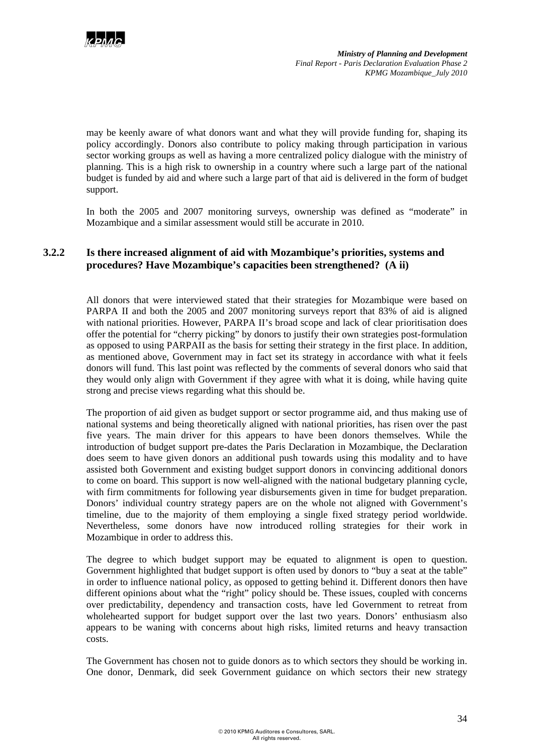may be keenly aware of what donors want and what they will provide funding for, shaping its policy accordingly. Donors also contribute to policy making through participation in various sector working groups as well as having a more centralized policy dialogue with the ministry of planning. This is a high risk to ownership in a country where such a large part of the national budget is funded by aid and where such a large part of that aid is delivered in the form of budget support.

In both the 2005 and 2007 monitoring surveys, ownership was defined as "moderate" in Mozambique and a similar assessment would still be accurate in 2010.

### 3.2.2 Is there increased alignment of aid with Mozambique's priorities, systems and procedures? Have Mozambique's capacities been strengthened? (A ii)

All donors that were interviewed stated that their strategies for Mozambique were based on PARPA II and both the 2005 and 2007 monitoring surveys report that 83% of aid is aligned with national priorities. However, PARPA II's broad scope and lack of clear prioritisation does offer the potential for "cherry picking" by donors to justify their own strategies post-formulation as opposed to using PARPAII as the basis for setting their strategy in the first place. In addition, as mentioned above, Government may in fact set its strategy in accordance with what it feels donors will fund. This last point was reflected by the comments of several donors who said that they would only align with Government if they agree with what it is doing, while having quite strong and precise views regarding what this should be.

The proportion of aid given as budget support or sector programme aid, and thus making use of national systems and being theoretically aligned with national priorities, has risen over the past five years. The main driver for this appears to have been donors themselves. While the introduction of budget support pre-dates the Paris Declaration in Mozambique, the Declaration does seem to have given donors an additional push towards using this modality and to have assisted both Government and existing budget support donors in convincing additional donors to come on board. This support is now well-aligned with the national budgetary planning cycle, with firm commitments for following year disbursements given in time for budget preparation. Donors' individual country strategy papers are on the whole not aligned with Government's timeline, due to the majority of them employing a single fixed strategy period worldwide. Nevertheless, some donors have now introduced rolling strategies for their work in Mozambique in order to address this.

The degree to which budget support may be equated to alignment is open to question. Government highlighted that budget support is often used by donors to "buy a seat at the table" in order to influence national policy, as opposed to getting behind it. Different donors then have different opinions about what the "right" policy should be. These issues, coupled with concerns over predictability, dependency and transaction costs, have led Government to retreat from wholehearted support for budget support over the last two years. Donors' enthusiasm also appears to be waning with concerns about high risks, limited returns and heavy transaction costs.

The Government has chosen not to guide donors as to which sectors they should be working in. One donor, Denmark, did seek Government guidance on which sectors their new strategy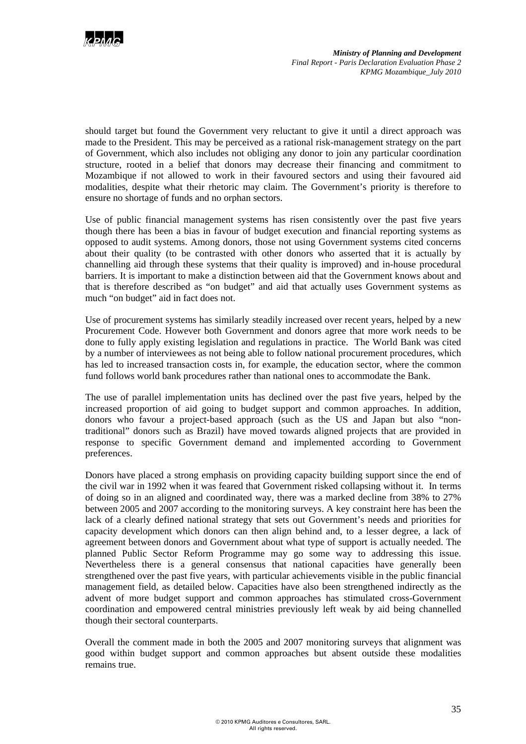should target but found the Government very reluctant to give it until a direct approach was made to the President. This may be perceived as a rational risk-management strategy on the part of Government, which also includes not obliging any donor to join any particular coordination structure, rooted in a belief that donors may decrease their financing and commitment to Mozambique if not allowed to work in their favoured sectors and using their favoured aid modalities, despite what their rhetoric may claim. The Government's priority is therefore to ensure no shortage of funds and no orphan sectors.

Use of public financial management systems has risen consistently over the past five years though there has been a bias in favour of budget execution and financial reporting systems as opposed to audit systems. Among donors, those not using Government systems cited concerns about their quality (to be contrasted with other donors who asserted that it is actually by channelling aid through these systems that their quality is improved) and in-house procedural barriers. It is important to make a distinction between aid that the Government knows about and that is therefore described as "on budget" and aid that actually uses Government systems as much "on budget" aid in fact does not.

Use of procurement systems has similarly steadily increased over recent years, helped by a new Procurement Code. However both Government and donors agree that more work needs to be done to fully apply existing legislation and regulations in practice. The World Bank was cited by a number of interviewees as not being able to follow national procurement procedures, which has led to increased transaction costs in, for example, the education sector, where the common fund follows world bank procedures rather than national ones to accommodate the Bank.

The use of parallel implementation units has declined over the past five years, helped by the increased proportion of aid going to budget support and common approaches. In addition, donors who favour a project-based approach (such as the US and Japan but also "non-traditional" donors such as Brazil) have moved towards aligned projects that are provided in response to specific Government demand and implemented according to Government preferences.

Donors have placed a strong emphasis on providing capacity building support since the end of the civil war in 1992 when it was feared that Government risked collapsing without it. In terms of doing so in an aligned and coordinated way, there was a marked decline from 38% to 27% between 2005 and 2007 according to the monitoring surveys. A key constraint here has been the lack of a clearly defined national strategy that sets out Government's needs and priorities for capacity development which donors can then align behind and, to a lesser degree, a lack of agreement between donors and Government about what type of support is actually needed. The planned Public Sector Reform Programme may go some way to addressing this issue. Nevertheless there is a general consensus that national capacities have generally been strengthened over the past five years, with particular achievements visible in the public financial management field, as detailed below. Capacities have also been strengthened indirectly as the advent of more budget support and common approaches has stimulated cross-Government coordination and empowered central ministries previously left weak by aid being channelled though their sectoral counterparts.

Overall the comment made in both the 2005 and 2007 monitoring surveys that alignment was good within budget support and common approaches but absent outside these modalities remains true.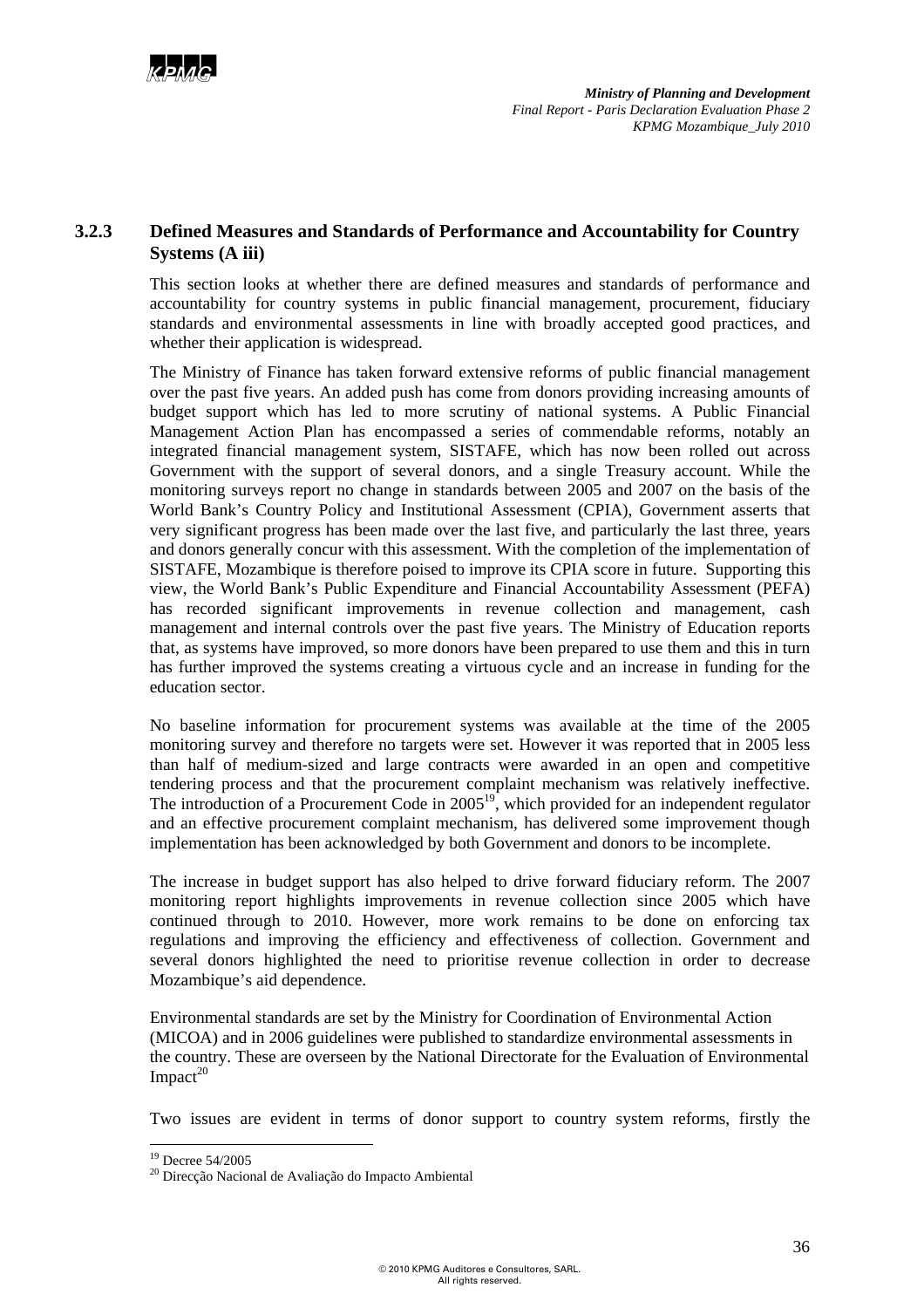### 3.2.3 Defined Measures and Standards of Performance and Accountability for Country Systems (A iii)

This section looks at whether there are defined measures and standards of performance and accountability for country systems in public financial management, procurement, fiduciary standards and environmental assessments in line with broadly accepted good practices, and whether their application is widespread.

The Ministry of Finance has taken forward extensive reforms of public financial management over the past five years. An added push has come from donors providing increasing amounts of budget support which has led to more scrutiny of national systems. A Public Financial Management Action Plan has encompassed a series of commendable reforms, notably an integrated financial management system, SISTAFE, which has now been rolled out across Government with the support of several donors, and a single Treasury account. While the monitoring surveys report no change in standards between 2005 and 2007 on the basis of the World Bank's Country Policy and Institutional Assessment (CPIA), Government asserts that very significant progress has been made over the last five, and particularly the last three, years and donors generally concur with this assessment. With the completion of the implementation of SISTAFE, Mozambique is therefore poised to improve its CPIA score in future. Supporting this view, the World Bank's Public Expenditure and Financial Accountability Assessment (PEFA) has recorded significant improvements in revenue collection and management, cash management and internal controls over the past five years. The Ministry of Education reports that, as systems have improved, so more donors have been prepared to use them and this in turn has further improved the systems creating a virtuous cycle and an increase in funding for the education sector.

No baseline information for procurement systems was available at the time of the 2005 monitoring survey and therefore no targets were set. However it was reported that in 2005 less than half of medium-sized and large contracts were awarded in an open and competitive tendering process and that the procurement complaint mechanism was relatively ineffective. The introduction of a Procurement Code in 2005[19], which provided for an independent regulator and an effective procurement complaint mechanism, has delivered some improvement though implementation has been acknowledged by both Government and donors to be incomplete.

The increase in budget support has also helped to drive forward fiduciary reform. The 2007 monitoring report highlights improvements in revenue collection since 2005 which have continued through to 2010. However, more work remains to be done on enforcing tax regulations and improving the efficiency and effectiveness of collection. Government and several donors highlighted the need to prioritise revenue collection in order to decrease Mozambique's aid dependence.

Environmental standards are set by the Ministry for Coordination of Environmental Action (MICOA) and in 2006 guidelines were published to standardize environmental assessments in the country. These are overseen by the National Directorate for the Evaluation of Environmental Impact[20]

Two issues are evident in terms of donor support to country system reforms, firstly the

[19] Decree 54/2005

[20] Direcção Nacional de Avaliação do Impacto Ambiental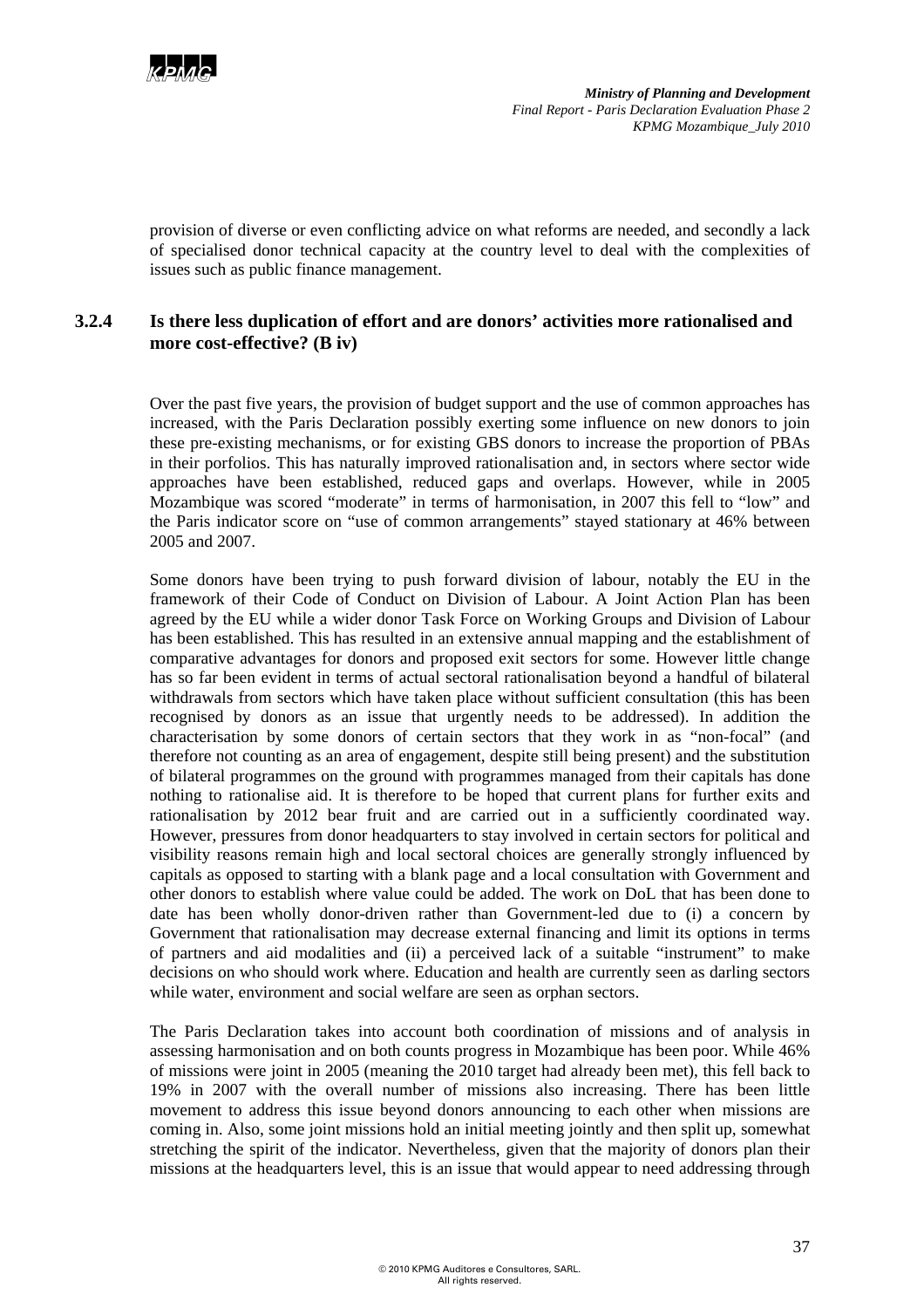provision of diverse or even conflicting advice on what reforms are needed, and secondly a lack of specialised donor technical capacity at the country level to deal with the complexities of issues such as public finance management.

### 3.2.4 Is there less duplication of effort and are donors' activities more rationalised and more cost-effective? (B iv)

Over the past five years, the provision of budget support and the use of common approaches has increased, with the Paris Declaration possibly exerting some influence on new donors to join these pre-existing mechanisms, or for existing GBS donors to increase the proportion of PBAs in their porfolios. This has naturally improved rationalisation and, in sectors where sector wide approaches have been established, reduced gaps and overlaps. However, while in 2005 Mozambique was scored "moderate" in terms of harmonisation, in 2007 this fell to "low" and the Paris indicator score on "use of common arrangements" stayed stationary at 46% between 2005 and 2007.

Some donors have been trying to push forward division of labour, notably the EU in the framework of their Code of Conduct on Division of Labour. A Joint Action Plan has been agreed by the EU while a wider donor Task Force on Working Groups and Division of Labour has been established. This has resulted in an extensive annual mapping and the establishment of comparative advantages for donors and proposed exit sectors for some. However little change has so far been evident in terms of actual sectoral rationalisation beyond a handful of bilateral withdrawals from sectors which have taken place without sufficient consultation (this has been recognised by donors as an issue that urgently needs to be addressed). In addition the characterisation by some donors of certain sectors that they work in as "non-focal" (and therefore not counting as an area of engagement, despite still being present) and the substitution of bilateral programmes on the ground with programmes managed from their capitals has done nothing to rationalise aid. It is therefore to be hoped that current plans for further exits and rationalisation by 2012 bear fruit and are carried out in a sufficiently coordinated way. However, pressures from donor headquarters to stay involved in certain sectors for political and visibility reasons remain high and local sectoral choices are generally strongly influenced by capitals as opposed to starting with a blank page and a local consultation with Government and other donors to establish where value could be added. The work on DoL that has been done to date has been wholly donor-driven rather than Government-led due to (i) a concern by Government that rationalisation may decrease external financing and limit its options in terms of partners and aid modalities and (ii) a perceived lack of a suitable "instrument" to make decisions on who should work where. Education and health are currently seen as darling sectors while water, environment and social welfare are seen as orphan sectors.

The Paris Declaration takes into account both coordination of missions and of analysis in assessing harmonisation and on both counts progress in Mozambique has been poor. While 46% of missions were joint in 2005 (meaning the 2010 target had already been met), this fell back to 19% in 2007 with the overall number of missions also increasing. There has been little movement to address this issue beyond donors announcing to each other when missions are coming in. Also, some joint missions hold an initial meeting jointly and then split up, somewhat stretching the spirit of the indicator. Nevertheless, given that the majority of donors plan their missions at the headquarters level, this is an issue that would appear to need addressing through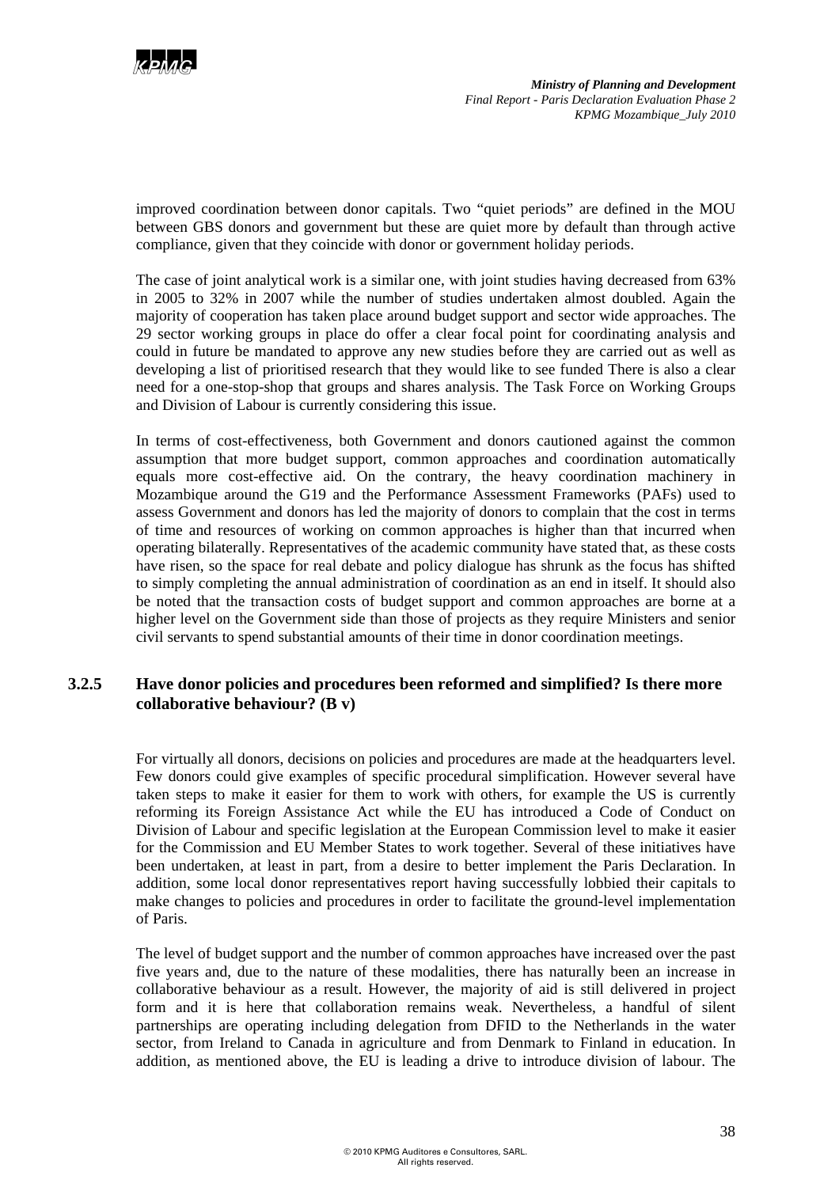improved coordination between donor capitals. Two "quiet periods" are defined in the MOU between GBS donors and government but these are quiet more by default than through active compliance, given that they coincide with donor or government holiday periods.

The case of joint analytical work is a similar one, with joint studies having decreased from 63% in 2005 to 32% in 2007 while the number of studies undertaken almost doubled. Again the majority of cooperation has taken place around budget support and sector wide approaches. The 29 sector working groups in place do offer a clear focal point for coordinating analysis and could in future be mandated to approve any new studies before they are carried out as well as developing a list of prioritised research that they would like to see funded There is also a clear need for a one-stop-shop that groups and shares analysis. The Task Force on Working Groups and Division of Labour is currently considering this issue.

In terms of cost-effectiveness, both Government and donors cautioned against the common assumption that more budget support, common approaches and coordination automatically equals more cost-effective aid. On the contrary, the heavy coordination machinery in Mozambique around the G19 and the Performance Assessment Frameworks (PAFs) used to assess Government and donors has led the majority of donors to complain that the cost in terms of time and resources of working on common approaches is higher than that incurred when operating bilaterally. Representatives of the academic community have stated that, as these costs have risen, so the space for real debate and policy dialogue has shrunk as the focus has shifted to simply completing the annual administration of coordination as an end in itself. It should also be noted that the transaction costs of budget support and common approaches are borne at a higher level on the Government side than those of projects as they require Ministers and senior civil servants to spend substantial amounts of their time in donor coordination meetings.

### 3.2.5 Have donor policies and procedures been reformed and simplified? Is there more collaborative behaviour? (B v)

For virtually all donors, decisions on policies and procedures are made at the headquarters level. Few donors could give examples of specific procedural simplification. However several have taken steps to make it easier for them to work with others, for example the US is currently reforming its Foreign Assistance Act while the EU has introduced a Code of Conduct on Division of Labour and specific legislation at the European Commission level to make it easier for the Commission and EU Member States to work together. Several of these initiatives have been undertaken, at least in part, from a desire to better implement the Paris Declaration. In addition, some local donor representatives report having successfully lobbied their capitals to make changes to policies and procedures in order to facilitate the ground-level implementation of Paris.

The level of budget support and the number of common approaches have increased over the past five years and, due to the nature of these modalities, there has naturally been an increase in collaborative behaviour as a result. However, the majority of aid is still delivered in project form and it is here that collaboration remains weak. Nevertheless, a handful of silent partnerships are operating including delegation from DFID to the Netherlands in the water sector, from Ireland to Canada in agriculture and from Denmark to Finland in education. In addition, as mentioned above, the EU is leading a drive to introduce division of labour. The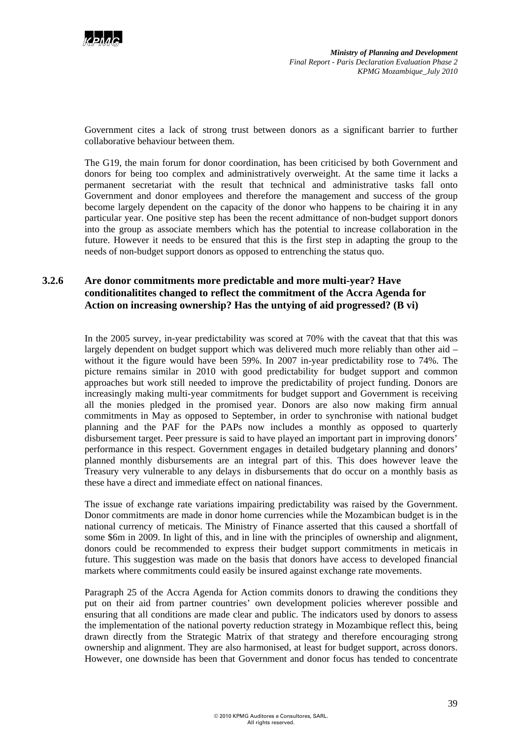Government cites a lack of strong trust between donors as a significant barrier to further collaborative behaviour between them.

The G19, the main forum for donor coordination, has been criticised by both Government and donors for being too complex and administratively overweight. At the same time it lacks a permanent secretariat with the result that technical and administrative tasks fall onto Government and donor employees and therefore the management and success of the group become largely dependent on the capacity of the donor who happens to be chairing it in any particular year. One positive step has been the recent admittance of non-budget support donors into the group as associate members which has the potential to increase collaboration in the future. However it needs to be ensured that this is the first step in adapting the group to the needs of non-budget support donors as opposed to entrenching the status quo.

### 3.2.6 Are donor commitments more predictable and more multi-year? Have conditionalitites changed to reflect the commitment of the Accra Agenda for Action on increasing ownership? Has the untying of aid progressed? (B vi)

In the 2005 survey, in-year predictability was scored at 70% with the caveat that that this was largely dependent on budget support which was delivered much more reliably than other aid – without it the figure would have been 59%. In 2007 in-year predictability rose to 74%. The picture remains similar in 2010 with good predictability for budget support and common approaches but work still needed to improve the predictability of project funding. Donors are increasingly making multi-year commitments for budget support and Government is receiving all the monies pledged in the promised year. Donors are also now making firm annual commitments in May as opposed to September, in order to synchronise with national budget planning and the PAF for the PAPs now includes a monthly as opposed to quarterly disbursement target. Peer pressure is said to have played an important part in improving donors' performance in this respect. Government engages in detailed budgetary planning and donors' planned monthly disbursements are an integral part of this. This does however leave the Treasury very vulnerable to any delays in disbursements that do occur on a monthly basis as these have a direct and immediate effect on national finances.

The issue of exchange rate variations impairing predictability was raised by the Government. Donor commitments are made in donor home currencies while the Mozambican budget is in the national currency of meticais. The Ministry of Finance asserted that this caused a shortfall of some $6m in 2009. In light of this, and in line with the principles of ownership and alignment, donors could be recommended to express their budget support commitments in meticais in future. This suggestion was made on the basis that donors have access to developed financial markets where commitments could easily be insured against exchange rate movements.

Paragraph 25 of the Accra Agenda for Action commits donors to drawing the conditions they put on their aid from partner countries' own development policies wherever possible and ensuring that all conditions are made clear and public. The indicators used by donors to assess the implementation of the national poverty reduction strategy in Mozambique reflect this, being drawn directly from the Strategic Matrix of that strategy and therefore encouraging strong ownership and alignment. They are also harmonised, at least for budget support, across donors. However, one downside has been that Government and donor focus has tended to concentrate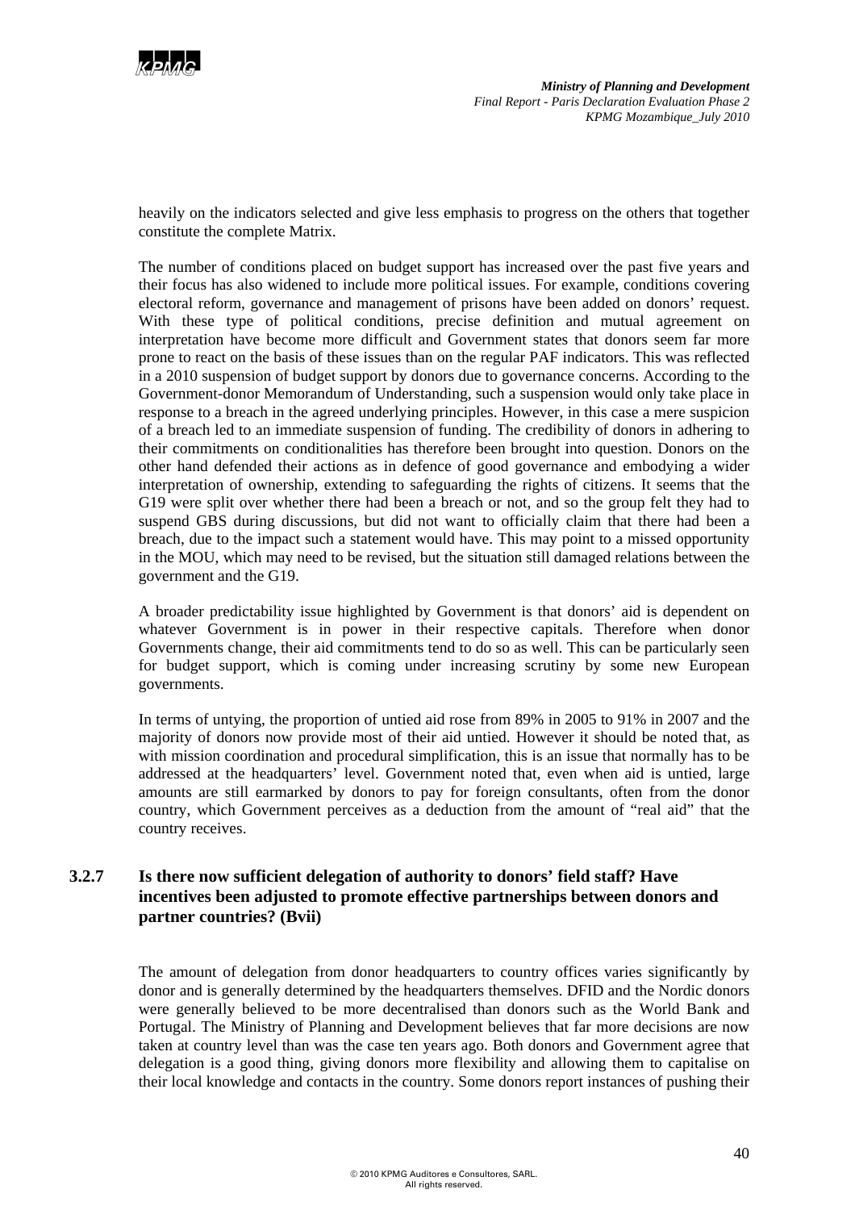heavily on the indicators selected and give less emphasis to progress on the others that together constitute the complete Matrix.

The number of conditions placed on budget support has increased over the past five years and their focus has also widened to include more political issues. For example, conditions covering electoral reform, governance and management of prisons have been added on donors' request. With these type of political conditions, precise definition and mutual agreement on interpretation have become more difficult and Government states that donors seem far more prone to react on the basis of these issues than on the regular PAF indicators. This was reflected in a 2010 suspension of budget support by donors due to governance concerns. According to the Government-donor Memorandum of Understanding, such a suspension would only take place in response to a breach in the agreed underlying principles. However, in this case a mere suspicion of a breach led to an immediate suspension of funding. The credibility of donors in adhering to their commitments on conditionalities has therefore been brought into question. Donors on the other hand defended their actions as in defence of good governance and embodying a wider interpretation of ownership, extending to safeguarding the rights of citizens. It seems that the G19 were split over whether there had been a breach or not, and so the group felt they had to suspend GBS during discussions, but did not want to officially claim that there had been a breach, due to the impact such a statement would have. This may point to a missed opportunity in the MOU, which may need to be revised, but the situation still damaged relations between the government and the G19.

A broader predictability issue highlighted by Government is that donors' aid is dependent on whatever Government is in power in their respective capitals. Therefore when donor Governments change, their aid commitments tend to do so as well. This can be particularly seen for budget support, which is coming under increasing scrutiny by some new European governments.

In terms of untying, the proportion of untied aid rose from 89% in 2005 to 91% in 2007 and the majority of donors now provide most of their aid untied. However it should be noted that, as with mission coordination and procedural simplification, this is an issue that normally has to be addressed at the headquarters' level. Government noted that, even when aid is untied, large amounts are still earmarked by donors to pay for foreign consultants, often from the donor country, which Government perceives as a deduction from the amount of "real aid" that the country receives.

### 3.2.7 Is there now sufficient delegation of authority to donors' field staff? Have incentives been adjusted to promote effective partnerships between donors and partner countries? (Bvii)

The amount of delegation from donor headquarters to country offices varies significantly by donor and is generally determined by the headquarters themselves. DFID and the Nordic donors were generally believed to be more decentralised than donors such as the World Bank and Portugal. The Ministry of Planning and Development believes that far more decisions are now taken at country level than was the case ten years ago. Both donors and Government agree that delegation is a good thing, giving donors more flexibility and allowing them to capitalise on their local knowledge and contacts in the country. Some donors report instances of pushing their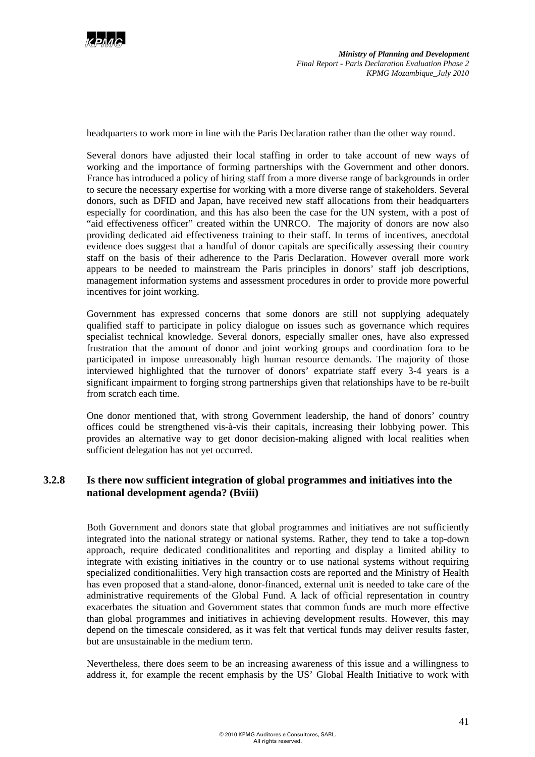headquarters to work more in line with the Paris Declaration rather than the other way round.

Several donors have adjusted their local staffing in order to take account of new ways of working and the importance of forming partnerships with the Government and other donors. France has introduced a policy of hiring staff from a more diverse range of backgrounds in order to secure the necessary expertise for working with a more diverse range of stakeholders. Several donors, such as DFID and Japan, have received new staff allocations from their headquarters especially for coordination, and this has also been the case for the UN system, with a post of "aid effectiveness officer" created within the UNRCO. The majority of donors are now also providing dedicated aid effectiveness training to their staff. In terms of incentives, anecdotal evidence does suggest that a handful of donor capitals are specifically assessing their country staff on the basis of their adherence to the Paris Declaration. However overall more work appears to be needed to mainstream the Paris principles in donors' staff job descriptions, management information systems and assessment procedures in order to provide more powerful incentives for joint working.

Government has expressed concerns that some donors are still not supplying adequately qualified staff to participate in policy dialogue on issues such as governance which requires specialist technical knowledge. Several donors, especially smaller ones, have also expressed frustration that the amount of donor and joint working groups and coordination fora to be participated in impose unreasonably high human resource demands. The majority of those interviewed highlighted that the turnover of donors' expatriate staff every 3-4 years is a significant impairment to forging strong partnerships given that relationships have to be re-built from scratch each time.

One donor mentioned that, with strong Government leadership, the hand of donors' country offices could be strengthened vis-à-vis their capitals, increasing their lobbying power. This provides an alternative way to get donor decision-making aligned with local realities when sufficient delegation has not yet occurred.

### 3.2.8 Is there now sufficient integration of global programmes and initiatives into the national development agenda? (Bviii)

Both Government and donors state that global programmes and initiatives are not sufficiently integrated into the national strategy or national systems. Rather, they tend to take a top-down approach, require dedicated conditionalitites and reporting and display a limited ability to integrate with existing initiatives in the country or to use national systems without requiring specialized conditionaliities. Very high transaction costs are reported and the Ministry of Health has even proposed that a stand-alone, donor-financed, external unit is needed to take care of the administrative requirements of the Global Fund. A lack of official representation in country exacerbates the situation and Government states that common funds are much more effective than global programmes and initiatives in achieving development results. However, this may depend on the timescale considered, as it was felt that vertical funds may deliver results faster, but are unsustainable in the medium term.

Nevertheless, there does seem to be an increasing awareness of this issue and a willingness to address it, for example the recent emphasis by the US' Global Health Initiative to work with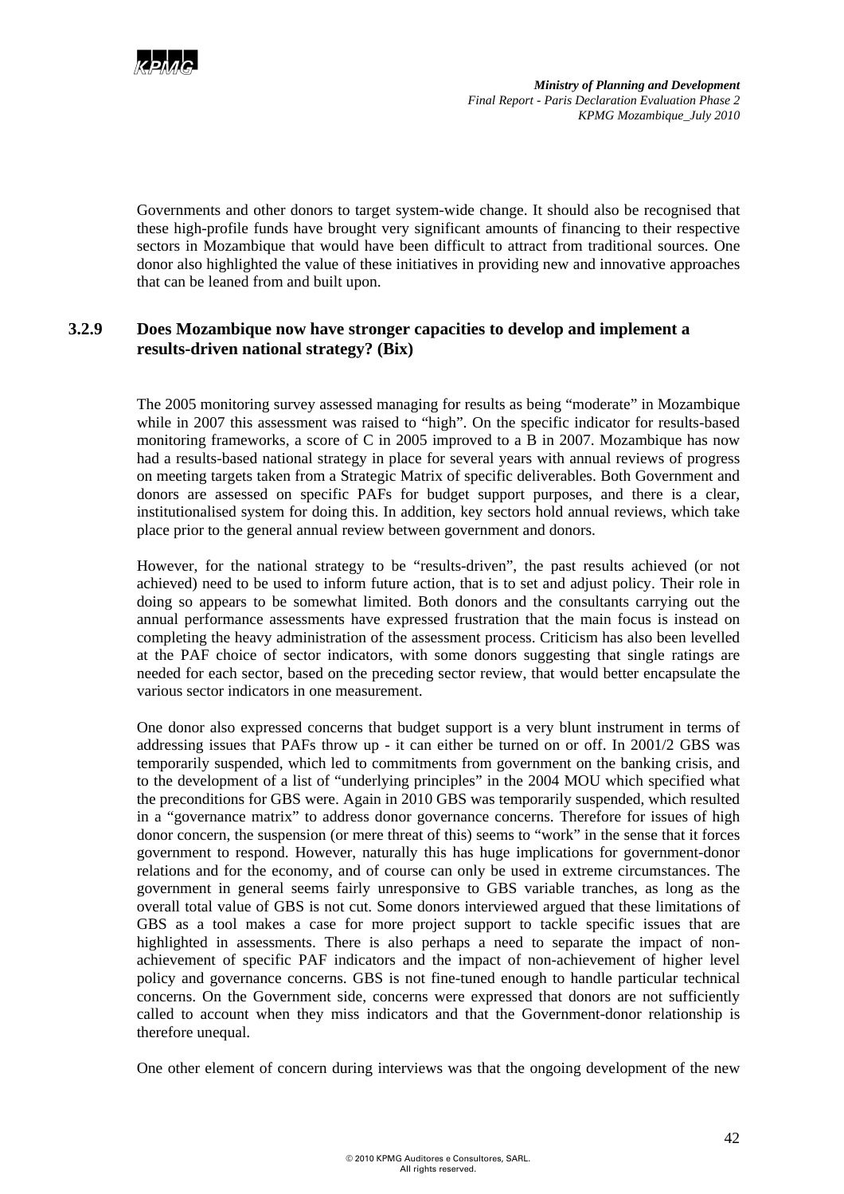Governments and other donors to target system-wide change. It should also be recognised that these high-profile funds have brought very significant amounts of financing to their respective sectors in Mozambique that would have been difficult to attract from traditional sources. One donor also highlighted the value of these initiatives in providing new and innovative approaches that can be leaned from and built upon.

### 3.2.9 Does Mozambique now have stronger capacities to develop and implement a results-driven national strategy? (Bix)

The 2005 monitoring survey assessed managing for results as being "moderate" in Mozambique while in 2007 this assessment was raised to "high". On the specific indicator for results-based monitoring frameworks, a score of C in 2005 improved to a B in 2007. Mozambique has now had a results-based national strategy in place for several years with annual reviews of progress on meeting targets taken from a Strategic Matrix of specific deliverables. Both Government and donors are assessed on specific PAFs for budget support purposes, and there is a clear, institutionalised system for doing this. In addition, key sectors hold annual reviews, which take place prior to the general annual review between government and donors.

However, for the national strategy to be "results-driven", the past results achieved (or not achieved) need to be used to inform future action, that is to set and adjust policy. Their role in doing so appears to be somewhat limited. Both donors and the consultants carrying out the annual performance assessments have expressed frustration that the main focus is instead on completing the heavy administration of the assessment process. Criticism has also been levelled at the PAF choice of sector indicators, with some donors suggesting that single ratings are needed for each sector, based on the preceding sector review, that would better encapsulate the various sector indicators in one measurement.

One donor also expressed concerns that budget support is a very blunt instrument in terms of addressing issues that PAFs throw up - it can either be turned on or off. In 2001/2 GBS was temporarily suspended, which led to commitments from government on the banking crisis, and to the development of a list of "underlying principles" in the 2004 MOU which specified what the preconditions for GBS were. Again in 2010 GBS was temporarily suspended, which resulted in a "governance matrix" to address donor governance concerns. Therefore for issues of high donor concern, the suspension (or mere threat of this) seems to "work" in the sense that it forces government to respond. However, naturally this has huge implications for government-donor relations and for the economy, and of course can only be used in extreme circumstances. The government in general seems fairly unresponsive to GBS variable tranches, as long as the overall total value of GBS is not cut. Some donors interviewed argued that these limitations of GBS as a tool makes a case for more project support to tackle specific issues that are highlighted in assessments. There is also perhaps a need to separate the impact of non-achievement of specific PAF indicators and the impact of non-achievement of higher level policy and governance concerns. GBS is not fine-tuned enough to handle particular technical concerns. On the Government side, concerns were expressed that donors are not sufficiently called to account when they miss indicators and that the Government-donor relationship is therefore unequal.

One other element of concern during interviews was that the ongoing development of the new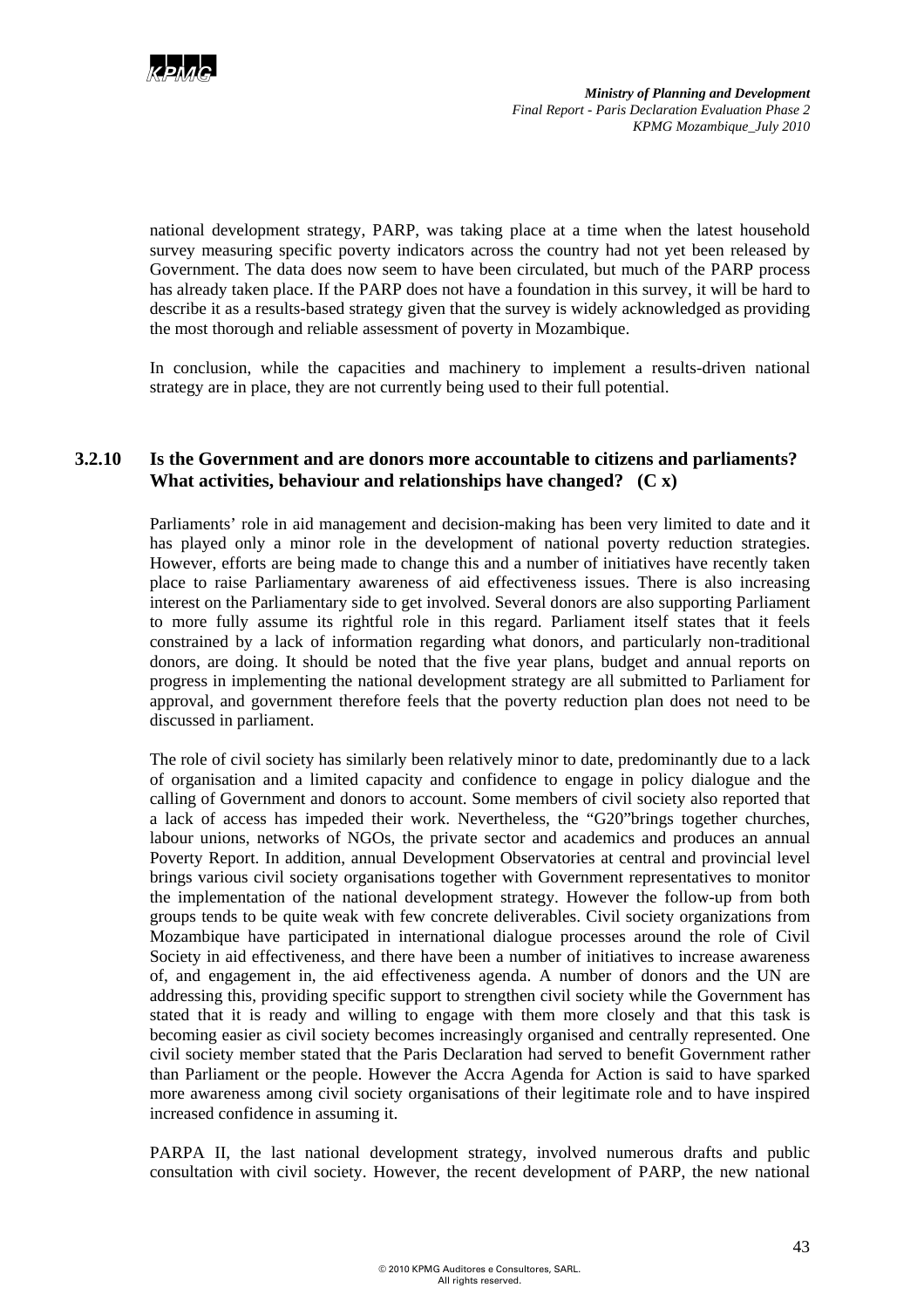national development strategy, PARP, was taking place at a time when the latest household survey measuring specific poverty indicators across the country had not yet been released by Government. The data does now seem to have been circulated, but much of the PARP process has already taken place. If the PARP does not have a foundation in this survey, it will be hard to describe it as a results-based strategy given that the survey is widely acknowledged as providing the most thorough and reliable assessment of poverty in Mozambique.

In conclusion, while the capacities and machinery to implement a results-driven national strategy are in place, they are not currently being used to their full potential.

### 3.2.10 Is the Government and are donors more accountable to citizens and parliaments? What activities, behaviour and relationships have changed? (C x)

Parliaments' role in aid management and decision-making has been very limited to date and it has played only a minor role in the development of national poverty reduction strategies. However, efforts are being made to change this and a number of initiatives have recently taken place to raise Parliamentary awareness of aid effectiveness issues. There is also increasing interest on the Parliamentary side to get involved. Several donors are also supporting Parliament to more fully assume its rightful role in this regard. Parliament itself states that it feels constrained by a lack of information regarding what donors, and particularly non-traditional donors, are doing. It should be noted that the five year plans, budget and annual reports on progress in implementing the national development strategy are all submitted to Parliament for approval, and government therefore feels that the poverty reduction plan does not need to be discussed in parliament.

The role of civil society has similarly been relatively minor to date, predominantly due to a lack of organisation and a limited capacity and confidence to engage in policy dialogue and the calling of Government and donors to account. Some members of civil society also reported that a lack of access has impeded their work. Nevertheless, the "G20"brings together churches, labour unions, networks of NGOs, the private sector and academics and produces an annual Poverty Report. In addition, annual Development Observatories at central and provincial level brings various civil society organisations together with Government representatives to monitor the implementation of the national development strategy. However the follow-up from both groups tends to be quite weak with few concrete deliverables. Civil society organizations from Mozambique have participated in international dialogue processes around the role of Civil Society in aid effectiveness, and there have been a number of initiatives to increase awareness of, and engagement in, the aid effectiveness agenda. A number of donors and the UN are addressing this, providing specific support to strengthen civil society while the Government has stated that it is ready and willing to engage with them more closely and that this task is becoming easier as civil society becomes increasingly organised and centrally represented. One civil society member stated that the Paris Declaration had served to benefit Government rather than Parliament or the people. However the Accra Agenda for Action is said to have sparked more awareness among civil society organisations of their legitimate role and to have inspired increased confidence in assuming it.

PARPA II, the last national development strategy, involved numerous drafts and public consultation with civil society. However, the recent development of PARP, the new national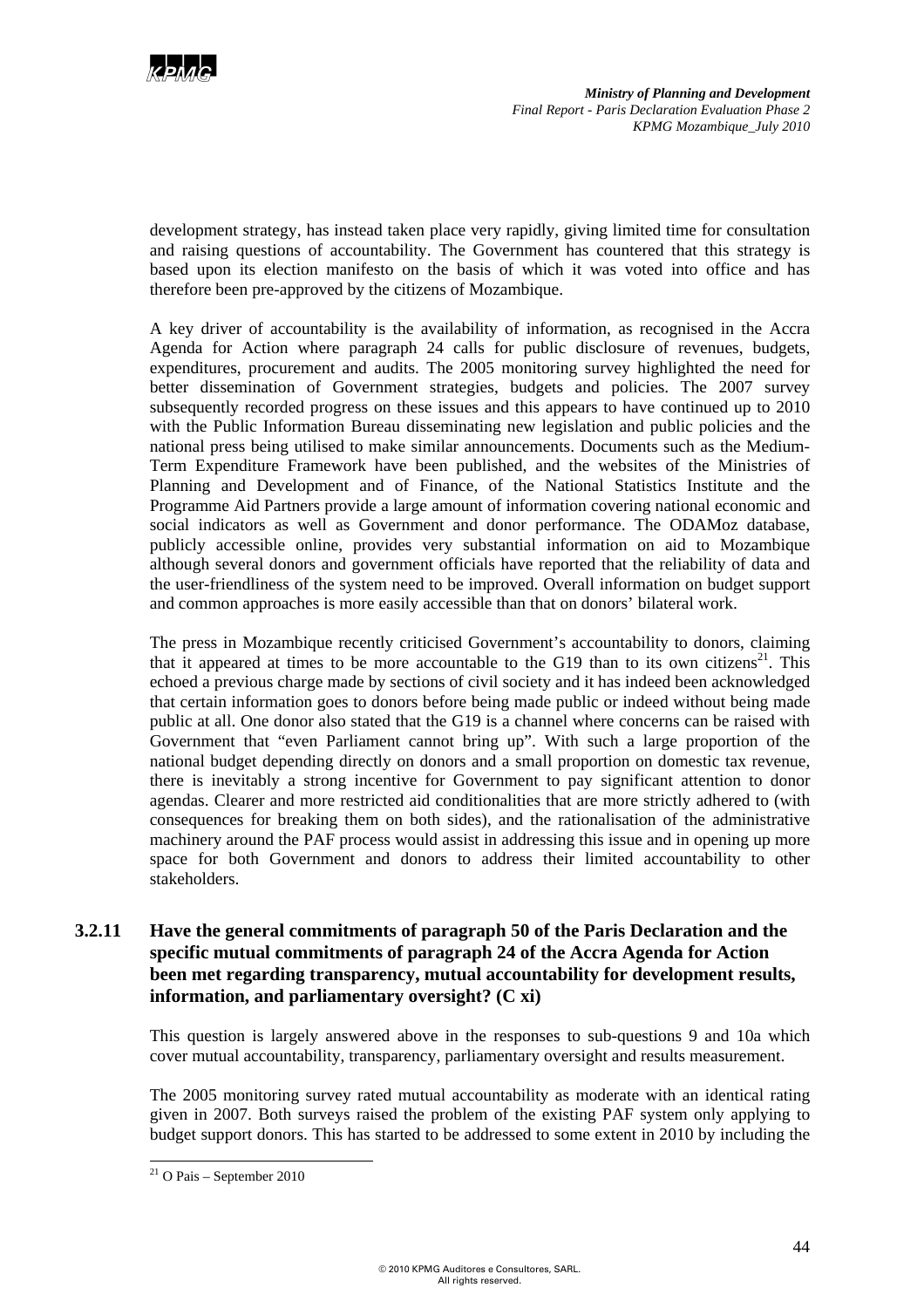development strategy, has instead taken place very rapidly, giving limited time for consultation and raising questions of accountability. The Government has countered that this strategy is based upon its election manifesto on the basis of which it was voted into office and has therefore been pre-approved by the citizens of Mozambique.

A key driver of accountability is the availability of information, as recognised in the Accra Agenda for Action where paragraph 24 calls for public disclosure of revenues, budgets, expenditures, procurement and audits. The 2005 monitoring survey highlighted the need for better dissemination of Government strategies, budgets and policies. The 2007 survey subsequently recorded progress on these issues and this appears to have continued up to 2010 with the Public Information Bureau disseminating new legislation and public policies and the national press being utilised to make similar announcements. Documents such as the Medium-Term Expenditure Framework have been published, and the websites of the Ministries of Planning and Development and of Finance, of the National Statistics Institute and the Programme Aid Partners provide a large amount of information covering national economic and social indicators as well as Government and donor performance. The ODAMoz database, publicly accessible online, provides very substantial information on aid to Mozambique although several donors and government officials have reported that the reliability of data and the user-friendliness of the system need to be improved. Overall information on budget support and common approaches is more easily accessible than that on donors' bilateral work.

The press in Mozambique recently criticised Government's accountability to donors, claiming that it appeared at times to be more accountable to the G19 than to its own citizens[21]. This echoed a previous charge made by sections of civil society and it has indeed been acknowledged that certain information goes to donors before being made public or indeed without being made public at all. One donor also stated that the G19 is a channel where concerns can be raised with Government that "even Parliament cannot bring up". With such a large proportion of the national budget depending directly on donors and a small proportion on domestic tax revenue, there is inevitably a strong incentive for Government to pay significant attention to donor agendas. Clearer and more restricted aid conditionalities that are more strictly adhered to (with consequences for breaking them on both sides), and the rationalisation of the administrative machinery around the PAF process would assist in addressing this issue and in opening up more space for both Government and donors to address their limited accountability to other stakeholders.

### 3.2.11 Have the general commitments of paragraph 50 of the Paris Declaration and the specific mutual commitments of paragraph 24 of the Accra Agenda for Action been met regarding transparency, mutual accountability for development results, information, and parliamentary oversight? (C xi)

This question is largely answered above in the responses to sub-questions 9 and 10a which cover mutual accountability, transparency, parliamentary oversight and results measurement.

The 2005 monitoring survey rated mutual accountability as moderate with an identical rating given in 2007. Both surveys raised the problem of the existing PAF system only applying to budget support donors. This has started to be addressed to some extent in 2010 by including the

[21] O Pais – September 2010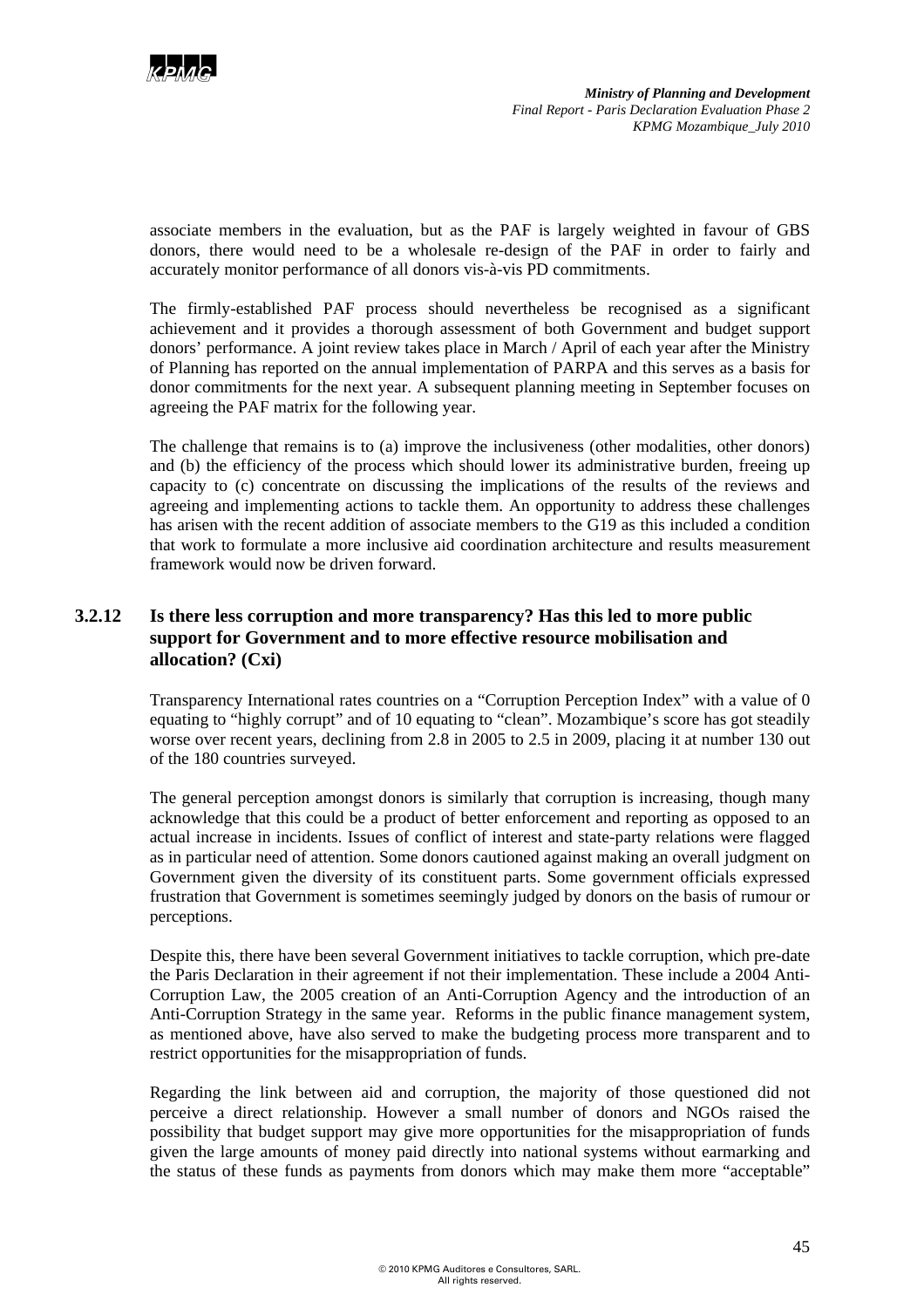associate members in the evaluation, but as the PAF is largely weighted in favour of GBS donors, there would need to be a wholesale re-design of the PAF in order to fairly and accurately monitor performance of all donors vis-à-vis PD commitments.

The firmly-established PAF process should nevertheless be recognised as a significant achievement and it provides a thorough assessment of both Government and budget support donors' performance. A joint review takes place in March / April of each year after the Ministry of Planning has reported on the annual implementation of PARPA and this serves as a basis for donor commitments for the next year. A subsequent planning meeting in September focuses on agreeing the PAF matrix for the following year.

The challenge that remains is to (a) improve the inclusiveness (other modalities, other donors) and (b) the efficiency of the process which should lower its administrative burden, freeing up capacity to (c) concentrate on discussing the implications of the results of the reviews and agreeing and implementing actions to tackle them. An opportunity to address these challenges has arisen with the recent addition of associate members to the G19 as this included a condition that work to formulate a more inclusive aid coordination architecture and results measurement framework would now be driven forward.

### 3.2.12 Is there less corruption and more transparency? Has this led to more public support for Government and to more effective resource mobilisation and allocation? (Cxi)

Transparency International rates countries on a "Corruption Perception Index" with a value of 0 equating to "highly corrupt" and of 10 equating to "clean". Mozambique's score has got steadily worse over recent years, declining from 2.8 in 2005 to 2.5 in 2009, placing it at number 130 out of the 180 countries surveyed.

The general perception amongst donors is similarly that corruption is increasing, though many acknowledge that this could be a product of better enforcement and reporting as opposed to an actual increase in incidents. Issues of conflict of interest and state-party relations were flagged as in particular need of attention. Some donors cautioned against making an overall judgment on Government given the diversity of its constituent parts. Some government officials expressed frustration that Government is sometimes seemingly judged by donors on the basis of rumour or perceptions.

Despite this, there have been several Government initiatives to tackle corruption, which pre-date the Paris Declaration in their agreement if not their implementation. These include a 2004 Anti-Corruption Law, the 2005 creation of an Anti-Corruption Agency and the introduction of an Anti-Corruption Strategy in the same year. Reforms in the public finance management system, as mentioned above, have also served to make the budgeting process more transparent and to restrict opportunities for the misappropriation of funds.

Regarding the link between aid and corruption, the majority of those questioned did not perceive a direct relationship. However a small number of donors and NGOs raised the possibility that budget support may give more opportunities for the misappropriation of funds given the large amounts of money paid directly into national systems without earmarking and the status of these funds as payments from donors which may make them more "acceptable"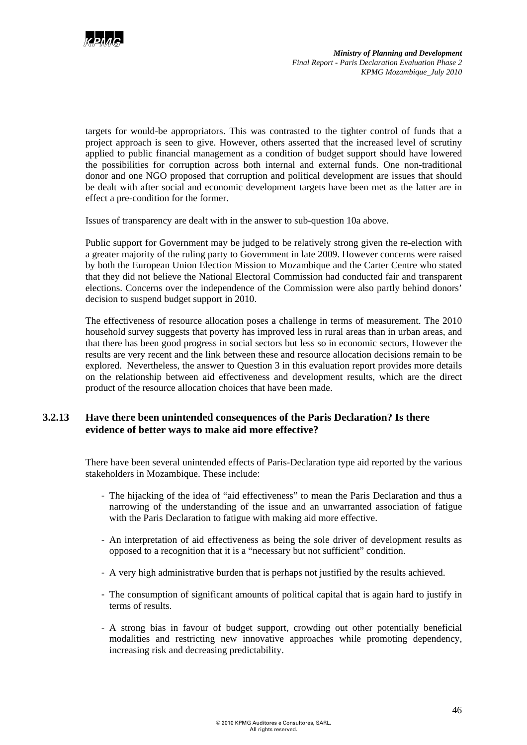targets for would-be appropriators. This was contrasted to the tighter control of funds that a project approach is seen to give. However, others asserted that the increased level of scrutiny applied to public financial management as a condition of budget support should have lowered the possibilities for corruption across both internal and external funds. One non-traditional donor and one NGO proposed that corruption and political development are issues that should be dealt with after social and economic development targets have been met as the latter are in effect a pre-condition for the former.

Issues of transparency are dealt with in the answer to sub-question 10a above.

Public support for Government may be judged to be relatively strong given the re-election with a greater majority of the ruling party to Government in late 2009. However concerns were raised by both the European Union Election Mission to Mozambique and the Carter Centre who stated that they did not believe the National Electoral Commission had conducted fair and transparent elections. Concerns over the independence of the Commission were also partly behind donors' decision to suspend budget support in 2010.

The effectiveness of resource allocation poses a challenge in terms of measurement. The 2010 household survey suggests that poverty has improved less in rural areas than in urban areas, and that there has been good progress in social sectors but less so in economic sectors, However the results are very recent and the link between these and resource allocation decisions remain to be explored. Nevertheless, the answer to Question 3 in this evaluation report provides more details on the relationship between aid effectiveness and development results, which are the direct product of the resource allocation choices that have been made.

### 3.2.13 Have there been unintended consequences of the Paris Declaration? Is there evidence of better ways to make aid more effective?

There have been several unintended effects of Paris-Declaration type aid reported by the various stakeholders in Mozambique. These include:

- The hijacking of the idea of "aid effectiveness" to mean the Paris Declaration and thus a narrowing of the understanding of the issue and an unwarranted association of fatigue with the Paris Declaration to fatigue with making aid more effective.
- An interpretation of aid effectiveness as being the sole driver of development results as opposed to a recognition that it is a "necessary but not sufficient" condition.
- A very high administrative burden that is perhaps not justified by the results achieved.
- The consumption of significant amounts of political capital that is again hard to justify in terms of results.
- A strong bias in favour of budget support, crowding out other potentially beneficial modalities and restricting new innovative approaches while promoting dependency, increasing risk and decreasing predictability.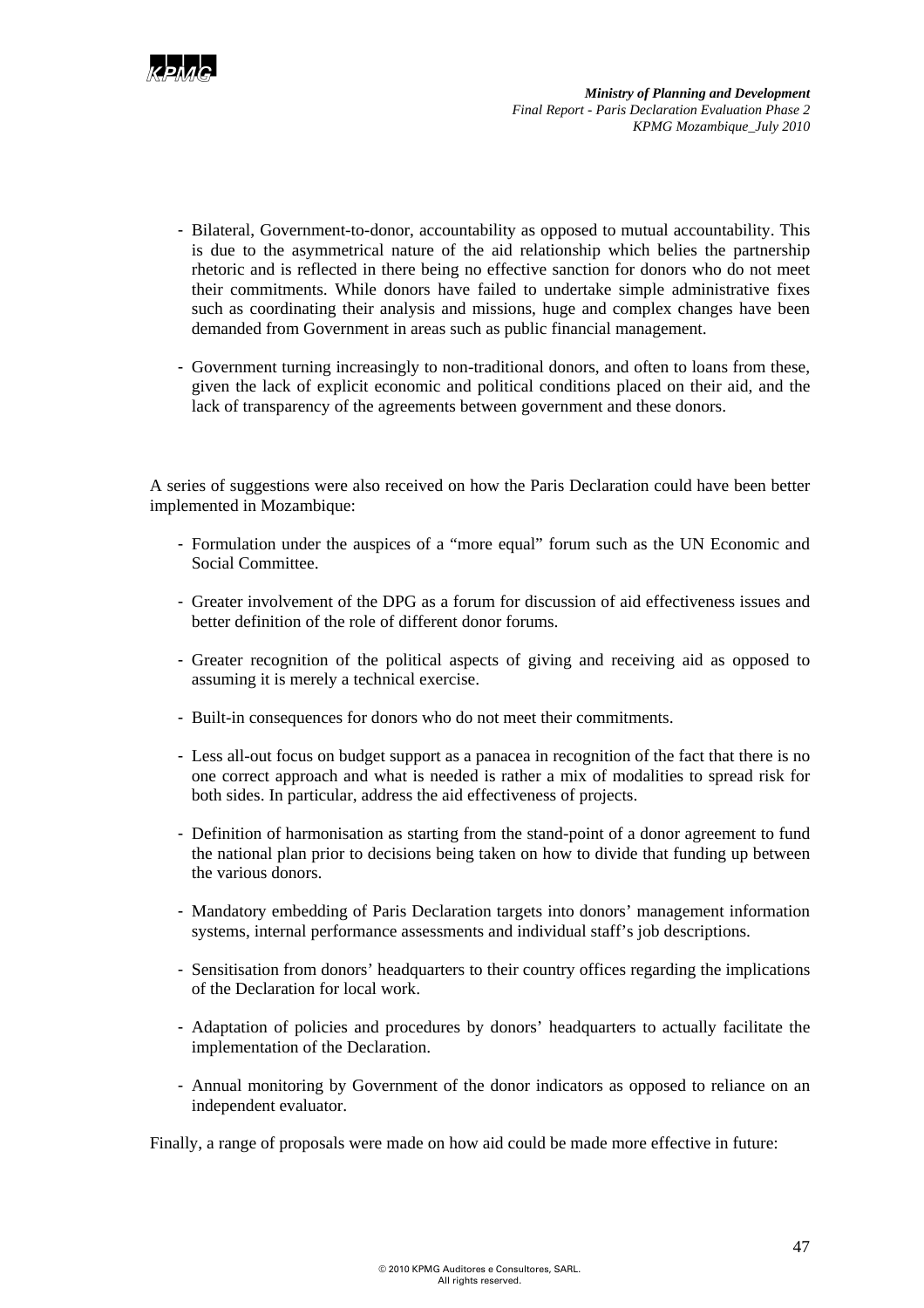- Bilateral, Government-to-donor, accountability as opposed to mutual accountability. This is due to the asymmetrical nature of the aid relationship which belies the partnership rhetoric and is reflected in there being no effective sanction for donors who do not meet their commitments. While donors have failed to undertake simple administrative fixes such as coordinating their analysis and missions, huge and complex changes have been demanded from Government in areas such as public financial management.
- Government turning increasingly to non-traditional donors, and often to loans from these, given the lack of explicit economic and political conditions placed on their aid, and the lack of transparency of the agreements between government and these donors.

A series of suggestions were also received on how the Paris Declaration could have been better implemented in Mozambique:

- Formulation under the auspices of a "more equal" forum such as the UN Economic and Social Committee.
- Greater involvement of the DPG as a forum for discussion of aid effectiveness issues and better definition of the role of different donor forums.
- Greater recognition of the political aspects of giving and receiving aid as opposed to assuming it is merely a technical exercise.
- Built-in consequences for donors who do not meet their commitments.
- Less all-out focus on budget support as a panacea in recognition of the fact that there is no one correct approach and what is needed is rather a mix of modalities to spread risk for both sides. In particular, address the aid effectiveness of projects.
- Definition of harmonisation as starting from the stand-point of a donor agreement to fund the national plan prior to decisions being taken on how to divide that funding up between the various donors.
- Mandatory embedding of Paris Declaration targets into donors' management information systems, internal performance assessments and individual staff's job descriptions.
- Sensitisation from donors' headquarters to their country offices regarding the implications of the Declaration for local work.
- Adaptation of policies and procedures by donors' headquarters to actually facilitate the implementation of the Declaration.
- Annual monitoring by Government of the donor indicators as opposed to reliance on an independent evaluator.

Finally, a range of proposals were made on how aid could be made more effective in future: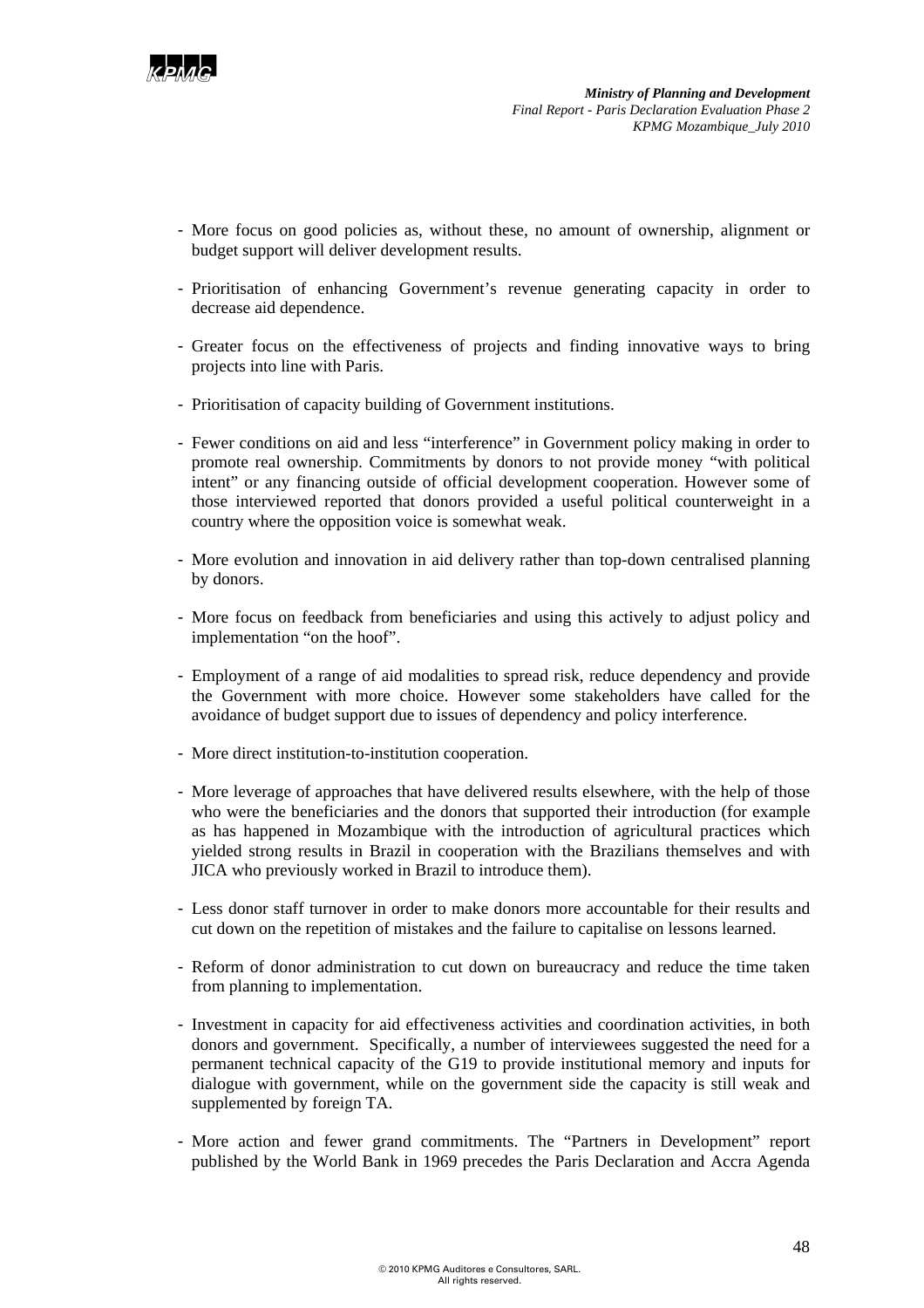- More focus on good policies as, without these, no amount of ownership, alignment or budget support will deliver development results.

- Prioritisation of enhancing Government's revenue generating capacity in order to decrease aid dependence.

- Greater focus on the effectiveness of projects and finding innovative ways to bring projects into line with Paris.

- Prioritisation of capacity building of Government institutions.

- Fewer conditions on aid and less "interference" in Government policy making in order to promote real ownership. Commitments by donors to not provide money "with political intent" or any financing outside of official development cooperation. However some of those interviewed reported that donors provided a useful political counterweight in a country where the opposition voice is somewhat weak.

- More evolution and innovation in aid delivery rather than top-down centralised planning by donors.

- More focus on feedback from beneficiaries and using this actively to adjust policy and implementation "on the hoof".

- Employment of a range of aid modalities to spread risk, reduce dependency and provide the Government with more choice. However some stakeholders have called for the avoidance of budget support due to issues of dependency and policy interference.

- More direct institution-to-institution cooperation.

- More leverage of approaches that have delivered results elsewhere, with the help of those who were the beneficiaries and the donors that supported their introduction (for example as has happened in Mozambique with the introduction of agricultural practices which yielded strong results in Brazil in cooperation with the Brazilians themselves and with JICA who previously worked in Brazil to introduce them).

- Less donor staff turnover in order to make donors more accountable for their results and cut down on the repetition of mistakes and the failure to capitalise on lessons learned.

- Reform of donor administration to cut down on bureaucracy and reduce the time taken from planning to implementation.

- Investment in capacity for aid effectiveness activities and coordination activities, in both donors and government. Specifically, a number of interviewees suggested the need for a permanent technical capacity of the G19 to provide institutional memory and inputs for dialogue with government, while on the government side the capacity is still weak and supplemented by foreign TA.

- More action and fewer grand commitments. The "Partners in Development" report published by the World Bank in 1969 precedes the Paris Declaration and Accra Agenda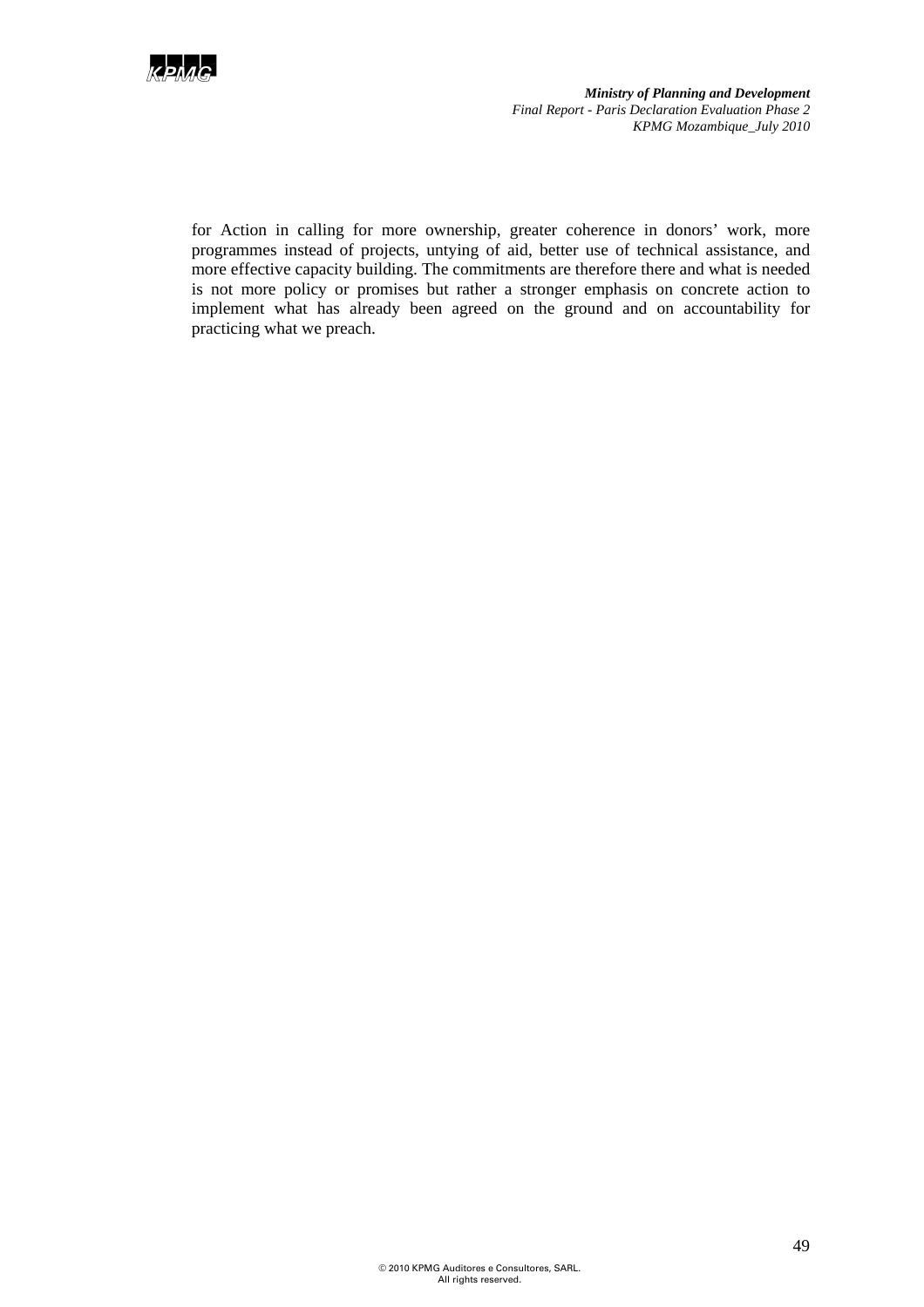for Action in calling for more ownership, greater coherence in donors' work, more programmes instead of projects, untying of aid, better use of technical assistance, and more effective capacity building. The commitments are therefore there and what is needed is not more policy or promises but rather a stronger emphasis on concrete action to implement what has already been agreed on the ground and on accountability for practicing what we preach.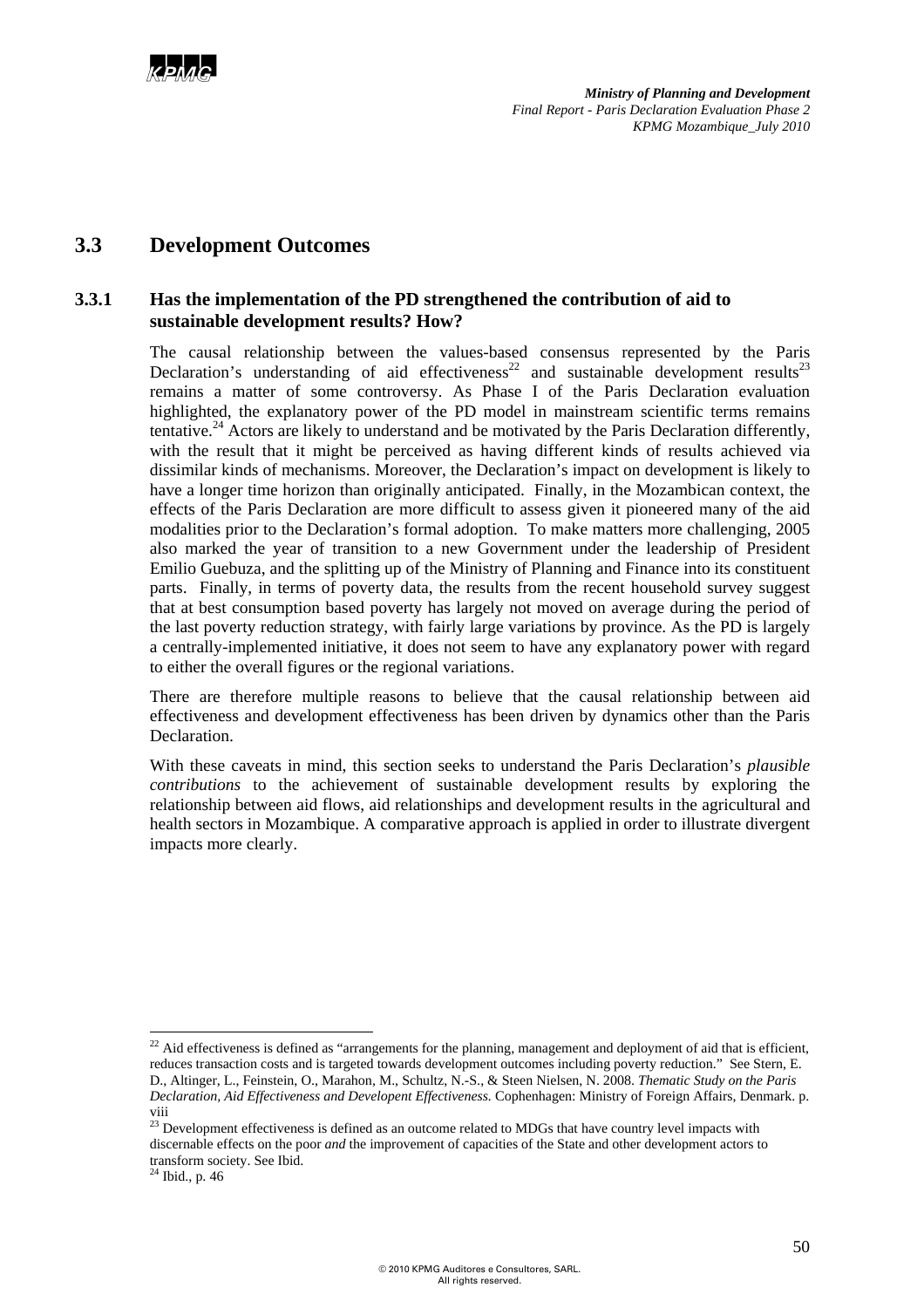## 3.3 Development Outcomes

### 3.3.1 Has the implementation of the PD strengthened the contribution of aid to sustainable development results? How?

The causal relationship between the values-based consensus represented by the Paris Declaration's understanding of aid effectiveness[22] and sustainable development results[23] remains a matter of some controversy. As Phase I of the Paris Declaration evaluation highlighted, the explanatory power of the PD model in mainstream scientific terms remains tentative.[24] Actors are likely to understand and be motivated by the Paris Declaration differently, with the result that it might be perceived as having different kinds of results achieved via dissimilar kinds of mechanisms. Moreover, the Declaration's impact on development is likely to have a longer time horizon than originally anticipated. Finally, in the Mozambican context, the effects of the Paris Declaration are more difficult to assess given it pioneered many of the aid modalities prior to the Declaration's formal adoption. To make matters more challenging, 2005 also marked the year of transition to a new Government under the leadership of President Emilio Guebuza, and the splitting up of the Ministry of Planning and Finance into its constituent parts. Finally, in terms of poverty data, the results from the recent household survey suggest that at best consumption based poverty has largely not moved on average during the period of the last poverty reduction strategy, with fairly large variations by province. As the PD is largely a centrally-implemented initiative, it does not seem to have any explanatory power with regard to either the overall figures or the regional variations.

There are therefore multiple reasons to believe that the causal relationship between aid effectiveness and development effectiveness has been driven by dynamics other than the Paris Declaration.

With these caveats in mind, this section seeks to understand the Paris Declaration's *plausible contributions* to the achievement of sustainable development results by exploring the relationship between aid flows, aid relationships and development results in the agricultural and health sectors in Mozambique. A comparative approach is applied in order to illustrate divergent impacts more clearly.

---

[22] Aid effectiveness is defined as "arrangements for the planning, management and deployment of aid that is efficient, reduces transaction costs and is targeted towards development outcomes including poverty reduction." See Stern, E. D., Altinger, L., Feinstein, O., Marahon, M., Schultz, N.-S., & Steen Nielsen, N. 2008. *Thematic Study on the Paris Declaration, Aid Effectiveness and Developent Effectiveness.* Cophenhagen: Ministry of Foreign Affairs, Denmark. p. viii

[23] Development effectiveness is defined as an outcome related to MDGs that have country level impacts with discernable effects on the poor *and* the improvement of capacities of the State and other development actors to transform society. See Ibid.

[24] Ibid., p. 46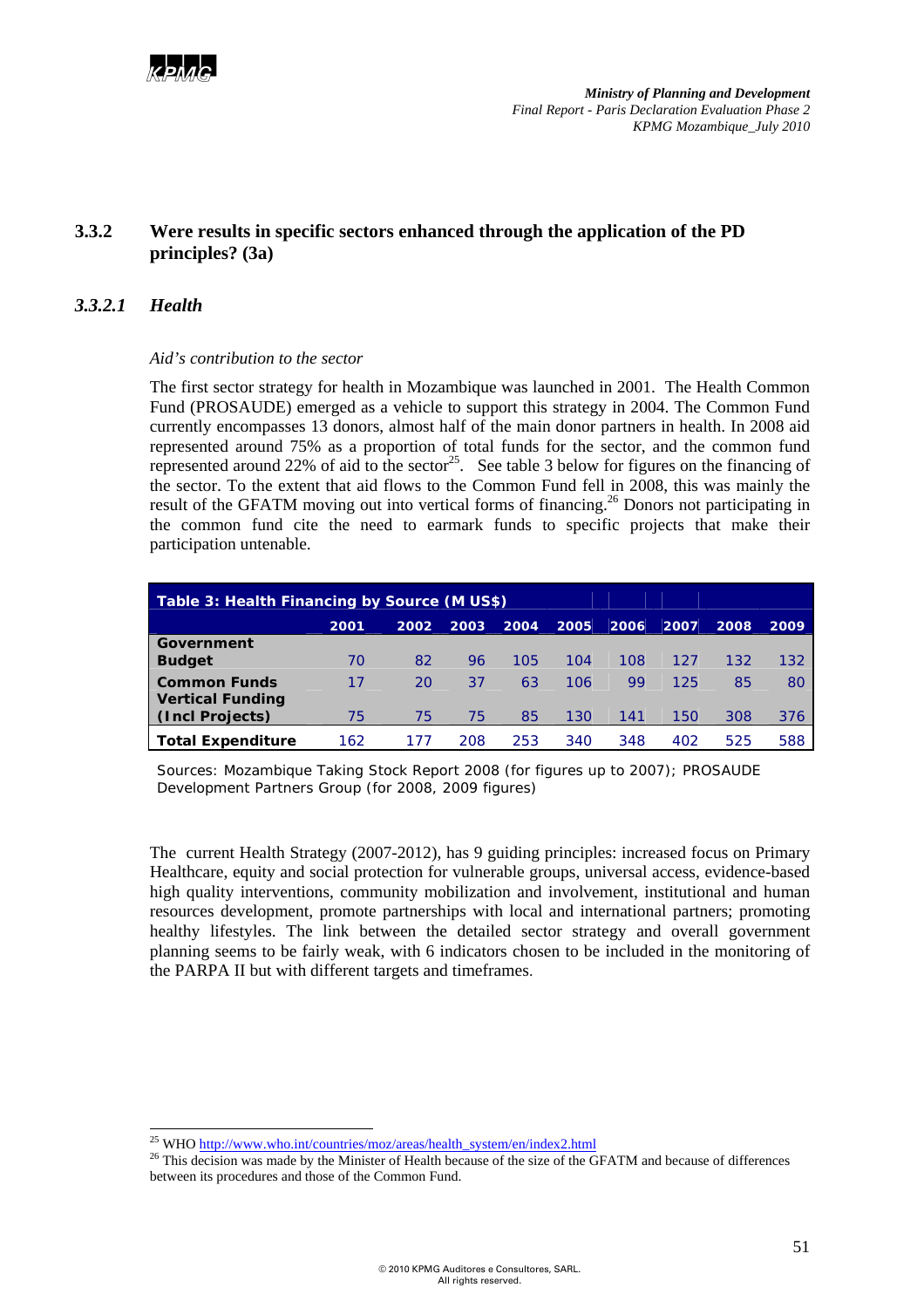### 3.3.2 Were results in specific sectors enhanced through the application of the PD principles? (3a)

#### *3.3.2.1 Health*

*Aid's contribution to the sector*

The first sector strategy for health in Mozambique was launched in 2001. The Health Common Fund (PROSAUDE) emerged as a vehicle to support this strategy in 2004. The Common Fund currently encompasses 13 donors, almost half of the main donor partners in health. In 2008 aid represented around 75% as a proportion of total funds for the sector, and the common fund represented around 22% of aid to the sector[25]. See table 3 below for figures on the financing of the sector. To the extent that aid flows to the Common Fund fell in 2008, this was mainly the result of the GFATM moving out into vertical forms of financing.[26] Donors not participating in the common fund cite the need to earmark funds to specific projects that make their participation untenable.

| Table 3: Health Financing by Source (M US$) | | | | | | | | | |
|---|---|---|---|---|---|---|---|---|---|
| | 2001 | 2002 | 2003 | 2004 | 2005 | 2006 | 2007 | 2008 | 2009 |
| Government Budget | 70 | 82 | 96 | 105 | 104 | 108 | 127 | 132 | 132 |
| Common Funds | 17 | 20 | 37 | 63 | 106 | 99 | 125 | 85 | 80 |
| Vertical Funding (Incl Projects) | 75 | 75 | 75 | 85 | 130 | 141 | 150 | 308 | 376 |
| Total Expenditure | 162 | 177 | 208 | 253 | 340 | 348 | 402 | 525 | 588 |

Sources: Mozambique Taking Stock Report 2008 (for figures up to 2007); PROSAUDE Development Partners Group (for 2008, 2009 figures)

The current Health Strategy (2007-2012), has 9 guiding principles: increased focus on Primary Healthcare, equity and social protection for vulnerable groups, universal access, evidence-based high quality interventions, community mobilization and involvement, institutional and human resources development, promote partnerships with local and international partners; promoting healthy lifestyles. The link between the detailed sector strategy and overall government planning seems to be fairly weak, with 6 indicators chosen to be included in the monitoring of the PARPA II but with different targets and timeframes.

[25] WHO http://www.who.int/countries/moz/areas/health_system/en/index2.html

[26] This decision was made by the Minister of Health because of the size of the GFATM and because of differences between its procedures and those of the Common Fund.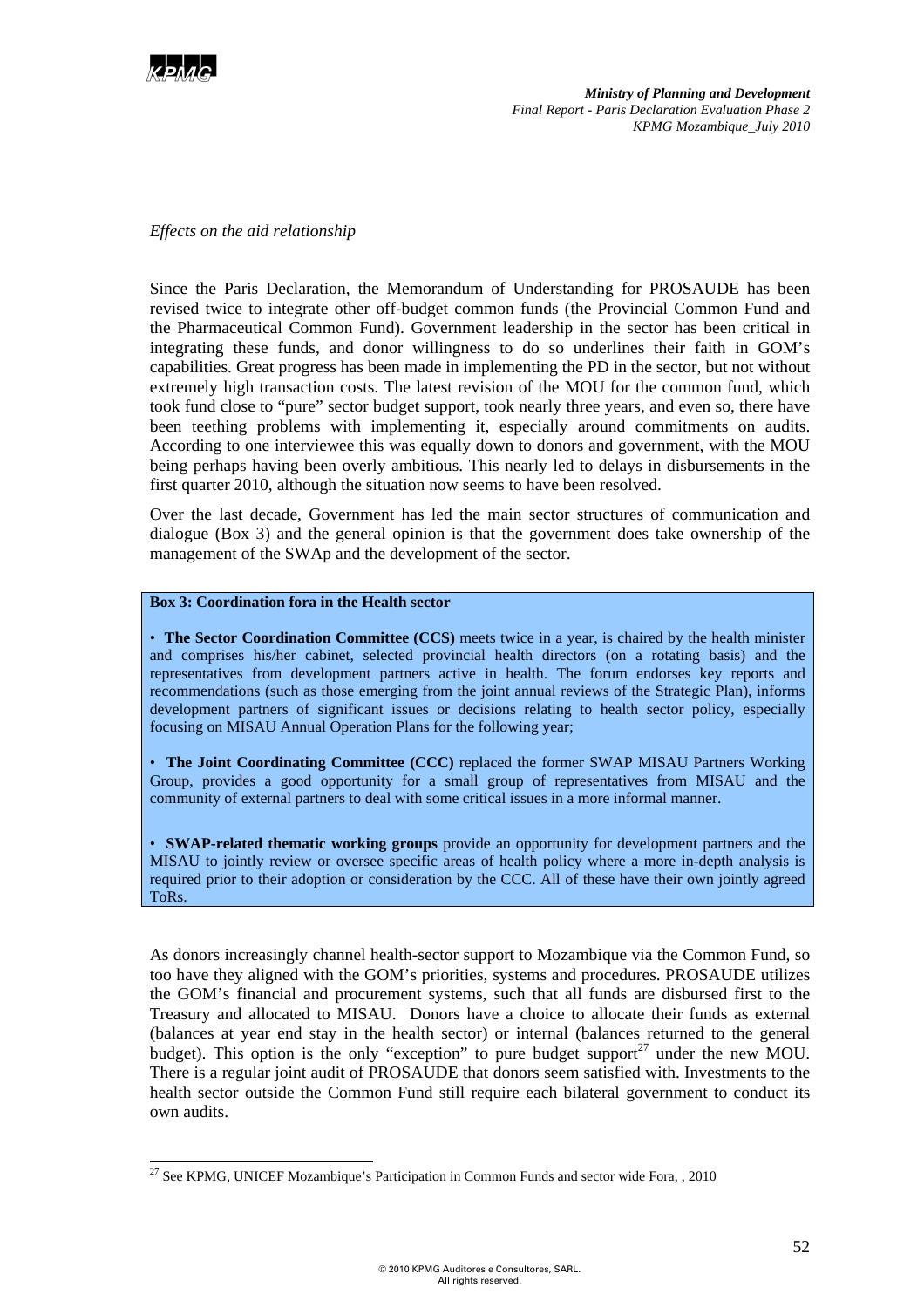*Effects on the aid relationship*

Since the Paris Declaration, the Memorandum of Understanding for PROSAUDE has been revised twice to integrate other off-budget common funds (the Provincial Common Fund and the Pharmaceutical Common Fund). Government leadership in the sector has been critical in integrating these funds, and donor willingness to do so underlines their faith in GOM's capabilities. Great progress has been made in implementing the PD in the sector, but not without extremely high transaction costs. The latest revision of the MOU for the common fund, which took fund close to "pure" sector budget support, took nearly three years, and even so, there have been teething problems with implementing it, especially around commitments on audits. According to one interviewee this was equally down to donors and government, with the MOU being perhaps having been overly ambitious. This nearly led to delays in disbursements in the first quarter 2010, although the situation now seems to have been resolved.

Over the last decade, Government has led the main sector structures of communication and dialogue (Box 3) and the general opinion is that the government does take ownership of the management of the SWAp and the development of the sector.

**Box 3: Coordination fora in the Health sector**

• **The Sector Coordination Committee (CCS)** meets twice in a year, is chaired by the health minister and comprises his/her cabinet, selected provincial health directors (on a rotating basis) and the representatives from development partners active in health. The forum endorses key reports and recommendations (such as those emerging from the joint annual reviews of the Strategic Plan), informs development partners of significant issues or decisions relating to health sector policy, especially focusing on MISAU Annual Operation Plans for the following year;

• **The Joint Coordinating Committee (CCC)** replaced the former SWAP MISAU Partners Working Group, provides a good opportunity for a small group of representatives from MISAU and the community of external partners to deal with some critical issues in a more informal manner.

• **SWAP-related thematic working groups** provide an opportunity for development partners and the MISAU to jointly review or oversee specific areas of health policy where a more in-depth analysis is required prior to their adoption or consideration by the CCC. All of these have their own jointly agreed ToRs.

As donors increasingly channel health-sector support to Mozambique via the Common Fund, so too have they aligned with the GOM's priorities, systems and procedures. PROSAUDE utilizes the GOM's financial and procurement systems, such that all funds are disbursed first to the Treasury and allocated to MISAU. Donors have a choice to allocate their funds as external (balances at year end stay in the health sector) or internal (balances returned to the general budget). This option is the only "exception" to pure budget support[27] under the new MOU. There is a regular joint audit of PROSAUDE that donors seem satisfied with. Investments to the health sector outside the Common Fund still require each bilateral government to conduct its own audits.

[27] See KPMG, UNICEF Mozambique's Participation in Common Funds and sector wide Fora, , 2010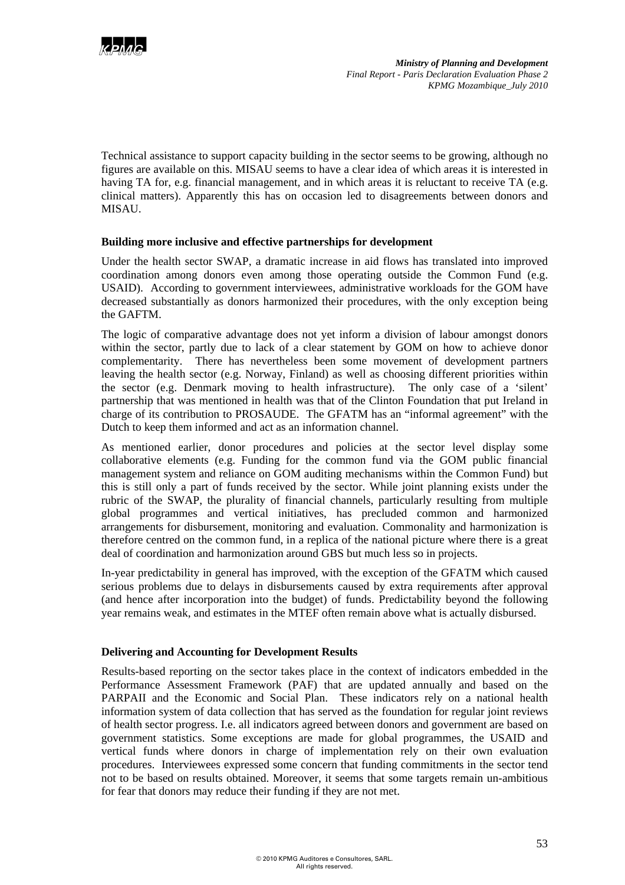Technical assistance to support capacity building in the sector seems to be growing, although no figures are available on this. MISAU seems to have a clear idea of which areas it is interested in having TA for, e.g. financial management, and in which areas it is reluctant to receive TA (e.g. clinical matters). Apparently this has on occasion led to disagreements between donors and MISAU.

**Building more inclusive and effective partnerships for development**

Under the health sector SWAP, a dramatic increase in aid flows has translated into improved coordination among donors even among those operating outside the Common Fund (e.g. USAID). According to government interviewees, administrative workloads for the GOM have decreased substantially as donors harmonized their procedures, with the only exception being the GAFTM.

The logic of comparative advantage does not yet inform a division of labour amongst donors within the sector, partly due to lack of a clear statement by GOM on how to achieve donor complementarity. There has nevertheless been some movement of development partners leaving the health sector (e.g. Norway, Finland) as well as choosing different priorities within the sector (e.g. Denmark moving to health infrastructure). The only case of a 'silent' partnership that was mentioned in health was that of the Clinton Foundation that put Ireland in charge of its contribution to PROSAUDE. The GFATM has an "informal agreement" with the Dutch to keep them informed and act as an information channel.

As mentioned earlier, donor procedures and policies at the sector level display some collaborative elements (e.g. Funding for the common fund via the GOM public financial management system and reliance on GOM auditing mechanisms within the Common Fund) but this is still only a part of funds received by the sector. While joint planning exists under the rubric of the SWAP, the plurality of financial channels, particularly resulting from multiple global programmes and vertical initiatives, has precluded common and harmonized arrangements for disbursement, monitoring and evaluation. Commonality and harmonization is therefore centred on the common fund, in a replica of the national picture where there is a great deal of coordination and harmonization around GBS but much less so in projects.

In-year predictability in general has improved, with the exception of the GFATM which caused serious problems due to delays in disbursements caused by extra requirements after approval (and hence after incorporation into the budget) of funds. Predictability beyond the following year remains weak, and estimates in the MTEF often remain above what is actually disbursed.

**Delivering and Accounting for Development Results**

Results-based reporting on the sector takes place in the context of indicators embedded in the Performance Assessment Framework (PAF) that are updated annually and based on the PARPAII and the Economic and Social Plan. These indicators rely on a national health information system of data collection that has served as the foundation for regular joint reviews of health sector progress. I.e. all indicators agreed between donors and government are based on government statistics. Some exceptions are made for global programmes, the USAID and vertical funds where donors in charge of implementation rely on their own evaluation procedures. Interviewees expressed some concern that funding commitments in the sector tend not to be based on results obtained. Moreover, it seems that some targets remain un-ambitious for fear that donors may reduce their funding if they are not met.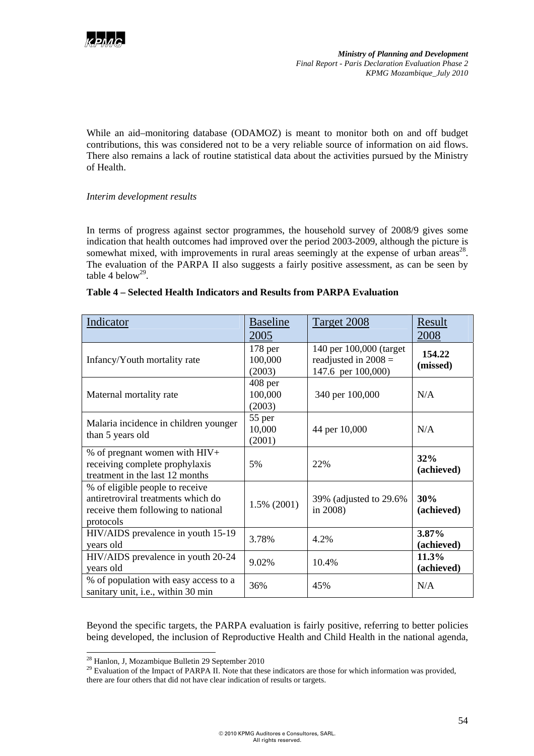While an aid–monitoring database (ODAMOZ) is meant to monitor both on and off budget contributions, this was considered not to be a very reliable source of information on aid flows. There also remains a lack of routine statistical data about the activities pursued by the Ministry of Health.

*Interim development results*

In terms of progress against sector programmes, the household survey of 2008/9 gives some indication that health outcomes had improved over the period 2003-2009, although the picture is somewhat mixed, with improvements in rural areas seemingly at the expense of urban areas[28]. The evaluation of the PARPA II also suggests a fairly positive assessment, as can be seen by table 4 below[29].

**Table 4 – Selected Health Indicators and Results from PARPA Evaluation**

| Indicator | Baseline 2005 | Target 2008 | Result 2008 |
|---|---|---|---|
| Infancy/Youth mortality rate | 178 per 100,000 (2003) | 140 per 100,000 (target readjusted in 2008 = 147.6 per 100,000) | **154.22 (missed)** |
| Maternal mortality rate | 408 per 100,000 (2003) | 340 per 100,000 | N/A |
| Malaria incidence in children younger than 5 years old | 55 per 10,000 (2001) | 44 per 10,000 | N/A |
| % of pregnant women with HIV+ receiving complete prophylaxis treatment in the last 12 months | 5% | 22% | **32% (achieved)** |
| % of eligible people to receive antiretroviral treatments which do receive them following to national protocols | 1.5% (2001) | 39% (adjusted to 29.6% in 2008) | **30% (achieved)** |
| HIV/AIDS prevalence in youth 15-19 years old | 3.78% | 4.2% | **3.87% (achieved)** |
| HIV/AIDS prevalence in youth 20-24 years old | 9.02% | 10.4% | **11.3% (achieved)** |
| % of population with easy access to a sanitary unit, i.e., within 30 min | 36% | 45% | N/A |

Beyond the specific targets, the PARPA evaluation is fairly positive, referring to better policies being developed, the inclusion of Reproductive Health and Child Health in the national agenda,

[28] Hanlon, J, Mozambique Bulletin 29 September 2010

[29] Evaluation of the Impact of PARPA II. Note that these indicators are those for which information was provided, there are four others that did not have clear indication of results or targets.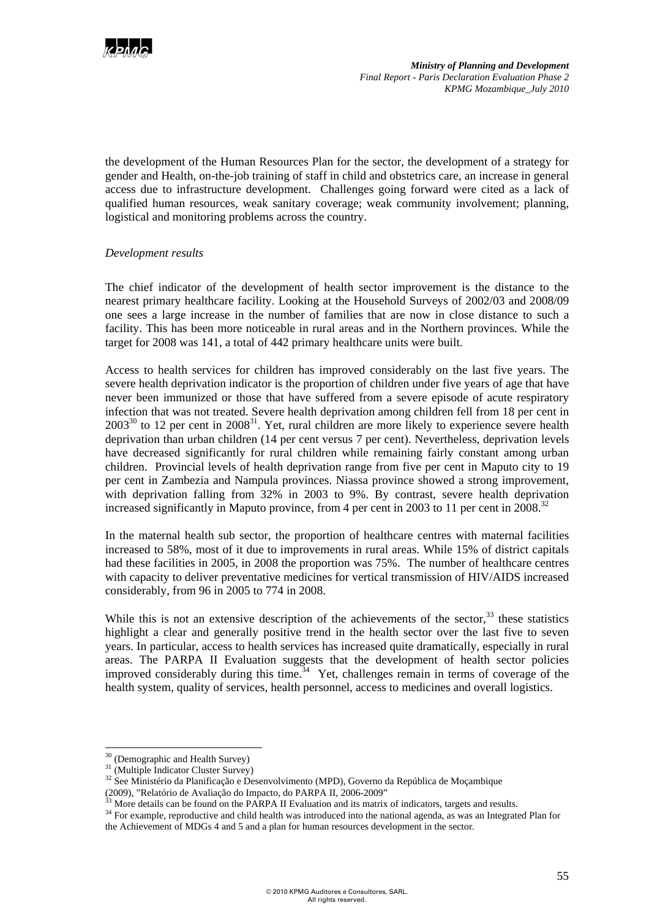the development of the Human Resources Plan for the sector, the development of a strategy for gender and Health, on-the-job training of staff in child and obstetrics care, an increase in general access due to infrastructure development. Challenges going forward were cited as a lack of qualified human resources, weak sanitary coverage; weak community involvement; planning, logistical and monitoring problems across the country.

*Development results*

The chief indicator of the development of health sector improvement is the distance to the nearest primary healthcare facility. Looking at the Household Surveys of 2002/03 and 2008/09 one sees a large increase in the number of families that are now in close distance to such a facility. This has been more noticeable in rural areas and in the Northern provinces. While the target for 2008 was 141, a total of 442 primary healthcare units were built.

Access to health services for children has improved considerably on the last five years. The severe health deprivation indicator is the proportion of children under five years of age that have never been immunized or those that have suffered from a severe episode of acute respiratory infection that was not treated. Severe health deprivation among children fell from 18 per cent in 2003[30] to 12 per cent in 2008[31]. Yet, rural children are more likely to experience severe health deprivation than urban children (14 per cent versus 7 per cent). Nevertheless, deprivation levels have decreased significantly for rural children while remaining fairly constant among urban children. Provincial levels of health deprivation range from five per cent in Maputo city to 19 per cent in Zambezia and Nampula provinces. Niassa province showed a strong improvement, with deprivation falling from 32% in 2003 to 9%. By contrast, severe health deprivation increased significantly in Maputo province, from 4 per cent in 2003 to 11 per cent in 2008.[32]

In the maternal health sub sector, the proportion of healthcare centres with maternal facilities increased to 58%, most of it due to improvements in rural areas. While 15% of district capitals had these facilities in 2005, in 2008 the proportion was 75%. The number of healthcare centres with capacity to deliver preventative medicines for vertical transmission of HIV/AIDS increased considerably, from 96 in 2005 to 774 in 2008.

While this is not an extensive description of the achievements of the sector,[33] these statistics highlight a clear and generally positive trend in the health sector over the last five to seven years. In particular, access to health services has increased quite dramatically, especially in rural areas. The PARPA II Evaluation suggests that the development of health sector policies improved considerably during this time.[34] Yet, challenges remain in terms of coverage of the health system, quality of services, health personnel, access to medicines and overall logistics.

[30] (Demographic and Health Survey)
[31] (Multiple Indicator Cluster Survey)
[32] See Ministério da Planificação e Desenvolvimento (MPD), Governo da República de Moçambique (2009), "Relatório de Avaliação do Impacto, do PARPA II, 2006-2009"
[33] More details can be found on the PARPA II Evaluation and its matrix of indicators, targets and results.
[34] For example, reproductive and child health was introduced into the national agenda, as was an Integrated Plan for the Achievement of MDGs 4 and 5 and a plan for human resources development in the sector.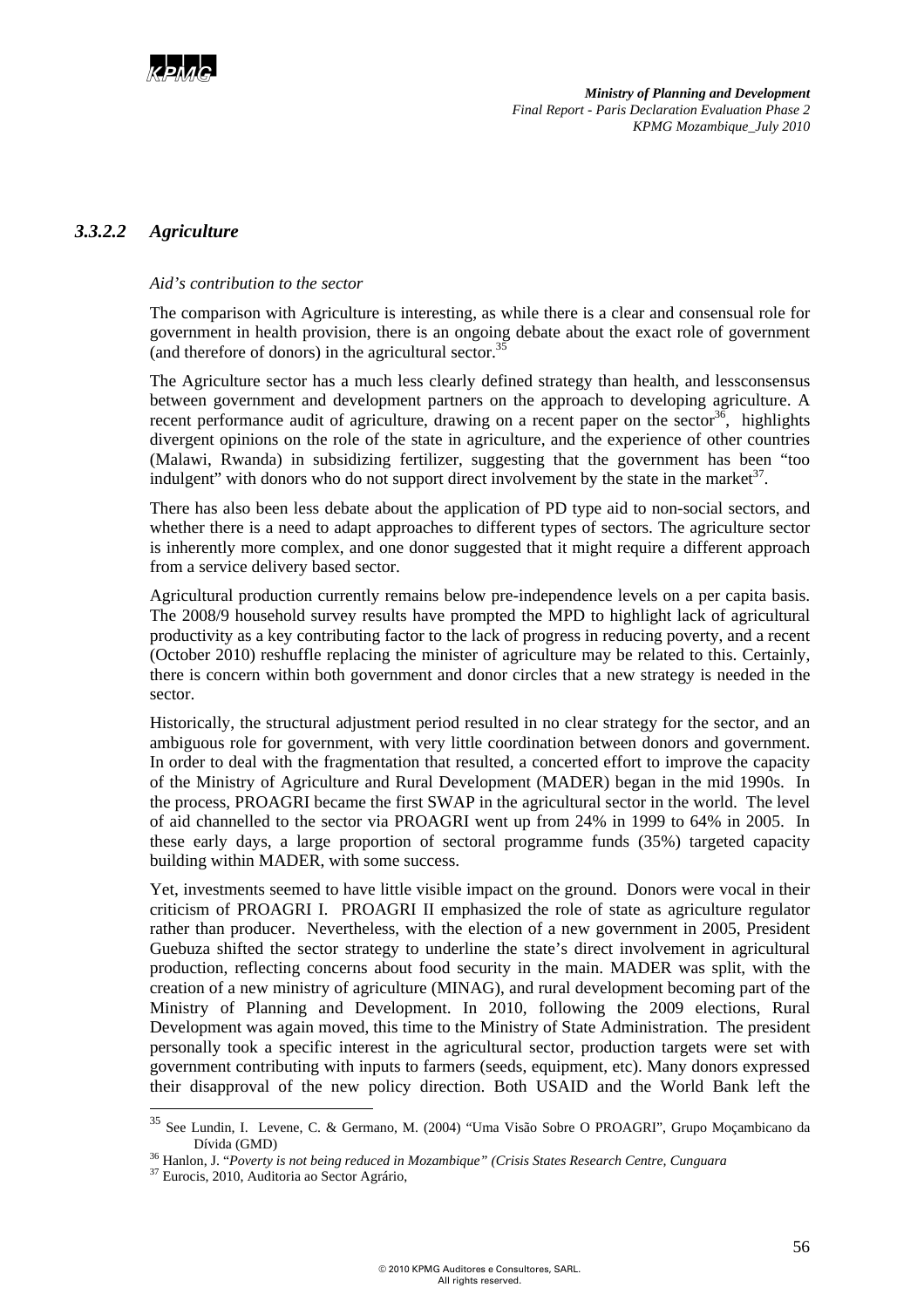### *3.3.2.2 Agriculture*

*Aid's contribution to the sector*

The comparison with Agriculture is interesting, as while there is a clear and consensual role for government in health provision, there is an ongoing debate about the exact role of government (and therefore of donors) in the agricultural sector.[35]

The Agriculture sector has a much less clearly defined strategy than health, and lessconsensus between government and development partners on the approach to developing agriculture. A recent performance audit of agriculture, drawing on a recent paper on the sector[36], highlights divergent opinions on the role of the state in agriculture, and the experience of other countries (Malawi, Rwanda) in subsidizing fertilizer, suggesting that the government has been "too indulgent" with donors who do not support direct involvement by the state in the market[37].

There has also been less debate about the application of PD type aid to non-social sectors, and whether there is a need to adapt approaches to different types of sectors. The agriculture sector is inherently more complex, and one donor suggested that it might require a different approach from a service delivery based sector.

Agricultural production currently remains below pre-independence levels on a per capita basis. The 2008/9 household survey results have prompted the MPD to highlight lack of agricultural productivity as a key contributing factor to the lack of progress in reducing poverty, and a recent (October 2010) reshuffle replacing the minister of agriculture may be related to this. Certainly, there is concern within both government and donor circles that a new strategy is needed in the sector.

Historically, the structural adjustment period resulted in no clear strategy for the sector, and an ambiguous role for government, with very little coordination between donors and government. In order to deal with the fragmentation that resulted, a concerted effort to improve the capacity of the Ministry of Agriculture and Rural Development (MADER) began in the mid 1990s. In the process, PROAGRI became the first SWAP in the agricultural sector in the world. The level of aid channelled to the sector via PROAGRI went up from 24% in 1999 to 64% in 2005. In these early days, a large proportion of sectoral programme funds (35%) targeted capacity building within MADER, with some success.

Yet, investments seemed to have little visible impact on the ground. Donors were vocal in their criticism of PROAGRI I. PROAGRI II emphasized the role of state as agriculture regulator rather than producer. Nevertheless, with the election of a new government in 2005, President Guebuza shifted the sector strategy to underline the state's direct involvement in agricultural production, reflecting concerns about food security in the main. MADER was split, with the creation of a new ministry of agriculture (MINAG), and rural development becoming part of the Ministry of Planning and Development. In 2010, following the 2009 elections, Rural Development was again moved, this time to the Ministry of State Administration. The president personally took a specific interest in the agricultural sector, production targets were set with government contributing with inputs to farmers (seeds, equipment, etc). Many donors expressed their disapproval of the new policy direction. Both USAID and the World Bank left the

---

[35] See Lundin, I. Levene, C. & Germano, M. (2004) "Uma Visão Sobre O PROAGRI", Grupo Moçambicano da Dívida (GMD)

[36] Hanlon, J. "*Poverty is not being reduced in Mozambique" (Crisis States Research Centre, Cunguara*

[37] Eurocis, 2010, Auditoria ao Sector Agrário,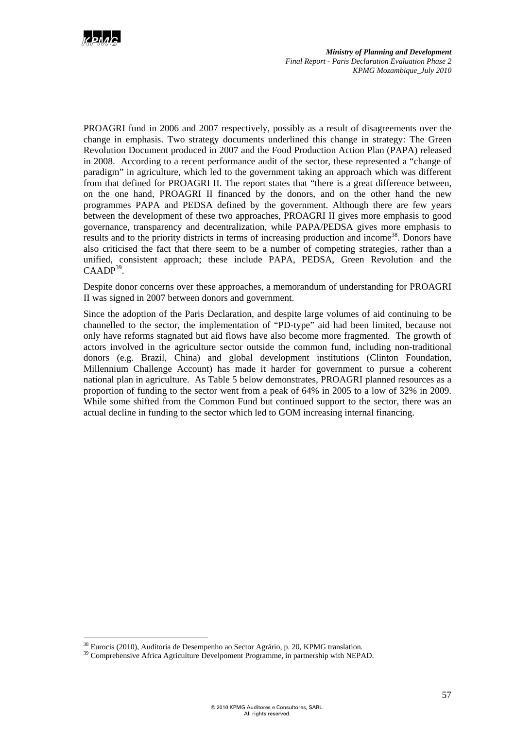PROAGRI fund in 2006 and 2007 respectively, possibly as a result of disagreements over the change in emphasis. Two strategy documents underlined this change in strategy: The Green Revolution Document produced in 2007 and the Food Production Action Plan (PAPA) released in 2008. According to a recent performance audit of the sector, these represented a "change of paradigm" in agriculture, which led to the government taking an approach which was different from that defined for PROAGRI II. The report states that "there is a great difference between, on the one hand, PROAGRI II financed by the donors, and on the other hand the new programmes PAPA and PEDSA defined by the government. Although there are few years between the development of these two approaches, PROAGRI II gives more emphasis to good governance, transparency and decentralization, while PAPA/PEDSA gives more emphasis to results and to the priority districts in terms of increasing production and income[38]. Donors have also criticised the fact that there seem to be a number of competing strategies, rather than a unified, consistent approach; these include PAPA, PEDSA, Green Revolution and the CAADP[39].

Despite donor concerns over these approaches, a memorandum of understanding for PROAGRI II was signed in 2007 between donors and government.

Since the adoption of the Paris Declaration, and despite large volumes of aid continuing to be channelled to the sector, the implementation of "PD-type" aid had been limited, because not only have reforms stagnated but aid flows have also become more fragmented. The growth of actors involved in the agriculture sector outside the common fund, including non-traditional donors (e.g. Brazil, China) and global development institutions (Clinton Foundation, Millennium Challenge Account) has made it harder for government to pursue a coherent national plan in agriculture. As Table 5 below demonstrates, PROAGRI planned resources as a proportion of funding to the sector went from a peak of 64% in 2005 to a low of 32% in 2009. While some shifted from the Common Fund but continued support to the sector, there was an actual decline in funding to the sector which led to GOM increasing internal financing.

[38] Eurocis (2010), Auditoria de Desempenho ao Sector Agrário, p. 20, KPMG translation.

[39] Comprehensive Africa Agriculture Develpoment Programme, in partnership with NEPAD.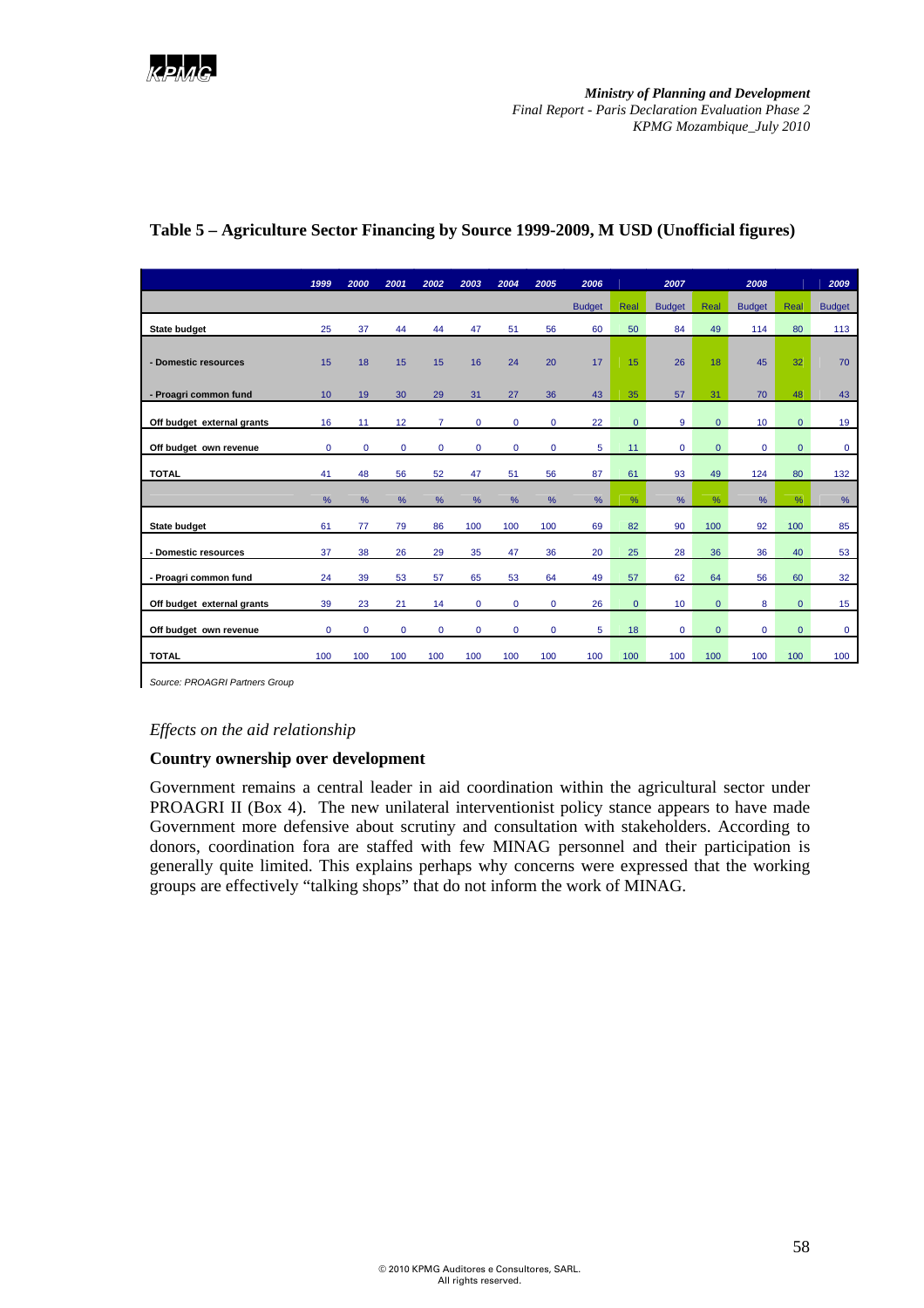**Table 5 – Agriculture Sector Financing by Source 1999-2009, M USD (Unofficial figures)**

| | 1999 | 2000 | 2001 | 2002 | 2003 | 2004 | 2005 | 2006 | | 2007 | | 2008 | | 2009 |
|---|---|---|---|---|---|---|---|---|---|---|---|---|---|---|
| | | | | | | | | Budget | Real | Budget | Real | Budget | Real | Budget |
| State budget | 25 | 37 | 44 | 44 | 47 | 51 | 56 | 60 | 50 | 84 | 49 | 114 | 80 | 113 |
| - Domestic resources | 15 | 18 | 15 | 15 | 16 | 24 | 20 | 17 | 15 | 26 | 18 | 45 | 32 | 70 |
| - Proagri common fund | 10 | 19 | 30 | 29 | 31 | 27 | 36 | 43 | 35 | 57 | 31 | 70 | 48 | 43 |
| Off budget external grants | 16 | 11 | 12 | 7 | 0 | 0 | 0 | 22 | 0 | 9 | 0 | 10 | 0 | 19 |
| Off budget own revenue | 0 | 0 | 0 | 0 | 0 | 0 | 0 | 5 | 11 | 0 | 0 | 0 | 0 | 0 |
| TOTAL | 41 | 48 | 56 | 52 | 47 | 51 | 56 | 87 | 61 | 93 | 49 | 124 | 80 | 132 |
| | % | % | % | % | % | % | % | % | % | % | % | % | % | % |
| State budget | 61 | 77 | 79 | 86 | 100 | 100 | 100 | 69 | 82 | 90 | 100 | 92 | 100 | 85 |
| - Domestic resources | 37 | 38 | 26 | 29 | 35 | 47 | 36 | 20 | 25 | 28 | 36 | 36 | 40 | 53 |
| - Proagri common fund | 24 | 39 | 53 | 57 | 65 | 53 | 64 | 49 | 57 | 62 | 64 | 56 | 60 | 32 |
| Off budget external grants | 39 | 23 | 21 | 14 | 0 | 0 | 0 | 26 | 0 | 10 | 0 | 8 | 0 | 15 |
| Off budget own revenue | 0 | 0 | 0 | 0 | 0 | 0 | 0 | 5 | 18 | 0 | 0 | 0 | 0 | 0 |
| TOTAL | 100 | 100 | 100 | 100 | 100 | 100 | 100 | 100 | 100 | 100 | 100 | 100 | 100 | 100 |

*Source: PROAGRI Partners Group*

*Effects on the aid relationship*

**Country ownership over development**

Government remains a central leader in aid coordination within the agricultural sector under PROAGRI II (Box 4). The new unilateral interventionist policy stance appears to have made Government more defensive about scrutiny and consultation with stakeholders. According to donors, coordination fora are staffed with few MINAG personnel and their participation is generally quite limited. This explains perhaps why concerns were expressed that the working groups are effectively "talking shops" that do not inform the work of MINAG.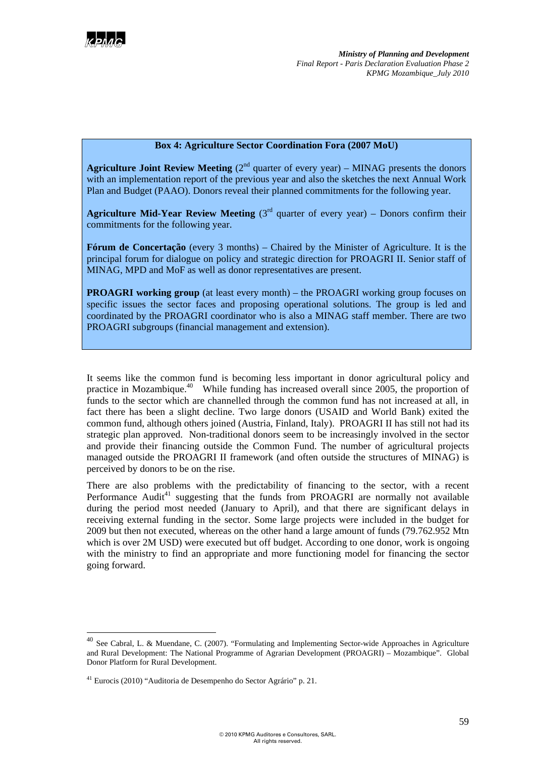**Box 4: Agriculture Sector Coordination Fora (2007 MoU)**

**Agriculture Joint Review Meeting** (2nd quarter of every year) – MINAG presents the donors with an implementation report of the previous year and also the sketches the next Annual Work Plan and Budget (PAAO). Donors reveal their planned commitments for the following year.

**Agriculture Mid-Year Review Meeting** (3rd quarter of every year) – Donors confirm their commitments for the following year.

**Fórum de Concertação** (every 3 months) – Chaired by the Minister of Agriculture. It is the principal forum for dialogue on policy and strategic direction for PROAGRI II. Senior staff of MINAG, MPD and MoF as well as donor representatives are present.

**PROAGRI working group** (at least every month) – the PROAGRI working group focuses on specific issues the sector faces and proposing operational solutions. The group is led and coordinated by the PROAGRI coordinator who is also a MINAG staff member. There are two PROAGRI subgroups (financial management and extension).

It seems like the common fund is becoming less important in donor agricultural policy and practice in Mozambique.[40] While funding has increased overall since 2005, the proportion of funds to the sector which are channelled through the common fund has not increased at all, in fact there has been a slight decline. Two large donors (USAID and World Bank) exited the common fund, although others joined (Austria, Finland, Italy). PROAGRI II has still not had its strategic plan approved. Non-traditional donors seem to be increasingly involved in the sector and provide their financing outside the Common Fund. The number of agricultural projects managed outside the PROAGRI II framework (and often outside the structures of MINAG) is perceived by donors to be on the rise.

There are also problems with the predictability of financing to the sector, with a recent Performance Audit[41] suggesting that the funds from PROAGRI are normally not available during the period most needed (January to April), and that there are significant delays in receiving external funding in the sector. Some large projects were included in the budget for 2009 but then not executed, whereas on the other hand a large amount of funds (79.762.952 Mtn which is over 2M USD) were executed but off budget. According to one donor, work is ongoing with the ministry to find an appropriate and more functioning model for financing the sector going forward.

---

[40] See Cabral, L. & Muendane, C. (2007). "Formulating and Implementing Sector-wide Approaches in Agriculture and Rural Development: The National Programme of Agrarian Development (PROAGRI) – Mozambique". Global Donor Platform for Rural Development.

[41] Eurocis (2010) "Auditoria de Desempenho do Sector Agrário" p. 21.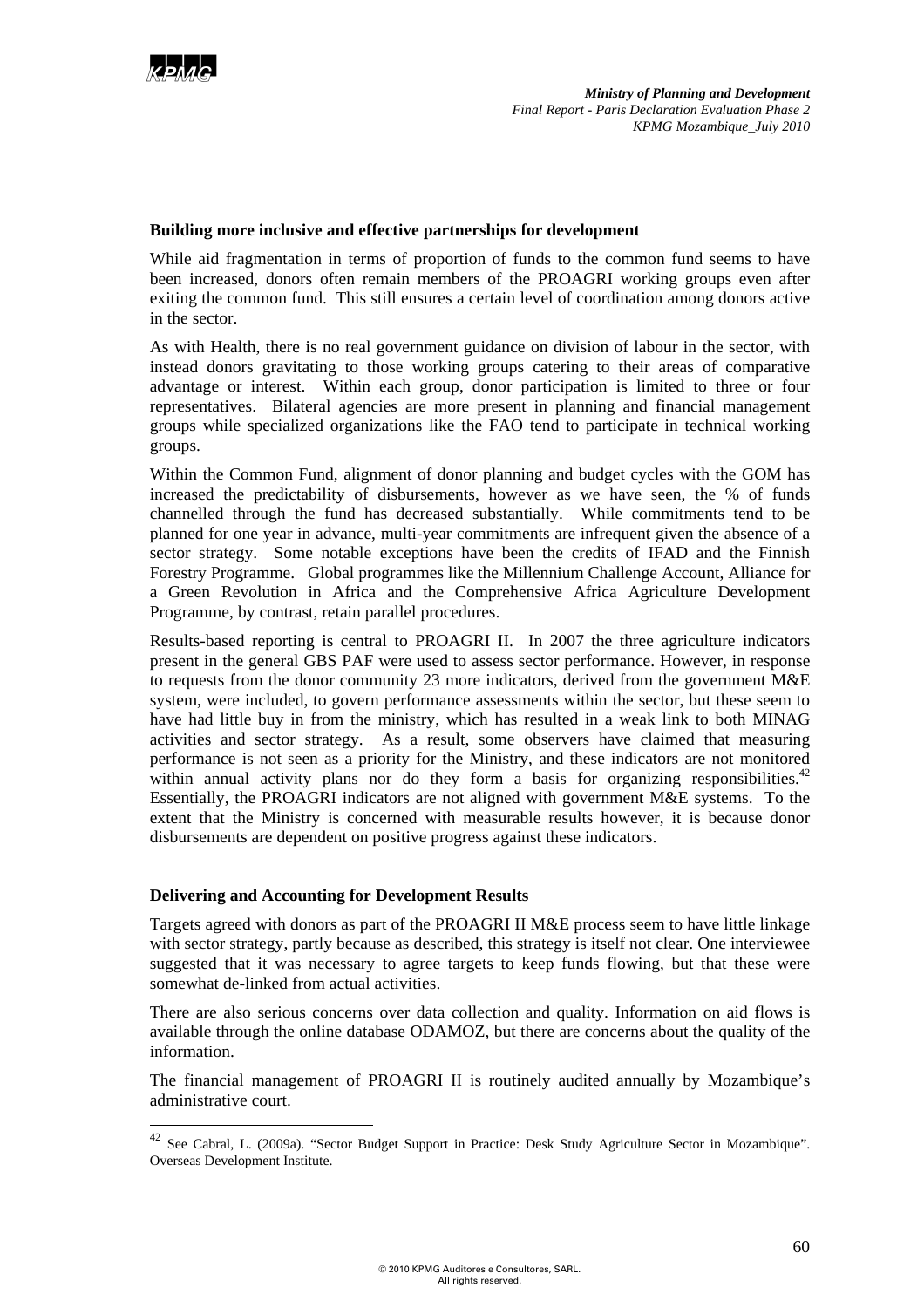**Building more inclusive and effective partnerships for development**

While aid fragmentation in terms of proportion of funds to the common fund seems to have been increased, donors often remain members of the PROAGRI working groups even after exiting the common fund. This still ensures a certain level of coordination among donors active in the sector.

As with Health, there is no real government guidance on division of labour in the sector, with instead donors gravitating to those working groups catering to their areas of comparative advantage or interest. Within each group, donor participation is limited to three or four representatives. Bilateral agencies are more present in planning and financial management groups while specialized organizations like the FAO tend to participate in technical working groups.

Within the Common Fund, alignment of donor planning and budget cycles with the GOM has increased the predictability of disbursements, however as we have seen, the % of funds channelled through the fund has decreased substantially. While commitments tend to be planned for one year in advance, multi-year commitments are infrequent given the absence of a sector strategy. Some notable exceptions have been the credits of IFAD and the Finnish Forestry Programme. Global programmes like the Millennium Challenge Account, Alliance for a Green Revolution in Africa and the Comprehensive Africa Agriculture Development Programme, by contrast, retain parallel procedures.

Results-based reporting is central to PROAGRI II. In 2007 the three agriculture indicators present in the general GBS PAF were used to assess sector performance. However, in response to requests from the donor community 23 more indicators, derived from the government M&E system, were included, to govern performance assessments within the sector, but these seem to have had little buy in from the ministry, which has resulted in a weak link to both MINAG activities and sector strategy. As a result, some observers have claimed that measuring performance is not seen as a priority for the Ministry, and these indicators are not monitored within annual activity plans nor do they form a basis for organizing responsibilities.[42] Essentially, the PROAGRI indicators are not aligned with government M&E systems. To the extent that the Ministry is concerned with measurable results however, it is because donor disbursements are dependent on positive progress against these indicators.

**Delivering and Accounting for Development Results**

Targets agreed with donors as part of the PROAGRI II M&E process seem to have little linkage with sector strategy, partly because as described, this strategy is itself not clear. One interviewee suggested that it was necessary to agree targets to keep funds flowing, but that these were somewhat de-linked from actual activities.

There are also serious concerns over data collection and quality. Information on aid flows is available through the online database ODAMOZ, but there are concerns about the quality of the information.

The financial management of PROAGRI II is routinely audited annually by Mozambique's administrative court.

---

[42] See Cabral, L. (2009a). "Sector Budget Support in Practice: Desk Study Agriculture Sector in Mozambique". Overseas Development Institute.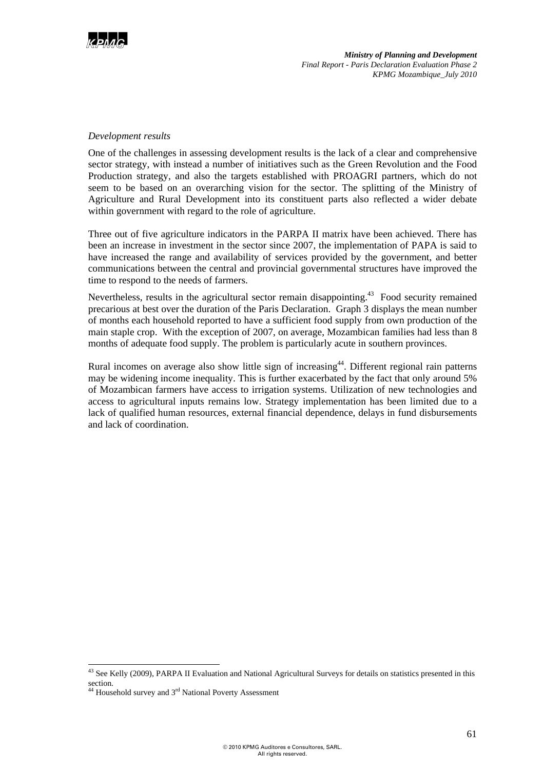*Development results*

One of the challenges in assessing development results is the lack of a clear and comprehensive sector strategy, with instead a number of initiatives such as the Green Revolution and the Food Production strategy, and also the targets established with PROAGRI partners, which do not seem to be based on an overarching vision for the sector. The splitting of the Ministry of Agriculture and Rural Development into its constituent parts also reflected a wider debate within government with regard to the role of agriculture.

Three out of five agriculture indicators in the PARPA II matrix have been achieved. There has been an increase in investment in the sector since 2007, the implementation of PAPA is said to have increased the range and availability of services provided by the government, and better communications between the central and provincial governmental structures have improved the time to respond to the needs of farmers.

Nevertheless, results in the agricultural sector remain disappointing.[43] Food security remained precarious at best over the duration of the Paris Declaration. Graph 3 displays the mean number of months each household reported to have a sufficient food supply from own production of the main staple crop. With the exception of 2007, on average, Mozambican families had less than 8 months of adequate food supply. The problem is particularly acute in southern provinces.

Rural incomes on average also show little sign of increasing[44]. Different regional rain patterns may be widening income inequality. This is further exacerbated by the fact that only around 5% of Mozambican farmers have access to irrigation systems. Utilization of new technologies and access to agricultural inputs remains low. Strategy implementation has been limited due to a lack of qualified human resources, external financial dependence, delays in fund disbursements and lack of coordination.

[43] See Kelly (2009), PARPA II Evaluation and National Agricultural Surveys for details on statistics presented in this section.

[44] Household survey and 3rd National Poverty Assessment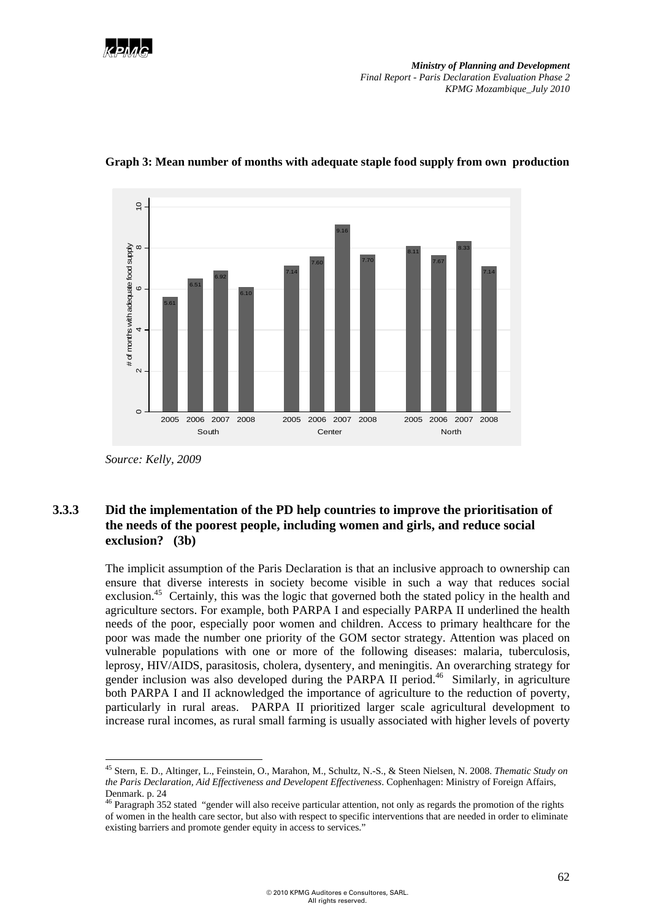**Graph 3: Mean number of months with adequate staple food supply from own production**

10
8
6
4
2
0

# of months with adequate food supply

5.61
6.51
6.92
6.10
7.14
7.60
9.16
7.70
8.11
7.67
8.33
7.14

2005 2006 2007 2008
South

2005 2006 2007 2008
Center

2005 2006 2007 2008
North

*Source: Kelly, 2009*

### 3.3.3 Did the implementation of the PD help countries to improve the prioritisation of the needs of the poorest people, including women and girls, and reduce social exclusion? (3b)

The implicit assumption of the Paris Declaration is that an inclusive approach to ownership can ensure that diverse interests in society become visible in such a way that reduces social exclusion.[45] Certainly, this was the logic that governed both the stated policy in the health and agriculture sectors. For example, both PARPA I and especially PARPA II underlined the health needs of the poor, especially poor women and children. Access to primary healthcare for the poor was made the number one priority of the GOM sector strategy. Attention was placed on vulnerable populations with one or more of the following diseases: malaria, tuberculosis, leprosy, HIV/AIDS, parasitosis, cholera, dysentery, and meningitis. An overarching strategy for gender inclusion was also developed during the PARPA II period.[46] Similarly, in agriculture both PARPA I and II acknowledged the importance of agriculture to the reduction of poverty, particularly in rural areas. PARPA II prioritized larger scale agricultural development to increase rural incomes, as rural small farming is usually associated with higher levels of poverty

---

[45] Stern, E. D., Altinger, L., Feinstein, O., Marahon, M., Schultz, N.-S., & Steen Nielsen, N. 2008. *Thematic Study on the Paris Declaration, Aid Effectiveness and Developent Effectiveness*. Cophenhagen: Ministry of Foreign Affairs, Denmark. p. 24

[46] Paragraph 352 stated "gender will also receive particular attention, not only as regards the promotion of the rights of women in the health care sector, but also with respect to specific interventions that are needed in order to eliminate existing barriers and promote gender equity in access to services."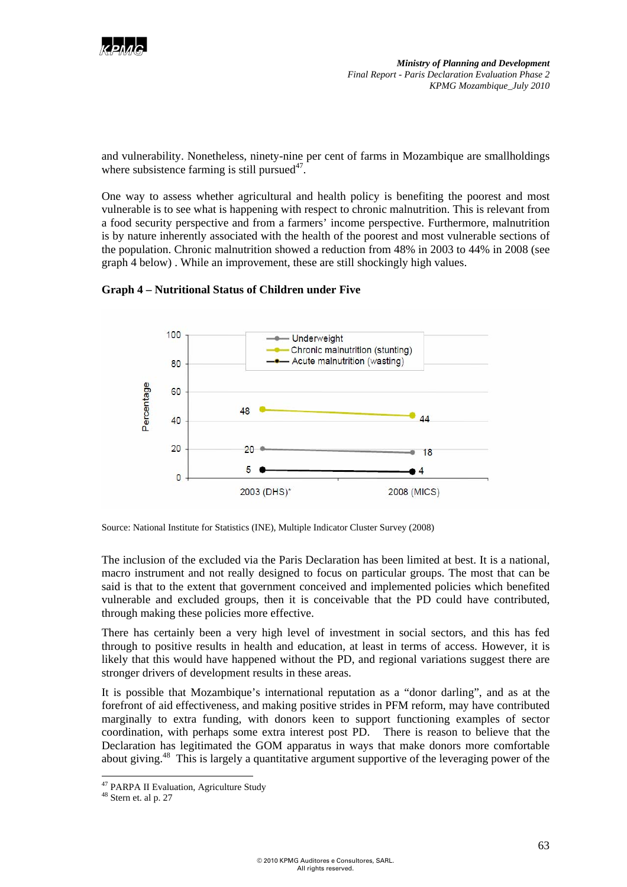and vulnerability. Nonetheless, ninety-nine per cent of farms in Mozambique are smallholdings where subsistence farming is still pursued[47].

One way to assess whether agricultural and health policy is benefiting the poorest and most vulnerable is to see what is happening with respect to chronic malnutrition. This is relevant from a food security perspective and from a farmers' income perspective. Furthermore, malnutrition is by nature inherently associated with the health of the poorest and most vulnerable sections of the population. Chronic malnutrition showed a reduction from 48% in 2003 to 44% in 2008 (see graph 4 below) . While an improvement, these are still shockingly high values.

**Graph 4 – Nutritional Status of Children under Five**

Underweight
Chronic malnutrition (stunting)
Acute malnutrition (wasting)

Percentage

100
80
60
40
20
0

48
44
20
18
5
4

2003 (DHS)*
2008 (MICS)

Source: National Institute for Statistics (INE), Multiple Indicator Cluster Survey (2008)

The inclusion of the excluded via the Paris Declaration has been limited at best. It is a national, macro instrument and not really designed to focus on particular groups. The most that can be said is that to the extent that government conceived and implemented policies which benefited vulnerable and excluded groups, then it is conceivable that the PD could have contributed, through making these policies more effective.

There has certainly been a very high level of investment in social sectors, and this has fed through to positive results in health and education, at least in terms of access. However, it is likely that this would have happened without the PD, and regional variations suggest there are stronger drivers of development results in these areas.

It is possible that Mozambique's international reputation as a "donor darling", and as at the forefront of aid effectiveness, and making positive strides in PFM reform, may have contributed marginally to extra funding, with donors keen to support functioning examples of sector coordination, with perhaps some extra interest post PD. There is reason to believe that the Declaration has legitimated the GOM apparatus in ways that make donors more comfortable about giving.[48] This is largely a quantitative argument supportive of the leveraging power of the

[47] PARPA II Evaluation, Agriculture Study
[48] Stern et. al p. 27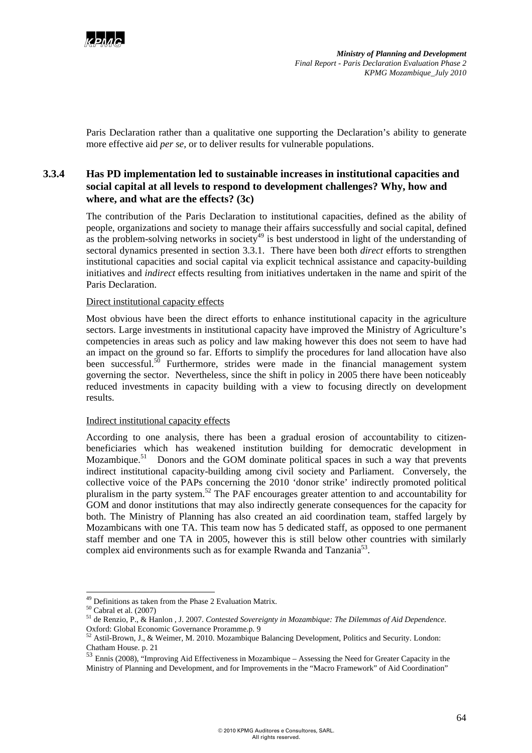Paris Declaration rather than a qualitative one supporting the Declaration's ability to generate more effective aid *per se*, or to deliver results for vulnerable populations.

### 3.3.4 Has PD implementation led to sustainable increases in institutional capacities and social capital at all levels to respond to development challenges? Why, how and where, and what are the effects? (3c)

The contribution of the Paris Declaration to institutional capacities, defined as the ability of people, organizations and society to manage their affairs successfully and social capital, defined as the problem-solving networks in society[49] is best understood in light of the understanding of sectoral dynamics presented in section 3.3.1. There have been both *direct* efforts to strengthen institutional capacities and social capital via explicit technical assistance and capacity-building initiatives and *indirect* effects resulting from initiatives undertaken in the name and spirit of the Paris Declaration.

Direct institutional capacity effects

Most obvious have been the direct efforts to enhance institutional capacity in the agriculture sectors. Large investments in institutional capacity have improved the Ministry of Agriculture's competencies in areas such as policy and law making however this does not seem to have had an impact on the ground so far. Efforts to simplify the procedures for land allocation have also been successful.[50] Furthermore, strides were made in the financial management system governing the sector. Nevertheless, since the shift in policy in 2005 there have been noticeably reduced investments in capacity building with a view to focusing directly on development results.

Indirect institutional capacity effects

According to one analysis, there has been a gradual erosion of accountability to citizen-beneficiaries which has weakened institution building for democratic development in Mozambique.[51] Donors and the GOM dominate political spaces in such a way that prevents indirect institutional capacity-building among civil society and Parliament. Conversely, the collective voice of the PAPs concerning the 2010 'donor strike' indirectly promoted political pluralism in the party system.[52] The PAF encourages greater attention to and accountability for GOM and donor institutions that may also indirectly generate consequences for the capacity for both. The Ministry of Planning has also created an aid coordination team, staffed largely by Mozambicans with one TA. This team now has 5 dedicated staff, as opposed to one permanent staff member and one TA in 2005, however this is still below other countries with similarly complex aid environments such as for example Rwanda and Tanzania[53].

---

[49] Definitions as taken from the Phase 2 Evaluation Matrix.

[50] Cabral et al. (2007)

[51] de Renzio, P., & Hanlon , J. 2007. *Contested Sovereignty in Mozambique: The Dilemmas of Aid Dependence.* Oxford: Global Economic Governance Proramme.p. 9

[52] Astil-Brown, J., & Weimer, M. 2010. Mozambique Balancing Development, Politics and Security. London: Chatham House. p. 21

[53] Ennis (2008), "Improving Aid Effectiveness in Mozambique – Assessing the Need for Greater Capacity in the Ministry of Planning and Development, and for Improvements in the "Macro Framework" of Aid Coordination"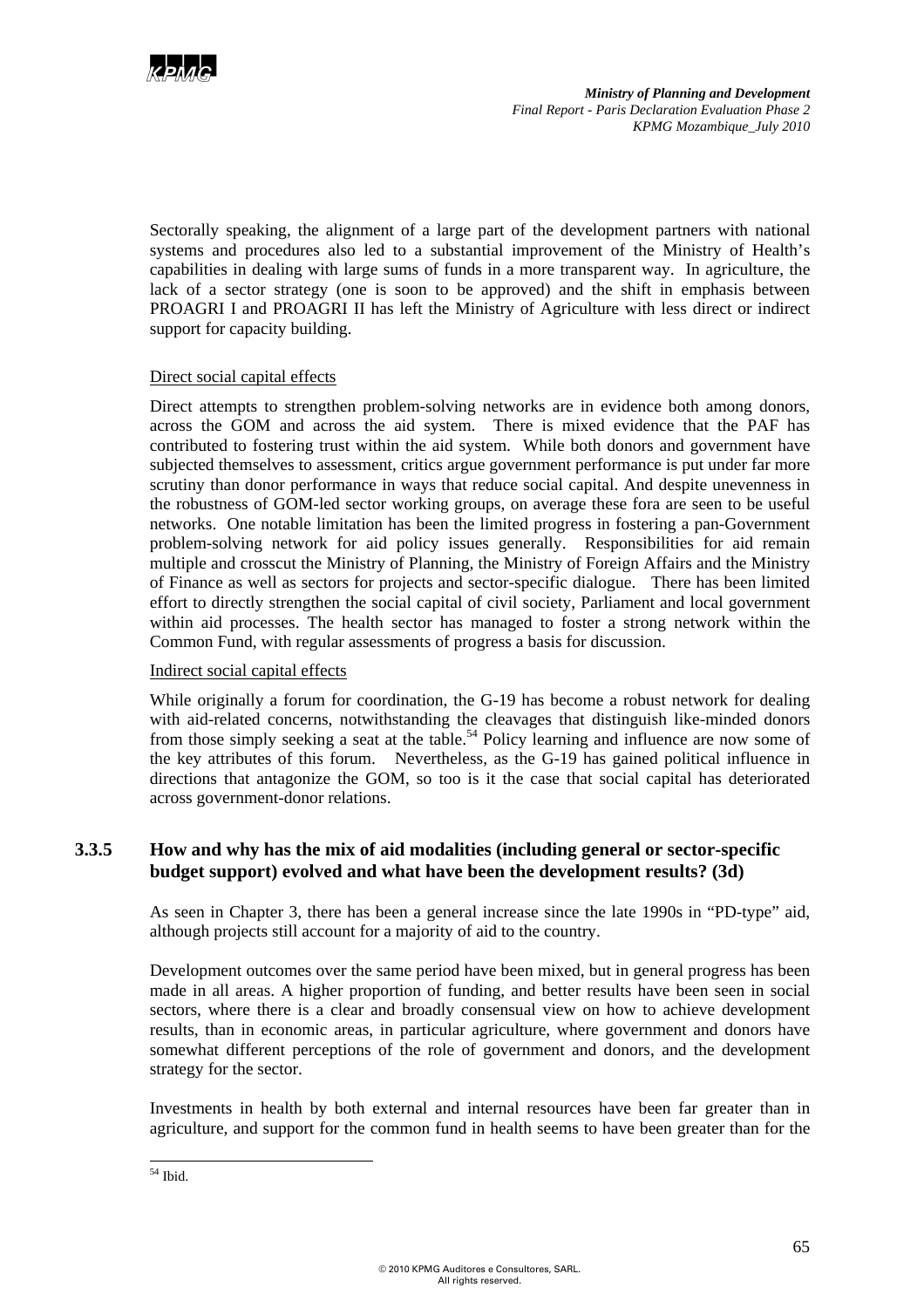Sectorally speaking, the alignment of a large part of the development partners with national systems and procedures also led to a substantial improvement of the Ministry of Health's capabilities in dealing with large sums of funds in a more transparent way. In agriculture, the lack of a sector strategy (one is soon to be approved) and the shift in emphasis between PROAGRI I and PROAGRI II has left the Ministry of Agriculture with less direct or indirect support for capacity building.

Direct social capital effects

Direct attempts to strengthen problem-solving networks are in evidence both among donors, across the GOM and across the aid system. There is mixed evidence that the PAF has contributed to fostering trust within the aid system. While both donors and government have subjected themselves to assessment, critics argue government performance is put under far more scrutiny than donor performance in ways that reduce social capital. And despite unevenness in the robustness of GOM-led sector working groups, on average these fora are seen to be useful networks. One notable limitation has been the limited progress in fostering a pan-Government problem-solving network for aid policy issues generally. Responsibilities for aid remain multiple and crosscut the Ministry of Planning, the Ministry of Foreign Affairs and the Ministry of Finance as well as sectors for projects and sector-specific dialogue. There has been limited effort to directly strengthen the social capital of civil society, Parliament and local government within aid processes. The health sector has managed to foster a strong network within the Common Fund, with regular assessments of progress a basis for discussion.

Indirect social capital effects

While originally a forum for coordination, the G-19 has become a robust network for dealing with aid-related concerns, notwithstanding the cleavages that distinguish like-minded donors from those simply seeking a seat at the table.[54] Policy learning and influence are now some of the key attributes of this forum. Nevertheless, as the G-19 has gained political influence in directions that antagonize the GOM, so too is it the case that social capital has deteriorated across government-donor relations.

### 3.3.5 How and why has the mix of aid modalities (including general or sector-specific budget support) evolved and what have been the development results? (3d)

As seen in Chapter 3, there has been a general increase since the late 1990s in "PD-type" aid, although projects still account for a majority of aid to the country.

Development outcomes over the same period have been mixed, but in general progress has been made in all areas. A higher proportion of funding, and better results have been seen in social sectors, where there is a clear and broadly consensual view on how to achieve development results, than in economic areas, in particular agriculture, where government and donors have somewhat different perceptions of the role of government and donors, and the development strategy for the sector.

Investments in health by both external and internal resources have been far greater than in agriculture, and support for the common fund in health seems to have been greater than for the

[54] Ibid.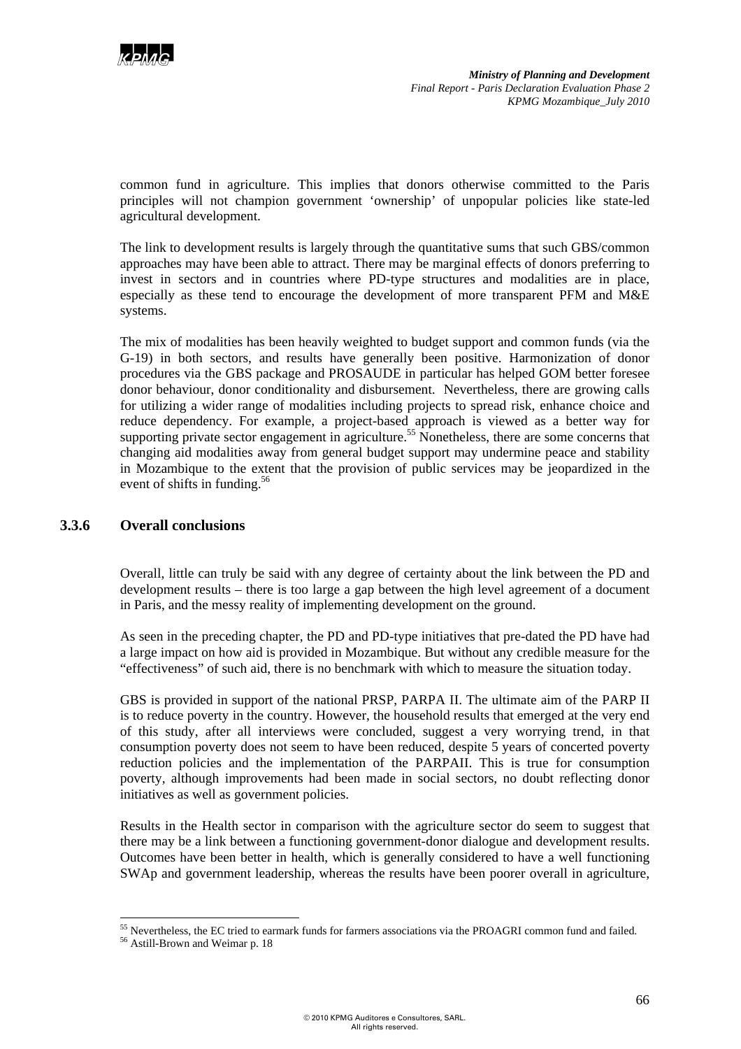common fund in agriculture. This implies that donors otherwise committed to the Paris principles will not champion government 'ownership' of unpopular policies like state-led agricultural development.

The link to development results is largely through the quantitative sums that such GBS/common approaches may have been able to attract. There may be marginal effects of donors preferring to invest in sectors and in countries where PD-type structures and modalities are in place, especially as these tend to encourage the development of more transparent PFM and M&E systems.

The mix of modalities has been heavily weighted to budget support and common funds (via the G-19) in both sectors, and results have generally been positive. Harmonization of donor procedures via the GBS package and PROSAUDE in particular has helped GOM better foresee donor behaviour, donor conditionality and disbursement. Nevertheless, there are growing calls for utilizing a wider range of modalities including projects to spread risk, enhance choice and reduce dependency. For example, a project-based approach is viewed as a better way for supporting private sector engagement in agriculture.[55] Nonetheless, there are some concerns that changing aid modalities away from general budget support may undermine peace and stability in Mozambique to the extent that the provision of public services may be jeopardized in the event of shifts in funding.[56]

### 3.3.6 Overall conclusions

Overall, little can truly be said with any degree of certainty about the link between the PD and development results – there is too large a gap between the high level agreement of a document in Paris, and the messy reality of implementing development on the ground.

As seen in the preceding chapter, the PD and PD-type initiatives that pre-dated the PD have had a large impact on how aid is provided in Mozambique. But without any credible measure for the "effectiveness" of such aid, there is no benchmark with which to measure the situation today.

GBS is provided in support of the national PRSP, PARPA II. The ultimate aim of the PARP II is to reduce poverty in the country. However, the household results that emerged at the very end of this study, after all interviews were concluded, suggest a very worrying trend, in that consumption poverty does not seem to have been reduced, despite 5 years of concerted poverty reduction policies and the implementation of the PARPAII. This is true for consumption poverty, although improvements had been made in social sectors, no doubt reflecting donor initiatives as well as government policies.

Results in the Health sector in comparison with the agriculture sector do seem to suggest that there may be a link between a functioning government-donor dialogue and development results. Outcomes have been better in health, which is generally considered to have a well functioning SWAp and government leadership, whereas the results have been poorer overall in agriculture,

[55] Nevertheless, the EC tried to earmark funds for farmers associations via the PROAGRI common fund and failed.

[56] Astill-Brown and Weimar p. 18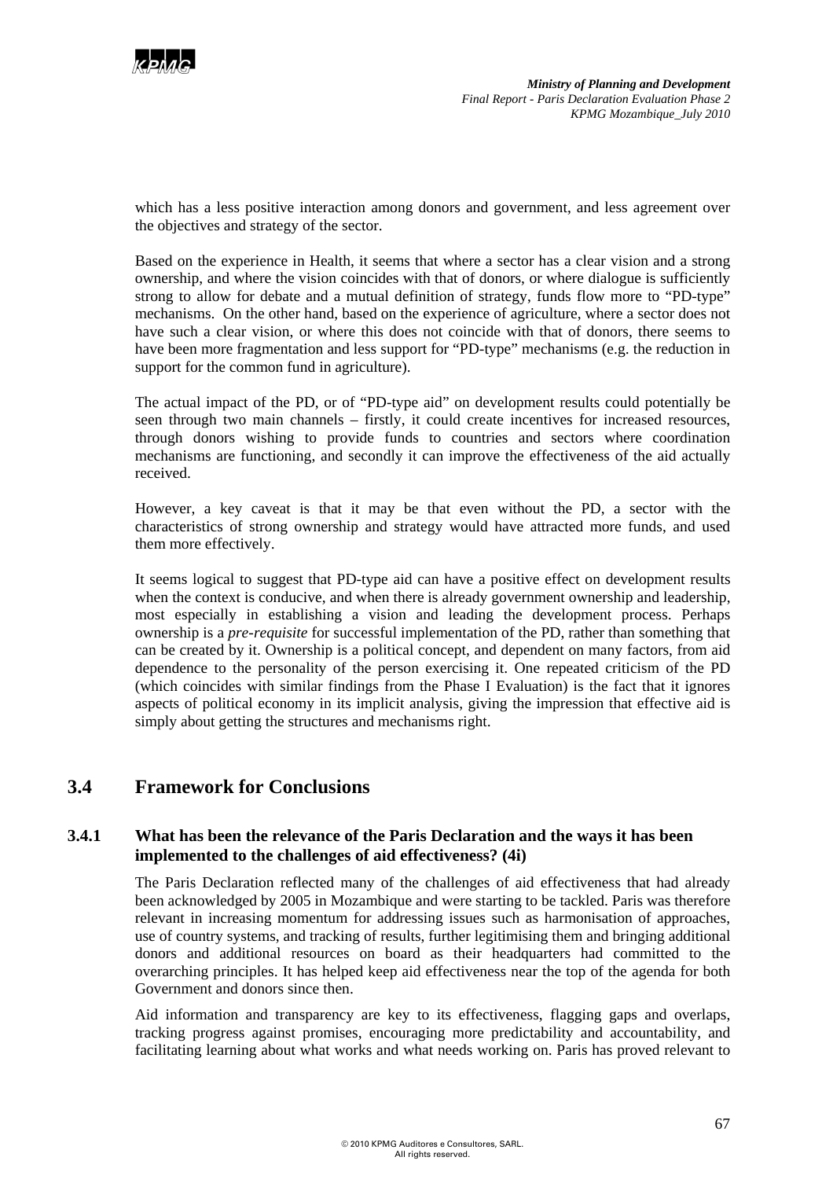which has a less positive interaction among donors and government, and less agreement over the objectives and strategy of the sector.

Based on the experience in Health, it seems that where a sector has a clear vision and a strong ownership, and where the vision coincides with that of donors, or where dialogue is sufficiently strong to allow for debate and a mutual definition of strategy, funds flow more to "PD-type" mechanisms. On the other hand, based on the experience of agriculture, where a sector does not have such a clear vision, or where this does not coincide with that of donors, there seems to have been more fragmentation and less support for "PD-type" mechanisms (e.g. the reduction in support for the common fund in agriculture).

The actual impact of the PD, or of "PD-type aid" on development results could potentially be seen through two main channels – firstly, it could create incentives for increased resources, through donors wishing to provide funds to countries and sectors where coordination mechanisms are functioning, and secondly it can improve the effectiveness of the aid actually received.

However, a key caveat is that it may be that even without the PD, a sector with the characteristics of strong ownership and strategy would have attracted more funds, and used them more effectively.

It seems logical to suggest that PD-type aid can have a positive effect on development results when the context is conducive, and when there is already government ownership and leadership, most especially in establishing a vision and leading the development process. Perhaps ownership is a *pre-requisite* for successful implementation of the PD, rather than something that can be created by it. Ownership is a political concept, and dependent on many factors, from aid dependence to the personality of the person exercising it. One repeated criticism of the PD (which coincides with similar findings from the Phase I Evaluation) is the fact that it ignores aspects of political economy in its implicit analysis, giving the impression that effective aid is simply about getting the structures and mechanisms right.

## 3.4 Framework for Conclusions

### 3.4.1 What has been the relevance of the Paris Declaration and the ways it has been implemented to the challenges of aid effectiveness? (4i)

The Paris Declaration reflected many of the challenges of aid effectiveness that had already been acknowledged by 2005 in Mozambique and were starting to be tackled. Paris was therefore relevant in increasing momentum for addressing issues such as harmonisation of approaches, use of country systems, and tracking of results, further legitimising them and bringing additional donors and additional resources on board as their headquarters had committed to the overarching principles. It has helped keep aid effectiveness near the top of the agenda for both Government and donors since then.

Aid information and transparency are key to its effectiveness, flagging gaps and overlaps, tracking progress against promises, encouraging more predictability and accountability, and facilitating learning about what works and what needs working on. Paris has proved relevant to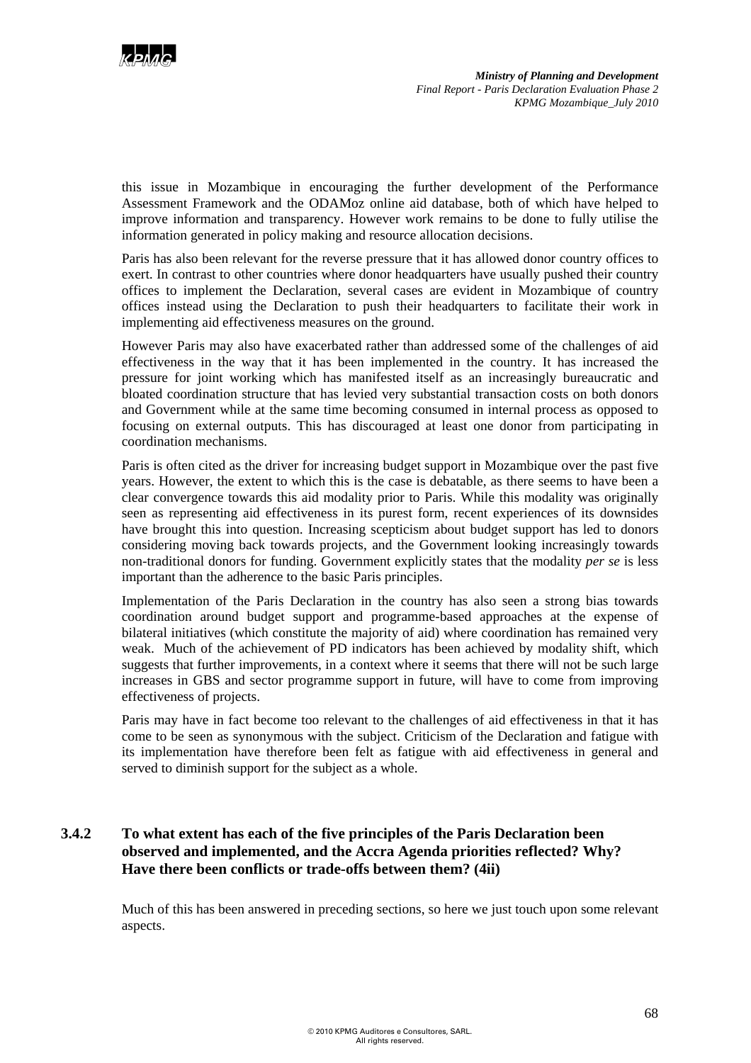this issue in Mozambique in encouraging the further development of the Performance Assessment Framework and the ODAMoz online aid database, both of which have helped to improve information and transparency. However work remains to be done to fully utilise the information generated in policy making and resource allocation decisions.

Paris has also been relevant for the reverse pressure that it has allowed donor country offices to exert. In contrast to other countries where donor headquarters have usually pushed their country offices to implement the Declaration, several cases are evident in Mozambique of country offices instead using the Declaration to push their headquarters to facilitate their work in implementing aid effectiveness measures on the ground.

However Paris may also have exacerbated rather than addressed some of the challenges of aid effectiveness in the way that it has been implemented in the country. It has increased the pressure for joint working which has manifested itself as an increasingly bureaucratic and bloated coordination structure that has levied very substantial transaction costs on both donors and Government while at the same time becoming consumed in internal process as opposed to focusing on external outputs. This has discouraged at least one donor from participating in coordination mechanisms.

Paris is often cited as the driver for increasing budget support in Mozambique over the past five years. However, the extent to which this is the case is debatable, as there seems to have been a clear convergence towards this aid modality prior to Paris. While this modality was originally seen as representing aid effectiveness in its purest form, recent experiences of its downsides have brought this into question. Increasing scepticism about budget support has led to donors considering moving back towards projects, and the Government looking increasingly towards non-traditional donors for funding. Government explicitly states that the modality *per se* is less important than the adherence to the basic Paris principles.

Implementation of the Paris Declaration in the country has also seen a strong bias towards coordination around budget support and programme-based approaches at the expense of bilateral initiatives (which constitute the majority of aid) where coordination has remained very weak. Much of the achievement of PD indicators has been achieved by modality shift, which suggests that further improvements, in a context where it seems that there will not be such large increases in GBS and sector programme support in future, will have to come from improving effectiveness of projects.

Paris may have in fact become too relevant to the challenges of aid effectiveness in that it has come to be seen as synonymous with the subject. Criticism of the Declaration and fatigue with its implementation have therefore been felt as fatigue with aid effectiveness in general and served to diminish support for the subject as a whole.

### 3.4.2 To what extent has each of the five principles of the Paris Declaration been observed and implemented, and the Accra Agenda priorities reflected? Why? Have there been conflicts or trade-offs between them? (4ii)

Much of this has been answered in preceding sections, so here we just touch upon some relevant aspects.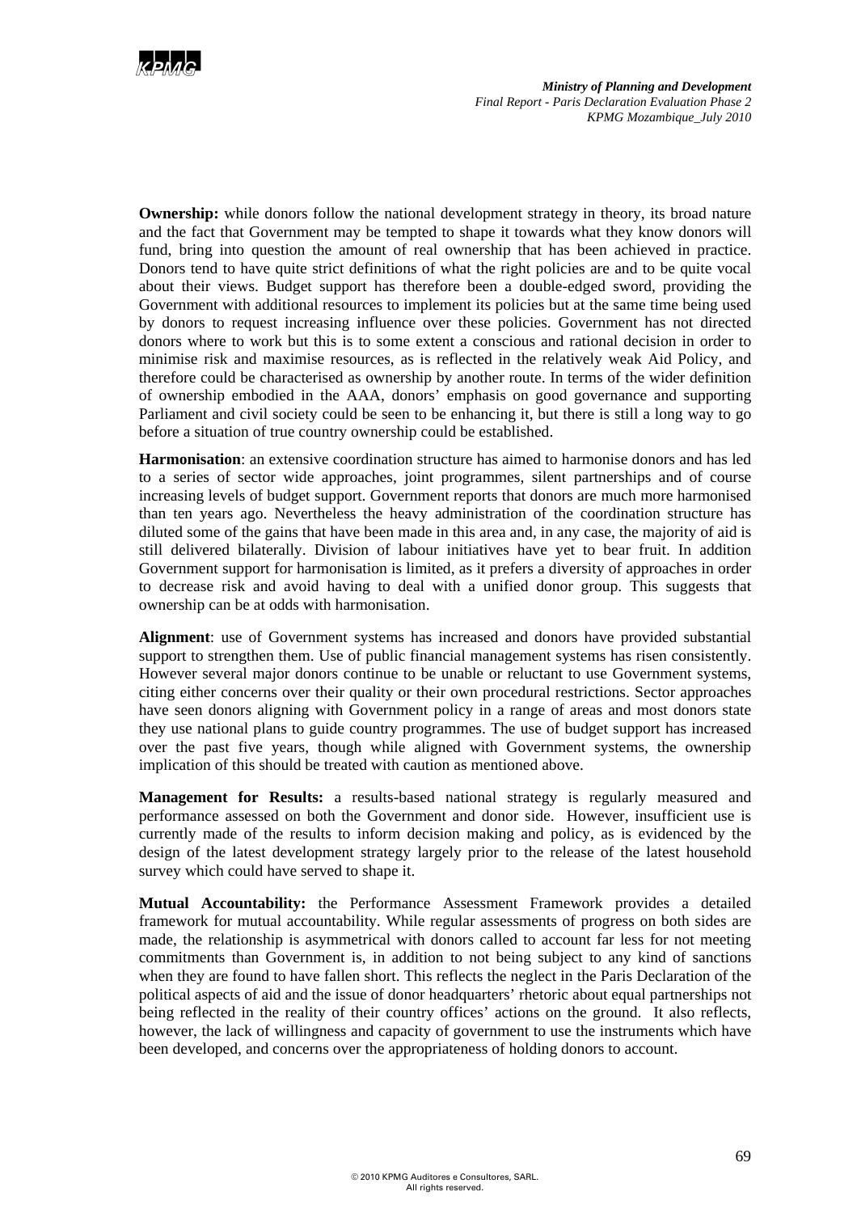**Ownership:** while donors follow the national development strategy in theory, its broad nature and the fact that Government may be tempted to shape it towards what they know donors will fund, bring into question the amount of real ownership that has been achieved in practice. Donors tend to have quite strict definitions of what the right policies are and to be quite vocal about their views. Budget support has therefore been a double-edged sword, providing the Government with additional resources to implement its policies but at the same time being used by donors to request increasing influence over these policies. Government has not directed donors where to work but this is to some extent a conscious and rational decision in order to minimise risk and maximise resources, as is reflected in the relatively weak Aid Policy, and therefore could be characterised as ownership by another route. In terms of the wider definition of ownership embodied in the AAA, donors' emphasis on good governance and supporting Parliament and civil society could be seen to be enhancing it, but there is still a long way to go before a situation of true country ownership could be established.

**Harmonisation**: an extensive coordination structure has aimed to harmonise donors and has led to a series of sector wide approaches, joint programmes, silent partnerships and of course increasing levels of budget support. Government reports that donors are much more harmonised than ten years ago. Nevertheless the heavy administration of the coordination structure has diluted some of the gains that have been made in this area and, in any case, the majority of aid is still delivered bilaterally. Division of labour initiatives have yet to bear fruit. In addition Government support for harmonisation is limited, as it prefers a diversity of approaches in order to decrease risk and avoid having to deal with a unified donor group. This suggests that ownership can be at odds with harmonisation.

**Alignment**: use of Government systems has increased and donors have provided substantial support to strengthen them. Use of public financial management systems has risen consistently. However several major donors continue to be unable or reluctant to use Government systems, citing either concerns over their quality or their own procedural restrictions. Sector approaches have seen donors aligning with Government policy in a range of areas and most donors state they use national plans to guide country programmes. The use of budget support has increased over the past five years, though while aligned with Government systems, the ownership implication of this should be treated with caution as mentioned above.

**Management for Results:** a results-based national strategy is regularly measured and performance assessed on both the Government and donor side. However, insufficient use is currently made of the results to inform decision making and policy, as is evidenced by the design of the latest development strategy largely prior to the release of the latest household survey which could have served to shape it.

**Mutual Accountability:** the Performance Assessment Framework provides a detailed framework for mutual accountability. While regular assessments of progress on both sides are made, the relationship is asymmetrical with donors called to account far less for not meeting commitments than Government is, in addition to not being subject to any kind of sanctions when they are found to have fallen short. This reflects the neglect in the Paris Declaration of the political aspects of aid and the issue of donor headquarters' rhetoric about equal partnerships not being reflected in the reality of their country offices' actions on the ground. It also reflects, however, the lack of willingness and capacity of government to use the instruments which have been developed, and concerns over the appropriateness of holding donors to account.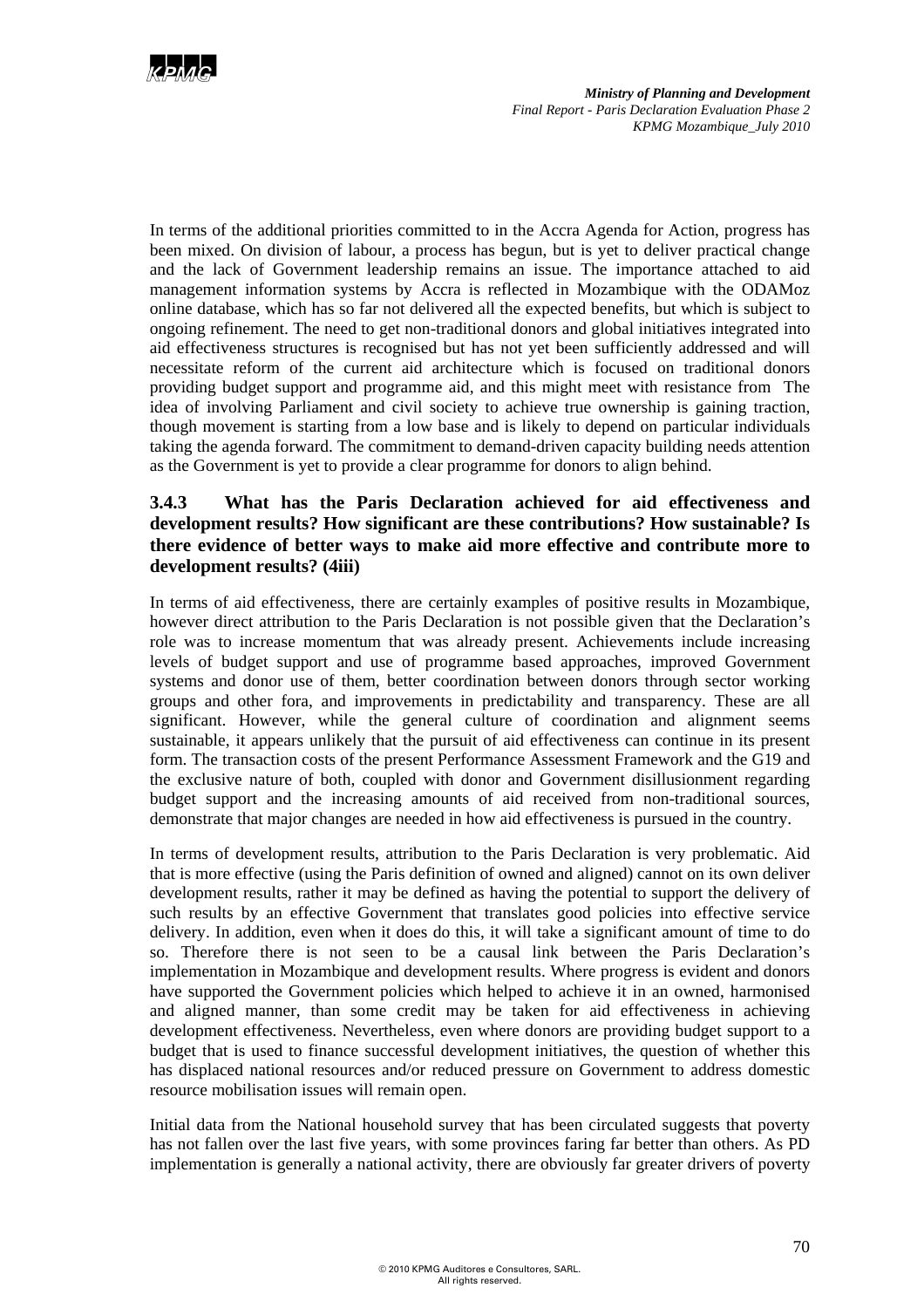In terms of the additional priorities committed to in the Accra Agenda for Action, progress has been mixed. On division of labour, a process has begun, but is yet to deliver practical change and the lack of Government leadership remains an issue. The importance attached to aid management information systems by Accra is reflected in Mozambique with the ODAMoz online database, which has so far not delivered all the expected benefits, but which is subject to ongoing refinement. The need to get non-traditional donors and global initiatives integrated into aid effectiveness structures is recognised but has not yet been sufficiently addressed and will necessitate reform of the current aid architecture which is focused on traditional donors providing budget support and programme aid, and this might meet with resistance from The idea of involving Parliament and civil society to achieve true ownership is gaining traction, though movement is starting from a low base and is likely to depend on particular individuals taking the agenda forward. The commitment to demand-driven capacity building needs attention as the Government is yet to provide a clear programme for donors to align behind.

### 3.4.3 What has the Paris Declaration achieved for aid effectiveness and development results? How significant are these contributions? How sustainable? Is there evidence of better ways to make aid more effective and contribute more to development results? (4iii)

In terms of aid effectiveness, there are certainly examples of positive results in Mozambique, however direct attribution to the Paris Declaration is not possible given that the Declaration's role was to increase momentum that was already present. Achievements include increasing levels of budget support and use of programme based approaches, improved Government systems and donor use of them, better coordination between donors through sector working groups and other fora, and improvements in predictability and transparency. These are all significant. However, while the general culture of coordination and alignment seems sustainable, it appears unlikely that the pursuit of aid effectiveness can continue in its present form. The transaction costs of the present Performance Assessment Framework and the G19 and the exclusive nature of both, coupled with donor and Government disillusionment regarding budget support and the increasing amounts of aid received from non-traditional sources, demonstrate that major changes are needed in how aid effectiveness is pursued in the country.

In terms of development results, attribution to the Paris Declaration is very problematic. Aid that is more effective (using the Paris definition of owned and aligned) cannot on its own deliver development results, rather it may be defined as having the potential to support the delivery of such results by an effective Government that translates good policies into effective service delivery. In addition, even when it does do this, it will take a significant amount of time to do so. Therefore there is not seen to be a causal link between the Paris Declaration's implementation in Mozambique and development results. Where progress is evident and donors have supported the Government policies which helped to achieve it in an owned, harmonised and aligned manner, than some credit may be taken for aid effectiveness in achieving development effectiveness. Nevertheless, even where donors are providing budget support to a budget that is used to finance successful development initiatives, the question of whether this has displaced national resources and/or reduced pressure on Government to address domestic resource mobilisation issues will remain open.

Initial data from the National household survey that has been circulated suggests that poverty has not fallen over the last five years, with some provinces faring far better than others. As PD implementation is generally a national activity, there are obviously far greater drivers of poverty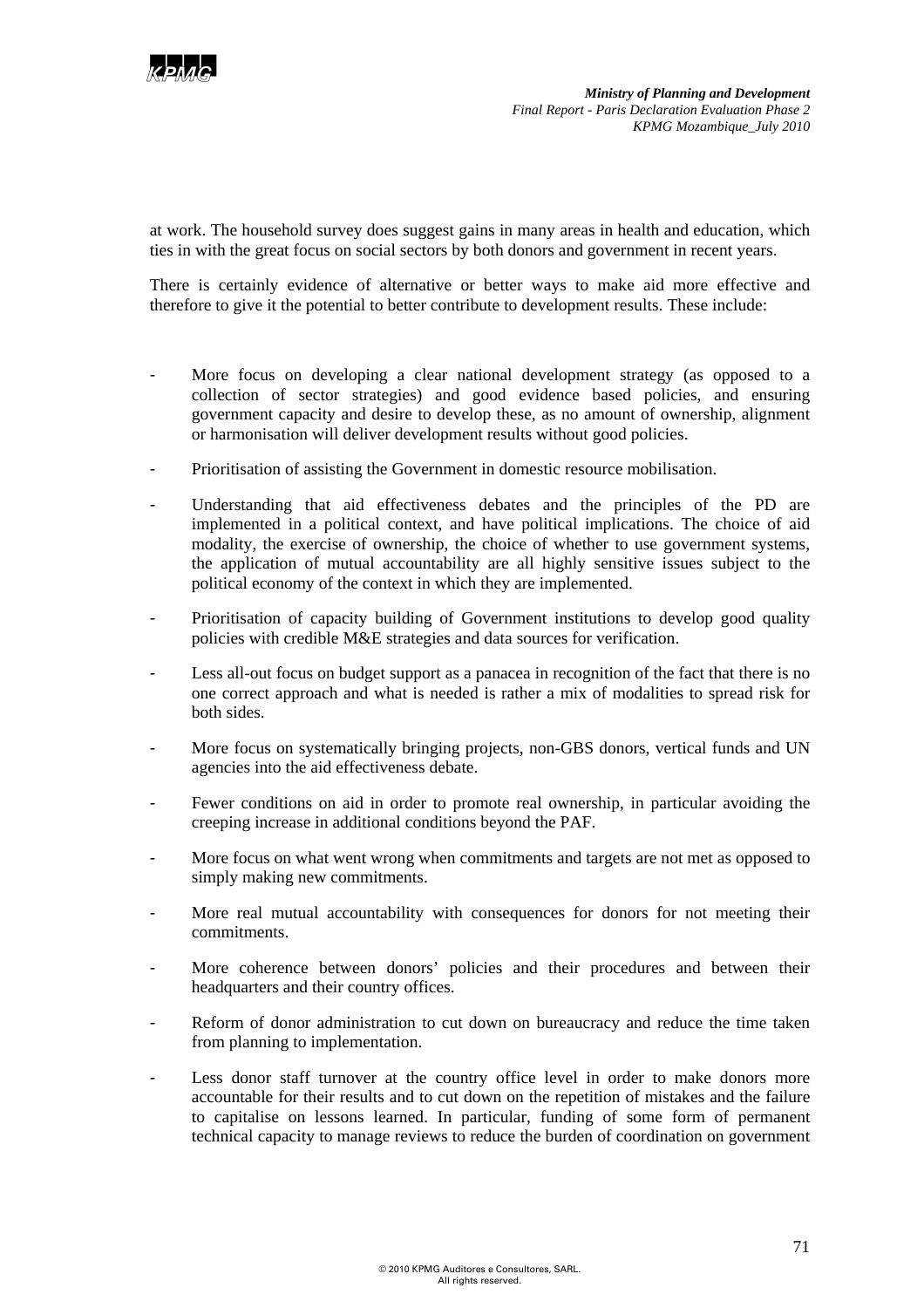at work. The household survey does suggest gains in many areas in health and education, which ties in with the great focus on social sectors by both donors and government in recent years.

There is certainly evidence of alternative or better ways to make aid more effective and therefore to give it the potential to better contribute to development results. These include:

- More focus on developing a clear national development strategy (as opposed to a collection of sector strategies) and good evidence based policies, and ensuring government capacity and desire to develop these, as no amount of ownership, alignment or harmonisation will deliver development results without good policies.
- Prioritisation of assisting the Government in domestic resource mobilisation.
- Understanding that aid effectiveness debates and the principles of the PD are implemented in a political context, and have political implications. The choice of aid modality, the exercise of ownership, the choice of whether to use government systems, the application of mutual accountability are all highly sensitive issues subject to the political economy of the context in which they are implemented.
- Prioritisation of capacity building of Government institutions to develop good quality policies with credible M&E strategies and data sources for verification.
- Less all-out focus on budget support as a panacea in recognition of the fact that there is no one correct approach and what is needed is rather a mix of modalities to spread risk for both sides.
- More focus on systematically bringing projects, non-GBS donors, vertical funds and UN agencies into the aid effectiveness debate.
- Fewer conditions on aid in order to promote real ownership, in particular avoiding the creeping increase in additional conditions beyond the PAF.
- More focus on what went wrong when commitments and targets are not met as opposed to simply making new commitments.
- More real mutual accountability with consequences for donors for not meeting their commitments.
- More coherence between donors' policies and their procedures and between their headquarters and their country offices.
- Reform of donor administration to cut down on bureaucracy and reduce the time taken from planning to implementation.
- Less donor staff turnover at the country office level in order to make donors more accountable for their results and to cut down on the repetition of mistakes and the failure to capitalise on lessons learned. In particular, funding of some form of permanent technical capacity to manage reviews to reduce the burden of coordination on government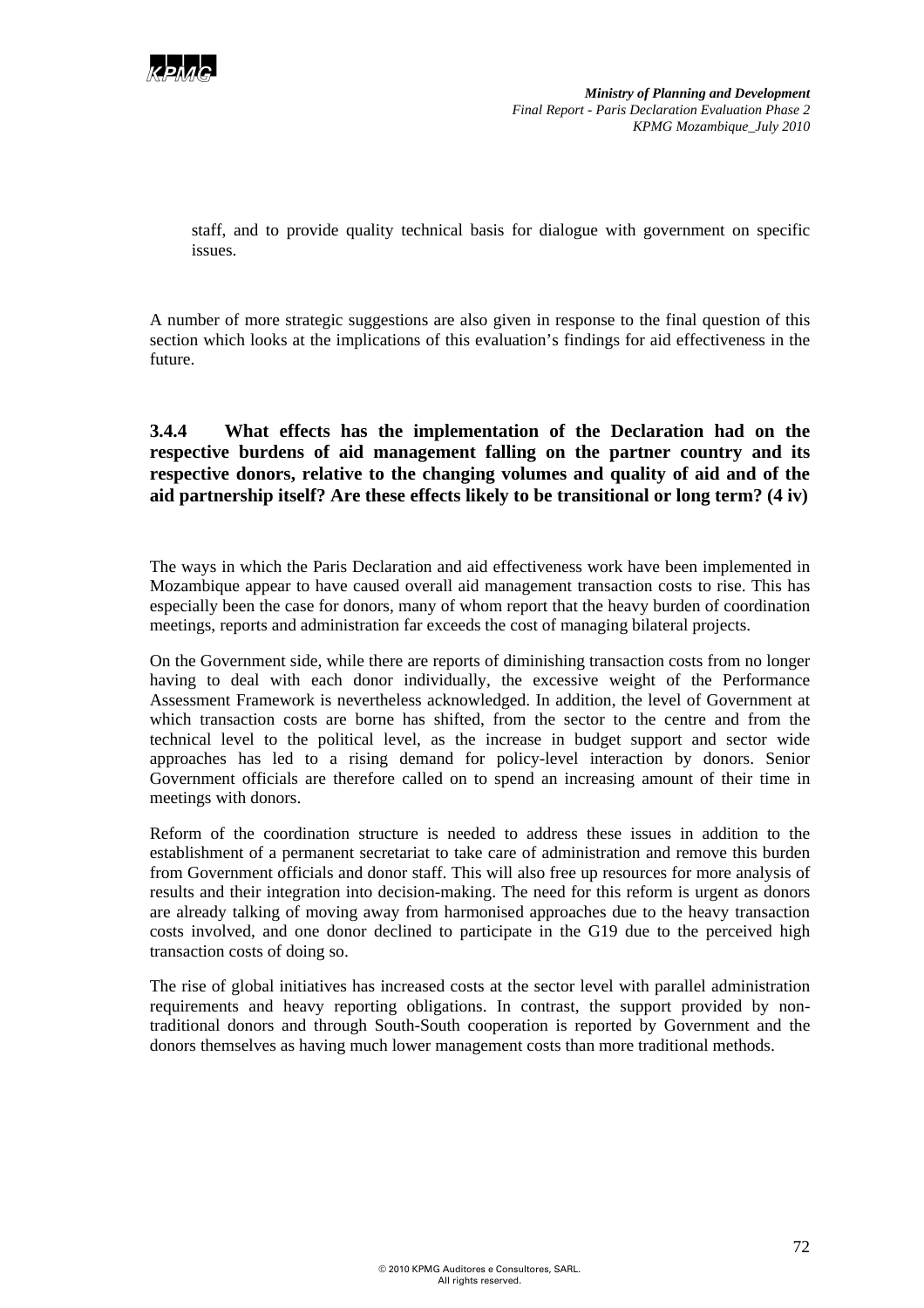staff, and to provide quality technical basis for dialogue with government on specific issues.

A number of more strategic suggestions are also given in response to the final question of this section which looks at the implications of this evaluation's findings for aid effectiveness in the future.

### 3.4.4 What effects has the implementation of the Declaration had on the respective burdens of aid management falling on the partner country and its respective donors, relative to the changing volumes and quality of aid and of the aid partnership itself? Are these effects likely to be transitional or long term? (4 iv)

The ways in which the Paris Declaration and aid effectiveness work have been implemented in Mozambique appear to have caused overall aid management transaction costs to rise. This has especially been the case for donors, many of whom report that the heavy burden of coordination meetings, reports and administration far exceeds the cost of managing bilateral projects.

On the Government side, while there are reports of diminishing transaction costs from no longer having to deal with each donor individually, the excessive weight of the Performance Assessment Framework is nevertheless acknowledged. In addition, the level of Government at which transaction costs are borne has shifted, from the sector to the centre and from the technical level to the political level, as the increase in budget support and sector wide approaches has led to a rising demand for policy-level interaction by donors. Senior Government officials are therefore called on to spend an increasing amount of their time in meetings with donors.

Reform of the coordination structure is needed to address these issues in addition to the establishment of a permanent secretariat to take care of administration and remove this burden from Government officials and donor staff. This will also free up resources for more analysis of results and their integration into decision-making. The need for this reform is urgent as donors are already talking of moving away from harmonised approaches due to the heavy transaction costs involved, and one donor declined to participate in the G19 due to the perceived high transaction costs of doing so.

The rise of global initiatives has increased costs at the sector level with parallel administration requirements and heavy reporting obligations. In contrast, the support provided by non-traditional donors and through South-South cooperation is reported by Government and the donors themselves as having much lower management costs than more traditional methods.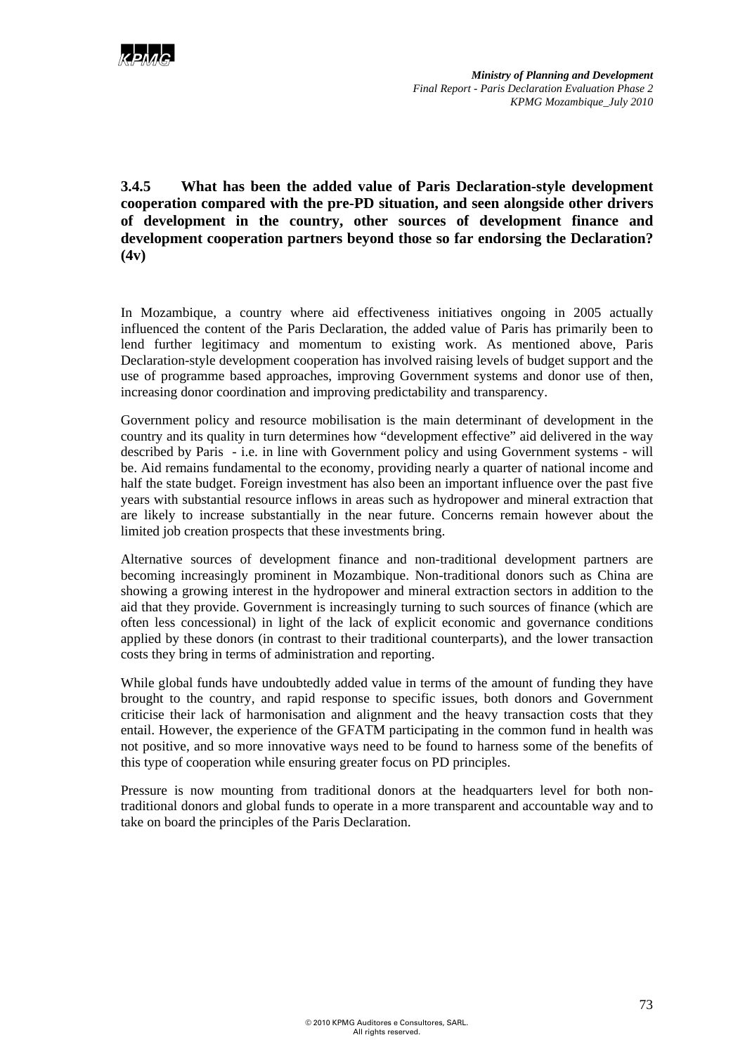### 3.4.5 What has been the added value of Paris Declaration-style development cooperation compared with the pre-PD situation, and seen alongside other drivers of development in the country, other sources of development finance and development cooperation partners beyond those so far endorsing the Declaration? (4v)

In Mozambique, a country where aid effectiveness initiatives ongoing in 2005 actually influenced the content of the Paris Declaration, the added value of Paris has primarily been to lend further legitimacy and momentum to existing work. As mentioned above, Paris Declaration-style development cooperation has involved raising levels of budget support and the use of programme based approaches, improving Government systems and donor use of then, increasing donor coordination and improving predictability and transparency.

Government policy and resource mobilisation is the main determinant of development in the country and its quality in turn determines how "development effective" aid delivered in the way described by Paris - i.e. in line with Government policy and using Government systems - will be. Aid remains fundamental to the economy, providing nearly a quarter of national income and half the state budget. Foreign investment has also been an important influence over the past five years with substantial resource inflows in areas such as hydropower and mineral extraction that are likely to increase substantially in the near future. Concerns remain however about the limited job creation prospects that these investments bring.

Alternative sources of development finance and non-traditional development partners are becoming increasingly prominent in Mozambique. Non-traditional donors such as China are showing a growing interest in the hydropower and mineral extraction sectors in addition to the aid that they provide. Government is increasingly turning to such sources of finance (which are often less concessional) in light of the lack of explicit economic and governance conditions applied by these donors (in contrast to their traditional counterparts), and the lower transaction costs they bring in terms of administration and reporting.

While global funds have undoubtedly added value in terms of the amount of funding they have brought to the country, and rapid response to specific issues, both donors and Government criticise their lack of harmonisation and alignment and the heavy transaction costs that they entail. However, the experience of the GFATM participating in the common fund in health was not positive, and so more innovative ways need to be found to harness some of the benefits of this type of cooperation while ensuring greater focus on PD principles.

Pressure is now mounting from traditional donors at the headquarters level for both non-traditional donors and global funds to operate in a more transparent and accountable way and to take on board the principles of the Paris Declaration.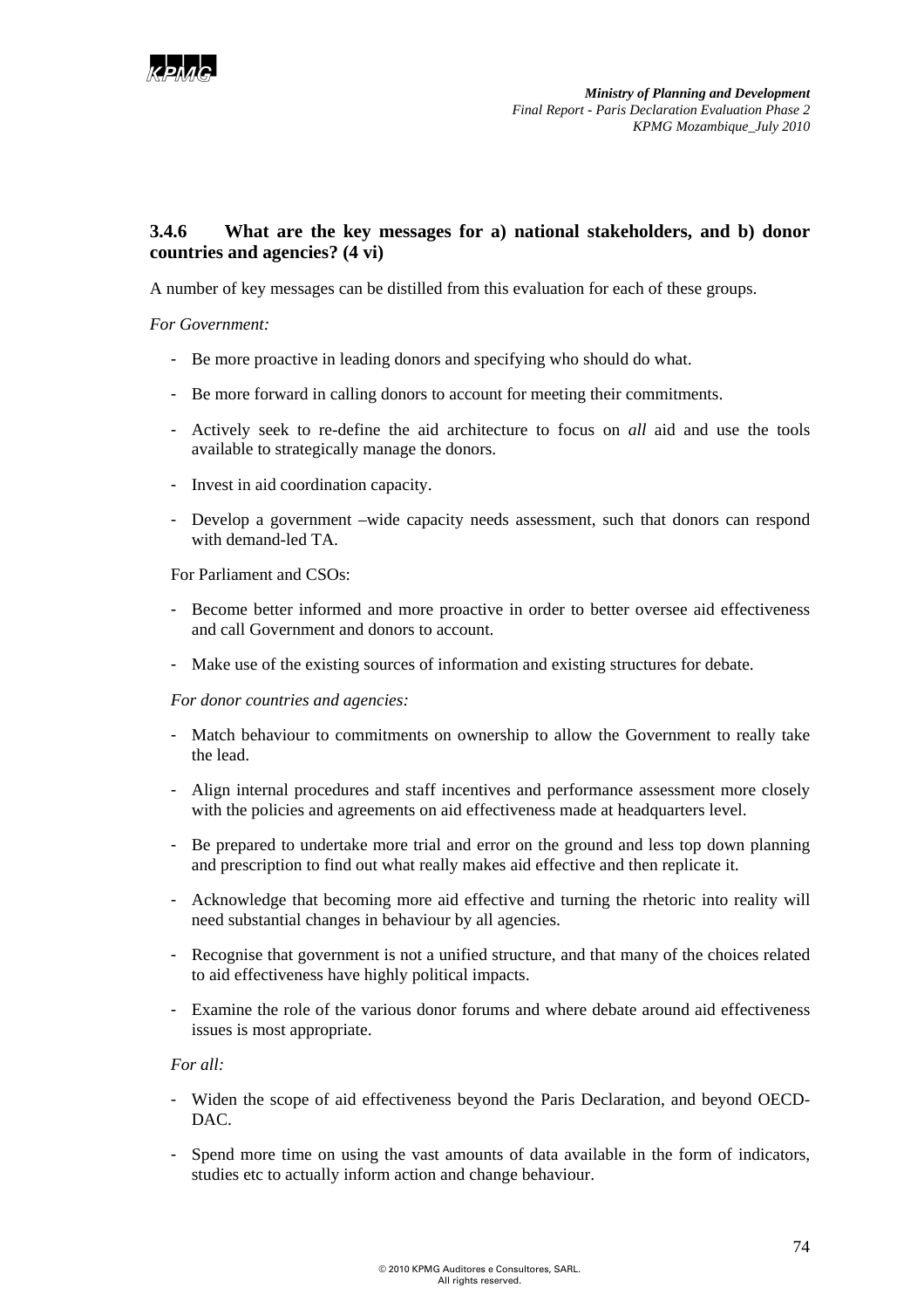### 3.4.6 What are the key messages for a) national stakeholders, and b) donor countries and agencies? (4 vi)

A number of key messages can be distilled from this evaluation for each of these groups.

*For Government:*

- Be more proactive in leading donors and specifying who should do what.
- Be more forward in calling donors to account for meeting their commitments.
- Actively seek to re-define the aid architecture to focus on *all* aid and use the tools available to strategically manage the donors.
- Invest in aid coordination capacity.
- Develop a government –wide capacity needs assessment, such that donors can respond with demand-led TA.

For Parliament and CSOs:

- Become better informed and more proactive in order to better oversee aid effectiveness and call Government and donors to account.
- Make use of the existing sources of information and existing structures for debate.

*For donor countries and agencies:*

- Match behaviour to commitments on ownership to allow the Government to really take the lead.
- Align internal procedures and staff incentives and performance assessment more closely with the policies and agreements on aid effectiveness made at headquarters level.
- Be prepared to undertake more trial and error on the ground and less top down planning and prescription to find out what really makes aid effective and then replicate it.
- Acknowledge that becoming more aid effective and turning the rhetoric into reality will need substantial changes in behaviour by all agencies.
- Recognise that government is not a unified structure, and that many of the choices related to aid effectiveness have highly political impacts.
- Examine the role of the various donor forums and where debate around aid effectiveness issues is most appropriate.

*For all:*

- Widen the scope of aid effectiveness beyond the Paris Declaration, and beyond OECD-DAC.
- Spend more time on using the vast amounts of data available in the form of indicators, studies etc to actually inform action and change behaviour.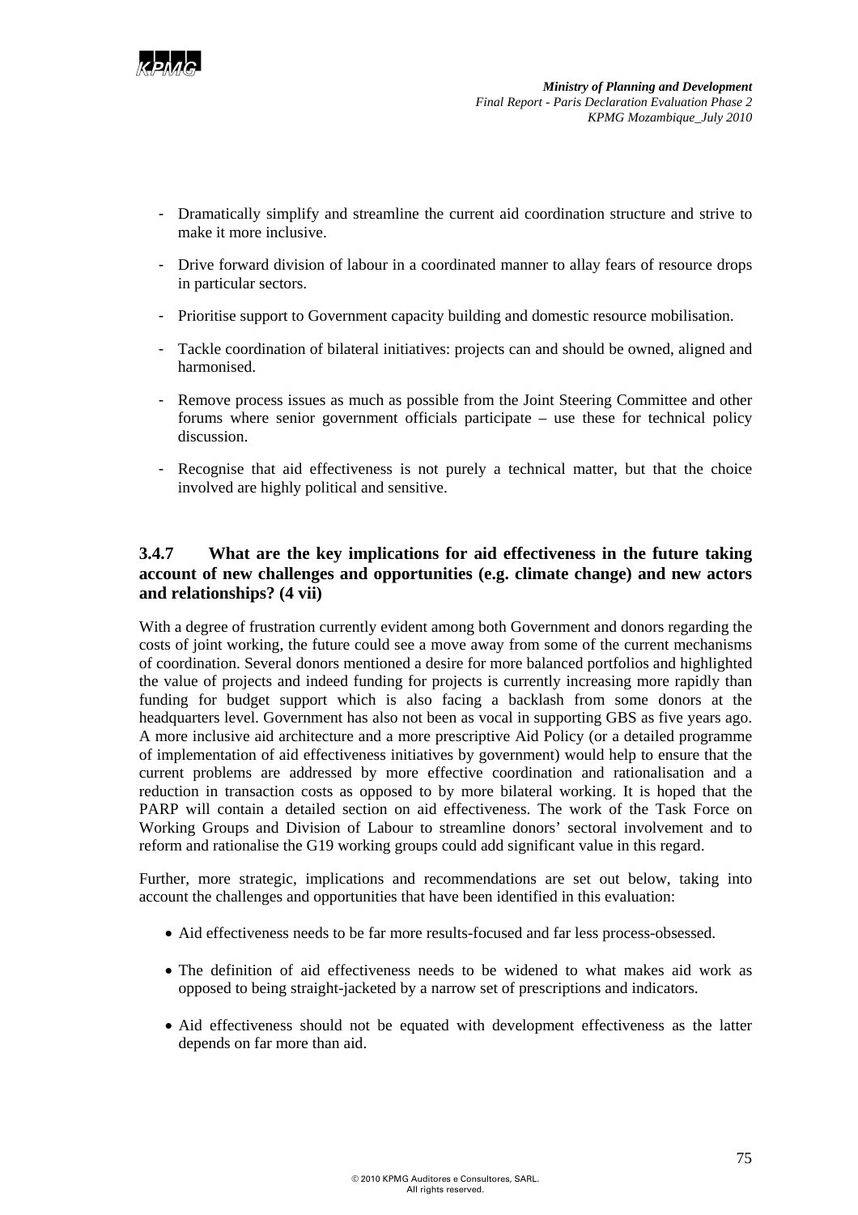- Dramatically simplify and streamline the current aid coordination structure and strive to make it more inclusive.
- Drive forward division of labour in a coordinated manner to allay fears of resource drops in particular sectors.
- Prioritise support to Government capacity building and domestic resource mobilisation.
- Tackle coordination of bilateral initiatives: projects can and should be owned, aligned and harmonised.
- Remove process issues as much as possible from the Joint Steering Committee and other forums where senior government officials participate – use these for technical policy discussion.
- Recognise that aid effectiveness is not purely a technical matter, but that the choice involved are highly political and sensitive.

### 3.4.7 What are the key implications for aid effectiveness in the future taking account of new challenges and opportunities (e.g. climate change) and new actors and relationships? (4 vii)

With a degree of frustration currently evident among both Government and donors regarding the costs of joint working, the future could see a move away from some of the current mechanisms of coordination. Several donors mentioned a desire for more balanced portfolios and highlighted the value of projects and indeed funding for projects is currently increasing more rapidly than funding for budget support which is also facing a backlash from some donors at the headquarters level. Government has also not been as vocal in supporting GBS as five years ago. A more inclusive aid architecture and a more prescriptive Aid Policy (or a detailed programme of implementation of aid effectiveness initiatives by government) would help to ensure that the current problems are addressed by more effective coordination and rationalisation and a reduction in transaction costs as opposed to by more bilateral working. It is hoped that the PARP will contain a detailed section on aid effectiveness. The work of the Task Force on Working Groups and Division of Labour to streamline donors' sectoral involvement and to reform and rationalise the G19 working groups could add significant value in this regard.

Further, more strategic, implications and recommendations are set out below, taking into account the challenges and opportunities that have been identified in this evaluation:

- Aid effectiveness needs to be far more results-focused and far less process-obsessed.
- The definition of aid effectiveness needs to be widened to what makes aid work as opposed to being straight-jacketed by a narrow set of prescriptions and indicators.
- Aid effectiveness should not be equated with development effectiveness as the latter depends on far more than aid.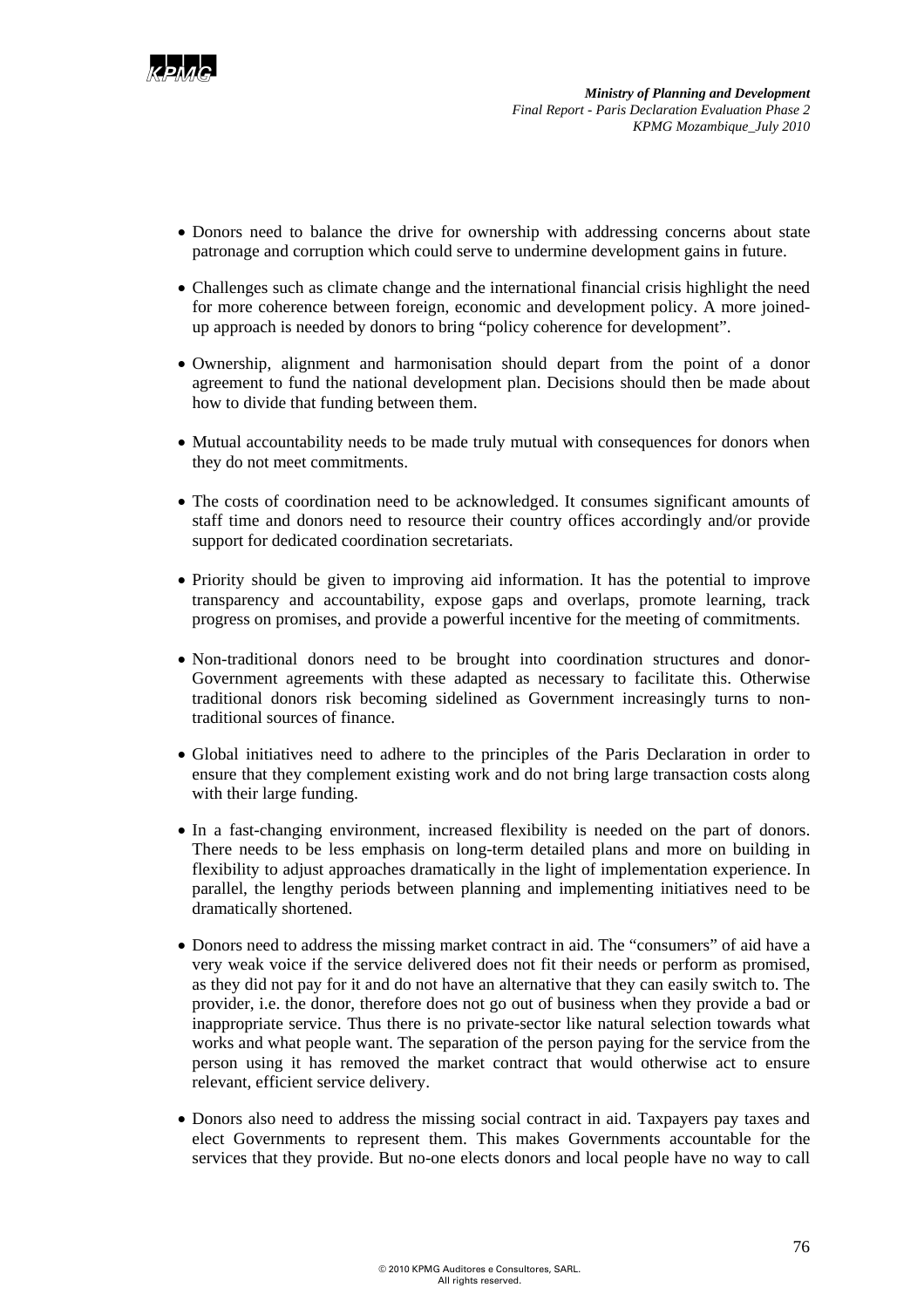- Donors need to balance the drive for ownership with addressing concerns about state patronage and corruption which could serve to undermine development gains in future.

- Challenges such as climate change and the international financial crisis highlight the need for more coherence between foreign, economic and development policy. A more joined-up approach is needed by donors to bring "policy coherence for development".

- Ownership, alignment and harmonisation should depart from the point of a donor agreement to fund the national development plan. Decisions should then be made about how to divide that funding between them.

- Mutual accountability needs to be made truly mutual with consequences for donors when they do not meet commitments.

- The costs of coordination need to be acknowledged. It consumes significant amounts of staff time and donors need to resource their country offices accordingly and/or provide support for dedicated coordination secretariats.

- Priority should be given to improving aid information. It has the potential to improve transparency and accountability, expose gaps and overlaps, promote learning, track progress on promises, and provide a powerful incentive for the meeting of commitments.

- Non-traditional donors need to be brought into coordination structures and donor-Government agreements with these adapted as necessary to facilitate this. Otherwise traditional donors risk becoming sidelined as Government increasingly turns to non-traditional sources of finance.

- Global initiatives need to adhere to the principles of the Paris Declaration in order to ensure that they complement existing work and do not bring large transaction costs along with their large funding.

- In a fast-changing environment, increased flexibility is needed on the part of donors. There needs to be less emphasis on long-term detailed plans and more on building in flexibility to adjust approaches dramatically in the light of implementation experience. In parallel, the lengthy periods between planning and implementing initiatives need to be dramatically shortened.

- Donors need to address the missing market contract in aid. The "consumers" of aid have a very weak voice if the service delivered does not fit their needs or perform as promised, as they did not pay for it and do not have an alternative that they can easily switch to. The provider, i.e. the donor, therefore does not go out of business when they provide a bad or inappropriate service. Thus there is no private-sector like natural selection towards what works and what people want. The separation of the person paying for the service from the person using it has removed the market contract that would otherwise act to ensure relevant, efficient service delivery.

- Donors also need to address the missing social contract in aid. Taxpayers pay taxes and elect Governments to represent them. This makes Governments accountable for the services that they provide. But no-one elects donors and local people have no way to call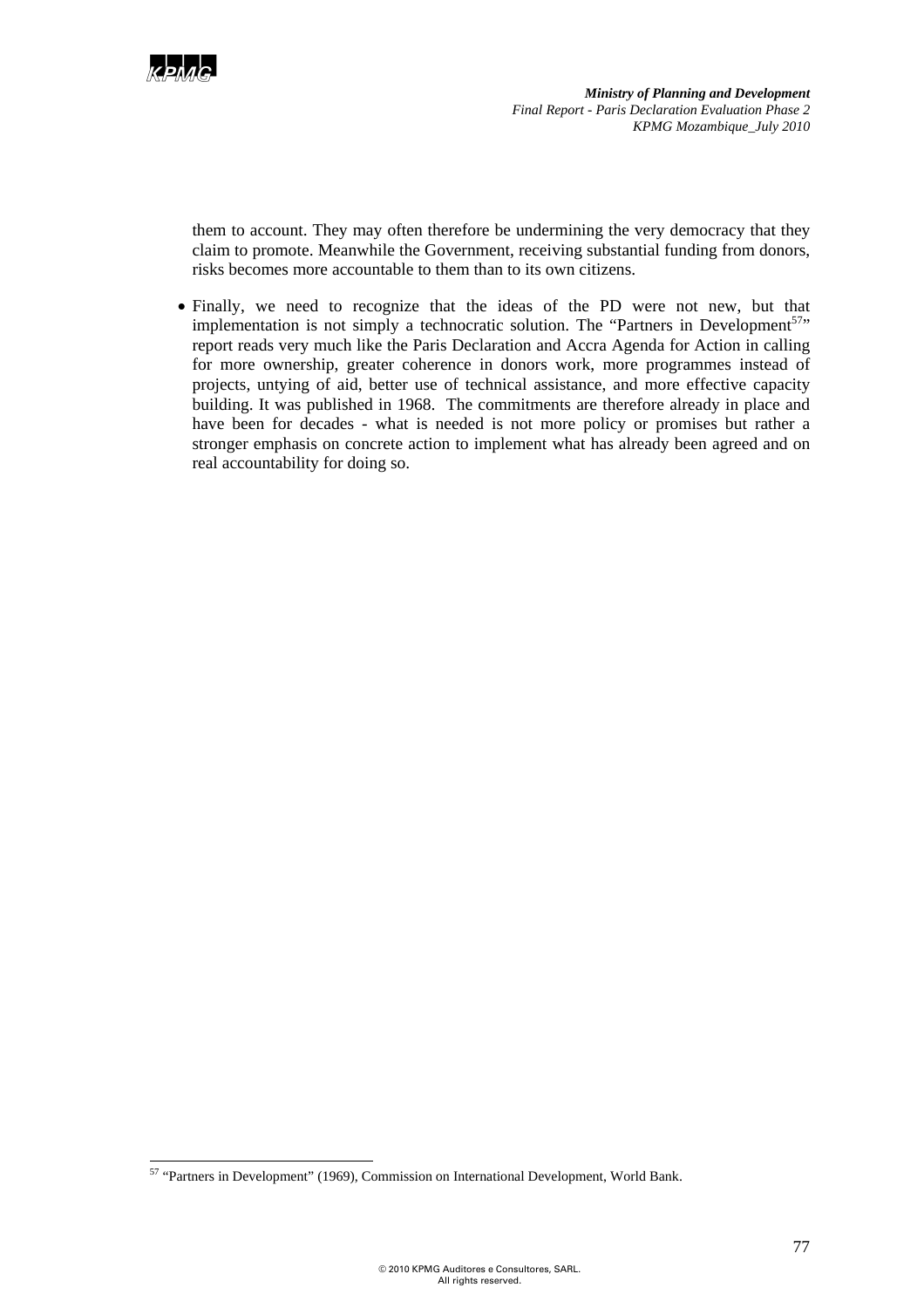them to account. They may often therefore be undermining the very democracy that they claim to promote. Meanwhile the Government, receiving substantial funding from donors, risks becomes more accountable to them than to its own citizens.

- Finally, we need to recognize that the ideas of the PD were not new, but that implementation is not simply a technocratic solution. The "Partners in Development[57]" report reads very much like the Paris Declaration and Accra Agenda for Action in calling for more ownership, greater coherence in donors work, more programmes instead of projects, untying of aid, better use of technical assistance, and more effective capacity building. It was published in 1968. The commitments are therefore already in place and have been for decades - what is needed is not more policy or promises but rather a stronger emphasis on concrete action to implement what has already been agreed and on real accountability for doing so.

---

[57] "Partners in Development" (1969), Commission on International Development, World Bank.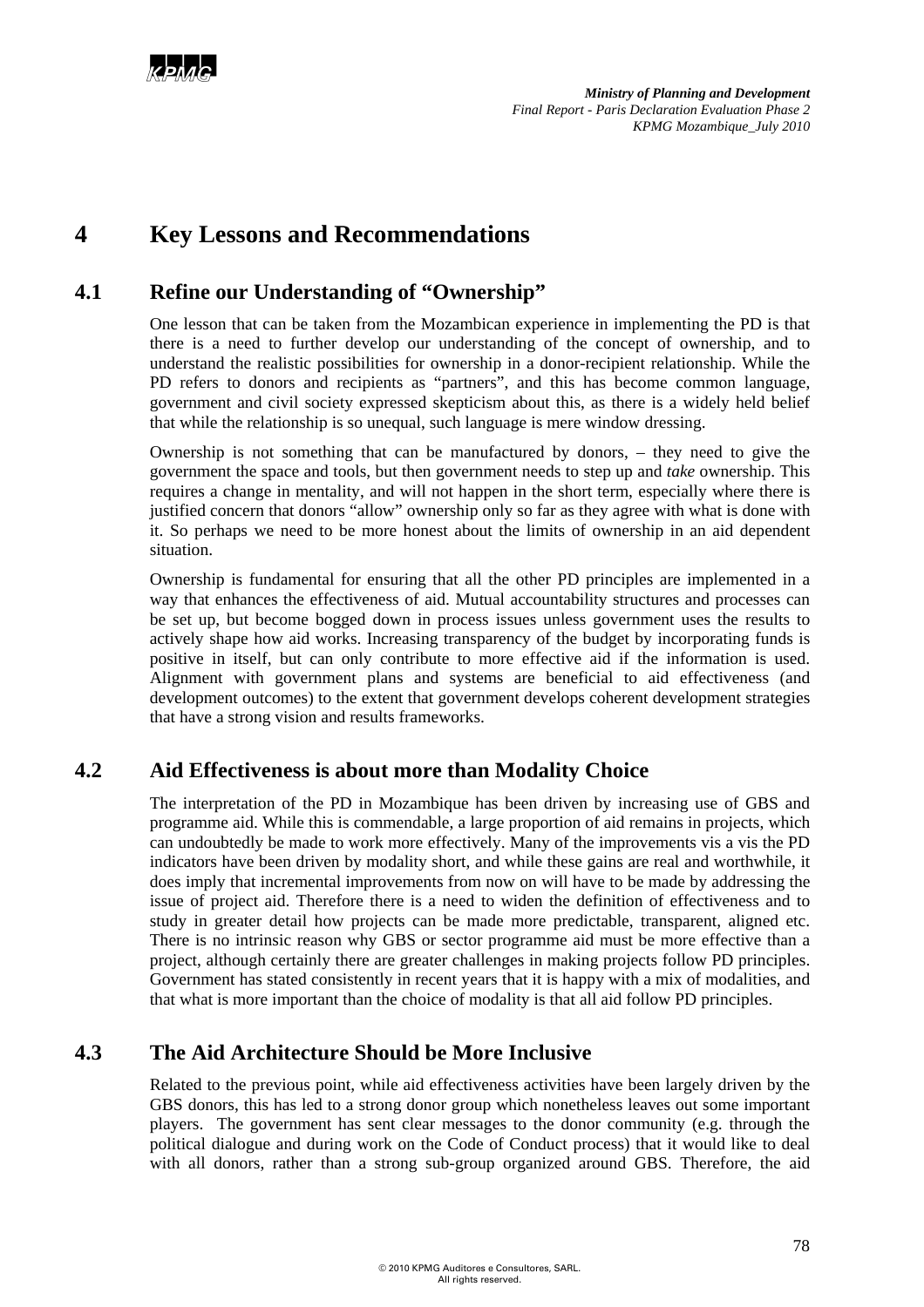# 4 Key Lessons and Recommendations

## 4.1 Refine our Understanding of "Ownership"

One lesson that can be taken from the Mozambican experience in implementing the PD is that there is a need to further develop our understanding of the concept of ownership, and to understand the realistic possibilities for ownership in a donor-recipient relationship. While the PD refers to donors and recipients as "partners", and this has become common language, government and civil society expressed skepticism about this, as there is a widely held belief that while the relationship is so unequal, such language is mere window dressing.

Ownership is not something that can be manufactured by donors, – they need to give the government the space and tools, but then government needs to step up and *take* ownership. This requires a change in mentality, and will not happen in the short term, especially where there is justified concern that donors "allow" ownership only so far as they agree with what is done with it. So perhaps we need to be more honest about the limits of ownership in an aid dependent situation.

Ownership is fundamental for ensuring that all the other PD principles are implemented in a way that enhances the effectiveness of aid. Mutual accountability structures and processes can be set up, but become bogged down in process issues unless government uses the results to actively shape how aid works. Increasing transparency of the budget by incorporating funds is positive in itself, but can only contribute to more effective aid if the information is used. Alignment with government plans and systems are beneficial to aid effectiveness (and development outcomes) to the extent that government develops coherent development strategies that have a strong vision and results frameworks.

## 4.2 Aid Effectiveness is about more than Modality Choice

The interpretation of the PD in Mozambique has been driven by increasing use of GBS and programme aid. While this is commendable, a large proportion of aid remains in projects, which can undoubtedly be made to work more effectively. Many of the improvements vis a vis the PD indicators have been driven by modality short, and while these gains are real and worthwhile, it does imply that incremental improvements from now on will have to be made by addressing the issue of project aid. Therefore there is a need to widen the definition of effectiveness and to study in greater detail how projects can be made more predictable, transparent, aligned etc. There is no intrinsic reason why GBS or sector programme aid must be more effective than a project, although certainly there are greater challenges in making projects follow PD principles. Government has stated consistently in recent years that it is happy with a mix of modalities, and that what is more important than the choice of modality is that all aid follow PD principles.

## 4.3 The Aid Architecture Should be More Inclusive

Related to the previous point, while aid effectiveness activities have been largely driven by the GBS donors, this has led to a strong donor group which nonetheless leaves out some important players. The government has sent clear messages to the donor community (e.g. through the political dialogue and during work on the Code of Conduct process) that it would like to deal with all donors, rather than a strong sub-group organized around GBS. Therefore, the aid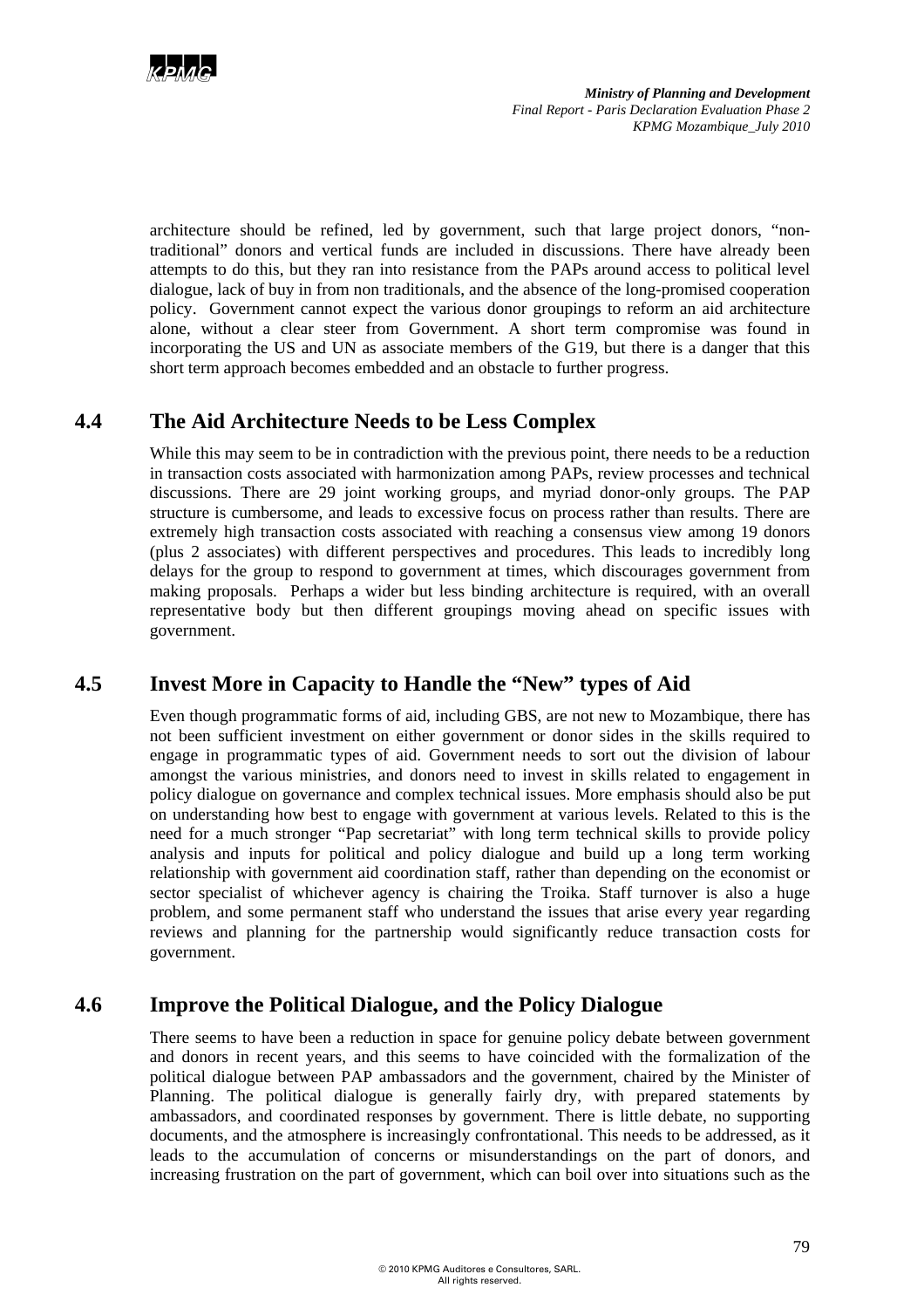architecture should be refined, led by government, such that large project donors, "non-traditional" donors and vertical funds are included in discussions. There have already been attempts to do this, but they ran into resistance from the PAPs around access to political level dialogue, lack of buy in from non traditionals, and the absence of the long-promised cooperation policy. Government cannot expect the various donor groupings to reform an aid architecture alone, without a clear steer from Government. A short term compromise was found in incorporating the US and UN as associate members of the G19, but there is a danger that this short term approach becomes embedded and an obstacle to further progress.

## 4.4 The Aid Architecture Needs to be Less Complex

While this may seem to be in contradiction with the previous point, there needs to be a reduction in transaction costs associated with harmonization among PAPs, review processes and technical discussions. There are 29 joint working groups, and myriad donor-only groups. The PAP structure is cumbersome, and leads to excessive focus on process rather than results. There are extremely high transaction costs associated with reaching a consensus view among 19 donors (plus 2 associates) with different perspectives and procedures. This leads to incredibly long delays for the group to respond to government at times, which discourages government from making proposals. Perhaps a wider but less binding architecture is required, with an overall representative body but then different groupings moving ahead on specific issues with government.

## 4.5 Invest More in Capacity to Handle the "New" types of Aid

Even though programmatic forms of aid, including GBS, are not new to Mozambique, there has not been sufficient investment on either government or donor sides in the skills required to engage in programmatic types of aid. Government needs to sort out the division of labour amongst the various ministries, and donors need to invest in skills related to engagement in policy dialogue on governance and complex technical issues. More emphasis should also be put on understanding how best to engage with government at various levels. Related to this is the need for a much stronger "Pap secretariat" with long term technical skills to provide policy analysis and inputs for political and policy dialogue and build up a long term working relationship with government aid coordination staff, rather than depending on the economist or sector specialist of whichever agency is chairing the Troika. Staff turnover is also a huge problem, and some permanent staff who understand the issues that arise every year regarding reviews and planning for the partnership would significantly reduce transaction costs for government.

## 4.6 Improve the Political Dialogue, and the Policy Dialogue

There seems to have been a reduction in space for genuine policy debate between government and donors in recent years, and this seems to have coincided with the formalization of the political dialogue between PAP ambassadors and the government, chaired by the Minister of Planning. The political dialogue is generally fairly dry, with prepared statements by ambassadors, and coordinated responses by government. There is little debate, no supporting documents, and the atmosphere is increasingly confrontational. This needs to be addressed, as it leads to the accumulation of concerns or misunderstandings on the part of donors, and increasing frustration on the part of government, which can boil over into situations such as the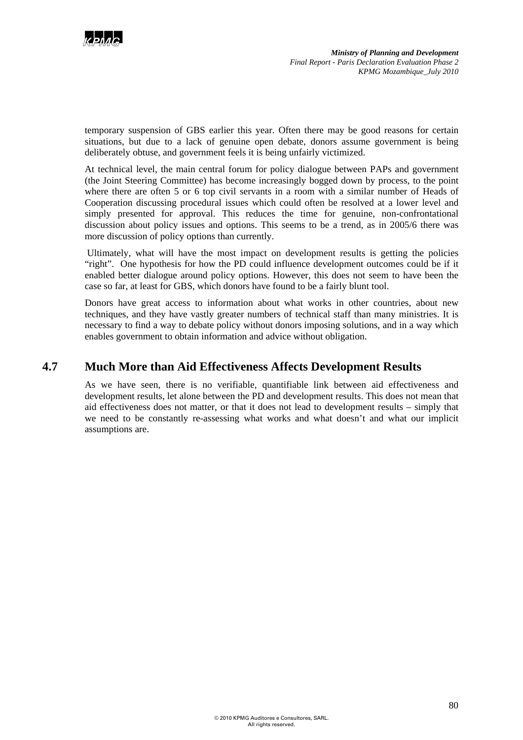temporary suspension of GBS earlier this year. Often there may be good reasons for certain situations, but due to a lack of genuine open debate, donors assume government is being deliberately obtuse, and government feels it is being unfairly victimized.

At technical level, the main central forum for policy dialogue between PAPs and government (the Joint Steering Committee) has become increasingly bogged down by process, to the point where there are often 5 or 6 top civil servants in a room with a similar number of Heads of Cooperation discussing procedural issues which could often be resolved at a lower level and simply presented for approval. This reduces the time for genuine, non-confrontational discussion about policy issues and options. This seems to be a trend, as in 2005/6 there was more discussion of policy options than currently.

Ultimately, what will have the most impact on development results is getting the policies "right". One hypothesis for how the PD could influence development outcomes could be if it enabled better dialogue around policy options. However, this does not seem to have been the case so far, at least for GBS, which donors have found to be a fairly blunt tool.

Donors have great access to information about what works in other countries, about new techniques, and they have vastly greater numbers of technical staff than many ministries. It is necessary to find a way to debate policy without donors imposing solutions, and in a way which enables government to obtain information and advice without obligation.

## 4.7 Much More than Aid Effectiveness Affects Development Results

As we have seen, there is no verifiable, quantifiable link between aid effectiveness and development results, let alone between the PD and development results. This does not mean that aid effectiveness does not matter, or that it does not lead to development results – simply that we need to be constantly re-assessing what works and what doesn't and what our implicit assumptions are.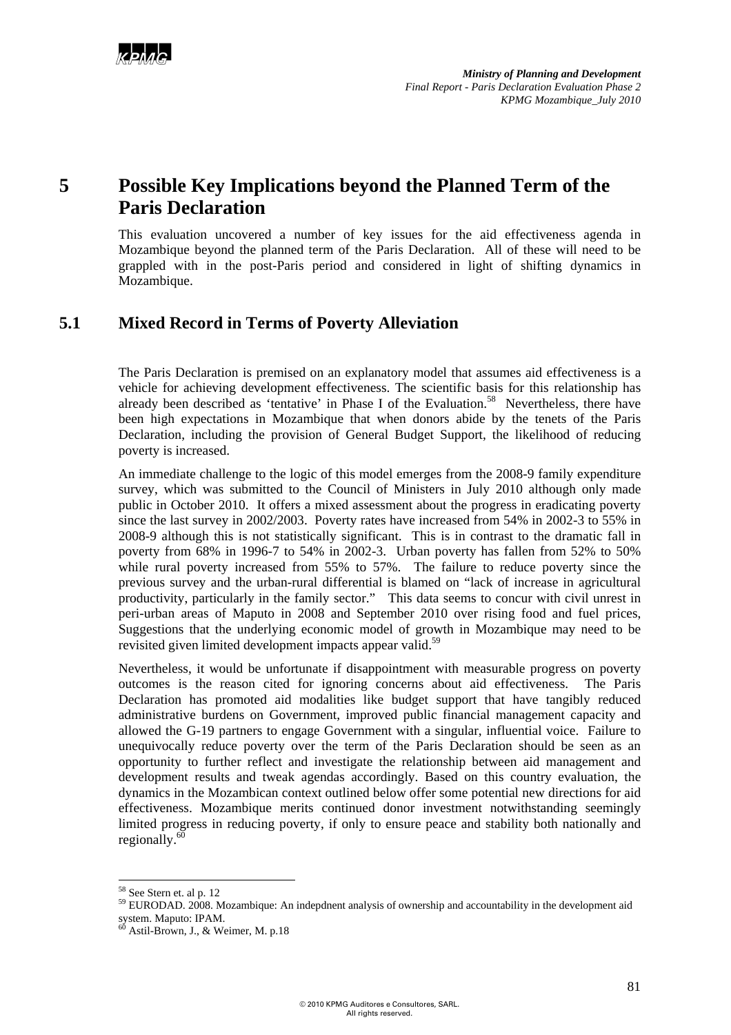# 5 Possible Key Implications beyond the Planned Term of the Paris Declaration

This evaluation uncovered a number of key issues for the aid effectiveness agenda in Mozambique beyond the planned term of the Paris Declaration. All of these will need to be grappled with in the post-Paris period and considered in light of shifting dynamics in Mozambique.

## 5.1 Mixed Record in Terms of Poverty Alleviation

The Paris Declaration is premised on an explanatory model that assumes aid effectiveness is a vehicle for achieving development effectiveness. The scientific basis for this relationship has already been described as 'tentative' in Phase I of the Evaluation.[58] Nevertheless, there have been high expectations in Mozambique that when donors abide by the tenets of the Paris Declaration, including the provision of General Budget Support, the likelihood of reducing poverty is increased.

An immediate challenge to the logic of this model emerges from the 2008-9 family expenditure survey, which was submitted to the Council of Ministers in July 2010 although only made public in October 2010. It offers a mixed assessment about the progress in eradicating poverty since the last survey in 2002/2003. Poverty rates have increased from 54% in 2002-3 to 55% in 2008-9 although this is not statistically significant. This is in contrast to the dramatic fall in poverty from 68% in 1996-7 to 54% in 2002-3. Urban poverty has fallen from 52% to 50% while rural poverty increased from 55% to 57%. The failure to reduce poverty since the previous survey and the urban-rural differential is blamed on "lack of increase in agricultural productivity, particularly in the family sector." This data seems to concur with civil unrest in peri-urban areas of Maputo in 2008 and September 2010 over rising food and fuel prices, Suggestions that the underlying economic model of growth in Mozambique may need to be revisited given limited development impacts appear valid.[59]

Nevertheless, it would be unfortunate if disappointment with measurable progress on poverty outcomes is the reason cited for ignoring concerns about aid effectiveness. The Paris Declaration has promoted aid modalities like budget support that have tangibly reduced administrative burdens on Government, improved public financial management capacity and allowed the G-19 partners to engage Government with a singular, influential voice. Failure to unequivocally reduce poverty over the term of the Paris Declaration should be seen as an opportunity to further reflect and investigate the relationship between aid management and development results and tweak agendas accordingly. Based on this country evaluation, the dynamics in the Mozambican context outlined below offer some potential new directions for aid effectiveness. Mozambique merits continued donor investment notwithstanding seemingly limited progress in reducing poverty, if only to ensure peace and stability both nationally and regionally.[60]

---

[58] See Stern et. al p. 12

[59] EURODAD. 2008. Mozambique: An indepdnent analysis of ownership and accountability in the development aid system. Maputo: IPAM.

[60] Astil-Brown, J., & Weimer, M. p.18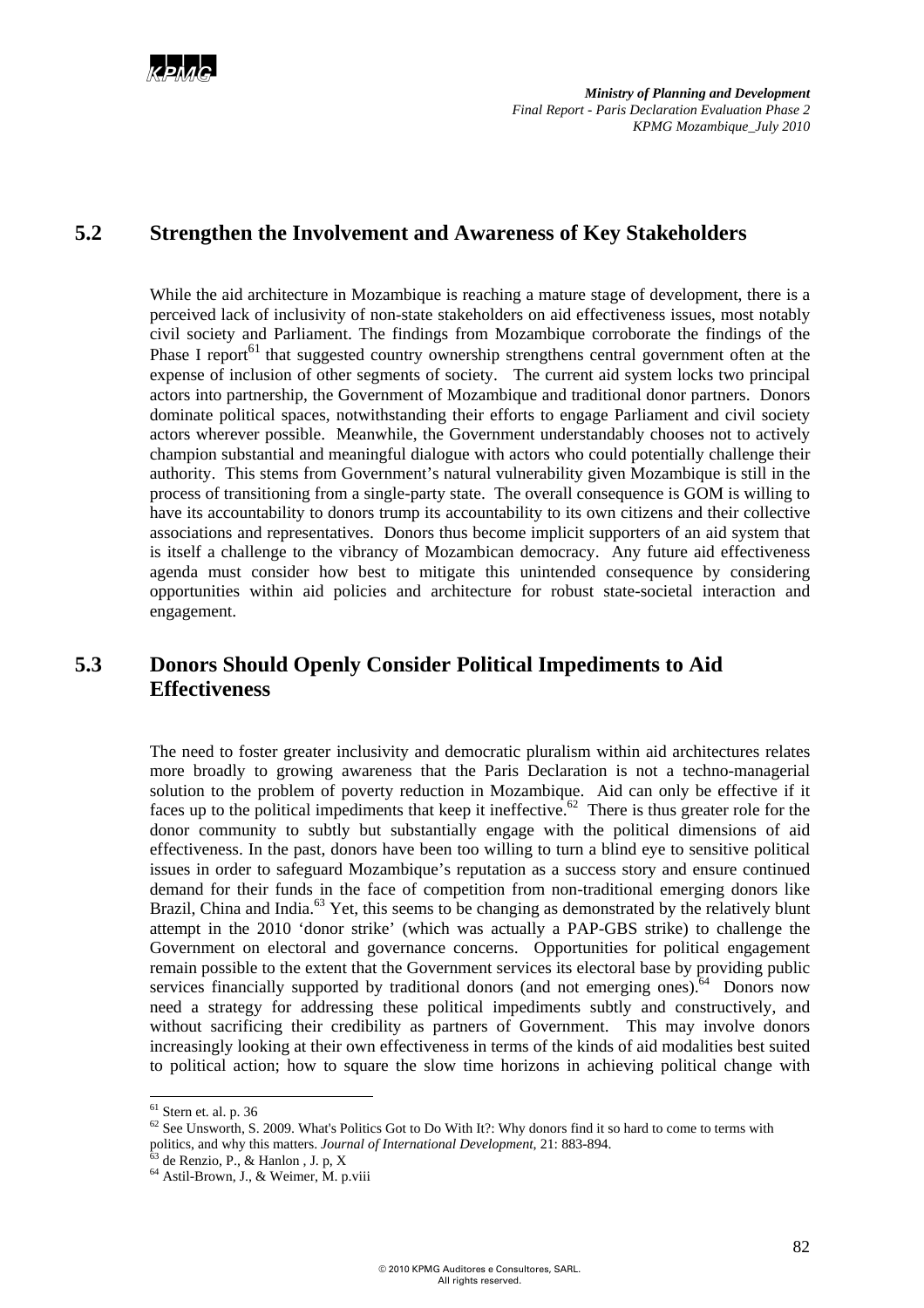## 5.2 Strengthen the Involvement and Awareness of Key Stakeholders

While the aid architecture in Mozambique is reaching a mature stage of development, there is a perceived lack of inclusivity of non-state stakeholders on aid effectiveness issues, most notably civil society and Parliament. The findings from Mozambique corroborate the findings of the Phase I report[61] that suggested country ownership strengthens central government often at the expense of inclusion of other segments of society. The current aid system locks two principal actors into partnership, the Government of Mozambique and traditional donor partners. Donors dominate political spaces, notwithstanding their efforts to engage Parliament and civil society actors wherever possible. Meanwhile, the Government understandably chooses not to actively champion substantial and meaningful dialogue with actors who could potentially challenge their authority. This stems from Government's natural vulnerability given Mozambique is still in the process of transitioning from a single-party state. The overall consequence is GOM is willing to have its accountability to donors trump its accountability to its own citizens and their collective associations and representatives. Donors thus become implicit supporters of an aid system that is itself a challenge to the vibrancy of Mozambican democracy. Any future aid effectiveness agenda must consider how best to mitigate this unintended consequence by considering opportunities within aid policies and architecture for robust state-societal interaction and engagement.

## 5.3 Donors Should Openly Consider Political Impediments to Aid Effectiveness

The need to foster greater inclusivity and democratic pluralism within aid architectures relates more broadly to growing awareness that the Paris Declaration is not a techno-managerial solution to the problem of poverty reduction in Mozambique. Aid can only be effective if it faces up to the political impediments that keep it ineffective.[62] There is thus greater role for the donor community to subtly but substantially engage with the political dimensions of aid effectiveness. In the past, donors have been too willing to turn a blind eye to sensitive political issues in order to safeguard Mozambique's reputation as a success story and ensure continued demand for their funds in the face of competition from non-traditional emerging donors like Brazil, China and India.[63] Yet, this seems to be changing as demonstrated by the relatively blunt attempt in the 2010 'donor strike' (which was actually a PAP-GBS strike) to challenge the Government on electoral and governance concerns. Opportunities for political engagement remain possible to the extent that the Government services its electoral base by providing public services financially supported by traditional donors (and not emerging ones).[64] Donors now need a strategy for addressing these political impediments subtly and constructively, and without sacrificing their credibility as partners of Government. This may involve donors increasingly looking at their own effectiveness in terms of the kinds of aid modalities best suited to political action; how to square the slow time horizons in achieving political change with

---

[61] Stern et. al. p. 36

[62] See Unsworth, S. 2009. What's Politics Got to Do With It?: Why donors find it so hard to come to terms with politics, and why this matters. *Journal of International Development*, 21: 883-894.

[63] de Renzio, P., & Hanlon , J. p, X

[64] Astil-Brown, J., & Weimer, M. p.viii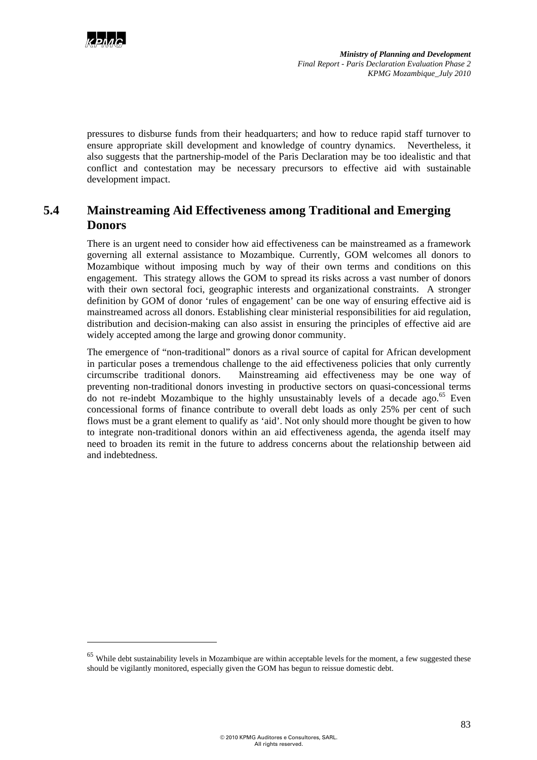pressures to disburse funds from their headquarters; and how to reduce rapid staff turnover to ensure appropriate skill development and knowledge of country dynamics. Nevertheless, it also suggests that the partnership-model of the Paris Declaration may be too idealistic and that conflict and contestation may be necessary precursors to effective aid with sustainable development impact.

## 5.4 Mainstreaming Aid Effectiveness among Traditional and Emerging Donors

There is an urgent need to consider how aid effectiveness can be mainstreamed as a framework governing all external assistance to Mozambique. Currently, GOM welcomes all donors to Mozambique without imposing much by way of their own terms and conditions on this engagement. This strategy allows the GOM to spread its risks across a vast number of donors with their own sectoral foci, geographic interests and organizational constraints. A stronger definition by GOM of donor 'rules of engagement' can be one way of ensuring effective aid is mainstreamed across all donors. Establishing clear ministerial responsibilities for aid regulation, distribution and decision-making can also assist in ensuring the principles of effective aid are widely accepted among the large and growing donor community.

The emergence of "non-traditional" donors as a rival source of capital for African development in particular poses a tremendous challenge to the aid effectiveness policies that only currently circumscribe traditional donors. Mainstreaming aid effectiveness may be one way of preventing non-traditional donors investing in productive sectors on quasi-concessional terms do not re-indebt Mozambique to the highly unsustainably levels of a decade ago.[65] Even concessional forms of finance contribute to overall debt loads as only 25% per cent of such flows must be a grant element to qualify as 'aid'. Not only should more thought be given to how to integrate non-traditional donors within an aid effectiveness agenda, the agenda itself may need to broaden its remit in the future to address concerns about the relationship between aid and indebtedness.

[65] While debt sustainability levels in Mozambique are within acceptable levels for the moment, a few suggested these should be vigilantly monitored, especially given the GOM has begun to reissue domestic debt.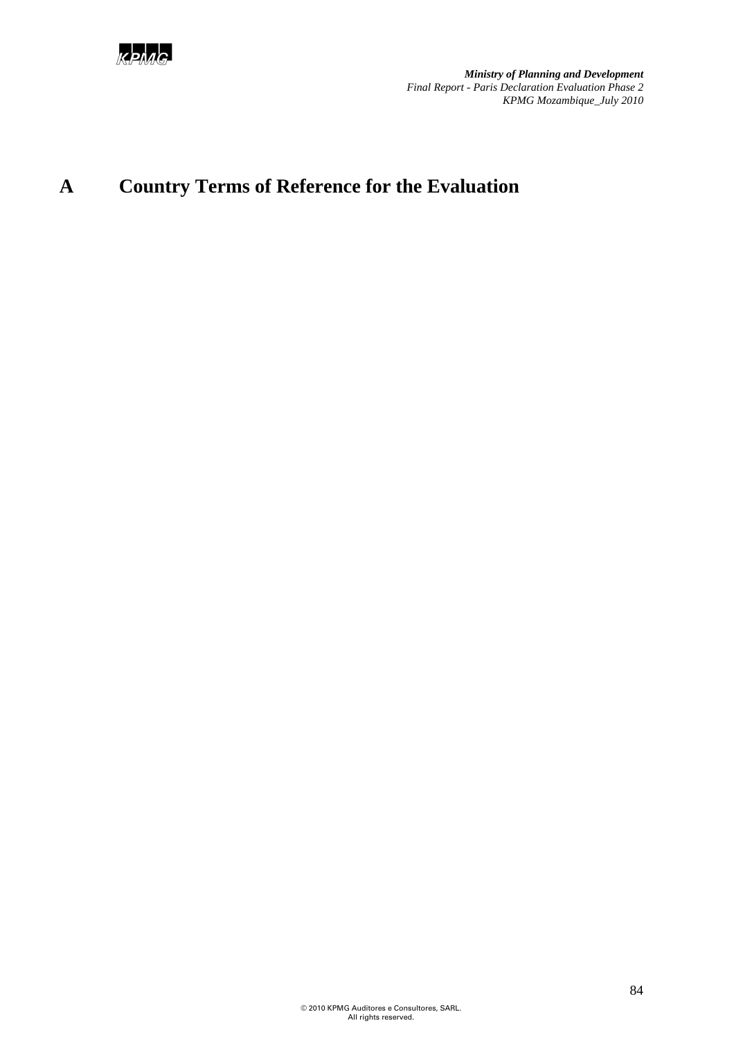# A Country Terms of Reference for the Evaluation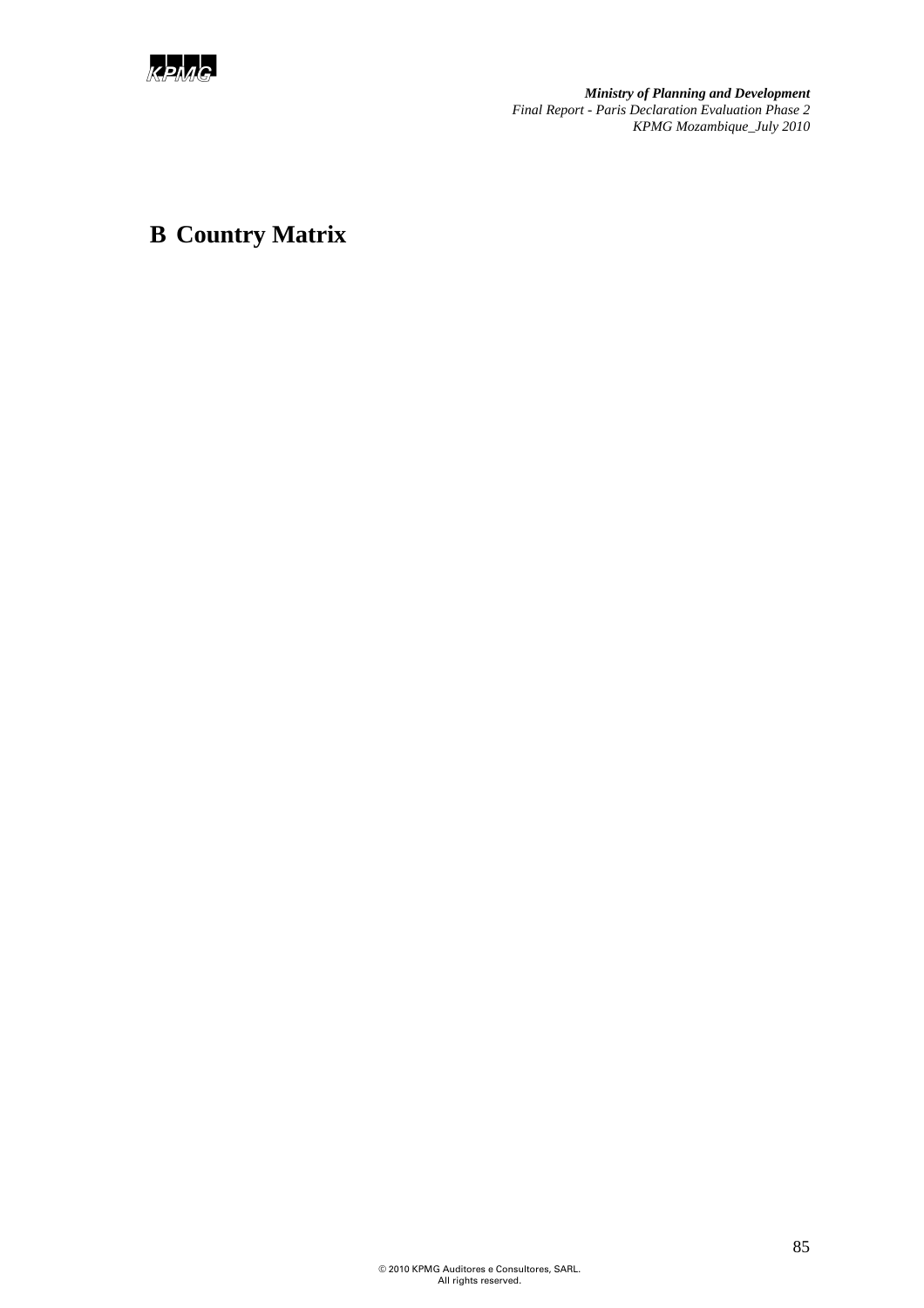# B Country Matrix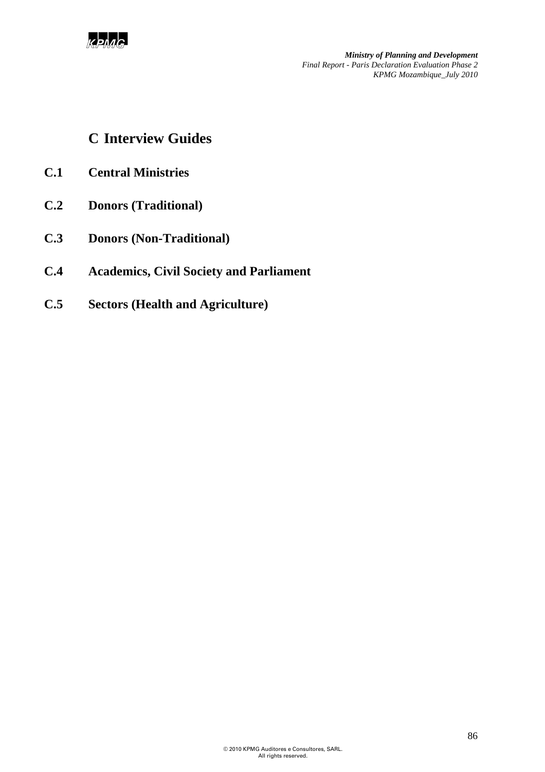# C Interview Guides

## C.1 Central Ministries

## C.2 Donors (Traditional)

## C.3 Donors (Non-Traditional)

## C.4 Academics, Civil Society and Parliament

## C.5 Sectors (Health and Agriculture)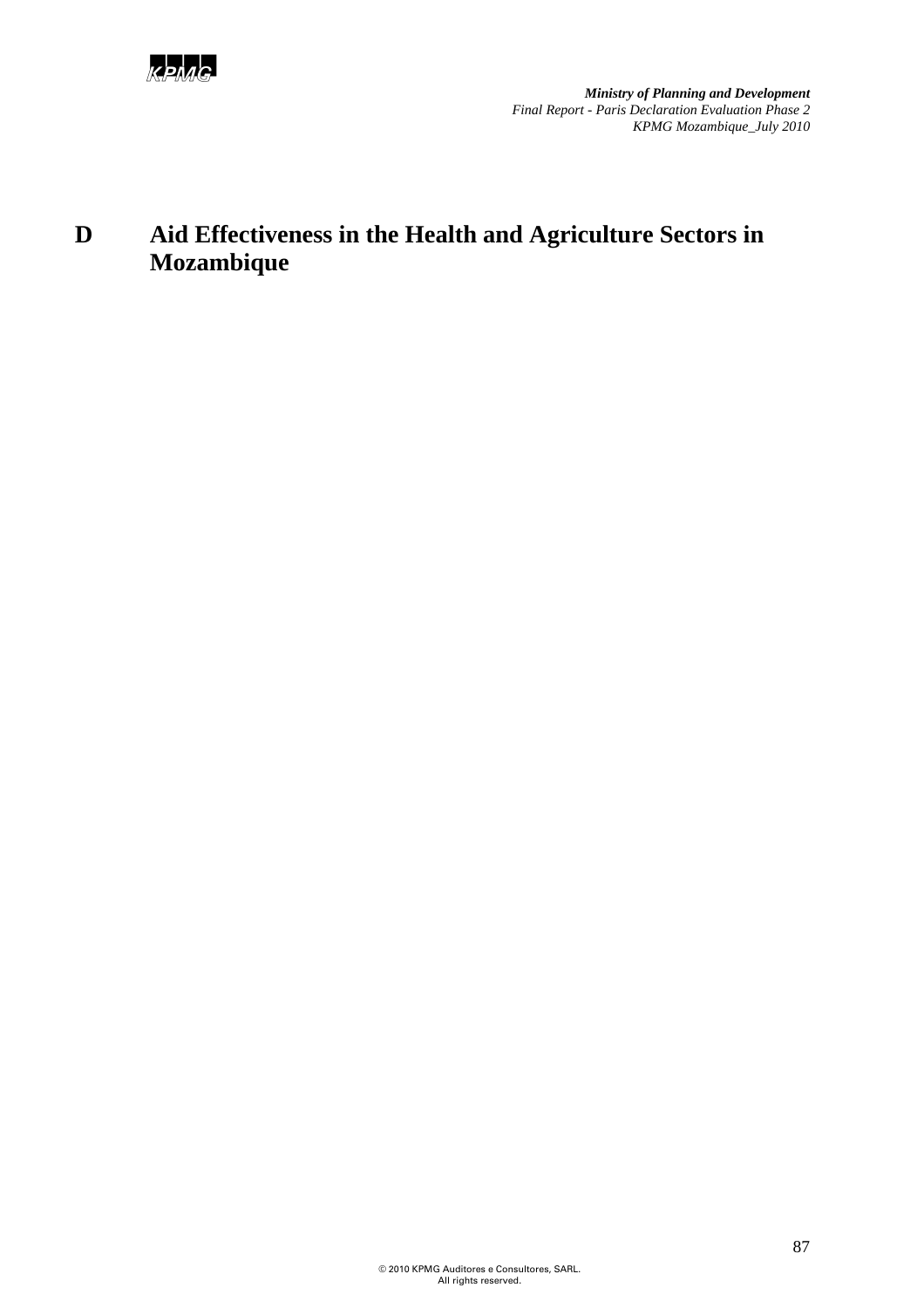# D Aid Effectiveness in the Health and Agriculture Sectors in Mozambique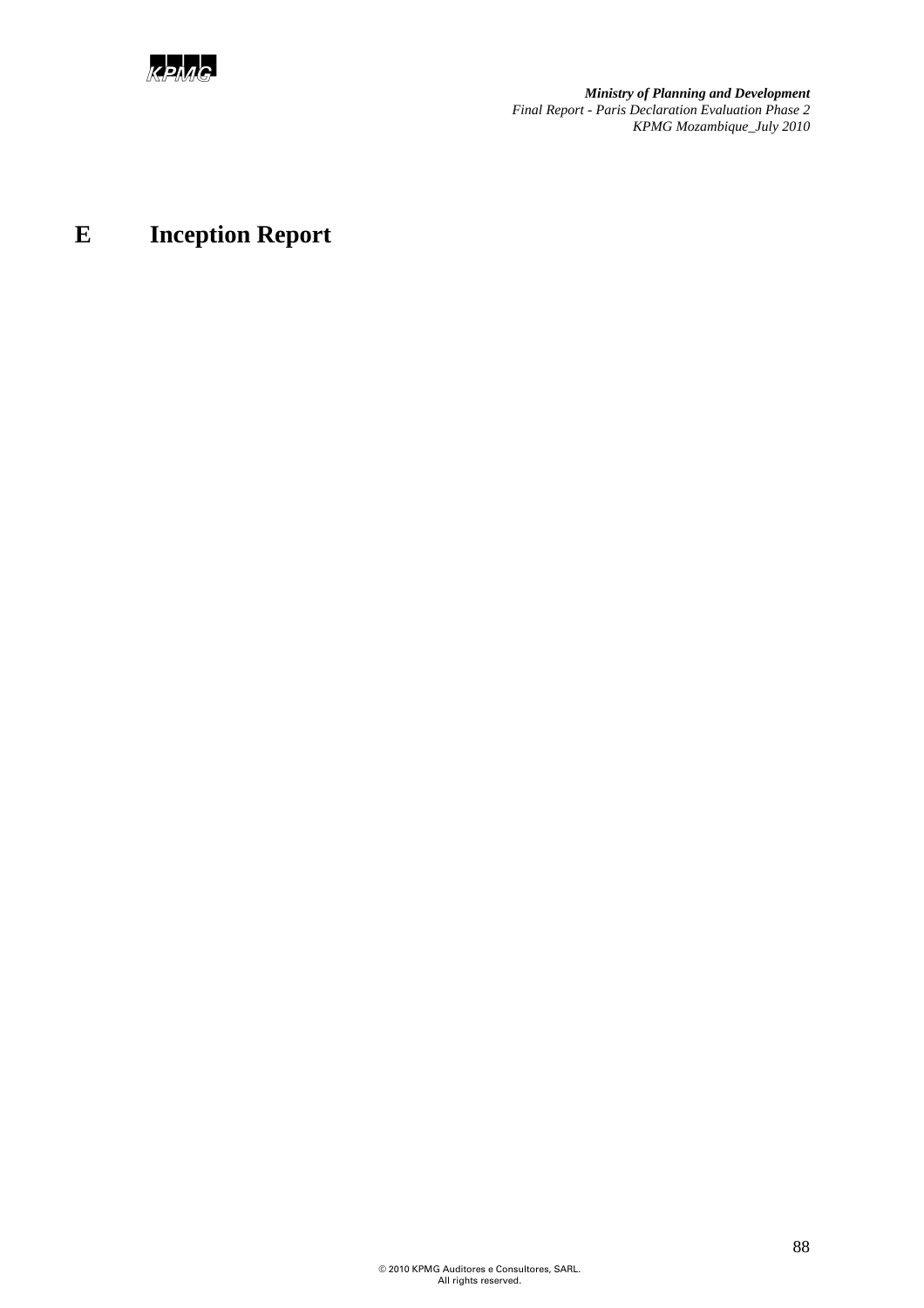# E Inception Report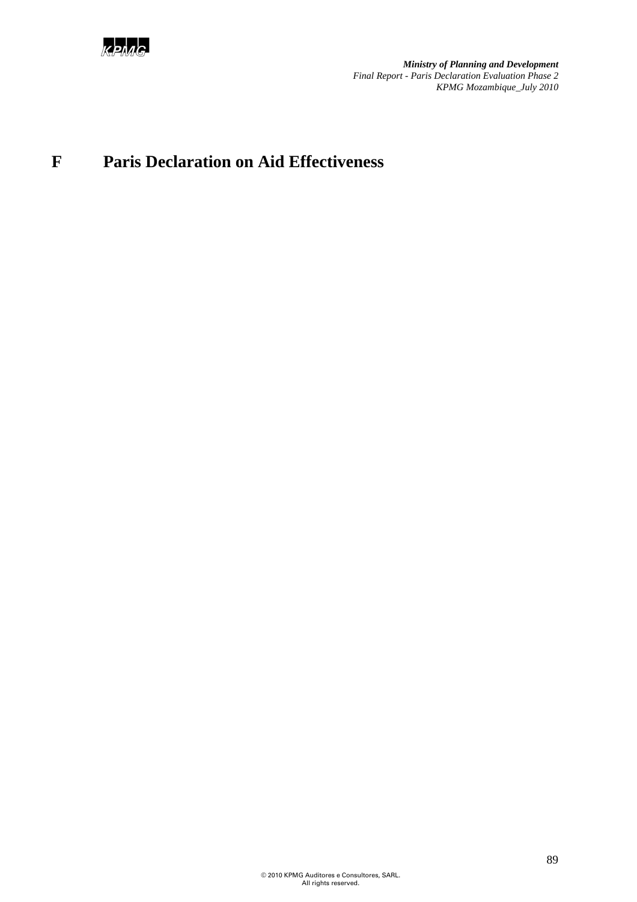# F Paris Declaration on Aid Effectiveness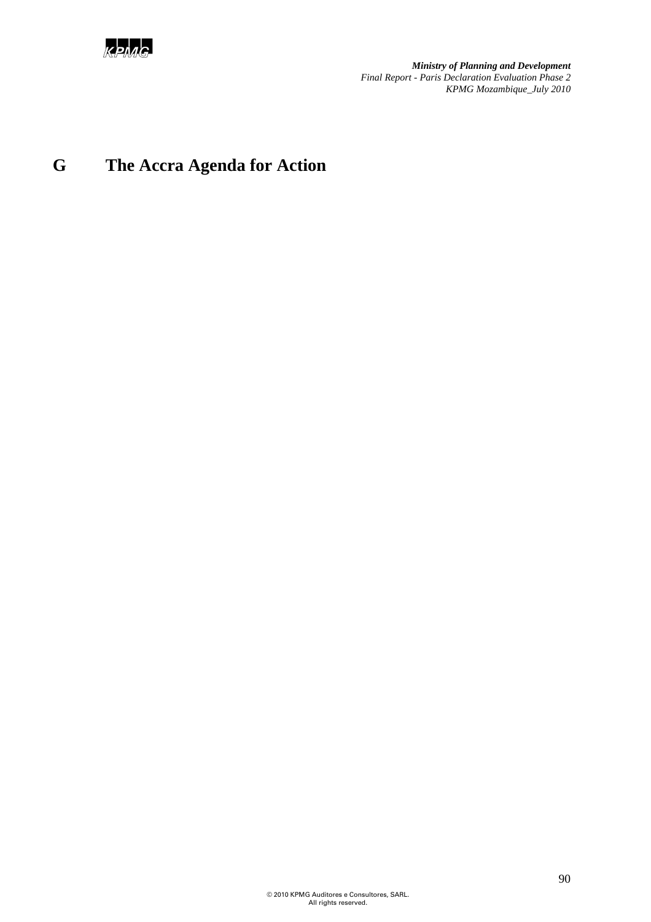# G The Accra Agenda for Action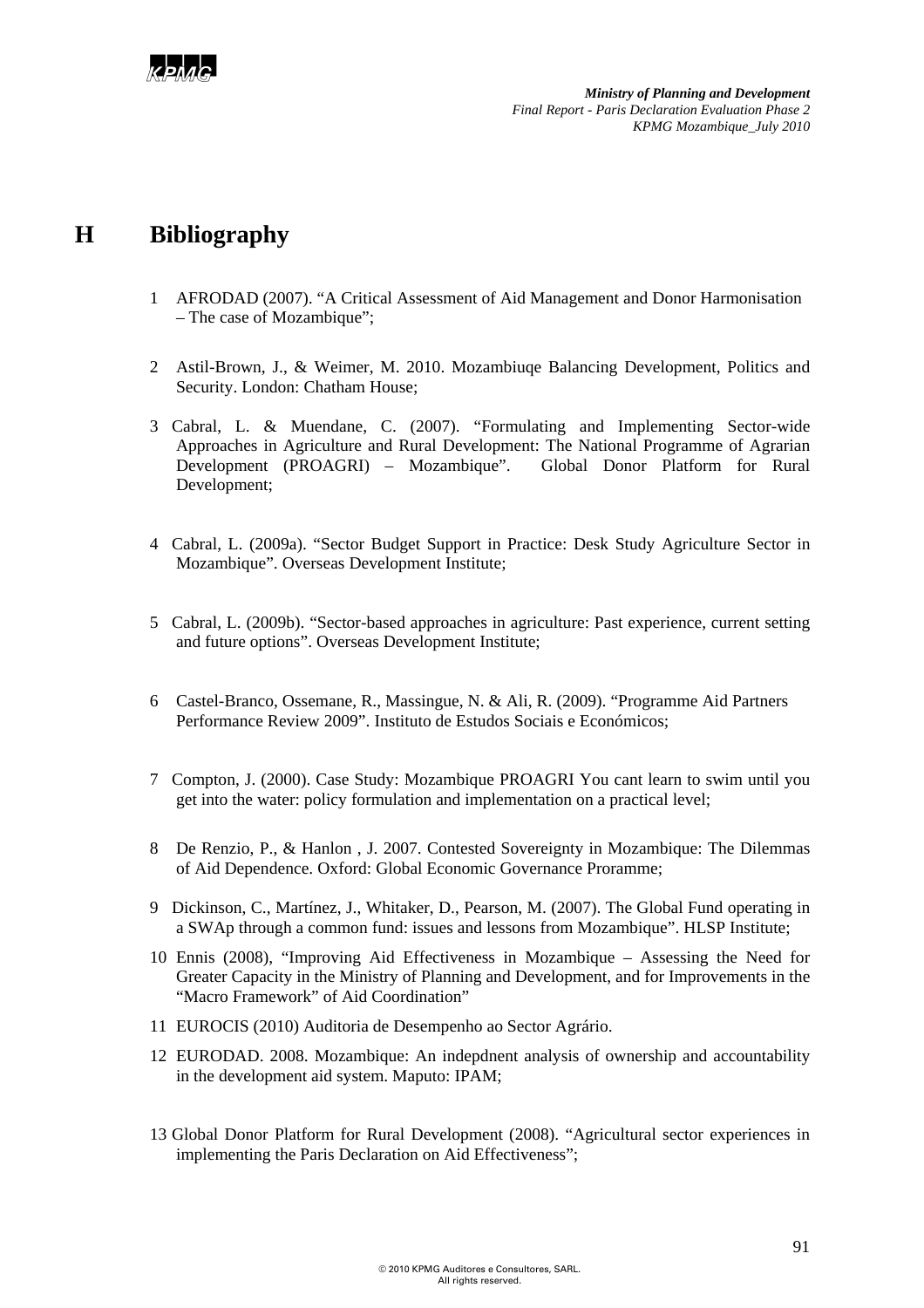# H Bibliography

1 AFRODAD (2007). "A Critical Assessment of Aid Management and Donor Harmonisation – The case of Mozambique";

2 Astil-Brown, J., & Weimer, M. 2010. Mozambiuqe Balancing Development, Politics and Security. London: Chatham House;

3 Cabral, L. & Muendane, C. (2007). "Formulating and Implementing Sector-wide Approaches in Agriculture and Rural Development: The National Programme of Agrarian Development (PROAGRI) – Mozambique". Global Donor Platform for Rural Development;

4 Cabral, L. (2009a). "Sector Budget Support in Practice: Desk Study Agriculture Sector in Mozambique". Overseas Development Institute;

5 Cabral, L. (2009b). "Sector-based approaches in agriculture: Past experience, current setting and future options". Overseas Development Institute;

6 Castel-Branco, Ossemane, R., Massingue, N. & Ali, R. (2009). "Programme Aid Partners Performance Review 2009". Instituto de Estudos Sociais e Económicos;

7 Compton, J. (2000). Case Study: Mozambique PROAGRI You cant learn to swim until you get into the water: policy formulation and implementation on a practical level;

8 De Renzio, P., & Hanlon , J. 2007. Contested Sovereignty in Mozambique: The Dilemmas of Aid Dependence. Oxford: Global Economic Governance Proramme;

9 Dickinson, C., Martínez, J., Whitaker, D., Pearson, M. (2007). The Global Fund operating in a SWAp through a common fund: issues and lessons from Mozambique". HLSP Institute;

10 Ennis (2008), "Improving Aid Effectiveness in Mozambique – Assessing the Need for Greater Capacity in the Ministry of Planning and Development, and for Improvements in the "Macro Framework" of Aid Coordination"

11 EUROCIS (2010) Auditoria de Desempenho ao Sector Agrário.

12 EURODAD. 2008. Mozambique: An indepdnent analysis of ownership and accountability in the development aid system. Maputo: IPAM;

13 Global Donor Platform for Rural Development (2008). "Agricultural sector experiences in implementing the Paris Declaration on Aid Effectiveness";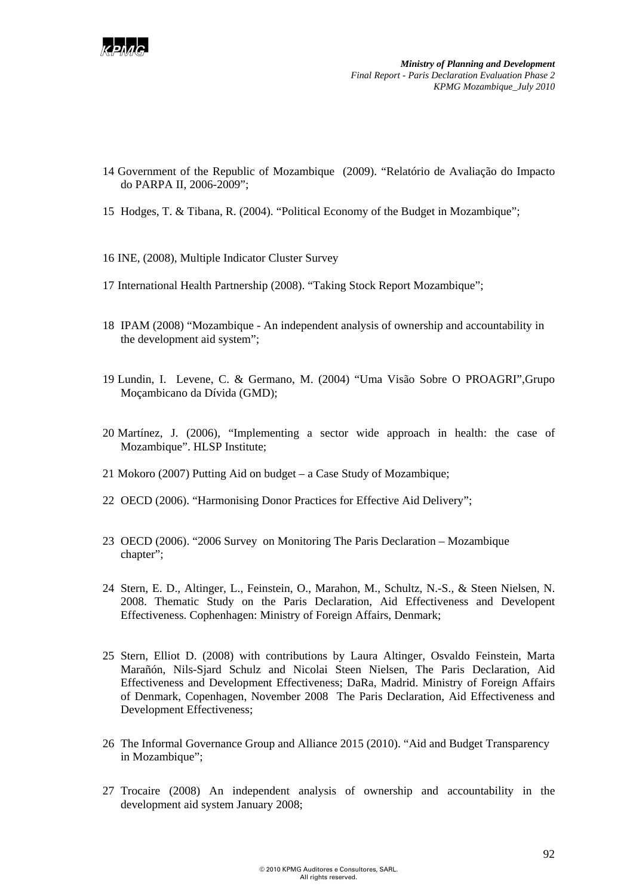14 Government of the Republic of Mozambique (2009). "Relatório de Avaliação do Impacto do PARPA II, 2006-2009";

15 Hodges, T. & Tibana, R. (2004). "Political Economy of the Budget in Mozambique";

16 INE, (2008), Multiple Indicator Cluster Survey

17 International Health Partnership (2008). "Taking Stock Report Mozambique";

18 IPAM (2008) "Mozambique - An independent analysis of ownership and accountability in the development aid system";

19 Lundin, I. Levene, C. & Germano, M. (2004) "Uma Visão Sobre O PROAGRI",Grupo Moçambicano da Dívida (GMD);

20 Martínez, J. (2006), "Implementing a sector wide approach in health: the case of Mozambique". HLSP Institute;

21 Mokoro (2007) Putting Aid on budget – a Case Study of Mozambique;

22 OECD (2006). "Harmonising Donor Practices for Effective Aid Delivery";

23 OECD (2006). "2006 Survey on Monitoring The Paris Declaration – Mozambique chapter";

24 Stern, E. D., Altinger, L., Feinstein, O., Marahon, M., Schultz, N.-S., & Steen Nielsen, N. 2008. Thematic Study on the Paris Declaration, Aid Effectiveness and Developent Effectiveness. Cophenhagen: Ministry of Foreign Affairs, Denmark;

25 Stern, Elliot D. (2008) with contributions by Laura Altinger, Osvaldo Feinstein, Marta Marañón, Nils-Sjard Schulz and Nicolai Steen Nielsen, The Paris Declaration, Aid Effectiveness and Development Effectiveness; DaRa, Madrid. Ministry of Foreign Affairs of Denmark, Copenhagen, November 2008 The Paris Declaration, Aid Effectiveness and Development Effectiveness;

26 The Informal Governance Group and Alliance 2015 (2010). "Aid and Budget Transparency in Mozambique";

27 Trocaire (2008) An independent analysis of ownership and accountability in the development aid system January 2008;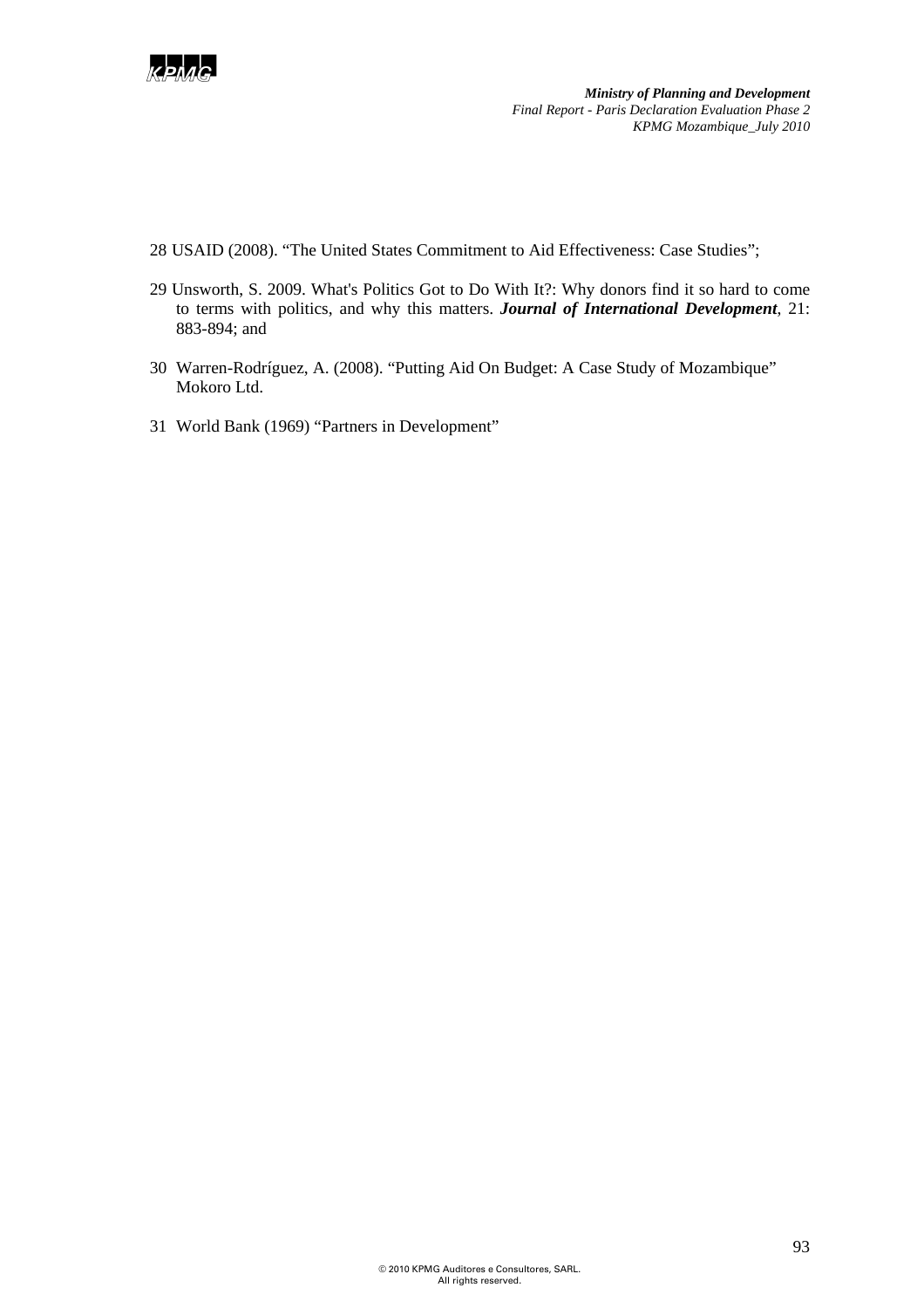28 USAID (2008). "The United States Commitment to Aid Effectiveness: Case Studies";

29 Unsworth, S. 2009. What's Politics Got to Do With It?: Why donors find it so hard to come to terms with politics, and why this matters. ***Journal of International Development***, 21: 883-894; and

30 Warren-Rodríguez, A. (2008). "Putting Aid On Budget: A Case Study of Mozambique" Mokoro Ltd.

31 World Bank (1969) "Partners in Development"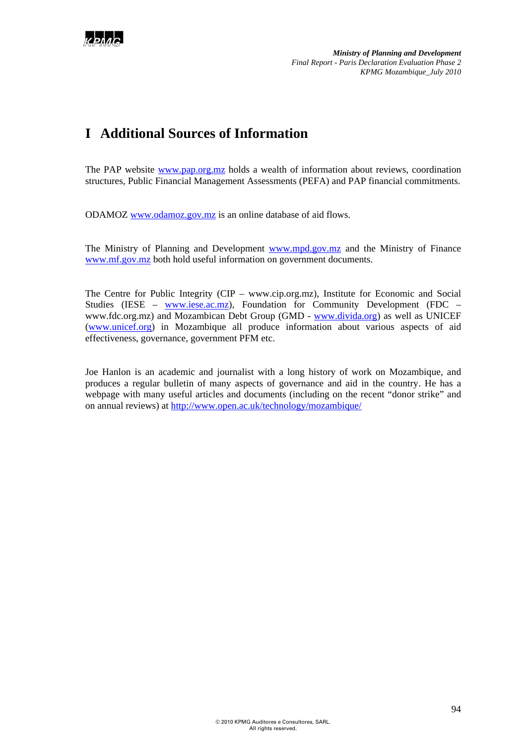# I Additional Sources of Information

The PAP website www.pap.org.mz holds a wealth of information about reviews, coordination structures, Public Financial Management Assessments (PEFA) and PAP financial commitments.

ODAMOZ www.odamoz.gov.mz is an online database of aid flows.

The Ministry of Planning and Development www.mpd.gov.mz and the Ministry of Finance www.mf.gov.mz both hold useful information on government documents.

The Centre for Public Integrity (CIP – www.cip.org.mz), Institute for Economic and Social Studies (IESE – www.iese.ac.mz), Foundation for Community Development (FDC – www.fdc.org.mz) and Mozambican Debt Group (GMD - www.divida.org) as well as UNICEF (www.unicef.org) in Mozambique all produce information about various aspects of aid effectiveness, governance, government PFM etc.

Joe Hanlon is an academic and journalist with a long history of work on Mozambique, and produces a regular bulletin of many aspects of governance and aid in the country. He has a webpage with many useful articles and documents (including on the recent "donor strike" and on annual reviews) at http://www.open.ac.uk/technology/mozambique/